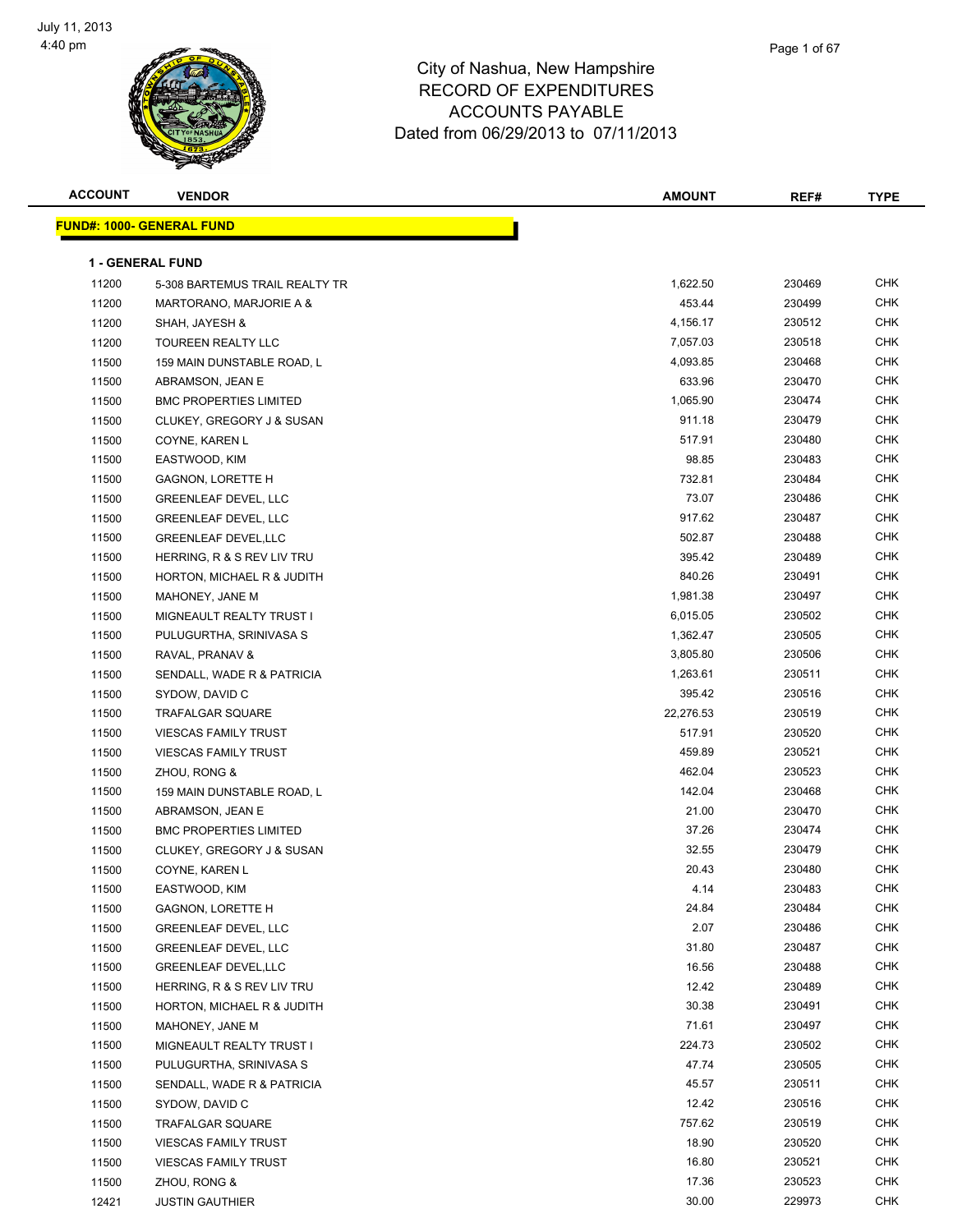City of Nashua, New Hampshire
RECORD OF EXPENDITURES
ACCOUNTS PAYABLE
Dated from 06/29/2013 to 07/11/2013

| ACCOUNT | VENDOR | AMOUNT | REF# | TYPE |
|---|---|---|---|---|
| **FUND#: 1000- GENERAL FUND** | | | | |
| **1 - GENERAL FUND** | | | | |
| 11200 | 5-308 BARTEMUS TRAIL REALTY TR | 1,622.50 | 230469 | CHK |
| 11200 | MARTORANO, MARJORIE A & | 453.44 | 230499 | CHK |
| 11200 | SHAH, JAYESH & | 4,156.17 | 230512 | CHK |
| 11200 | TOUREEN REALTY LLC | 7,057.03 | 230518 | CHK |
| 11500 | 159 MAIN DUNSTABLE ROAD, L | 4,093.85 | 230468 | CHK |
| 11500 | ABRAMSON, JEAN E | 633.96 | 230470 | CHK |
| 11500 | BMC PROPERTIES LIMITED | 1,065.90 | 230474 | CHK |
| 11500 | CLUKEY, GREGORY J & SUSAN | 911.18 | 230479 | CHK |
| 11500 | COYNE, KAREN L | 517.91 | 230480 | CHK |
| 11500 | EASTWOOD, KIM | 98.85 | 230483 | CHK |
| 11500 | GAGNON, LORETTE H | 732.81 | 230484 | CHK |
| 11500 | GREENLEAF DEVEL, LLC | 73.07 | 230486 | CHK |
| 11500 | GREENLEAF DEVEL, LLC | 917.62 | 230487 | CHK |
| 11500 | GREENLEAF DEVEL,LLC | 502.87 | 230488 | CHK |
| 11500 | HERRING, R & S REV LIV TRU | 395.42 | 230489 | CHK |
| 11500 | HORTON, MICHAEL R & JUDITH | 840.26 | 230491 | CHK |
| 11500 | MAHONEY, JANE M | 1,981.38 | 230497 | CHK |
| 11500 | MIGNEAULT REALTY TRUST I | 6,015.05 | 230502 | CHK |
| 11500 | PULUGURTHA, SRINIVASA S | 1,362.47 | 230505 | CHK |
| 11500 | RAVAL, PRANAV & | 3,805.80 | 230506 | CHK |
| 11500 | SENDALL, WADE R & PATRICIA | 1,263.61 | 230511 | CHK |
| 11500 | SYDOW, DAVID C | 395.42 | 230516 | CHK |
| 11500 | TRAFALGAR SQUARE | 22,276.53 | 230519 | CHK |
| 11500 | VIESCAS FAMILY TRUST | 517.91 | 230520 | CHK |
| 11500 | VIESCAS FAMILY TRUST | 459.89 | 230521 | CHK |
| 11500 | ZHOU, RONG & | 462.04 | 230523 | CHK |
| 11500 | 159 MAIN DUNSTABLE ROAD, L | 142.04 | 230468 | CHK |
| 11500 | ABRAMSON, JEAN E | 21.00 | 230470 | CHK |
| 11500 | BMC PROPERTIES LIMITED | 37.26 | 230474 | CHK |
| 11500 | CLUKEY, GREGORY J & SUSAN | 32.55 | 230479 | CHK |
| 11500 | COYNE, KAREN L | 20.43 | 230480 | CHK |
| 11500 | EASTWOOD, KIM | 4.14 | 230483 | CHK |
| 11500 | GAGNON, LORETTE H | 24.84 | 230484 | CHK |
| 11500 | GREENLEAF DEVEL, LLC | 2.07 | 230486 | CHK |
| 11500 | GREENLEAF DEVEL, LLC | 31.80 | 230487 | CHK |
| 11500 | GREENLEAF DEVEL,LLC | 16.56 | 230488 | CHK |
| 11500 | HERRING, R & S REV LIV TRU | 12.42 | 230489 | CHK |
| 11500 | HORTON, MICHAEL R & JUDITH | 30.38 | 230491 | CHK |
| 11500 | MAHONEY, JANE M | 71.61 | 230497 | CHK |
| 11500 | MIGNEAULT REALTY TRUST I | 224.73 | 230502 | CHK |
| 11500 | PULUGURTHA, SRINIVASA S | 47.74 | 230505 | CHK |
| 11500 | SENDALL, WADE R & PATRICIA | 45.57 | 230511 | CHK |
| 11500 | SYDOW, DAVID C | 12.42 | 230516 | CHK |
| 11500 | TRAFALGAR SQUARE | 757.62 | 230519 | CHK |
| 11500 | VIESCAS FAMILY TRUST | 18.90 | 230520 | CHK |
| 11500 | VIESCAS FAMILY TRUST | 16.80 | 230521 | CHK |
| 11500 | ZHOU, RONG & | 17.36 | 230523 | CHK |
| 12421 | JUSTIN GAUTHIER | 30.00 | 229973 | CHK |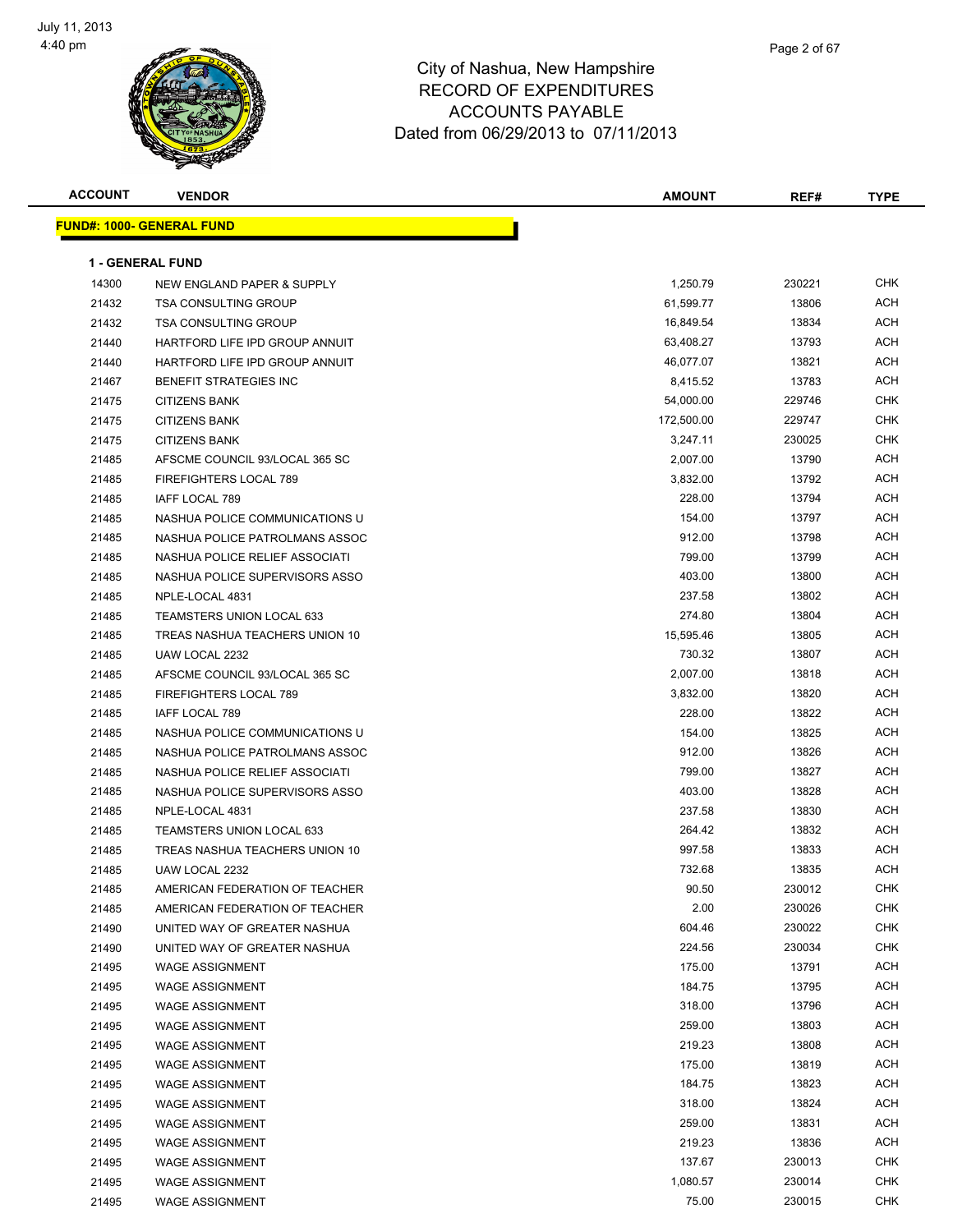# City of Nashua, New Hampshire
## RECORD OF EXPENDITURES
## ACCOUNTS PAYABLE
### Dated from 06/29/2013 to 07/11/2013

July 11, 2013
4:40 pm

| ACCOUNT | VENDOR | AMOUNT | REF# | TYPE |
|---|---|---|---|---|

**FUND#: 1000- GENERAL FUND**

**1 - GENERAL FUND**

| ACCOUNT | VENDOR | AMOUNT | REF# | TYPE |
|---|---|---|---|---|
| 14300 | NEW ENGLAND PAPER & SUPPLY | 1,250.79 | 230221 | CHK |
| 21432 | TSA CONSULTING GROUP | 61,599.77 | 13806 | ACH |
| 21432 | TSA CONSULTING GROUP | 16,849.54 | 13834 | ACH |
| 21440 | HARTFORD LIFE IPD GROUP ANNUIT | 63,408.27 | 13793 | ACH |
| 21440 | HARTFORD LIFE IPD GROUP ANNUIT | 46,077.07 | 13821 | ACH |
| 21467 | BENEFIT STRATEGIES INC | 8,415.52 | 13783 | ACH |
| 21475 | CITIZENS BANK | 54,000.00 | 229746 | CHK |
| 21475 | CITIZENS BANK | 172,500.00 | 229747 | CHK |
| 21475 | CITIZENS BANK | 3,247.11 | 230025 | CHK |
| 21485 | AFSCME COUNCIL 93/LOCAL 365 SC | 2,007.00 | 13790 | ACH |
| 21485 | FIREFIGHTERS LOCAL 789 | 3,832.00 | 13792 | ACH |
| 21485 | IAFF LOCAL 789 | 228.00 | 13794 | ACH |
| 21485 | NASHUA POLICE COMMUNICATIONS U | 154.00 | 13797 | ACH |
| 21485 | NASHUA POLICE PATROLMANS ASSOC | 912.00 | 13798 | ACH |
| 21485 | NASHUA POLICE RELIEF ASSOCIATI | 799.00 | 13799 | ACH |
| 21485 | NASHUA POLICE SUPERVISORS ASSO | 403.00 | 13800 | ACH |
| 21485 | NPLE-LOCAL 4831 | 237.58 | 13802 | ACH |
| 21485 | TEAMSTERS UNION LOCAL 633 | 274.80 | 13804 | ACH |
| 21485 | TREAS NASHUA TEACHERS UNION 10 | 15,595.46 | 13805 | ACH |
| 21485 | UAW LOCAL 2232 | 730.32 | 13807 | ACH |
| 21485 | AFSCME COUNCIL 93/LOCAL 365 SC | 2,007.00 | 13818 | ACH |
| 21485 | FIREFIGHTERS LOCAL 789 | 3,832.00 | 13820 | ACH |
| 21485 | IAFF LOCAL 789 | 228.00 | 13822 | ACH |
| 21485 | NASHUA POLICE COMMUNICATIONS U | 154.00 | 13825 | ACH |
| 21485 | NASHUA POLICE PATROLMANS ASSOC | 912.00 | 13826 | ACH |
| 21485 | NASHUA POLICE RELIEF ASSOCIATI | 799.00 | 13827 | ACH |
| 21485 | NASHUA POLICE SUPERVISORS ASSO | 403.00 | 13828 | ACH |
| 21485 | NPLE-LOCAL 4831 | 237.58 | 13830 | ACH |
| 21485 | TEAMSTERS UNION LOCAL 633 | 264.42 | 13832 | ACH |
| 21485 | TREAS NASHUA TEACHERS UNION 10 | 997.58 | 13833 | ACH |
| 21485 | UAW LOCAL 2232 | 732.68 | 13835 | ACH |
| 21485 | AMERICAN FEDERATION OF TEACHER | 90.50 | 230012 | CHK |
| 21485 | AMERICAN FEDERATION OF TEACHER | 2.00 | 230026 | CHK |
| 21490 | UNITED WAY OF GREATER NASHUA | 604.46 | 230022 | CHK |
| 21490 | UNITED WAY OF GREATER NASHUA | 224.56 | 230034 | CHK |
| 21495 | WAGE ASSIGNMENT | 175.00 | 13791 | ACH |
| 21495 | WAGE ASSIGNMENT | 184.75 | 13795 | ACH |
| 21495 | WAGE ASSIGNMENT | 318.00 | 13796 | ACH |
| 21495 | WAGE ASSIGNMENT | 259.00 | 13803 | ACH |
| 21495 | WAGE ASSIGNMENT | 219.23 | 13808 | ACH |
| 21495 | WAGE ASSIGNMENT | 175.00 | 13819 | ACH |
| 21495 | WAGE ASSIGNMENT | 184.75 | 13823 | ACH |
| 21495 | WAGE ASSIGNMENT | 318.00 | 13824 | ACH |
| 21495 | WAGE ASSIGNMENT | 259.00 | 13831 | ACH |
| 21495 | WAGE ASSIGNMENT | 219.23 | 13836 | ACH |
| 21495 | WAGE ASSIGNMENT | 137.67 | 230013 | CHK |
| 21495 | WAGE ASSIGNMENT | 1,080.57 | 230014 | CHK |
| 21495 | WAGE ASSIGNMENT | 75.00 | 230015 | CHK |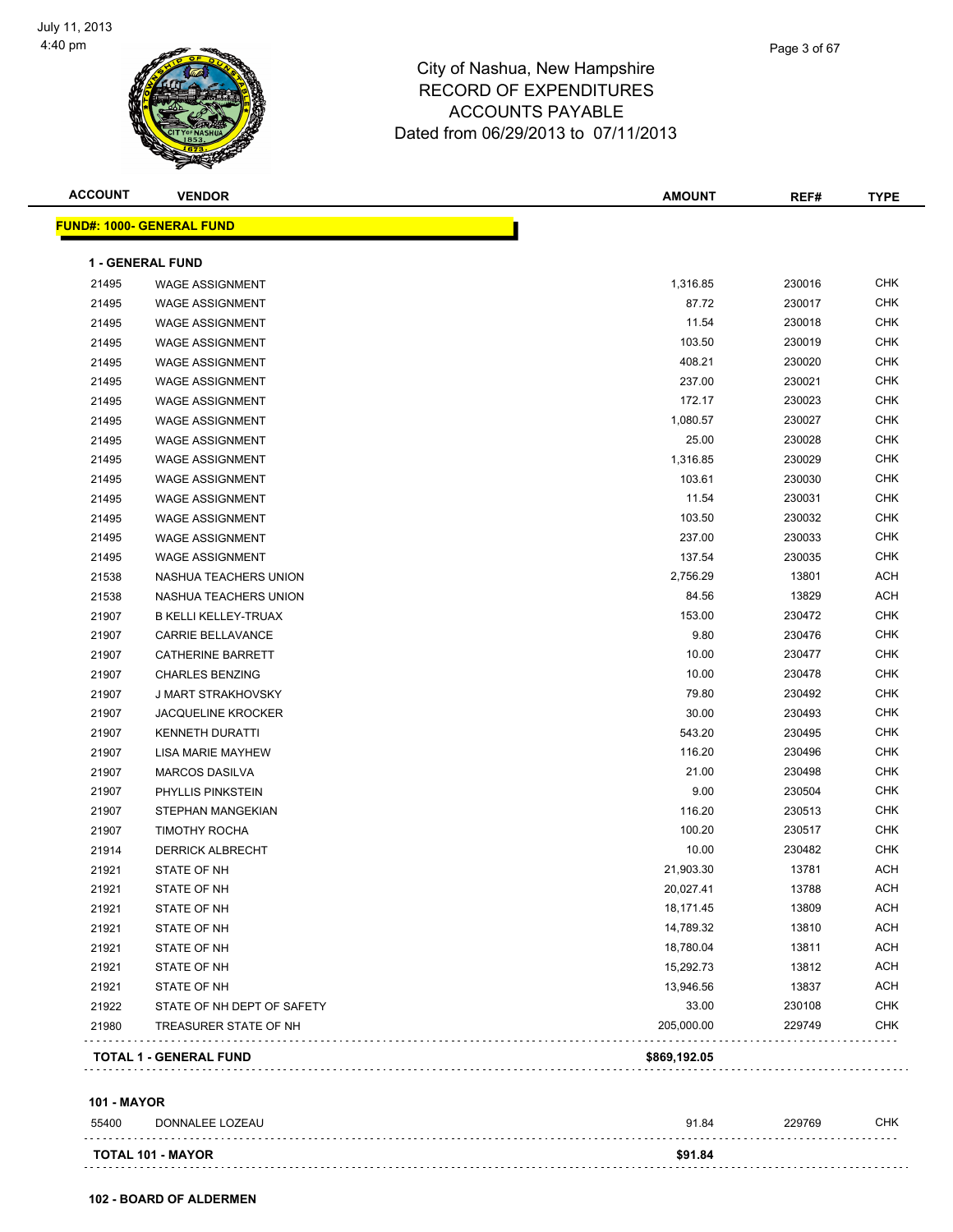July 11, 2013
4:40 pm

# City of Nashua, New Hampshire
## RECORD OF EXPENDITURES
## ACCOUNTS PAYABLE
## Dated from 06/29/2013 to 07/11/2013

| ACCOUNT | VENDOR | AMOUNT | REF# | TYPE |
|---|---|---|---|---|

**FUND#: 1000- GENERAL FUND**

**1 - GENERAL FUND**

| ACCOUNT | VENDOR | AMOUNT | REF# | TYPE |
|---|---|---|---|---|
| 21495 | WAGE ASSIGNMENT | 1,316.85 | 230016 | CHK |
| 21495 | WAGE ASSIGNMENT | 87.72 | 230017 | CHK |
| 21495 | WAGE ASSIGNMENT | 11.54 | 230018 | CHK |
| 21495 | WAGE ASSIGNMENT | 103.50 | 230019 | CHK |
| 21495 | WAGE ASSIGNMENT | 408.21 | 230020 | CHK |
| 21495 | WAGE ASSIGNMENT | 237.00 | 230021 | CHK |
| 21495 | WAGE ASSIGNMENT | 172.17 | 230023 | CHK |
| 21495 | WAGE ASSIGNMENT | 1,080.57 | 230027 | CHK |
| 21495 | WAGE ASSIGNMENT | 25.00 | 230028 | CHK |
| 21495 | WAGE ASSIGNMENT | 1,316.85 | 230029 | CHK |
| 21495 | WAGE ASSIGNMENT | 103.61 | 230030 | CHK |
| 21495 | WAGE ASSIGNMENT | 11.54 | 230031 | CHK |
| 21495 | WAGE ASSIGNMENT | 103.50 | 230032 | CHK |
| 21495 | WAGE ASSIGNMENT | 237.00 | 230033 | CHK |
| 21495 | WAGE ASSIGNMENT | 137.54 | 230035 | CHK |
| 21538 | NASHUA TEACHERS UNION | 2,756.29 | 13801 | ACH |
| 21538 | NASHUA TEACHERS UNION | 84.56 | 13829 | ACH |
| 21907 | B KELLI KELLEY-TRUAX | 153.00 | 230472 | CHK |
| 21907 | CARRIE BELLAVANCE | 9.80 | 230476 | CHK |
| 21907 | CATHERINE BARRETT | 10.00 | 230477 | CHK |
| 21907 | CHARLES BENZING | 10.00 | 230478 | CHK |
| 21907 | J MART STRAKHOVSKY | 79.80 | 230492 | CHK |
| 21907 | JACQUELINE KROCKER | 30.00 | 230493 | CHK |
| 21907 | KENNETH DURATTI | 543.20 | 230495 | CHK |
| 21907 | LISA MARIE MAYHEW | 116.20 | 230496 | CHK |
| 21907 | MARCOS DASILVA | 21.00 | 230498 | CHK |
| 21907 | PHYLLIS PINKSTEIN | 9.00 | 230504 | CHK |
| 21907 | STEPHAN MANGEKIAN | 116.20 | 230513 | CHK |
| 21907 | TIMOTHY ROCHA | 100.20 | 230517 | CHK |
| 21914 | DERRICK ALBRECHT | 10.00 | 230482 | CHK |
| 21921 | STATE OF NH | 21,903.30 | 13781 | ACH |
| 21921 | STATE OF NH | 20,027.41 | 13788 | ACH |
| 21921 | STATE OF NH | 18,171.45 | 13809 | ACH |
| 21921 | STATE OF NH | 14,789.32 | 13810 | ACH |
| 21921 | STATE OF NH | 18,780.04 | 13811 | ACH |
| 21921 | STATE OF NH | 15,292.73 | 13812 | ACH |
| 21921 | STATE OF NH | 13,946.56 | 13837 | ACH |
| 21922 | STATE OF NH DEPT OF SAFETY | 33.00 | 230108 | CHK |
| 21980 | TREASURER STATE OF NH | 205,000.00 | 229749 | CHK |
| | **TOTAL 1 - GENERAL FUND** | **$869,192.05** | | |

**101 - MAYOR**

| ACCOUNT | VENDOR | AMOUNT | REF# | TYPE |
|---|---|---|---|---|
| 55400 | DONNALEE LOZEAU | 91.84 | 229769 | CHK |
| | **TOTAL 101 - MAYOR** | **$91.84** | | |

**102 - BOARD OF ALDERMEN**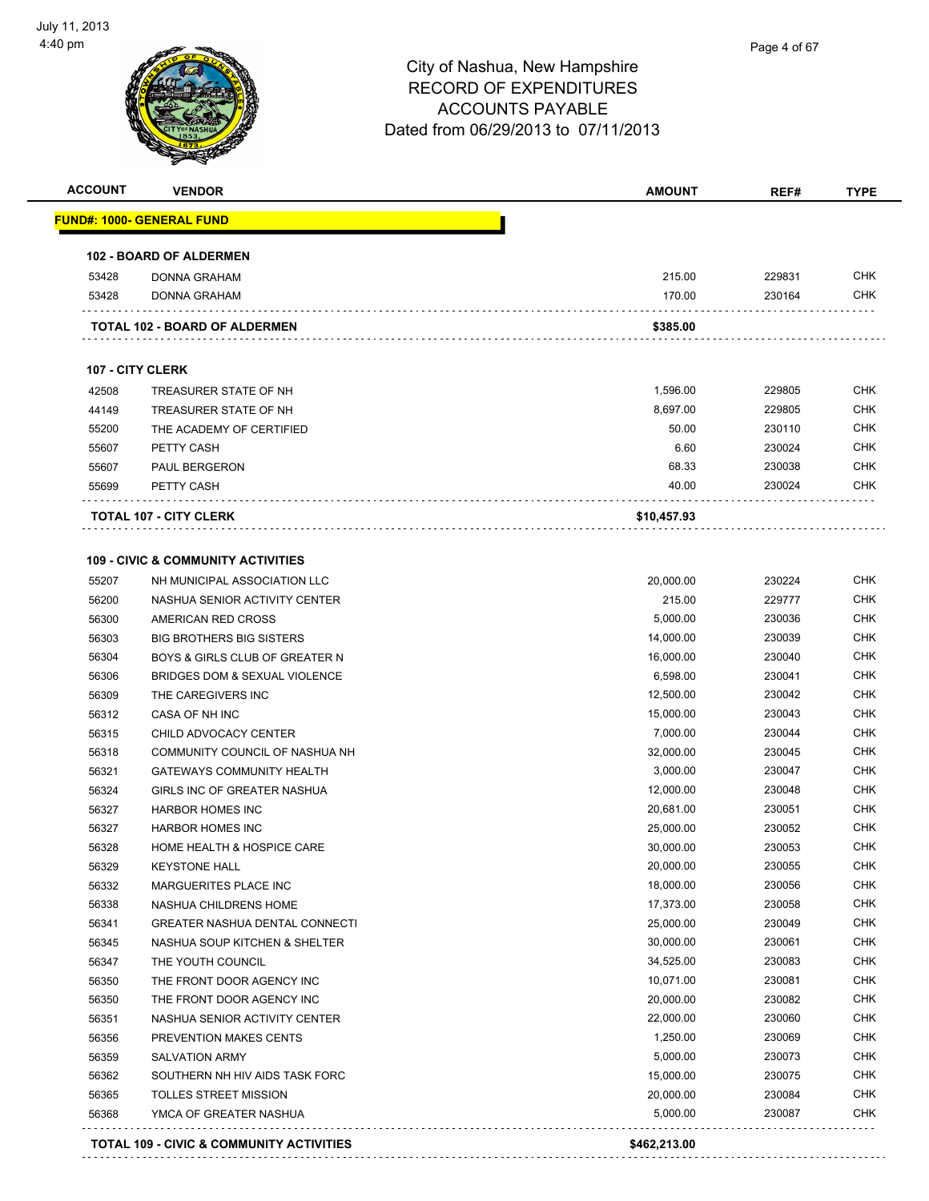# City of Nashua, New Hampshire
## RECORD OF EXPENDITURES
## ACCOUNTS PAYABLE
### Dated from 06/29/2013 to 07/11/2013

| ACCOUNT | VENDOR | AMOUNT | REF# | TYPE |
|---|---|---|---|---|
| **FUND#: 1000- GENERAL FUND** | | | | |
| **102 - BOARD OF ALDERMEN** | | | | |
| 53428 | DONNA GRAHAM | 215.00 | 229831 | CHK |
| 53428 | DONNA GRAHAM | 170.00 | 230164 | CHK |
| **TOTAL 102 - BOARD OF ALDERMEN** | | **$385.00** | | |
| **107 - CITY CLERK** | | | | |
| 42508 | TREASURER STATE OF NH | 1,596.00 | 229805 | CHK |
| 44149 | TREASURER STATE OF NH | 8,697.00 | 229805 | CHK |
| 55200 | THE ACADEMY OF CERTIFIED | 50.00 | 230110 | CHK |
| 55607 | PETTY CASH | 6.60 | 230024 | CHK |
| 55607 | PAUL BERGERON | 68.33 | 230038 | CHK |
| 55699 | PETTY CASH | 40.00 | 230024 | CHK |
| **TOTAL 107 - CITY CLERK** | | **$10,457.93** | | |
| **109 - CIVIC & COMMUNITY ACTIVITIES** | | | | |
| 55207 | NH MUNICIPAL ASSOCIATION LLC | 20,000.00 | 230224 | CHK |
| 56200 | NASHUA SENIOR ACTIVITY CENTER | 215.00 | 229777 | CHK |
| 56300 | AMERICAN RED CROSS | 5,000.00 | 230036 | CHK |
| 56303 | BIG BROTHERS BIG SISTERS | 14,000.00 | 230039 | CHK |
| 56304 | BOYS & GIRLS CLUB OF GREATER N | 16,000.00 | 230040 | CHK |
| 56306 | BRIDGES DOM & SEXUAL VIOLENCE | 6,598.00 | 230041 | CHK |
| 56309 | THE CAREGIVERS INC | 12,500.00 | 230042 | CHK |
| 56312 | CASA OF NH INC | 15,000.00 | 230043 | CHK |
| 56315 | CHILD ADVOCACY CENTER | 7,000.00 | 230044 | CHK |
| 56318 | COMMUNITY COUNCIL OF NASHUA NH | 32,000.00 | 230045 | CHK |
| 56321 | GATEWAYS COMMUNITY HEALTH | 3,000.00 | 230047 | CHK |
| 56324 | GIRLS INC OF GREATER NASHUA | 12,000.00 | 230048 | CHK |
| 56327 | HARBOR HOMES INC | 20,681.00 | 230051 | CHK |
| 56327 | HARBOR HOMES INC | 25,000.00 | 230052 | CHK |
| 56328 | HOME HEALTH & HOSPICE CARE | 30,000.00 | 230053 | CHK |
| 56329 | KEYSTONE HALL | 20,000.00 | 230055 | CHK |
| 56332 | MARGUERITES PLACE INC | 18,000.00 | 230056 | CHK |
| 56338 | NASHUA CHILDRENS HOME | 17,373.00 | 230058 | CHK |
| 56341 | GREATER NASHUA DENTAL CONNECTI | 25,000.00 | 230049 | CHK |
| 56345 | NASHUA SOUP KITCHEN & SHELTER | 30,000.00 | 230061 | CHK |
| 56347 | THE YOUTH COUNCIL | 34,525.00 | 230083 | CHK |
| 56350 | THE FRONT DOOR AGENCY INC | 10,071.00 | 230081 | CHK |
| 56350 | THE FRONT DOOR AGENCY INC | 20,000.00 | 230082 | CHK |
| 56351 | NASHUA SENIOR ACTIVITY CENTER | 22,000.00 | 230060 | CHK |
| 56356 | PREVENTION MAKES CENTS | 1,250.00 | 230069 | CHK |
| 56359 | SALVATION ARMY | 5,000.00 | 230073 | CHK |
| 56362 | SOUTHERN NH HIV AIDS TASK FORC | 15,000.00 | 230075 | CHK |
| 56365 | TOLLES STREET MISSION | 20,000.00 | 230084 | CHK |
| 56368 | YMCA OF GREATER NASHUA | 5,000.00 | 230087 | CHK |
| **TOTAL 109 - CIVIC & COMMUNITY ACTIVITIES** | | **$462,213.00** | | |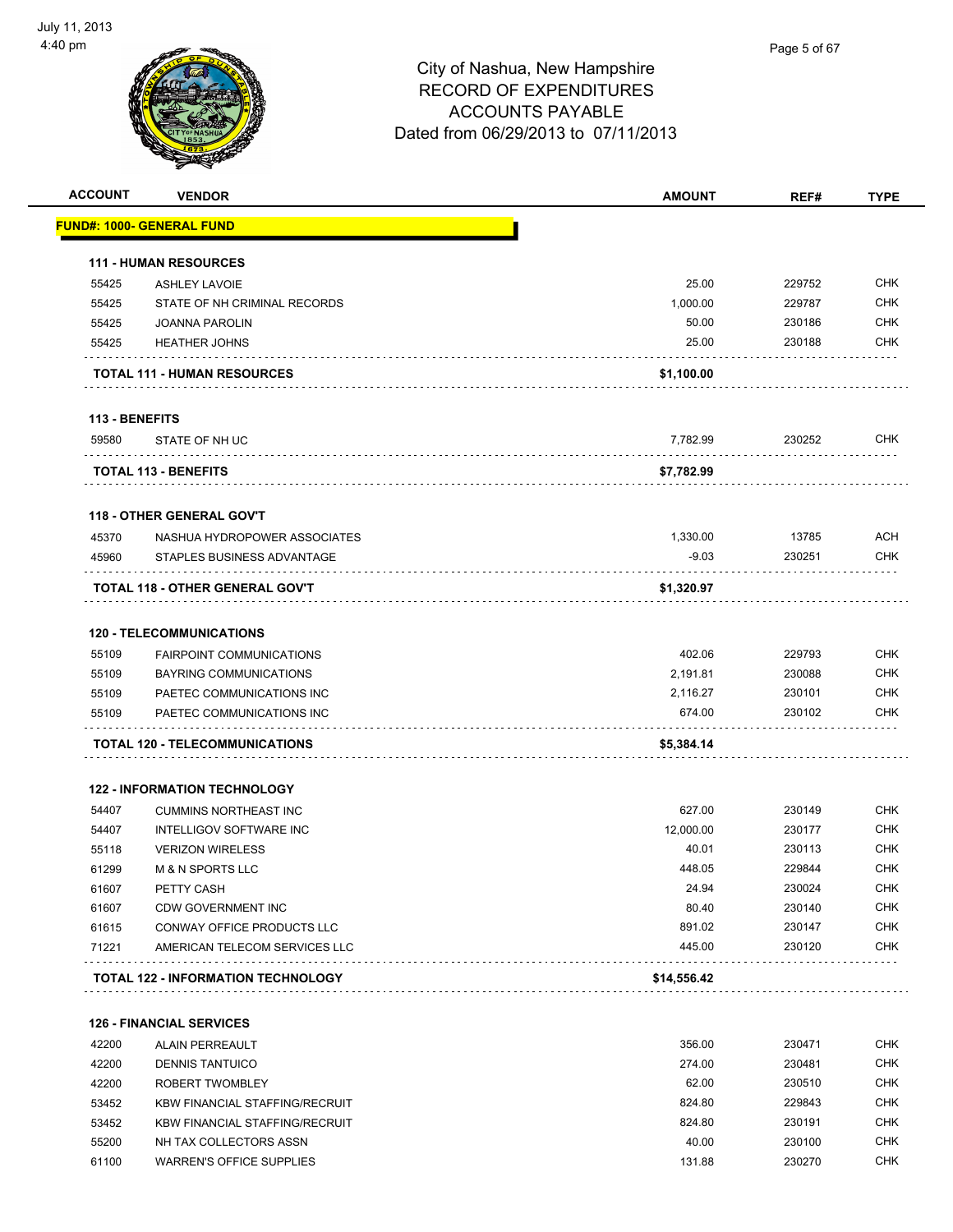# City of Nashua, New Hampshire
## RECORD OF EXPENDITURES
## ACCOUNTS PAYABLE
## Dated from 06/29/2013 to 07/11/2013

| ACCOUNT | VENDOR | AMOUNT | REF# | TYPE |
|---|---|---|---|---|
| **FUND#: 1000- GENERAL FUND** | | | | |
| **111 - HUMAN RESOURCES** | | | | |
| 55425 | ASHLEY LAVOIE | 25.00 | 229752 | CHK |
| 55425 | STATE OF NH CRIMINAL RECORDS | 1,000.00 | 229787 | CHK |
| 55425 | JOANNA PAROLIN | 50.00 | 230186 | CHK |
| 55425 | HEATHER JOHNS | 25.00 | 230188 | CHK |
| **TOTAL 111 - HUMAN RESOURCES** | | **$1,100.00** | | |
| **113 - BENEFITS** | | | | |
| 59580 | STATE OF NH UC | 7,782.99 | 230252 | CHK |
| **TOTAL 113 - BENEFITS** | | **$7,782.99** | | |
| **118 - OTHER GENERAL GOV'T** | | | | |
| 45370 | NASHUA HYDROPOWER ASSOCIATES | 1,330.00 | 13785 | ACH |
| 45960 | STAPLES BUSINESS ADVANTAGE | -9.03 | 230251 | CHK |
| **TOTAL 118 - OTHER GENERAL GOV'T** | | **$1,320.97** | | |
| **120 - TELECOMMUNICATIONS** | | | | |
| 55109 | FAIRPOINT COMMUNICATIONS | 402.06 | 229793 | CHK |
| 55109 | BAYRING COMMUNICATIONS | 2,191.81 | 230088 | CHK |
| 55109 | PAETEC COMMUNICATIONS INC | 2,116.27 | 230101 | CHK |
| 55109 | PAETEC COMMUNICATIONS INC | 674.00 | 230102 | CHK |
| **TOTAL 120 - TELECOMMUNICATIONS** | | **$5,384.14** | | |
| **122 - INFORMATION TECHNOLOGY** | | | | |
| 54407 | CUMMINS NORTHEAST INC | 627.00 | 230149 | CHK |
| 54407 | INTELLIGOV SOFTWARE INC | 12,000.00 | 230177 | CHK |
| 55118 | VERIZON WIRELESS | 40.01 | 230113 | CHK |
| 61299 | M & N SPORTS LLC | 448.05 | 229844 | CHK |
| 61607 | PETTY CASH | 24.94 | 230024 | CHK |
| 61607 | CDW GOVERNMENT INC | 80.40 | 230140 | CHK |
| 61615 | CONWAY OFFICE PRODUCTS LLC | 891.02 | 230147 | CHK |
| 71221 | AMERICAN TELECOM SERVICES LLC | 445.00 | 230120 | CHK |
| **TOTAL 122 - INFORMATION TECHNOLOGY** | | **$14,556.42** | | |
| **126 - FINANCIAL SERVICES** | | | | |
| 42200 | ALAIN PERREAULT | 356.00 | 230471 | CHK |
| 42200 | DENNIS TANTUICO | 274.00 | 230481 | CHK |
| 42200 | ROBERT TWOMBLEY | 62.00 | 230510 | CHK |
| 53452 | KBW FINANCIAL STAFFING/RECRUIT | 824.80 | 229843 | CHK |
| 53452 | KBW FINANCIAL STAFFING/RECRUIT | 824.80 | 230191 | CHK |
| 55200 | NH TAX COLLECTORS ASSN | 40.00 | 230100 | CHK |
| 61100 | WARREN'S OFFICE SUPPLIES | 131.88 | 230270 | CHK |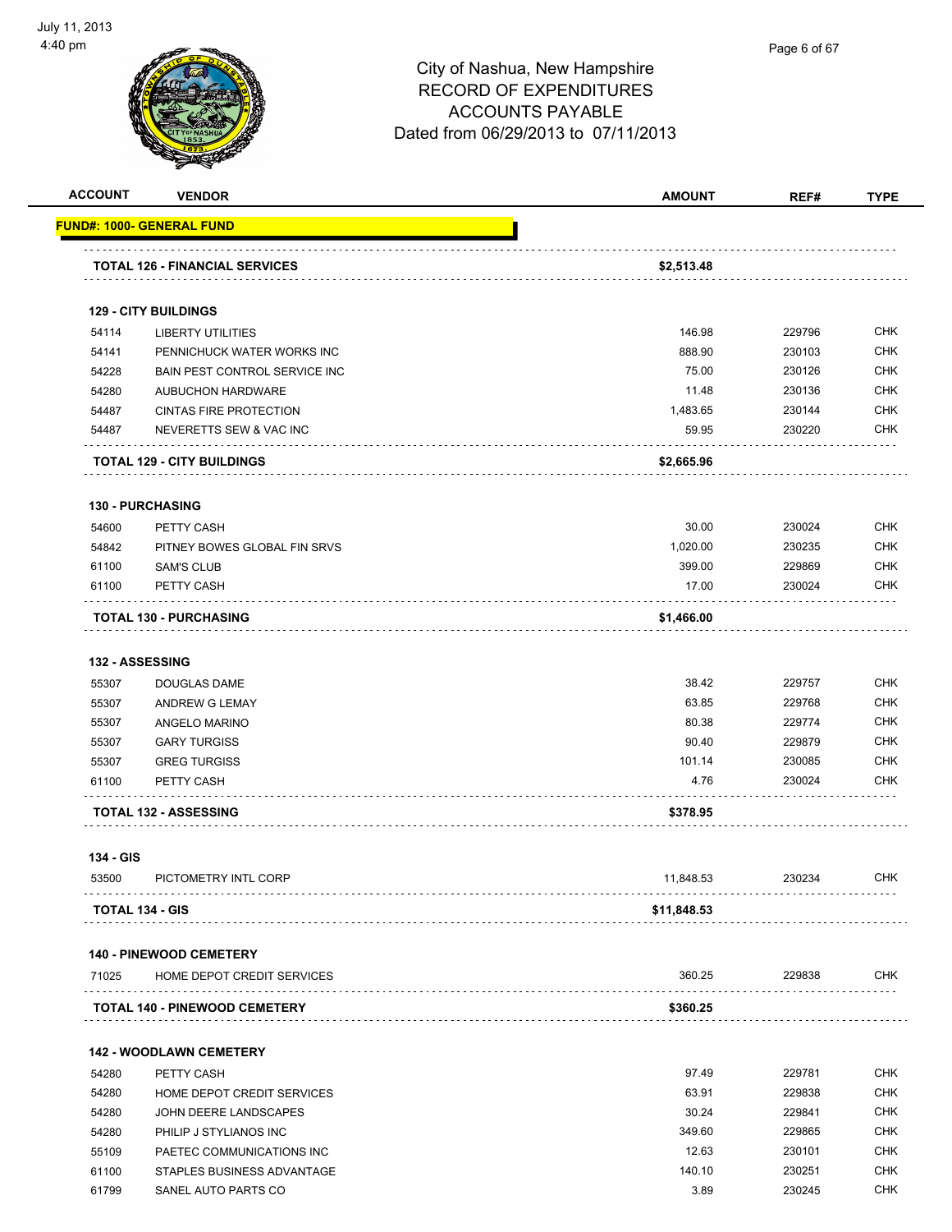City of Nashua, New Hampshire
RECORD OF EXPENDITURES
ACCOUNTS PAYABLE
Dated from 06/29/2013 to 07/11/2013

| ACCOUNT | VENDOR | AMOUNT | REF# | TYPE |
|---|---|---|---|---|
| **FUND#: 1000- GENERAL FUND** | | | | |
| **TOTAL 126 - FINANCIAL SERVICES** | | **$2,513.48** | | |
| **129 - CITY BUILDINGS** | | | | |
| 54114 | LIBERTY UTILITIES | 146.98 | 229796 | CHK |
| 54141 | PENNICHUCK WATER WORKS INC | 888.90 | 230103 | CHK |
| 54228 | BAIN PEST CONTROL SERVICE INC | 75.00 | 230126 | CHK |
| 54280 | AUBUCHON HARDWARE | 11.48 | 230136 | CHK |
| 54487 | CINTAS FIRE PROTECTION | 1,483.65 | 230144 | CHK |
| 54487 | NEVERETTS SEW & VAC INC | 59.95 | 230220 | CHK |
| **TOTAL 129 - CITY BUILDINGS** | | **$2,665.96** | | |
| **130 - PURCHASING** | | | | |
| 54600 | PETTY CASH | 30.00 | 230024 | CHK |
| 54842 | PITNEY BOWES GLOBAL FIN SRVS | 1,020.00 | 230235 | CHK |
| 61100 | SAM'S CLUB | 399.00 | 229869 | CHK |
| 61100 | PETTY CASH | 17.00 | 230024 | CHK |
| **TOTAL 130 - PURCHASING** | | **$1,466.00** | | |
| **132 - ASSESSING** | | | | |
| 55307 | DOUGLAS DAME | 38.42 | 229757 | CHK |
| 55307 | ANDREW G LEMAY | 63.85 | 229768 | CHK |
| 55307 | ANGELO MARINO | 80.38 | 229774 | CHK |
| 55307 | GARY TURGISS | 90.40 | 229879 | CHK |
| 55307 | GREG TURGISS | 101.14 | 230085 | CHK |
| 61100 | PETTY CASH | 4.76 | 230024 | CHK |
| **TOTAL 132 - ASSESSING** | | **$378.95** | | |
| **134 - GIS** | | | | |
| 53500 | PICTOMETRY INTL CORP | 11,848.53 | 230234 | CHK |
| **TOTAL 134 - GIS** | | **$11,848.53** | | |
| **140 - PINEWOOD CEMETERY** | | | | |
| 71025 | HOME DEPOT CREDIT SERVICES | 360.25 | 229838 | CHK |
| **TOTAL 140 - PINEWOOD CEMETERY** | | **$360.25** | | |
| **142 - WOODLAWN CEMETERY** | | | | |
| 54280 | PETTY CASH | 97.49 | 229781 | CHK |
| 54280 | HOME DEPOT CREDIT SERVICES | 63.91 | 229838 | CHK |
| 54280 | JOHN DEERE LANDSCAPES | 30.24 | 229841 | CHK |
| 54280 | PHILIP J STYLIANOS INC | 349.60 | 229865 | CHK |
| 55109 | PAETEC COMMUNICATIONS INC | 12.63 | 230101 | CHK |
| 61100 | STAPLES BUSINESS ADVANTAGE | 140.10 | 230251 | CHK |
| 61799 | SANEL AUTO PARTS CO | 3.89 | 230245 | CHK |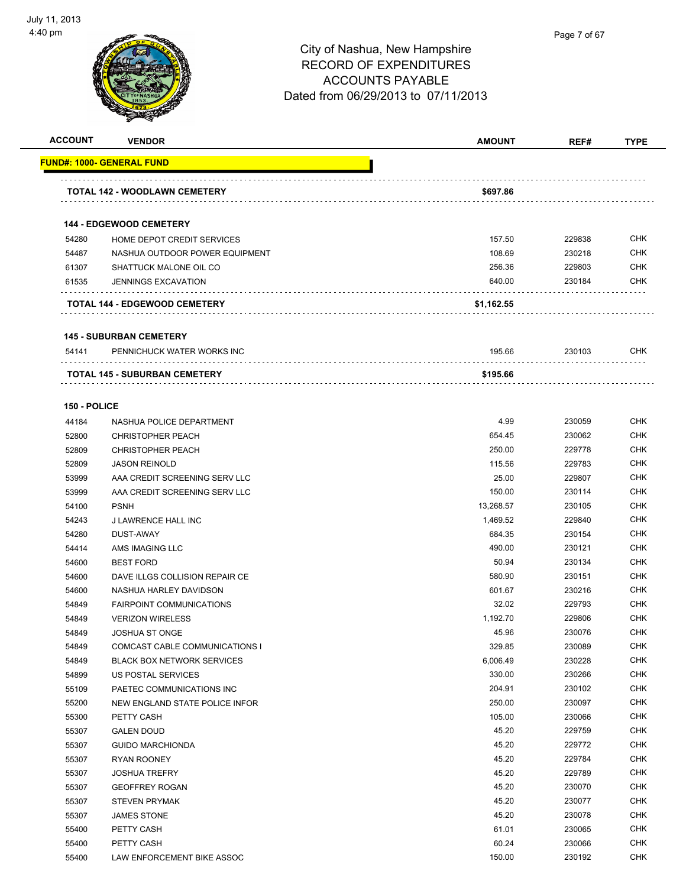# City of Nashua, New Hampshire
# RECORD OF EXPENDITURES
# ACCOUNTS PAYABLE
# Dated from 06/29/2013 to 07/11/2013

| ACCOUNT | VENDOR | AMOUNT | REF# | TYPE |
|---|---|---|---|---|
| **FUND#: 1000- GENERAL FUND** | | | | |
| **TOTAL 142 - WOODLAWN CEMETERY** | | **$697.86** | | |
| **144 - EDGEWOOD CEMETERY** | | | | |
| 54280 | HOME DEPOT CREDIT SERVICES | 157.50 | 229838 | CHK |
| 54487 | NASHUA OUTDOOR POWER EQUIPMENT | 108.69 | 230218 | CHK |
| 61307 | SHATTUCK MALONE OIL CO | 256.36 | 229803 | CHK |
| 61535 | JENNINGS EXCAVATION | 640.00 | 230184 | CHK |
| **TOTAL 144 - EDGEWOOD CEMETERY** | | **$1,162.55** | | |
| **145 - SUBURBAN CEMETERY** | | | | |
| 54141 | PENNICHUCK WATER WORKS INC | 195.66 | 230103 | CHK |
| **TOTAL 145 - SUBURBAN CEMETERY** | | **$195.66** | | |
| **150 - POLICE** | | | | |
| 44184 | NASHUA POLICE DEPARTMENT | 4.99 | 230059 | CHK |
| 52800 | CHRISTOPHER PEACH | 654.45 | 230062 | CHK |
| 52809 | CHRISTOPHER PEACH | 250.00 | 229778 | CHK |
| 52809 | JASON REINOLD | 115.56 | 229783 | CHK |
| 53999 | AAA CREDIT SCREENING SERV LLC | 25.00 | 229807 | CHK |
| 53999 | AAA CREDIT SCREENING SERV LLC | 150.00 | 230114 | CHK |
| 54100 | PSNH | 13,268.57 | 230105 | CHK |
| 54243 | J LAWRENCE HALL INC | 1,469.52 | 229840 | CHK |
| 54280 | DUST-AWAY | 684.35 | 230154 | CHK |
| 54414 | AMS IMAGING LLC | 490.00 | 230121 | CHK |
| 54600 | BEST FORD | 50.94 | 230134 | CHK |
| 54600 | DAVE ILLGS COLLISION REPAIR CE | 580.90 | 230151 | CHK |
| 54600 | NASHUA HARLEY DAVIDSON | 601.67 | 230216 | CHK |
| 54849 | FAIRPOINT COMMUNICATIONS | 32.02 | 229793 | CHK |
| 54849 | VERIZON WIRELESS | 1,192.70 | 229806 | CHK |
| 54849 | JOSHUA ST ONGE | 45.96 | 230076 | CHK |
| 54849 | COMCAST CABLE COMMUNICATIONS I | 329.85 | 230089 | CHK |
| 54849 | BLACK BOX NETWORK SERVICES | 6,006.49 | 230228 | CHK |
| 54899 | US POSTAL SERVICES | 330.00 | 230266 | CHK |
| 55109 | PAETEC COMMUNICATIONS INC | 204.91 | 230102 | CHK |
| 55200 | NEW ENGLAND STATE POLICE INFOR | 250.00 | 230097 | CHK |
| 55300 | PETTY CASH | 105.00 | 230066 | CHK |
| 55307 | GALEN DOUD | 45.20 | 229759 | CHK |
| 55307 | GUIDO MARCHIONDA | 45.20 | 229772 | CHK |
| 55307 | RYAN ROONEY | 45.20 | 229784 | CHK |
| 55307 | JOSHUA TREFRY | 45.20 | 229789 | CHK |
| 55307 | GEOFFREY ROGAN | 45.20 | 230070 | CHK |
| 55307 | STEVEN PRYMAK | 45.20 | 230077 | CHK |
| 55307 | JAMES STONE | 45.20 | 230078 | CHK |
| 55400 | PETTY CASH | 61.01 | 230065 | CHK |
| 55400 | PETTY CASH | 60.24 | 230066 | CHK |
| 55400 | LAW ENFORCEMENT BIKE ASSOC | 150.00 | 230192 | CHK |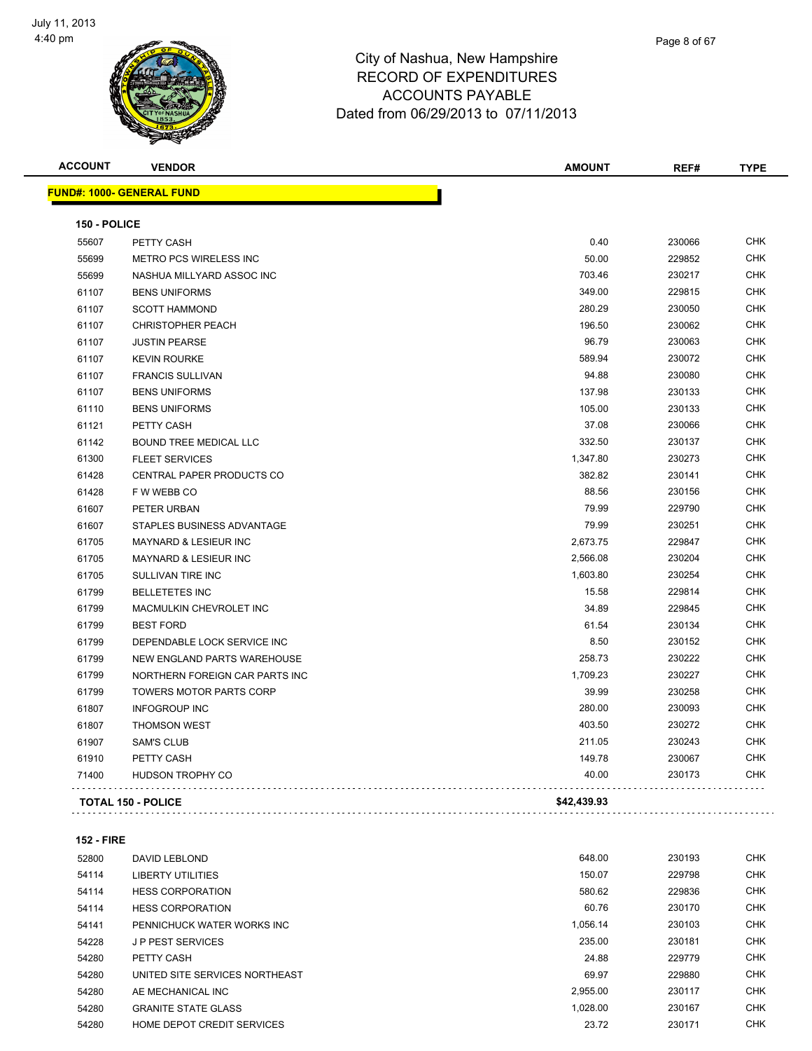City of Nashua, New Hampshire
RECORD OF EXPENDITURES
ACCOUNTS PAYABLE
Dated from 06/29/2013 to 07/11/2013

July 11, 2013
4:40 pm

**FUND#: 1000- GENERAL FUND**

**150 - POLICE**

| ACCOUNT | VENDOR | AMOUNT | REF# | TYPE |
|---|---|---|---|---|
| 55607 | PETTY CASH | 0.40 | 230066 | CHK |
| 55699 | METRO PCS WIRELESS INC | 50.00 | 229852 | CHK |
| 55699 | NASHUA MILLYARD ASSOC INC | 703.46 | 230217 | CHK |
| 61107 | BENS UNIFORMS | 349.00 | 229815 | CHK |
| 61107 | SCOTT HAMMOND | 280.29 | 230050 | CHK |
| 61107 | CHRISTOPHER PEACH | 196.50 | 230062 | CHK |
| 61107 | JUSTIN PEARSE | 96.79 | 230063 | CHK |
| 61107 | KEVIN ROURKE | 589.94 | 230072 | CHK |
| 61107 | FRANCIS SULLIVAN | 94.88 | 230080 | CHK |
| 61107 | BENS UNIFORMS | 137.98 | 230133 | CHK |
| 61110 | BENS UNIFORMS | 105.00 | 230133 | CHK |
| 61121 | PETTY CASH | 37.08 | 230066 | CHK |
| 61142 | BOUND TREE MEDICAL LLC | 332.50 | 230137 | CHK |
| 61300 | FLEET SERVICES | 1,347.80 | 230273 | CHK |
| 61428 | CENTRAL PAPER PRODUCTS CO | 382.82 | 230141 | CHK |
| 61428 | F W WEBB CO | 88.56 | 230156 | CHK |
| 61607 | PETER URBAN | 79.99 | 229790 | CHK |
| 61607 | STAPLES BUSINESS ADVANTAGE | 79.99 | 230251 | CHK |
| 61705 | MAYNARD & LESIEUR INC | 2,673.75 | 229847 | CHK |
| 61705 | MAYNARD & LESIEUR INC | 2,566.08 | 230204 | CHK |
| 61705 | SULLIVAN TIRE INC | 1,603.80 | 230254 | CHK |
| 61799 | BELLETETES INC | 15.58 | 229814 | CHK |
| 61799 | MACMULKIN CHEVROLET INC | 34.89 | 229845 | CHK |
| 61799 | BEST FORD | 61.54 | 230134 | CHK |
| 61799 | DEPENDABLE LOCK SERVICE INC | 8.50 | 230152 | CHK |
| 61799 | NEW ENGLAND PARTS WAREHOUSE | 258.73 | 230222 | CHK |
| 61799 | NORTHERN FOREIGN CAR PARTS INC | 1,709.23 | 230227 | CHK |
| 61799 | TOWERS MOTOR PARTS CORP | 39.99 | 230258 | CHK |
| 61807 | INFOGROUP INC | 280.00 | 230093 | CHK |
| 61807 | THOMSON WEST | 403.50 | 230272 | CHK |
| 61907 | SAM'S CLUB | 211.05 | 230243 | CHK |
| 61910 | PETTY CASH | 149.78 | 230067 | CHK |
| 71400 | HUDSON TROPHY CO | 40.00 | 230173 | CHK |
| **TOTAL 150 - POLICE** | | **$42,439.93** | | |

**152 - FIRE**

| ACCOUNT | VENDOR | AMOUNT | REF# | TYPE |
|---|---|---|---|---|
| 52800 | DAVID LEBLOND | 648.00 | 230193 | CHK |
| 54114 | LIBERTY UTILITIES | 150.07 | 229798 | CHK |
| 54114 | HESS CORPORATION | 580.62 | 229836 | CHK |
| 54114 | HESS CORPORATION | 60.76 | 230170 | CHK |
| 54141 | PENNICHUCK WATER WORKS INC | 1,056.14 | 230103 | CHK |
| 54228 | J P PEST SERVICES | 235.00 | 230181 | CHK |
| 54280 | PETTY CASH | 24.88 | 229779 | CHK |
| 54280 | UNITED SITE SERVICES NORTHEAST | 69.97 | 229880 | CHK |
| 54280 | AE MECHANICAL INC | 2,955.00 | 230117 | CHK |
| 54280 | GRANITE STATE GLASS | 1,028.00 | 230167 | CHK |
| 54280 | HOME DEPOT CREDIT SERVICES | 23.72 | 230171 | CHK |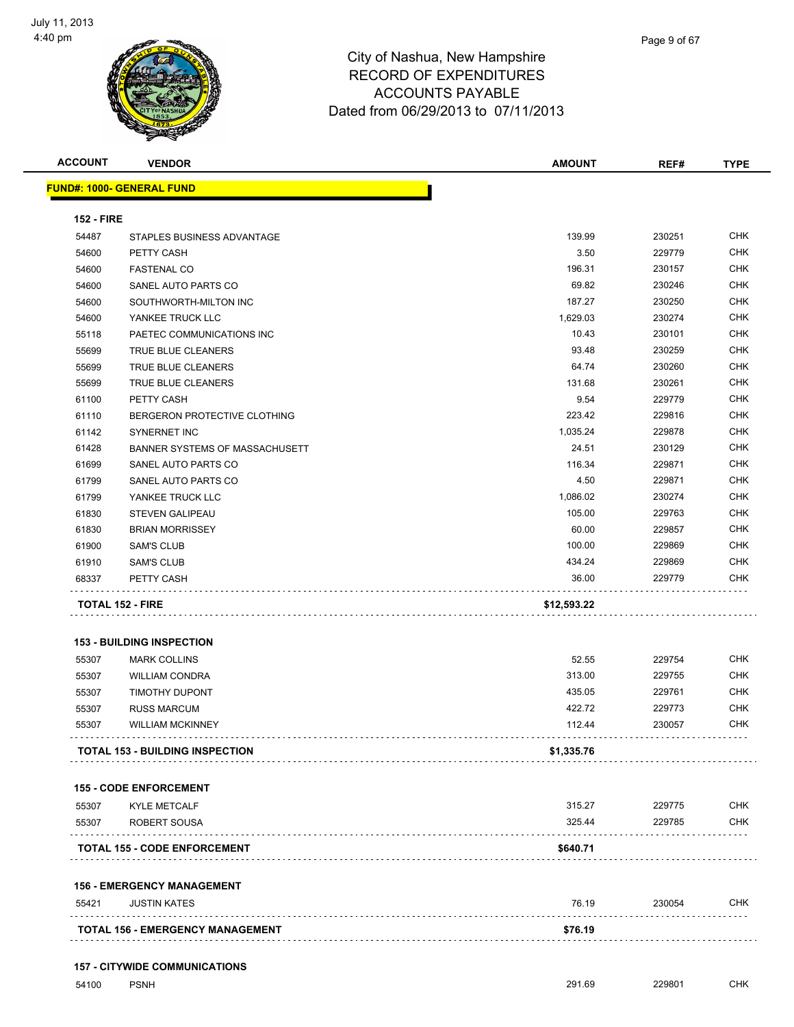# City of Nashua, New Hampshire
## RECORD OF EXPENDITURES
## ACCOUNTS PAYABLE
## Dated from 06/29/2013 to 07/11/2013

| ACCOUNT | VENDOR | AMOUNT | REF# | TYPE |
|---|---|---|---|---|
| **FUND#: 1000- GENERAL FUND** | | | | |
| **152 - FIRE** | | | | |
| 54487 | STAPLES BUSINESS ADVANTAGE | 139.99 | 230251 | CHK |
| 54600 | PETTY CASH | 3.50 | 229779 | CHK |
| 54600 | FASTENAL CO | 196.31 | 230157 | CHK |
| 54600 | SANEL AUTO PARTS CO | 69.82 | 230246 | CHK |
| 54600 | SOUTHWORTH-MILTON INC | 187.27 | 230250 | CHK |
| 54600 | YANKEE TRUCK LLC | 1,629.03 | 230274 | CHK |
| 55118 | PAETEC COMMUNICATIONS INC | 10.43 | 230101 | CHK |
| 55699 | TRUE BLUE CLEANERS | 93.48 | 230259 | CHK |
| 55699 | TRUE BLUE CLEANERS | 64.74 | 230260 | CHK |
| 55699 | TRUE BLUE CLEANERS | 131.68 | 230261 | CHK |
| 61100 | PETTY CASH | 9.54 | 229779 | CHK |
| 61110 | BERGERON PROTECTIVE CLOTHING | 223.42 | 229816 | CHK |
| 61142 | SYNERNET INC | 1,035.24 | 229878 | CHK |
| 61428 | BANNER SYSTEMS OF MASSACHUSETT | 24.51 | 230129 | CHK |
| 61699 | SANEL AUTO PARTS CO | 116.34 | 229871 | CHK |
| 61799 | SANEL AUTO PARTS CO | 4.50 | 229871 | CHK |
| 61799 | YANKEE TRUCK LLC | 1,086.02 | 230274 | CHK |
| 61830 | STEVEN GALIPEAU | 105.00 | 229763 | CHK |
| 61830 | BRIAN MORRISSEY | 60.00 | 229857 | CHK |
| 61900 | SAM'S CLUB | 100.00 | 229869 | CHK |
| 61910 | SAM'S CLUB | 434.24 | 229869 | CHK |
| 68337 | PETTY CASH | 36.00 | 229779 | CHK |
| **TOTAL 152 - FIRE** | | **$12,593.22** | | |
| **153 - BUILDING INSPECTION** | | | | |
| 55307 | MARK COLLINS | 52.55 | 229754 | CHK |
| 55307 | WILLIAM CONDRA | 313.00 | 229755 | CHK |
| 55307 | TIMOTHY DUPONT | 435.05 | 229761 | CHK |
| 55307 | RUSS MARCUM | 422.72 | 229773 | CHK |
| 55307 | WILLIAM MCKINNEY | 112.44 | 230057 | CHK |
| **TOTAL 153 - BUILDING INSPECTION** | | **$1,335.76** | | |
| **155 - CODE ENFORCEMENT** | | | | |
| 55307 | KYLE METCALF | 315.27 | 229775 | CHK |
| 55307 | ROBERT SOUSA | 325.44 | 229785 | CHK |
| **TOTAL 155 - CODE ENFORCEMENT** | | **$640.71** | | |
| **156 - EMERGENCY MANAGEMENT** | | | | |
| 55421 | JUSTIN KATES | 76.19 | 230054 | CHK |
| **TOTAL 156 - EMERGENCY MANAGEMENT** | | **$76.19** | | |
| **157 - CITYWIDE COMMUNICATIONS** | | | | |
| 54100 | PSNH | 291.69 | 229801 | CHK |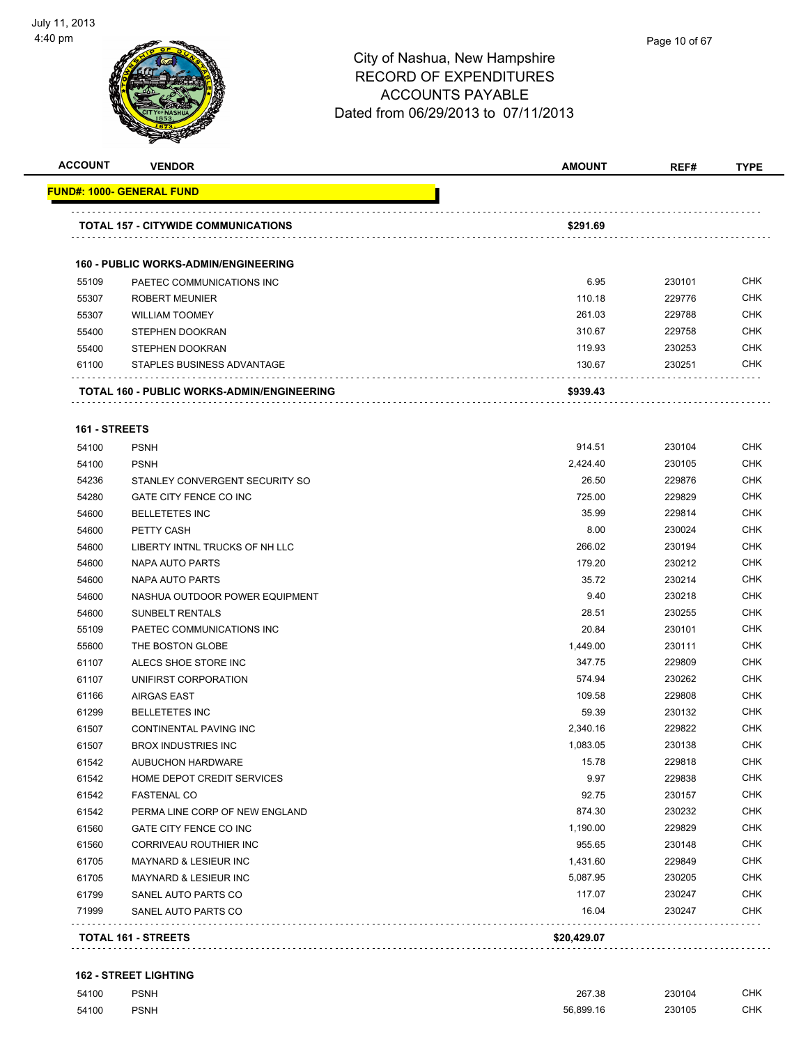# City of Nashua, New Hampshire
## RECORD OF EXPENDITURES
## ACCOUNTS PAYABLE
### Dated from 06/29/2013 to 07/11/2013

| ACCOUNT | VENDOR | AMOUNT | REF# | TYPE |
|---|---|---|---|---|
| **FUND#: 1000- GENERAL FUND** | | | | |
| **TOTAL 157 - CITYWIDE COMMUNICATIONS** | | **$291.69** | | |
| **160 - PUBLIC WORKS-ADMIN/ENGINEERING** | | | | |
| 55109 | PAETEC COMMUNICATIONS INC | 6.95 | 230101 | CHK |
| 55307 | ROBERT MEUNIER | 110.18 | 229776 | CHK |
| 55307 | WILLIAM TOOMEY | 261.03 | 229788 | CHK |
| 55400 | STEPHEN DOOKRAN | 310.67 | 229758 | CHK |
| 55400 | STEPHEN DOOKRAN | 119.93 | 230253 | CHK |
| 61100 | STAPLES BUSINESS ADVANTAGE | 130.67 | 230251 | CHK |
| **TOTAL 160 - PUBLIC WORKS-ADMIN/ENGINEERING** | | **$939.43** | | |
| **161 - STREETS** | | | | |
| 54100 | PSNH | 914.51 | 230104 | CHK |
| 54100 | PSNH | 2,424.40 | 230105 | CHK |
| 54236 | STANLEY CONVERGENT SECURITY SO | 26.50 | 229876 | CHK |
| 54280 | GATE CITY FENCE CO INC | 725.00 | 229829 | CHK |
| 54600 | BELLETETES INC | 35.99 | 229814 | CHK |
| 54600 | PETTY CASH | 8.00 | 230024 | CHK |
| 54600 | LIBERTY INTNL TRUCKS OF NH LLC | 266.02 | 230194 | CHK |
| 54600 | NAPA AUTO PARTS | 179.20 | 230212 | CHK |
| 54600 | NAPA AUTO PARTS | 35.72 | 230214 | CHK |
| 54600 | NASHUA OUTDOOR POWER EQUIPMENT | 9.40 | 230218 | CHK |
| 54600 | SUNBELT RENTALS | 28.51 | 230255 | CHK |
| 55109 | PAETEC COMMUNICATIONS INC | 20.84 | 230101 | CHK |
| 55600 | THE BOSTON GLOBE | 1,449.00 | 230111 | CHK |
| 61107 | ALECS SHOE STORE INC | 347.75 | 229809 | CHK |
| 61107 | UNIFIRST CORPORATION | 574.94 | 230262 | CHK |
| 61166 | AIRGAS EAST | 109.58 | 229808 | CHK |
| 61299 | BELLETETES INC | 59.39 | 230132 | CHK |
| 61507 | CONTINENTAL PAVING INC | 2,340.16 | 229822 | CHK |
| 61507 | BROX INDUSTRIES INC | 1,083.05 | 230138 | CHK |
| 61542 | AUBUCHON HARDWARE | 15.78 | 229818 | CHK |
| 61542 | HOME DEPOT CREDIT SERVICES | 9.97 | 229838 | CHK |
| 61542 | FASTENAL CO | 92.75 | 230157 | CHK |
| 61542 | PERMA LINE CORP OF NEW ENGLAND | 874.30 | 230232 | CHK |
| 61560 | GATE CITY FENCE CO INC | 1,190.00 | 229829 | CHK |
| 61560 | CORRIVEAU ROUTHIER INC | 955.65 | 230148 | CHK |
| 61705 | MAYNARD & LESIEUR INC | 1,431.60 | 229849 | CHK |
| 61705 | MAYNARD & LESIEUR INC | 5,087.95 | 230205 | CHK |
| 61799 | SANEL AUTO PARTS CO | 117.07 | 230247 | CHK |
| 71999 | SANEL AUTO PARTS CO | 16.04 | 230247 | CHK |
| **TOTAL 161 - STREETS** | | **$20,429.07** | | |
| **162 - STREET LIGHTING** | | | | |
| 54100 | PSNH | 267.38 | 230104 | CHK |
| 54100 | PSNH | 56,899.16 | 230105 | CHK |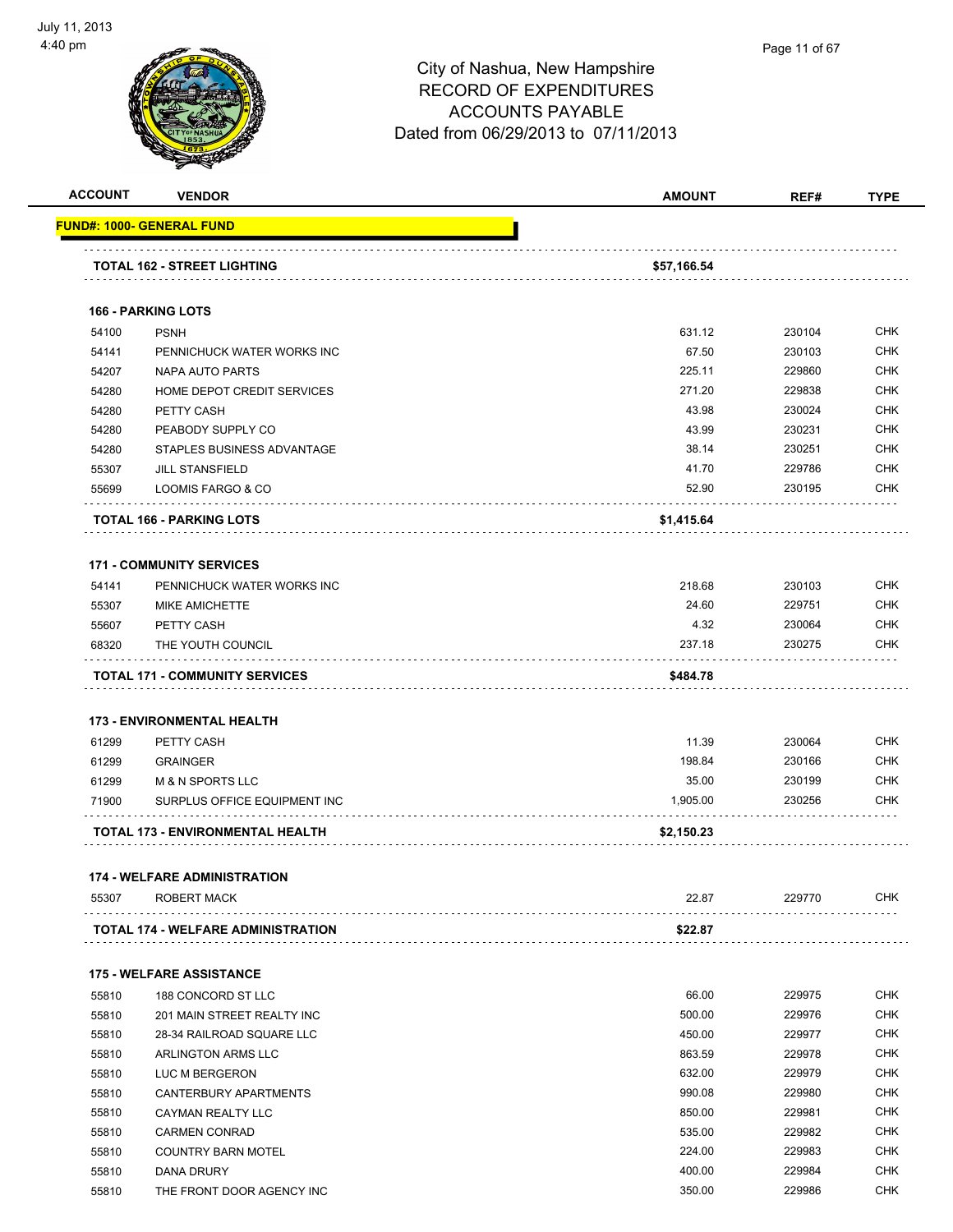# City of Nashua, New Hampshire
## RECORD OF EXPENDITURES
## ACCOUNTS PAYABLE
### Dated from 06/29/2013 to 07/11/2013

| ACCOUNT | VENDOR | AMOUNT | REF# | TYPE |
|---|---|---|---|---|
| **FUND#: 1000- GENERAL FUND** | | | | |
| | **TOTAL 162 - STREET LIGHTING** | **$57,166.54** | | |
| **166 - PARKING LOTS** | | | | |
| 54100 | PSNH | 631.12 | 230104 | CHK |
| 54141 | PENNICHUCK WATER WORKS INC | 67.50 | 230103 | CHK |
| 54207 | NAPA AUTO PARTS | 225.11 | 229860 | CHK |
| 54280 | HOME DEPOT CREDIT SERVICES | 271.20 | 229838 | CHK |
| 54280 | PETTY CASH | 43.98 | 230024 | CHK |
| 54280 | PEABODY SUPPLY CO | 43.99 | 230231 | CHK |
| 54280 | STAPLES BUSINESS ADVANTAGE | 38.14 | 230251 | CHK |
| 55307 | JILL STANSFIELD | 41.70 | 229786 | CHK |
| 55699 | LOOMIS FARGO & CO | 52.90 | 230195 | CHK |
| | **TOTAL 166 - PARKING LOTS** | **$1,415.64** | | |
| **171 - COMMUNITY SERVICES** | | | | |
| 54141 | PENNICHUCK WATER WORKS INC | 218.68 | 230103 | CHK |
| 55307 | MIKE AMICHETTE | 24.60 | 229751 | CHK |
| 55607 | PETTY CASH | 4.32 | 230064 | CHK |
| 68320 | THE YOUTH COUNCIL | 237.18 | 230275 | CHK |
| | **TOTAL 171 - COMMUNITY SERVICES** | **$484.78** | | |
| **173 - ENVIRONMENTAL HEALTH** | | | | |
| 61299 | PETTY CASH | 11.39 | 230064 | CHK |
| 61299 | GRAINGER | 198.84 | 230166 | CHK |
| 61299 | M & N SPORTS LLC | 35.00 | 230199 | CHK |
| 71900 | SURPLUS OFFICE EQUIPMENT INC | 1,905.00 | 230256 | CHK |
| | **TOTAL 173 - ENVIRONMENTAL HEALTH** | **$2,150.23** | | |
| **174 - WELFARE ADMINISTRATION** | | | | |
| 55307 | ROBERT MACK | 22.87 | 229770 | CHK |
| | **TOTAL 174 - WELFARE ADMINISTRATION** | **$22.87** | | |
| **175 - WELFARE ASSISTANCE** | | | | |
| 55810 | 188 CONCORD ST LLC | 66.00 | 229975 | CHK |
| 55810 | 201 MAIN STREET REALTY INC | 500.00 | 229976 | CHK |
| 55810 | 28-34 RAILROAD SQUARE LLC | 450.00 | 229977 | CHK |
| 55810 | ARLINGTON ARMS LLC | 863.59 | 229978 | CHK |
| 55810 | LUC M BERGERON | 632.00 | 229979 | CHK |
| 55810 | CANTERBURY APARTMENTS | 990.08 | 229980 | CHK |
| 55810 | CAYMAN REALTY LLC | 850.00 | 229981 | CHK |
| 55810 | CARMEN CONRAD | 535.00 | 229982 | CHK |
| 55810 | COUNTRY BARN MOTEL | 224.00 | 229983 | CHK |
| 55810 | DANA DRURY | 400.00 | 229984 | CHK |
| 55810 | THE FRONT DOOR AGENCY INC | 350.00 | 229986 | CHK |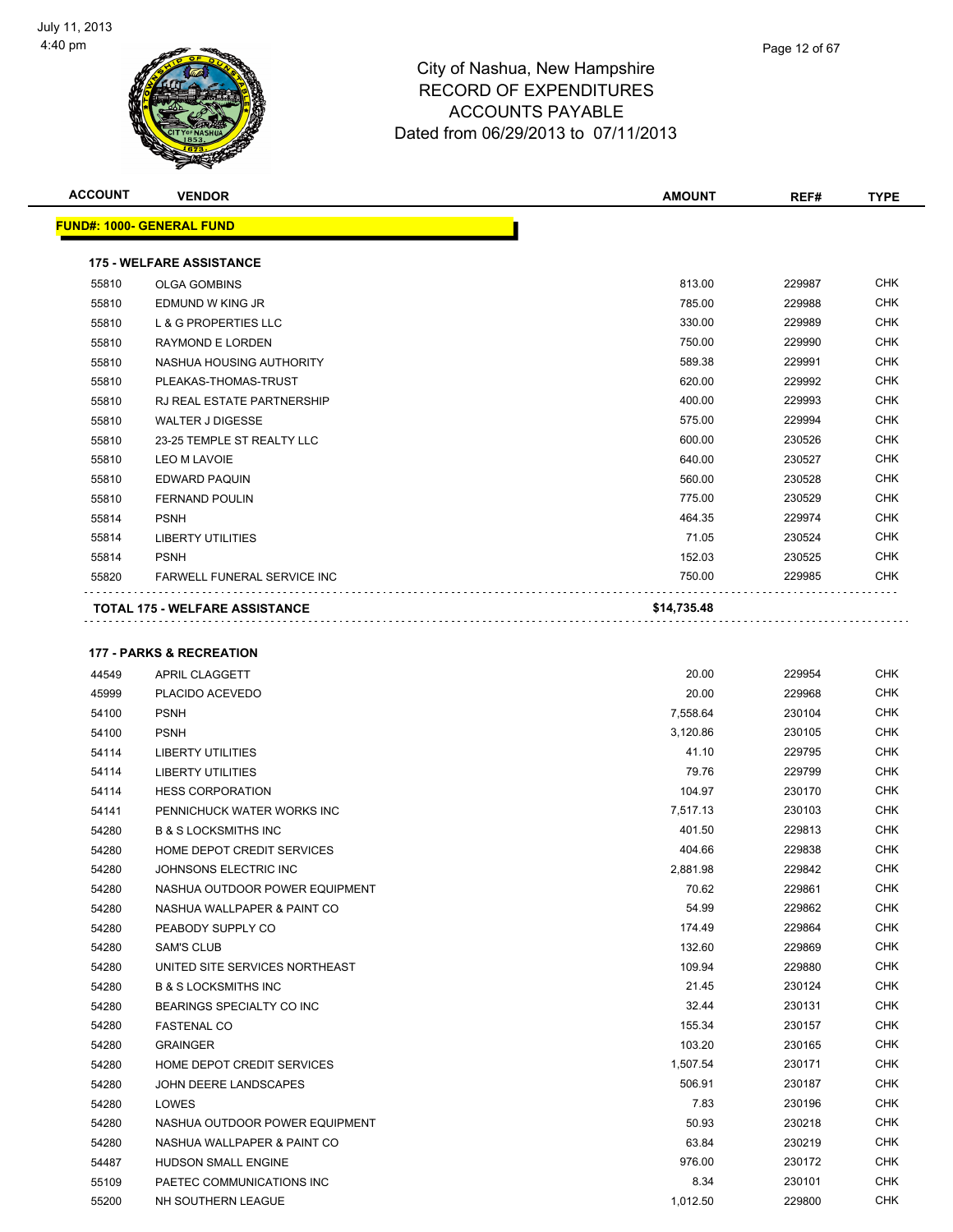# City of Nashua, New Hampshire
## RECORD OF EXPENDITURES
## ACCOUNTS PAYABLE
## Dated from 06/29/2013 to 07/11/2013

| ACCOUNT | VENDOR | AMOUNT | REF# | TYPE |
|---|---|---|---|---|
| **FUND#: 1000- GENERAL FUND** | | | | |
| **175 - WELFARE ASSISTANCE** | | | | |
| 55810 | OLGA GOMBINS | 813.00 | 229987 | CHK |
| 55810 | EDMUND W KING JR | 785.00 | 229988 | CHK |
| 55810 | L & G PROPERTIES LLC | 330.00 | 229989 | CHK |
| 55810 | RAYMOND E LORDEN | 750.00 | 229990 | CHK |
| 55810 | NASHUA HOUSING AUTHORITY | 589.38 | 229991 | CHK |
| 55810 | PLEAKAS-THOMAS-TRUST | 620.00 | 229992 | CHK |
| 55810 | RJ REAL ESTATE PARTNERSHIP | 400.00 | 229993 | CHK |
| 55810 | WALTER J DIGESSE | 575.00 | 229994 | CHK |
| 55810 | 23-25 TEMPLE ST REALTY LLC | 600.00 | 230526 | CHK |
| 55810 | LEO M LAVOIE | 640.00 | 230527 | CHK |
| 55810 | EDWARD PAQUIN | 560.00 | 230528 | CHK |
| 55810 | FERNAND POULIN | 775.00 | 230529 | CHK |
| 55814 | PSNH | 464.35 | 229974 | CHK |
| 55814 | LIBERTY UTILITIES | 71.05 | 230524 | CHK |
| 55814 | PSNH | 152.03 | 230525 | CHK |
| 55820 | FARWELL FUNERAL SERVICE INC | 750.00 | 229985 | CHK |
| **TOTAL 175 - WELFARE ASSISTANCE** | | **$14,735.48** | | |
| **177 - PARKS & RECREATION** | | | | |
| 44549 | APRIL CLAGGETT | 20.00 | 229954 | CHK |
| 45999 | PLACIDO ACEVEDO | 20.00 | 229968 | CHK |
| 54100 | PSNH | 7,558.64 | 230104 | CHK |
| 54100 | PSNH | 3,120.86 | 230105 | CHK |
| 54114 | LIBERTY UTILITIES | 41.10 | 229795 | CHK |
| 54114 | LIBERTY UTILITIES | 79.76 | 229799 | CHK |
| 54114 | HESS CORPORATION | 104.97 | 230170 | CHK |
| 54141 | PENNICHUCK WATER WORKS INC | 7,517.13 | 230103 | CHK |
| 54280 | B & S LOCKSMITHS INC | 401.50 | 229813 | CHK |
| 54280 | HOME DEPOT CREDIT SERVICES | 404.66 | 229838 | CHK |
| 54280 | JOHNSONS ELECTRIC INC | 2,881.98 | 229842 | CHK |
| 54280 | NASHUA OUTDOOR POWER EQUIPMENT | 70.62 | 229861 | CHK |
| 54280 | NASHUA WALLPAPER & PAINT CO | 54.99 | 229862 | CHK |
| 54280 | PEABODY SUPPLY CO | 174.49 | 229864 | CHK |
| 54280 | SAM'S CLUB | 132.60 | 229869 | CHK |
| 54280 | UNITED SITE SERVICES NORTHEAST | 109.94 | 229880 | CHK |
| 54280 | B & S LOCKSMITHS INC | 21.45 | 230124 | CHK |
| 54280 | BEARINGS SPECIALTY CO INC | 32.44 | 230131 | CHK |
| 54280 | FASTENAL CO | 155.34 | 230157 | CHK |
| 54280 | GRAINGER | 103.20 | 230165 | CHK |
| 54280 | HOME DEPOT CREDIT SERVICES | 1,507.54 | 230171 | CHK |
| 54280 | JOHN DEERE LANDSCAPES | 506.91 | 230187 | CHK |
| 54280 | LOWES | 7.83 | 230196 | CHK |
| 54280 | NASHUA OUTDOOR POWER EQUIPMENT | 50.93 | 230218 | CHK |
| 54280 | NASHUA WALLPAPER & PAINT CO | 63.84 | 230219 | CHK |
| 54487 | HUDSON SMALL ENGINE | 976.00 | 230172 | CHK |
| 55109 | PAETEC COMMUNICATIONS INC | 8.34 | 230101 | CHK |
| 55200 | NH SOUTHERN LEAGUE | 1,012.50 | 229800 | CHK |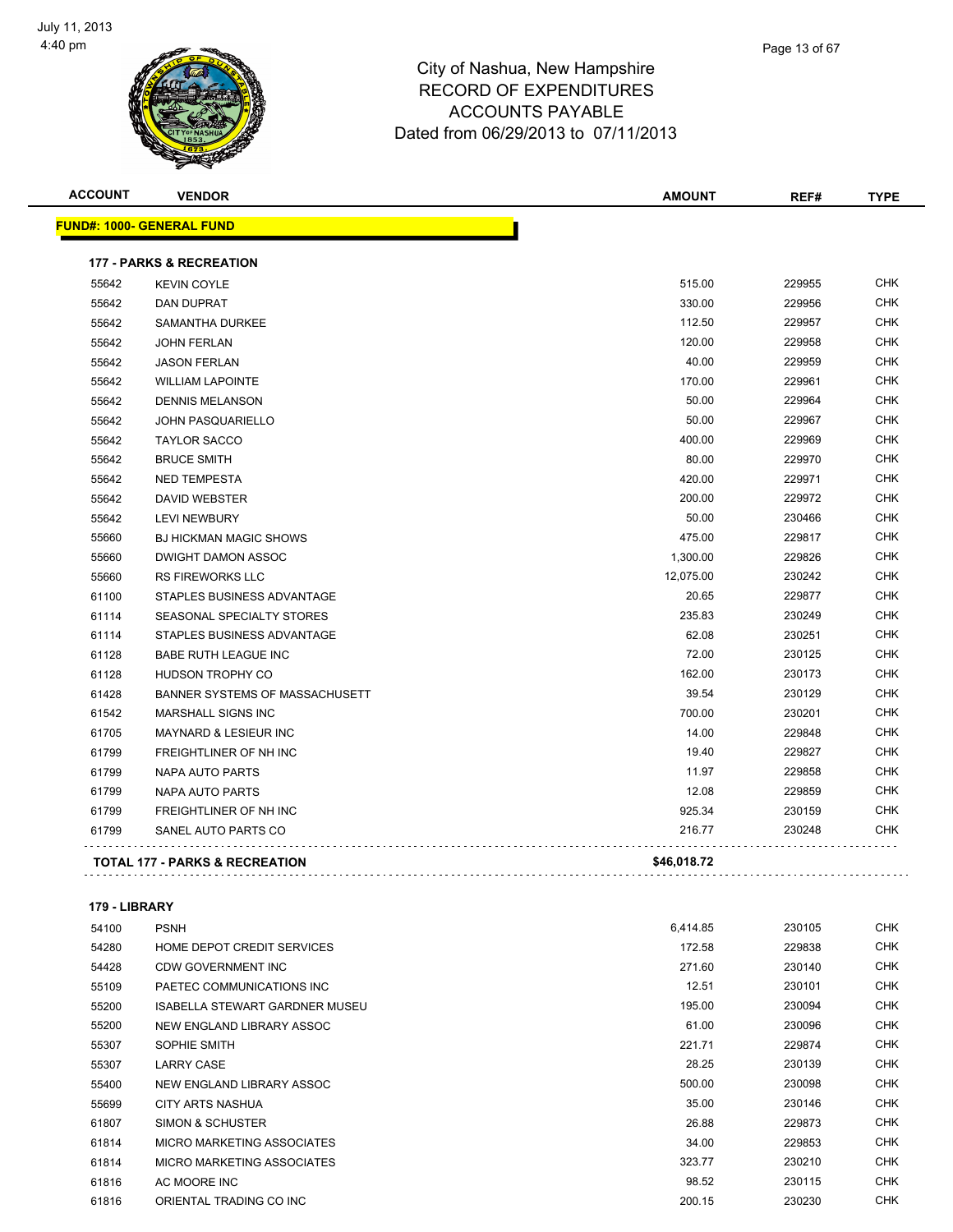# City of Nashua, New Hampshire
## RECORD OF EXPENDITURES
## ACCOUNTS PAYABLE
## Dated from 06/29/2013 to 07/11/2013

| ACCOUNT | VENDOR | AMOUNT | REF# | TYPE |
|---|---|---|---|---|
| **FUND#: 1000- GENERAL FUND** | | | | |
| **177 - PARKS & RECREATION** | | | | |
| 55642 | KEVIN COYLE | 515.00 | 229955 | CHK |
| 55642 | DAN DUPRAT | 330.00 | 229956 | CHK |
| 55642 | SAMANTHA DURKEE | 112.50 | 229957 | CHK |
| 55642 | JOHN FERLAN | 120.00 | 229958 | CHK |
| 55642 | JASON FERLAN | 40.00 | 229959 | CHK |
| 55642 | WILLIAM LAPOINTE | 170.00 | 229961 | CHK |
| 55642 | DENNIS MELANSON | 50.00 | 229964 | CHK |
| 55642 | JOHN PASQUARIELLO | 50.00 | 229967 | CHK |
| 55642 | TAYLOR SACCO | 400.00 | 229969 | CHK |
| 55642 | BRUCE SMITH | 80.00 | 229970 | CHK |
| 55642 | NED TEMPESTA | 420.00 | 229971 | CHK |
| 55642 | DAVID WEBSTER | 200.00 | 229972 | CHK |
| 55642 | LEVI NEWBURY | 50.00 | 230466 | CHK |
| 55660 | BJ HICKMAN MAGIC SHOWS | 475.00 | 229817 | CHK |
| 55660 | DWIGHT DAMON ASSOC | 1,300.00 | 229826 | CHK |
| 55660 | RS FIREWORKS LLC | 12,075.00 | 230242 | CHK |
| 61100 | STAPLES BUSINESS ADVANTAGE | 20.65 | 229877 | CHK |
| 61114 | SEASONAL SPECIALTY STORES | 235.83 | 230249 | CHK |
| 61114 | STAPLES BUSINESS ADVANTAGE | 62.08 | 230251 | CHK |
| 61128 | BABE RUTH LEAGUE INC | 72.00 | 230125 | CHK |
| 61128 | HUDSON TROPHY CO | 162.00 | 230173 | CHK |
| 61428 | BANNER SYSTEMS OF MASSACHUSETT | 39.54 | 230129 | CHK |
| 61542 | MARSHALL SIGNS INC | 700.00 | 230201 | CHK |
| 61705 | MAYNARD & LESIEUR INC | 14.00 | 229848 | CHK |
| 61799 | FREIGHTLINER OF NH INC | 19.40 | 229827 | CHK |
| 61799 | NAPA AUTO PARTS | 11.97 | 229858 | CHK |
| 61799 | NAPA AUTO PARTS | 12.08 | 229859 | CHK |
| 61799 | FREIGHTLINER OF NH INC | 925.34 | 230159 | CHK |
| 61799 | SANEL AUTO PARTS CO | 216.77 | 230248 | CHK |
| **TOTAL 177 - PARKS & RECREATION** | | **$46,018.72** | | |
| **179 - LIBRARY** | | | | |
| 54100 | PSNH | 6,414.85 | 230105 | CHK |
| 54280 | HOME DEPOT CREDIT SERVICES | 172.58 | 229838 | CHK |
| 54428 | CDW GOVERNMENT INC | 271.60 | 230140 | CHK |
| 55109 | PAETEC COMMUNICATIONS INC | 12.51 | 230101 | CHK |
| 55200 | ISABELLA STEWART GARDNER MUSEU | 195.00 | 230094 | CHK |
| 55200 | NEW ENGLAND LIBRARY ASSOC | 61.00 | 230096 | CHK |
| 55307 | SOPHIE SMITH | 221.71 | 229874 | CHK |
| 55307 | LARRY CASE | 28.25 | 230139 | CHK |
| 55400 | NEW ENGLAND LIBRARY ASSOC | 500.00 | 230098 | CHK |
| 55699 | CITY ARTS NASHUA | 35.00 | 230146 | CHK |
| 61807 | SIMON & SCHUSTER | 26.88 | 229873 | CHK |
| 61814 | MICRO MARKETING ASSOCIATES | 34.00 | 229853 | CHK |
| 61814 | MICRO MARKETING ASSOCIATES | 323.77 | 230210 | CHK |
| 61816 | AC MOORE INC | 98.52 | 230115 | CHK |
| 61816 | ORIENTAL TRADING CO INC | 200.15 | 230230 | CHK |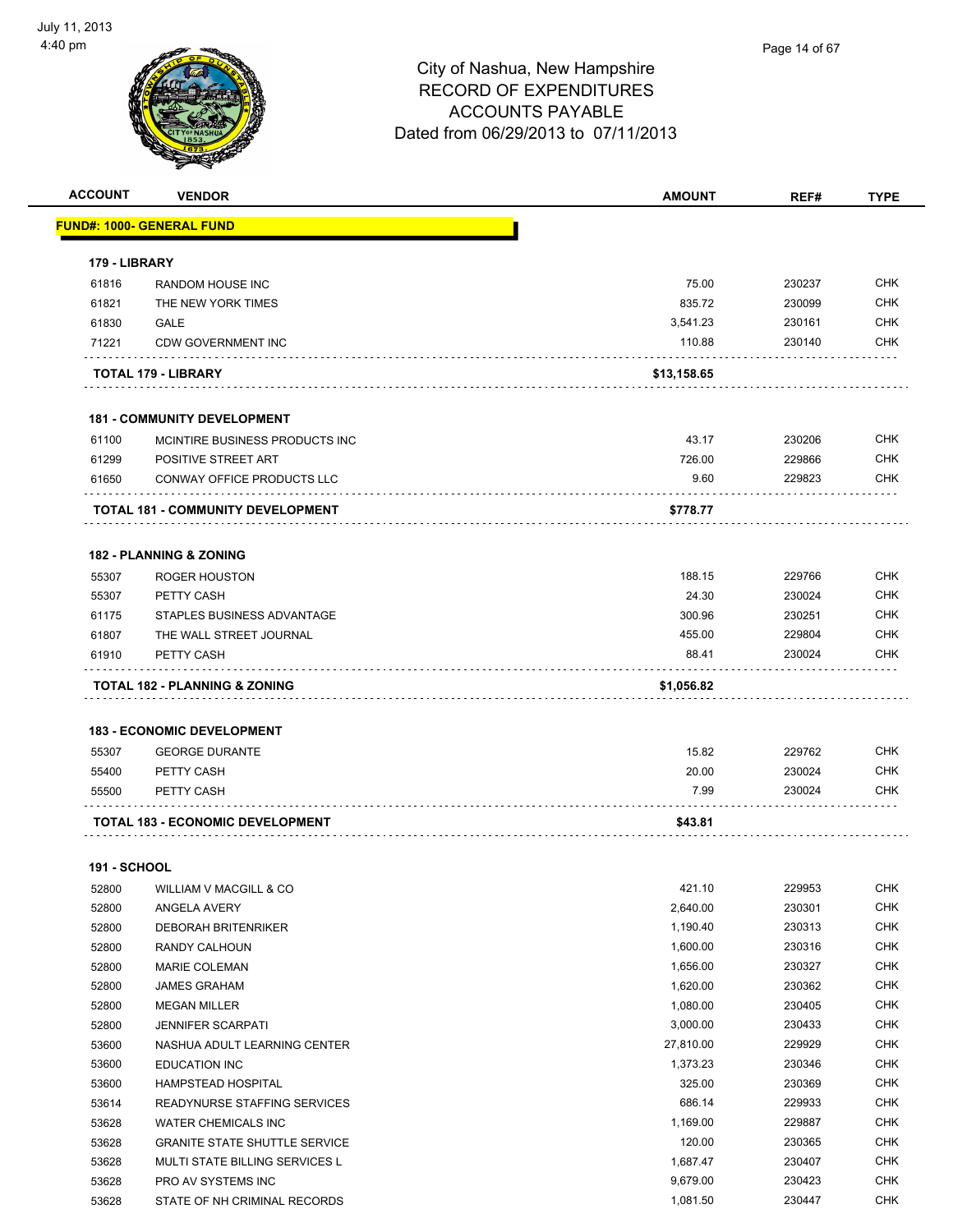City of Nashua, New Hampshire
RECORD OF EXPENDITURES
ACCOUNTS PAYABLE
Dated from 06/29/2013 to 07/11/2013

| ACCOUNT | VENDOR | AMOUNT | REF# | TYPE |
|---|---|---|---|---|
| **FUND#: 1000- GENERAL FUND** | | | | |
| **179 - LIBRARY** | | | | |
| 61816 | RANDOM HOUSE INC | 75.00 | 230237 | CHK |
| 61821 | THE NEW YORK TIMES | 835.72 | 230099 | CHK |
| 61830 | GALE | 3,541.23 | 230161 | CHK |
| 71221 | CDW GOVERNMENT INC | 110.88 | 230140 | CHK |
| **TOTAL 179 - LIBRARY** | | **$13,158.65** | | |
| **181 - COMMUNITY DEVELOPMENT** | | | | |
| 61100 | MCINTIRE BUSINESS PRODUCTS INC | 43.17 | 230206 | CHK |
| 61299 | POSITIVE STREET ART | 726.00 | 229866 | CHK |
| 61650 | CONWAY OFFICE PRODUCTS LLC | 9.60 | 229823 | CHK |
| **TOTAL 181 - COMMUNITY DEVELOPMENT** | | **$778.77** | | |
| **182 - PLANNING & ZONING** | | | | |
| 55307 | ROGER HOUSTON | 188.15 | 229766 | CHK |
| 55307 | PETTY CASH | 24.30 | 230024 | CHK |
| 61175 | STAPLES BUSINESS ADVANTAGE | 300.96 | 230251 | CHK |
| 61807 | THE WALL STREET JOURNAL | 455.00 | 229804 | CHK |
| 61910 | PETTY CASH | 88.41 | 230024 | CHK |
| **TOTAL 182 - PLANNING & ZONING** | | **$1,056.82** | | |
| **183 - ECONOMIC DEVELOPMENT** | | | | |
| 55307 | GEORGE DURANTE | 15.82 | 229762 | CHK |
| 55400 | PETTY CASH | 20.00 | 230024 | CHK |
| 55500 | PETTY CASH | 7.99 | 230024 | CHK |
| **TOTAL 183 - ECONOMIC DEVELOPMENT** | | **$43.81** | | |
| **191 - SCHOOL** | | | | |
| 52800 | WILLIAM V MACGILL & CO | 421.10 | 229953 | CHK |
| 52800 | ANGELA AVERY | 2,640.00 | 230301 | CHK |
| 52800 | DEBORAH BRITENRIKER | 1,190.40 | 230313 | CHK |
| 52800 | RANDY CALHOUN | 1,600.00 | 230316 | CHK |
| 52800 | MARIE COLEMAN | 1,656.00 | 230327 | CHK |
| 52800 | JAMES GRAHAM | 1,620.00 | 230362 | CHK |
| 52800 | MEGAN MILLER | 1,080.00 | 230405 | CHK |
| 52800 | JENNIFER SCARPATI | 3,000.00 | 230433 | CHK |
| 53600 | NASHUA ADULT LEARNING CENTER | 27,810.00 | 229929 | CHK |
| 53600 | EDUCATION INC | 1,373.23 | 230346 | CHK |
| 53600 | HAMPSTEAD HOSPITAL | 325.00 | 230369 | CHK |
| 53614 | READYNURSE STAFFING SERVICES | 686.14 | 229933 | CHK |
| 53628 | WATER CHEMICALS INC | 1,169.00 | 229887 | CHK |
| 53628 | GRANITE STATE SHUTTLE SERVICE | 120.00 | 230365 | CHK |
| 53628 | MULTI STATE BILLING SERVICES L | 1,687.47 | 230407 | CHK |
| 53628 | PRO AV SYSTEMS INC | 9,679.00 | 230423 | CHK |
| 53628 | STATE OF NH CRIMINAL RECORDS | 1,081.50 | 230447 | CHK |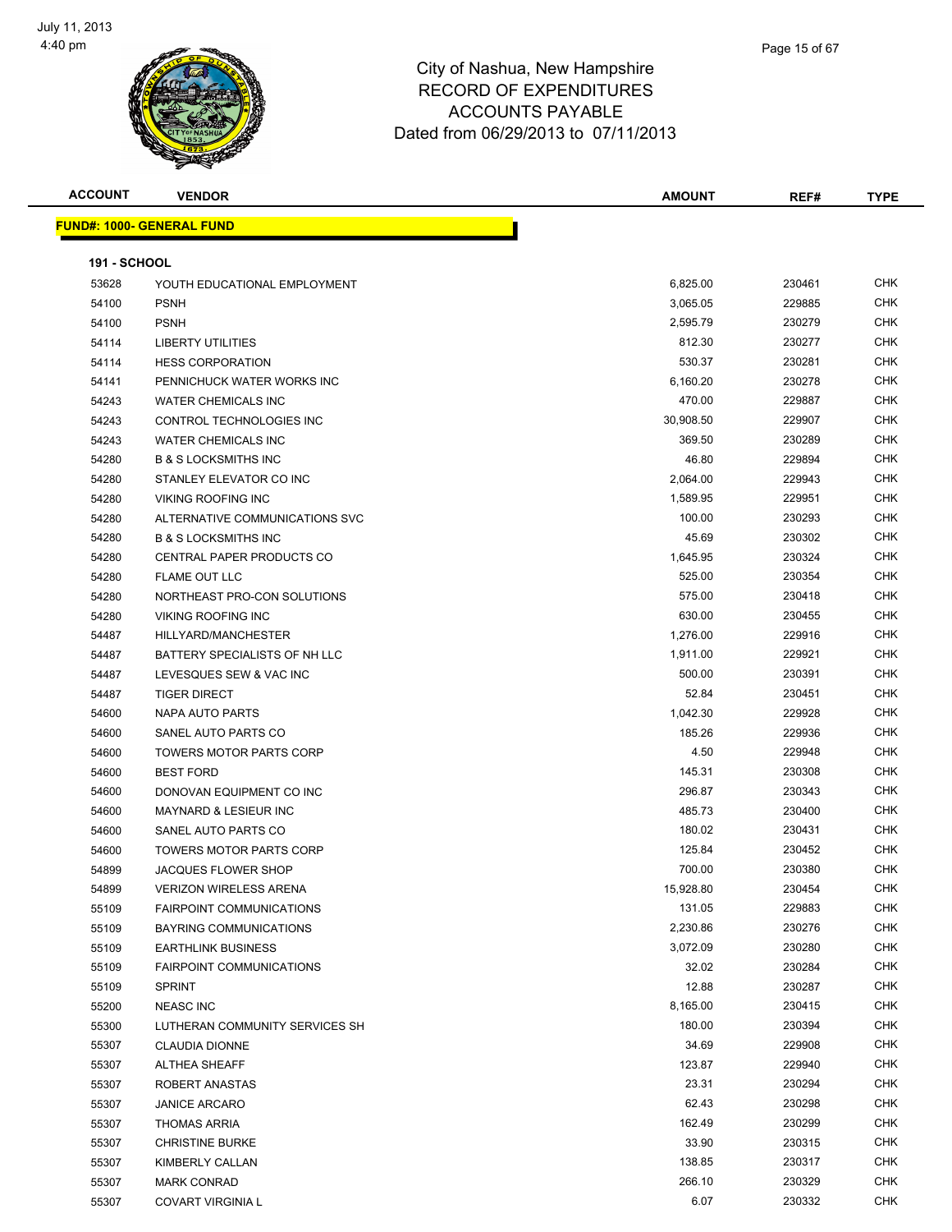# City of Nashua, New Hampshire
## RECORD OF EXPENDITURES
## ACCOUNTS PAYABLE
## Dated from 06/29/2013 to 07/11/2013

| ACCOUNT | VENDOR | AMOUNT | REF# | TYPE |
|---|---|---|---|---|

**FUND#: 1000- GENERAL FUND**

**191 - SCHOOL**

| ACCOUNT | VENDOR | AMOUNT | REF# | TYPE |
|---|---|---|---|---|
| 53628 | YOUTH EDUCATIONAL EMPLOYMENT | 6,825.00 | 230461 | CHK |
| 54100 | PSNH | 3,065.05 | 229885 | CHK |
| 54100 | PSNH | 2,595.79 | 230279 | CHK |
| 54114 | LIBERTY UTILITIES | 812.30 | 230277 | CHK |
| 54114 | HESS CORPORATION | 530.37 | 230281 | CHK |
| 54141 | PENNICHUCK WATER WORKS INC | 6,160.20 | 230278 | CHK |
| 54243 | WATER CHEMICALS INC | 470.00 | 229887 | CHK |
| 54243 | CONTROL TECHNOLOGIES INC | 30,908.50 | 229907 | CHK |
| 54243 | WATER CHEMICALS INC | 369.50 | 230289 | CHK |
| 54280 | B & S LOCKSMITHS INC | 46.80 | 229894 | CHK |
| 54280 | STANLEY ELEVATOR CO INC | 2,064.00 | 229943 | CHK |
| 54280 | VIKING ROOFING INC | 1,589.95 | 229951 | CHK |
| 54280 | ALTERNATIVE COMMUNICATIONS SVC | 100.00 | 230293 | CHK |
| 54280 | B & S LOCKSMITHS INC | 45.69 | 230302 | CHK |
| 54280 | CENTRAL PAPER PRODUCTS CO | 1,645.95 | 230324 | CHK |
| 54280 | FLAME OUT LLC | 525.00 | 230354 | CHK |
| 54280 | NORTHEAST PRO-CON SOLUTIONS | 575.00 | 230418 | CHK |
| 54280 | VIKING ROOFING INC | 630.00 | 230455 | CHK |
| 54487 | HILLYARD/MANCHESTER | 1,276.00 | 229916 | CHK |
| 54487 | BATTERY SPECIALISTS OF NH LLC | 1,911.00 | 229921 | CHK |
| 54487 | LEVESQUES SEW & VAC INC | 500.00 | 230391 | CHK |
| 54487 | TIGER DIRECT | 52.84 | 230451 | CHK |
| 54600 | NAPA AUTO PARTS | 1,042.30 | 229928 | CHK |
| 54600 | SANEL AUTO PARTS CO | 185.26 | 229936 | CHK |
| 54600 | TOWERS MOTOR PARTS CORP | 4.50 | 229948 | CHK |
| 54600 | BEST FORD | 145.31 | 230308 | CHK |
| 54600 | DONOVAN EQUIPMENT CO INC | 296.87 | 230343 | CHK |
| 54600 | MAYNARD & LESIEUR INC | 485.73 | 230400 | CHK |
| 54600 | SANEL AUTO PARTS CO | 180.02 | 230431 | CHK |
| 54600 | TOWERS MOTOR PARTS CORP | 125.84 | 230452 | CHK |
| 54899 | JACQUES FLOWER SHOP | 700.00 | 230380 | CHK |
| 54899 | VERIZON WIRELESS ARENA | 15,928.80 | 230454 | CHK |
| 55109 | FAIRPOINT COMMUNICATIONS | 131.05 | 229883 | CHK |
| 55109 | BAYRING COMMUNICATIONS | 2,230.86 | 230276 | CHK |
| 55109 | EARTHLINK BUSINESS | 3,072.09 | 230280 | CHK |
| 55109 | FAIRPOINT COMMUNICATIONS | 32.02 | 230284 | CHK |
| 55109 | SPRINT | 12.88 | 230287 | CHK |
| 55200 | NEASC INC | 8,165.00 | 230415 | CHK |
| 55300 | LUTHERAN COMMUNITY SERVICES SH | 180.00 | 230394 | CHK |
| 55307 | CLAUDIA DIONNE | 34.69 | 229908 | CHK |
| 55307 | ALTHEA SHEAFF | 123.87 | 229940 | CHK |
| 55307 | ROBERT ANASTAS | 23.31 | 230294 | CHK |
| 55307 | JANICE ARCARO | 62.43 | 230298 | CHK |
| 55307 | THOMAS ARRIA | 162.49 | 230299 | CHK |
| 55307 | CHRISTINE BURKE | 33.90 | 230315 | CHK |
| 55307 | KIMBERLY CALLAN | 138.85 | 230317 | CHK |
| 55307 | MARK CONRAD | 266.10 | 230329 | CHK |
| 55307 | COVART VIRGINIA L | 6.07 | 230332 | CHK |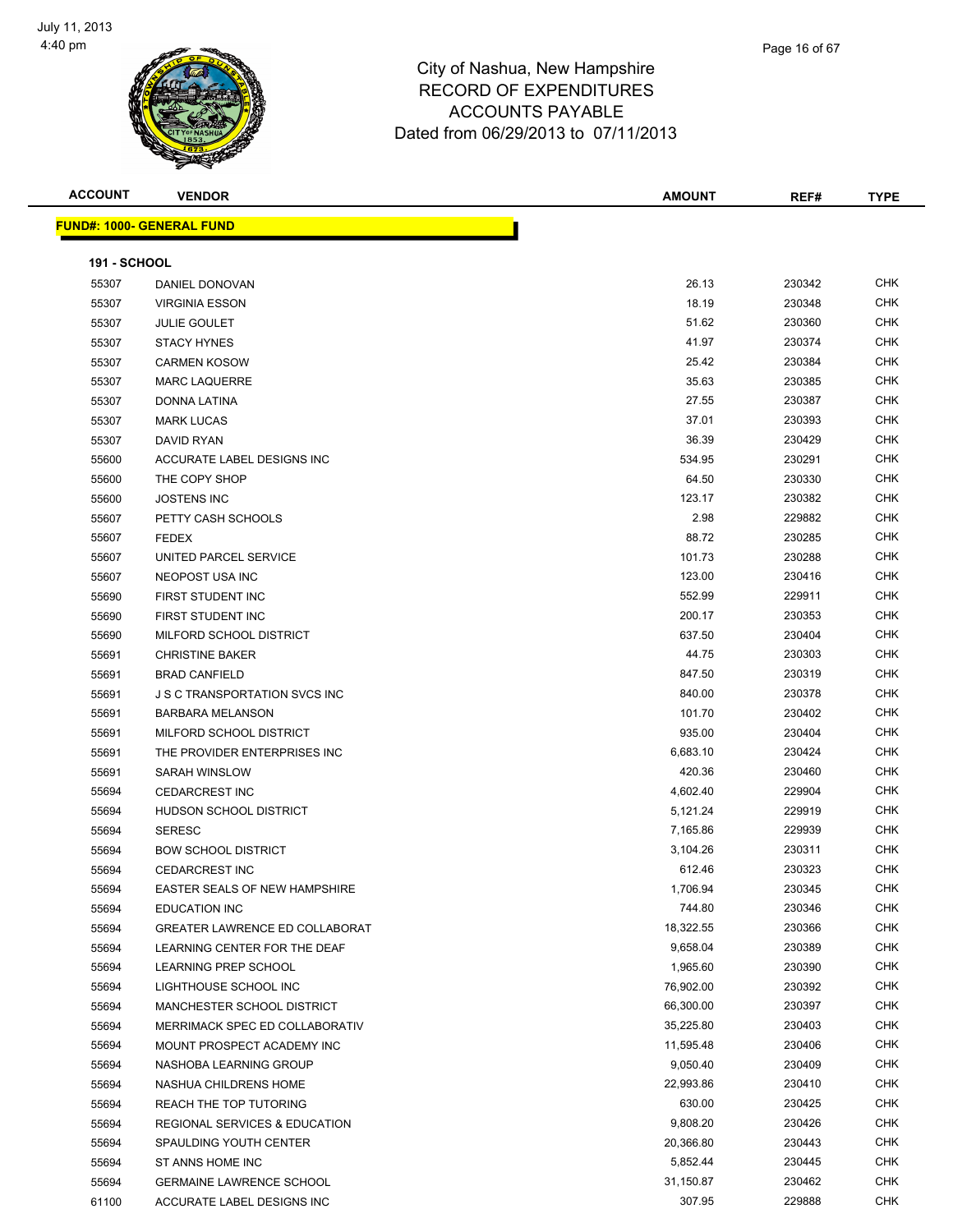# City of Nashua, New Hampshire
## RECORD OF EXPENDITURES
## ACCOUNTS PAYABLE
### Dated from 06/29/2013 to 07/11/2013

**FUND#: 1000- GENERAL FUND**

**191 - SCHOOL**

| ACCOUNT | VENDOR | AMOUNT | REF# | TYPE |
|---|---|---|---|---|
| 55307 | DANIEL DONOVAN | 26.13 | 230342 | CHK |
| 55307 | VIRGINIA ESSON | 18.19 | 230348 | CHK |
| 55307 | JULIE GOULET | 51.62 | 230360 | CHK |
| 55307 | STACY HYNES | 41.97 | 230374 | CHK |
| 55307 | CARMEN KOSOW | 25.42 | 230384 | CHK |
| 55307 | MARC LAQUERRE | 35.63 | 230385 | CHK |
| 55307 | DONNA LATINA | 27.55 | 230387 | CHK |
| 55307 | MARK LUCAS | 37.01 | 230393 | CHK |
| 55307 | DAVID RYAN | 36.39 | 230429 | CHK |
| 55600 | ACCURATE LABEL DESIGNS INC | 534.95 | 230291 | CHK |
| 55600 | THE COPY SHOP | 64.50 | 230330 | CHK |
| 55600 | JOSTENS INC | 123.17 | 230382 | CHK |
| 55607 | PETTY CASH SCHOOLS | 2.98 | 229882 | CHK |
| 55607 | FEDEX | 88.72 | 230285 | CHK |
| 55607 | UNITED PARCEL SERVICE | 101.73 | 230288 | CHK |
| 55607 | NEOPOST USA INC | 123.00 | 230416 | CHK |
| 55690 | FIRST STUDENT INC | 552.99 | 229911 | CHK |
| 55690 | FIRST STUDENT INC | 200.17 | 230353 | CHK |
| 55690 | MILFORD SCHOOL DISTRICT | 637.50 | 230404 | CHK |
| 55691 | CHRISTINE BAKER | 44.75 | 230303 | CHK |
| 55691 | BRAD CANFIELD | 847.50 | 230319 | CHK |
| 55691 | J S C TRANSPORTATION SVCS INC | 840.00 | 230378 | CHK |
| 55691 | BARBARA MELANSON | 101.70 | 230402 | CHK |
| 55691 | MILFORD SCHOOL DISTRICT | 935.00 | 230404 | CHK |
| 55691 | THE PROVIDER ENTERPRISES INC | 6,683.10 | 230424 | CHK |
| 55691 | SARAH WINSLOW | 420.36 | 230460 | CHK |
| 55694 | CEDARCREST INC | 4,602.40 | 229904 | CHK |
| 55694 | HUDSON SCHOOL DISTRICT | 5,121.24 | 229919 | CHK |
| 55694 | SERESC | 7,165.86 | 229939 | CHK |
| 55694 | BOW SCHOOL DISTRICT | 3,104.26 | 230311 | CHK |
| 55694 | CEDARCREST INC | 612.46 | 230323 | CHK |
| 55694 | EASTER SEALS OF NEW HAMPSHIRE | 1,706.94 | 230345 | CHK |
| 55694 | EDUCATION INC | 744.80 | 230346 | CHK |
| 55694 | GREATER LAWRENCE ED COLLABORAT | 18,322.55 | 230366 | CHK |
| 55694 | LEARNING CENTER FOR THE DEAF | 9,658.04 | 230389 | CHK |
| 55694 | LEARNING PREP SCHOOL | 1,965.60 | 230390 | CHK |
| 55694 | LIGHTHOUSE SCHOOL INC | 76,902.00 | 230392 | CHK |
| 55694 | MANCHESTER SCHOOL DISTRICT | 66,300.00 | 230397 | CHK |
| 55694 | MERRIMACK SPEC ED COLLABORATIV | 35,225.80 | 230403 | CHK |
| 55694 | MOUNT PROSPECT ACADEMY INC | 11,595.48 | 230406 | CHK |
| 55694 | NASHOBA LEARNING GROUP | 9,050.40 | 230409 | CHK |
| 55694 | NASHUA CHILDRENS HOME | 22,993.86 | 230410 | CHK |
| 55694 | REACH THE TOP TUTORING | 630.00 | 230425 | CHK |
| 55694 | REGIONAL SERVICES & EDUCATION | 9,808.20 | 230426 | CHK |
| 55694 | SPAULDING YOUTH CENTER | 20,366.80 | 230443 | CHK |
| 55694 | ST ANNS HOME INC | 5,852.44 | 230445 | CHK |
| 55694 | GERMAINE LAWRENCE SCHOOL | 31,150.87 | 230462 | CHK |
| 61100 | ACCURATE LABEL DESIGNS INC | 307.95 | 229888 | CHK |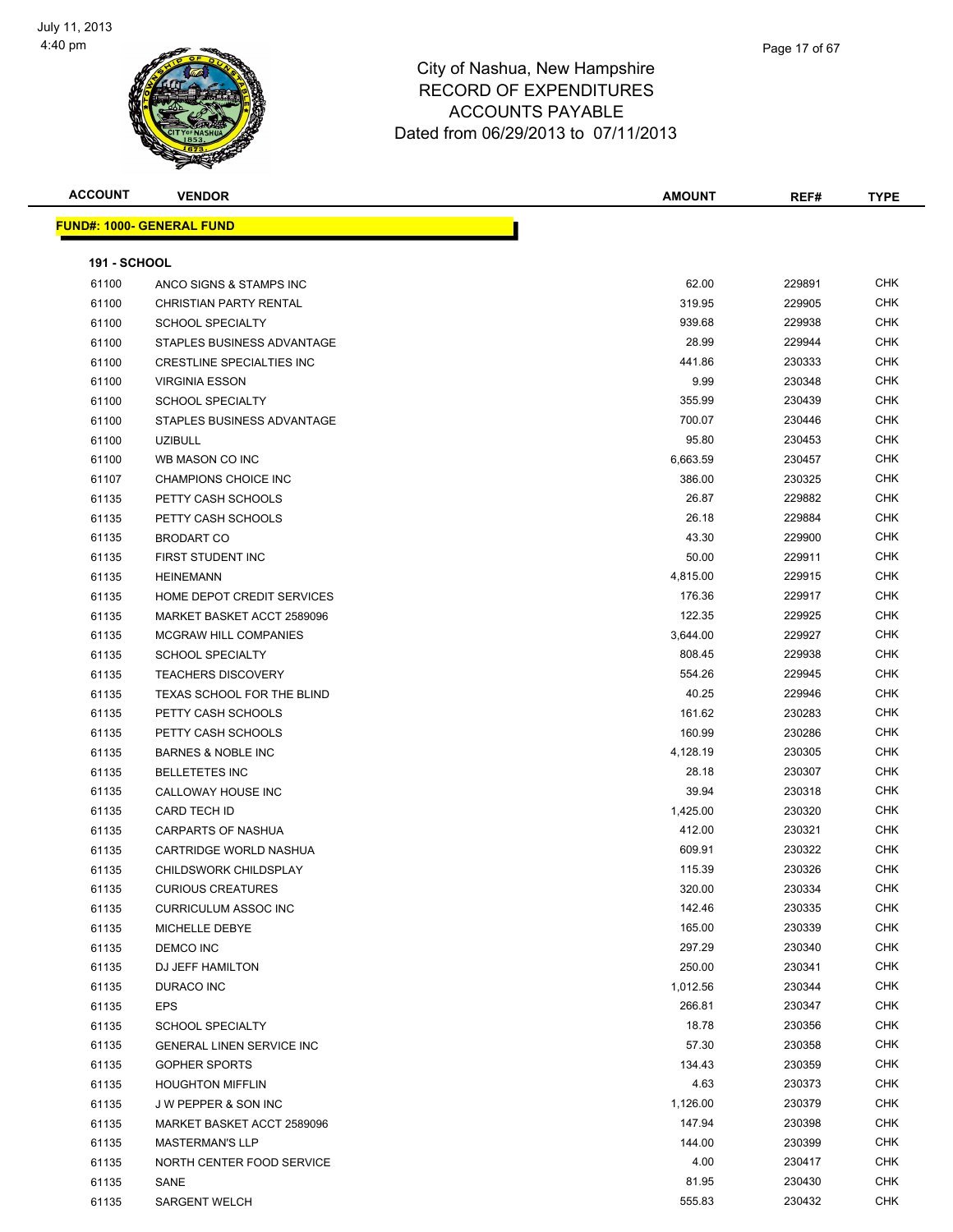# City of Nashua, New Hampshire
## RECORD OF EXPENDITURES
## ACCOUNTS PAYABLE
### Dated from 06/29/2013 to 07/11/2013

July 11, 2013
4:40 pm

**FUND#: 1000- GENERAL FUND**

**191 - SCHOOL**

| ACCOUNT | VENDOR | AMOUNT | REF# | TYPE |
|---|---|---|---|---|
| 61100 | ANCO SIGNS & STAMPS INC | 62.00 | 229891 | CHK |
| 61100 | CHRISTIAN PARTY RENTAL | 319.95 | 229905 | CHK |
| 61100 | SCHOOL SPECIALTY | 939.68 | 229938 | CHK |
| 61100 | STAPLES BUSINESS ADVANTAGE | 28.99 | 229944 | CHK |
| 61100 | CRESTLINE SPECIALTIES INC | 441.86 | 230333 | CHK |
| 61100 | VIRGINIA ESSON | 9.99 | 230348 | CHK |
| 61100 | SCHOOL SPECIALTY | 355.99 | 230439 | CHK |
| 61100 | STAPLES BUSINESS ADVANTAGE | 700.07 | 230446 | CHK |
| 61100 | UZIBULL | 95.80 | 230453 | CHK |
| 61100 | WB MASON CO INC | 6,663.59 | 230457 | CHK |
| 61107 | CHAMPIONS CHOICE INC | 386.00 | 230325 | CHK |
| 61135 | PETTY CASH SCHOOLS | 26.87 | 229882 | CHK |
| 61135 | PETTY CASH SCHOOLS | 26.18 | 229884 | CHK |
| 61135 | BRODART CO | 43.30 | 229900 | CHK |
| 61135 | FIRST STUDENT INC | 50.00 | 229911 | CHK |
| 61135 | HEINEMANN | 4,815.00 | 229915 | CHK |
| 61135 | HOME DEPOT CREDIT SERVICES | 176.36 | 229917 | CHK |
| 61135 | MARKET BASKET ACCT 2589096 | 122.35 | 229925 | CHK |
| 61135 | MCGRAW HILL COMPANIES | 3,644.00 | 229927 | CHK |
| 61135 | SCHOOL SPECIALTY | 808.45 | 229938 | CHK |
| 61135 | TEACHERS DISCOVERY | 554.26 | 229945 | CHK |
| 61135 | TEXAS SCHOOL FOR THE BLIND | 40.25 | 229946 | CHK |
| 61135 | PETTY CASH SCHOOLS | 161.62 | 230283 | CHK |
| 61135 | PETTY CASH SCHOOLS | 160.99 | 230286 | CHK |
| 61135 | BARNES & NOBLE INC | 4,128.19 | 230305 | CHK |
| 61135 | BELLETETES INC | 28.18 | 230307 | CHK |
| 61135 | CALLOWAY HOUSE INC | 39.94 | 230318 | CHK |
| 61135 | CARD TECH ID | 1,425.00 | 230320 | CHK |
| 61135 | CARPARTS OF NASHUA | 412.00 | 230321 | CHK |
| 61135 | CARTRIDGE WORLD NASHUA | 609.91 | 230322 | CHK |
| 61135 | CHILDSWORK CHILDSPLAY | 115.39 | 230326 | CHK |
| 61135 | CURIOUS CREATURES | 320.00 | 230334 | CHK |
| 61135 | CURRICULUM ASSOC INC | 142.46 | 230335 | CHK |
| 61135 | MICHELLE DEBYE | 165.00 | 230339 | CHK |
| 61135 | DEMCO INC | 297.29 | 230340 | CHK |
| 61135 | DJ JEFF HAMILTON | 250.00 | 230341 | CHK |
| 61135 | DURACO INC | 1,012.56 | 230344 | CHK |
| 61135 | EPS | 266.81 | 230347 | CHK |
| 61135 | SCHOOL SPECIALTY | 18.78 | 230356 | CHK |
| 61135 | GENERAL LINEN SERVICE INC | 57.30 | 230358 | CHK |
| 61135 | GOPHER SPORTS | 134.43 | 230359 | CHK |
| 61135 | HOUGHTON MIFFLIN | 4.63 | 230373 | CHK |
| 61135 | J W PEPPER & SON INC | 1,126.00 | 230379 | CHK |
| 61135 | MARKET BASKET ACCT 2589096 | 147.94 | 230398 | CHK |
| 61135 | MASTERMAN'S LLP | 144.00 | 230399 | CHK |
| 61135 | NORTH CENTER FOOD SERVICE | 4.00 | 230417 | CHK |
| 61135 | SANE | 81.95 | 230430 | CHK |
| 61135 | SARGENT WELCH | 555.83 | 230432 | CHK |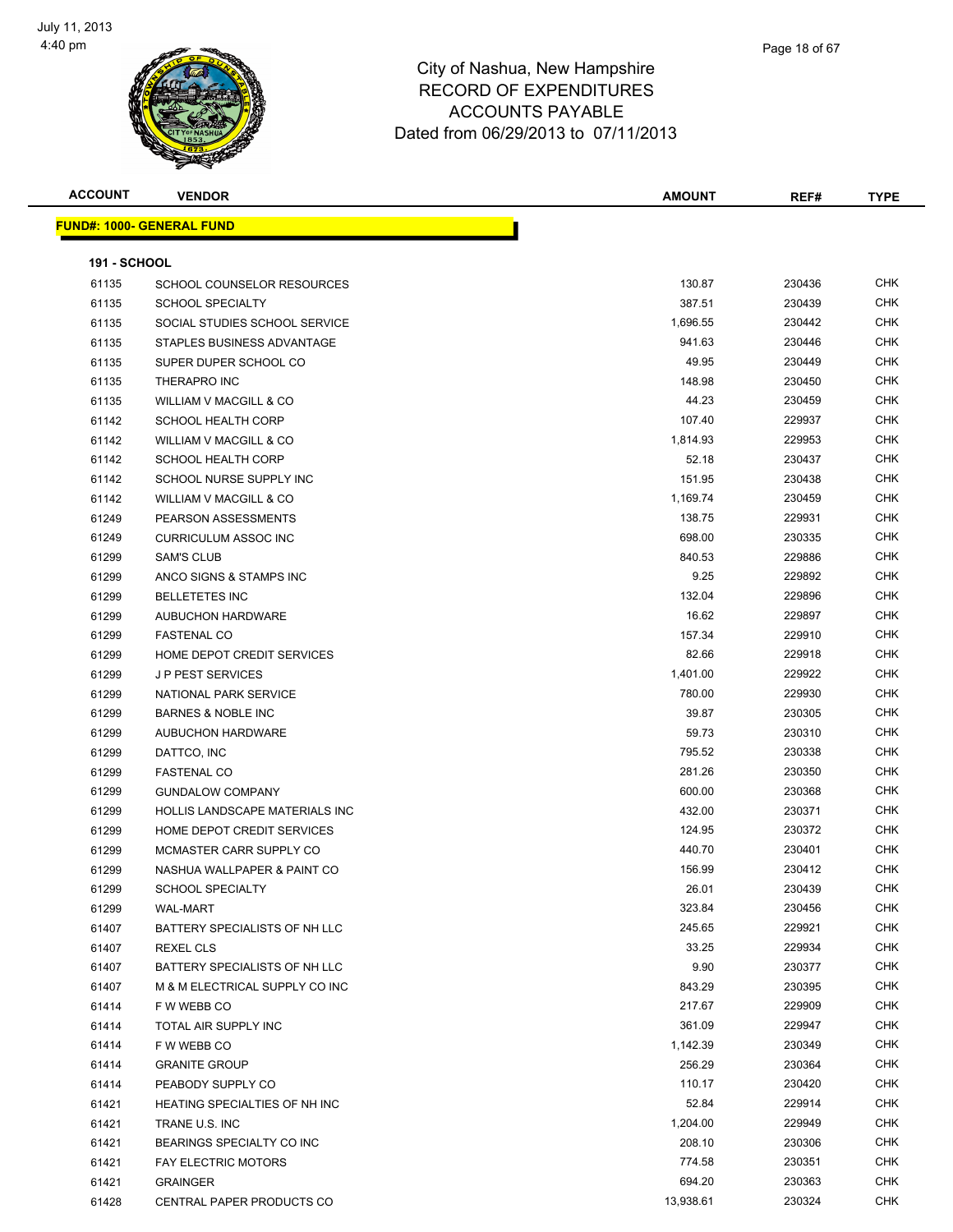City of Nashua, New Hampshire
RECORD OF EXPENDITURES
ACCOUNTS PAYABLE
Dated from 06/29/2013 to 07/11/2013

| ACCOUNT | VENDOR | AMOUNT | REF# | TYPE |
|---|---|---|---|---|

**FUND#: 1000- GENERAL FUND**

**191 - SCHOOL**

| ACCOUNT | VENDOR | AMOUNT | REF# | TYPE |
|---|---|---|---|---|
| 61135 | SCHOOL COUNSELOR RESOURCES | 130.87 | 230436 | CHK |
| 61135 | SCHOOL SPECIALTY | 387.51 | 230439 | CHK |
| 61135 | SOCIAL STUDIES SCHOOL SERVICE | 1,696.55 | 230442 | CHK |
| 61135 | STAPLES BUSINESS ADVANTAGE | 941.63 | 230446 | CHK |
| 61135 | SUPER DUPER SCHOOL CO | 49.95 | 230449 | CHK |
| 61135 | THERAPRO INC | 148.98 | 230450 | CHK |
| 61135 | WILLIAM V MACGILL & CO | 44.23 | 230459 | CHK |
| 61142 | SCHOOL HEALTH CORP | 107.40 | 229937 | CHK |
| 61142 | WILLIAM V MACGILL & CO | 1,814.93 | 229953 | CHK |
| 61142 | SCHOOL HEALTH CORP | 52.18 | 230437 | CHK |
| 61142 | SCHOOL NURSE SUPPLY INC | 151.95 | 230438 | CHK |
| 61142 | WILLIAM V MACGILL & CO | 1,169.74 | 230459 | CHK |
| 61249 | PEARSON ASSESSMENTS | 138.75 | 229931 | CHK |
| 61249 | CURRICULUM ASSOC INC | 698.00 | 230335 | CHK |
| 61299 | SAM'S CLUB | 840.53 | 229886 | CHK |
| 61299 | ANCO SIGNS & STAMPS INC | 9.25 | 229892 | CHK |
| 61299 | BELLETETES INC | 132.04 | 229896 | CHK |
| 61299 | AUBUCHON HARDWARE | 16.62 | 229897 | CHK |
| 61299 | FASTENAL CO | 157.34 | 229910 | CHK |
| 61299 | HOME DEPOT CREDIT SERVICES | 82.66 | 229918 | CHK |
| 61299 | J P PEST SERVICES | 1,401.00 | 229922 | CHK |
| 61299 | NATIONAL PARK SERVICE | 780.00 | 229930 | CHK |
| 61299 | BARNES & NOBLE INC | 39.87 | 230305 | CHK |
| 61299 | AUBUCHON HARDWARE | 59.73 | 230310 | CHK |
| 61299 | DATTCO, INC | 795.52 | 230338 | CHK |
| 61299 | FASTENAL CO | 281.26 | 230350 | CHK |
| 61299 | GUNDALOW COMPANY | 600.00 | 230368 | CHK |
| 61299 | HOLLIS LANDSCAPE MATERIALS INC | 432.00 | 230371 | CHK |
| 61299 | HOME DEPOT CREDIT SERVICES | 124.95 | 230372 | CHK |
| 61299 | MCMASTER CARR SUPPLY CO | 440.70 | 230401 | CHK |
| 61299 | NASHUA WALLPAPER & PAINT CO | 156.99 | 230412 | CHK |
| 61299 | SCHOOL SPECIALTY | 26.01 | 230439 | CHK |
| 61299 | WAL-MART | 323.84 | 230456 | CHK |
| 61407 | BATTERY SPECIALISTS OF NH LLC | 245.65 | 229921 | CHK |
| 61407 | REXEL CLS | 33.25 | 229934 | CHK |
| 61407 | BATTERY SPECIALISTS OF NH LLC | 9.90 | 230377 | CHK |
| 61407 | M & M ELECTRICAL SUPPLY CO INC | 843.29 | 230395 | CHK |
| 61414 | F W WEBB CO | 217.67 | 229909 | CHK |
| 61414 | TOTAL AIR SUPPLY INC | 361.09 | 229947 | CHK |
| 61414 | F W WEBB CO | 1,142.39 | 230349 | CHK |
| 61414 | GRANITE GROUP | 256.29 | 230364 | CHK |
| 61414 | PEABODY SUPPLY CO | 110.17 | 230420 | CHK |
| 61421 | HEATING SPECIALTIES OF NH INC | 52.84 | 229914 | CHK |
| 61421 | TRANE U.S. INC | 1,204.00 | 229949 | CHK |
| 61421 | BEARINGS SPECIALTY CO INC | 208.10 | 230306 | CHK |
| 61421 | FAY ELECTRIC MOTORS | 774.58 | 230351 | CHK |
| 61421 | GRAINGER | 694.20 | 230363 | CHK |
| 61428 | CENTRAL PAPER PRODUCTS CO | 13,938.61 | 230324 | CHK |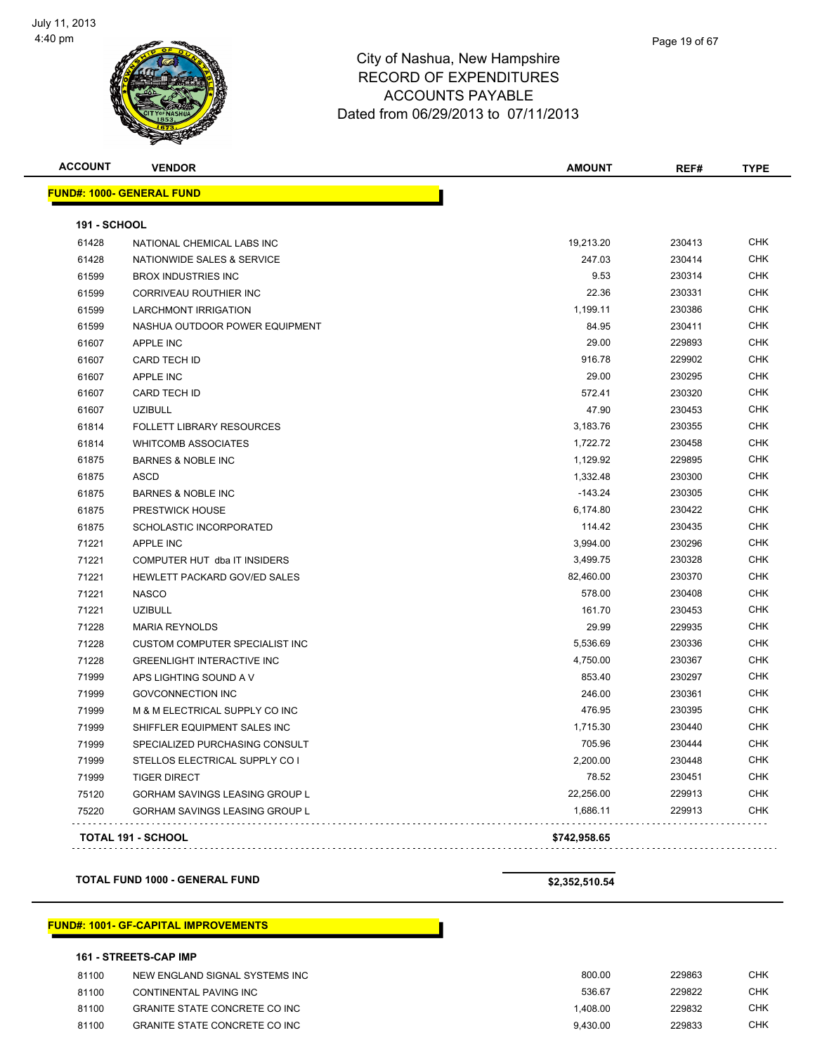# City of Nashua, New Hampshire
## RECORD OF EXPENDITURES
## ACCOUNTS PAYABLE
## Dated from 06/29/2013 to 07/11/2013

| ACCOUNT | VENDOR | AMOUNT | REF# | TYPE |
|---|---|---|---|---|

**FUND#: 1000- GENERAL FUND**

**191 - SCHOOL**

| ACCOUNT | VENDOR | AMOUNT | REF# | TYPE |
|---|---|---|---|---|
| 61428 | NATIONAL CHEMICAL LABS INC | 19,213.20 | 230413 | CHK |
| 61428 | NATIONWIDE SALES & SERVICE | 247.03 | 230414 | CHK |
| 61599 | BROX INDUSTRIES INC | 9.53 | 230314 | CHK |
| 61599 | CORRIVEAU ROUTHIER INC | 22.36 | 230331 | CHK |
| 61599 | LARCHMONT IRRIGATION | 1,199.11 | 230386 | CHK |
| 61599 | NASHUA OUTDOOR POWER EQUIPMENT | 84.95 | 230411 | CHK |
| 61607 | APPLE INC | 29.00 | 229893 | CHK |
| 61607 | CARD TECH ID | 916.78 | 229902 | CHK |
| 61607 | APPLE INC | 29.00 | 230295 | CHK |
| 61607 | CARD TECH ID | 572.41 | 230320 | CHK |
| 61607 | UZIBULL | 47.90 | 230453 | CHK |
| 61814 | FOLLETT LIBRARY RESOURCES | 3,183.76 | 230355 | CHK |
| 61814 | WHITCOMB ASSOCIATES | 1,722.72 | 230458 | CHK |
| 61875 | BARNES & NOBLE INC | 1,129.92 | 229895 | CHK |
| 61875 | ASCD | 1,332.48 | 230300 | CHK |
| 61875 | BARNES & NOBLE INC | -143.24 | 230305 | CHK |
| 61875 | PRESTWICK HOUSE | 6,174.80 | 230422 | CHK |
| 61875 | SCHOLASTIC INCORPORATED | 114.42 | 230435 | CHK |
| 71221 | APPLE INC | 3,994.00 | 230296 | CHK |
| 71221 | COMPUTER HUT dba IT INSIDERS | 3,499.75 | 230328 | CHK |
| 71221 | HEWLETT PACKARD GOV/ED SALES | 82,460.00 | 230370 | CHK |
| 71221 | NASCO | 578.00 | 230408 | CHK |
| 71221 | UZIBULL | 161.70 | 230453 | CHK |
| 71228 | MARIA REYNOLDS | 29.99 | 229935 | CHK |
| 71228 | CUSTOM COMPUTER SPECIALIST INC | 5,536.69 | 230336 | CHK |
| 71228 | GREENLIGHT INTERACTIVE INC | 4,750.00 | 230367 | CHK |
| 71999 | APS LIGHTING SOUND A V | 853.40 | 230297 | CHK |
| 71999 | GOVCONNECTION INC | 246.00 | 230361 | CHK |
| 71999 | M & M ELECTRICAL SUPPLY CO INC | 476.95 | 230395 | CHK |
| 71999 | SHIFFLER EQUIPMENT SALES INC | 1,715.30 | 230440 | CHK |
| 71999 | SPECIALIZED PURCHASING CONSULT | 705.96 | 230444 | CHK |
| 71999 | STELLOS ELECTRICAL SUPPLY CO I | 2,200.00 | 230448 | CHK |
| 71999 | TIGER DIRECT | 78.52 | 230451 | CHK |
| 75120 | GORHAM SAVINGS LEASING GROUP L | 22,256.00 | 229913 | CHK |
| 75220 | GORHAM SAVINGS LEASING GROUP L | 1,686.11 | 229913 | CHK |
| | **TOTAL 191 - SCHOOL** | **$742,958.65** | | |

**TOTAL FUND 1000 - GENERAL FUND** **$2,352,510.54**

**FUND#: 1001- GF-CAPITAL IMPROVEMENTS**

**161 - STREETS-CAP IMP**

| ACCOUNT | VENDOR | AMOUNT | REF# | TYPE |
|---|---|---|---|---|
| 81100 | NEW ENGLAND SIGNAL SYSTEMS INC | 800.00 | 229863 | CHK |
| 81100 | CONTINENTAL PAVING INC | 536.67 | 229822 | CHK |
| 81100 | GRANITE STATE CONCRETE CO INC | 1,408.00 | 229832 | CHK |
| 81100 | GRANITE STATE CONCRETE CO INC | 9,430.00 | 229833 | CHK |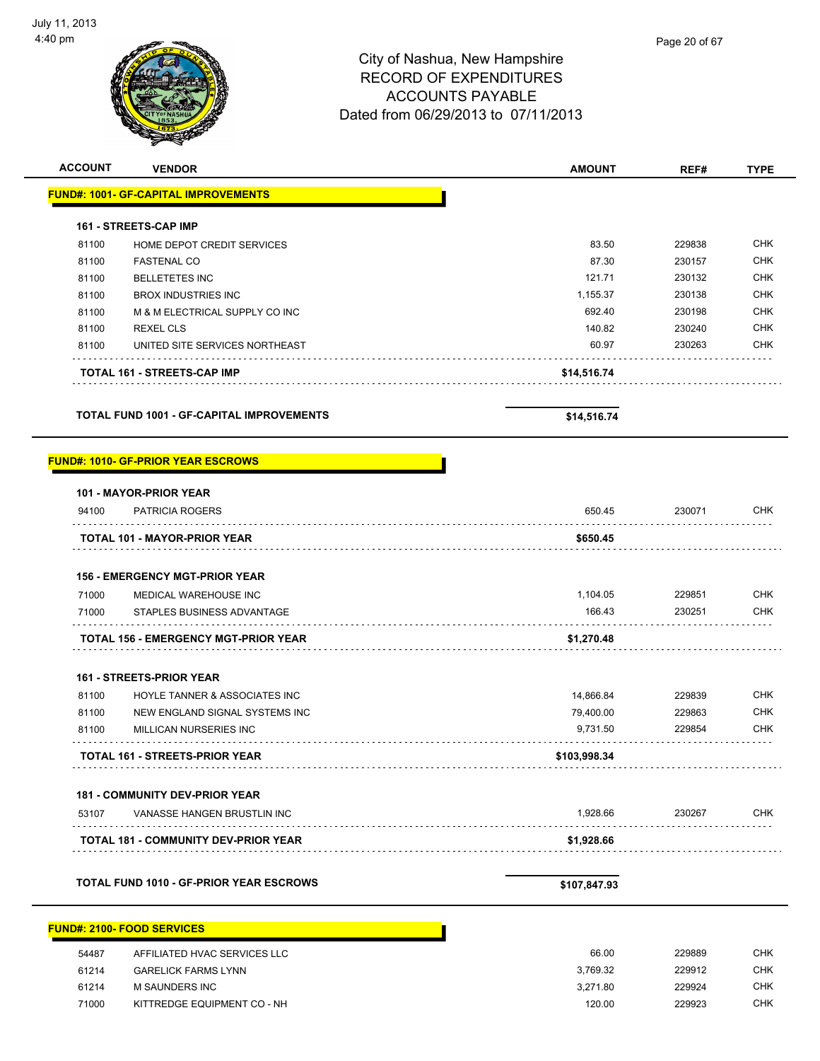City of Nashua, New Hampshire
RECORD OF EXPENDITURES
ACCOUNTS PAYABLE
Dated from 06/29/2013 to 07/11/2013

| ACCOUNT | VENDOR | AMOUNT | REF# | TYPE |
|---|---|---|---|---|
| **FUND#: 1001- GF-CAPITAL IMPROVEMENTS** | | | | |
| **161 - STREETS-CAP IMP** | | | | |
| 81100 | HOME DEPOT CREDIT SERVICES | 83.50 | 229838 | CHK |
| 81100 | FASTENAL CO | 87.30 | 230157 | CHK |
| 81100 | BELLETETES INC | 121.71 | 230132 | CHK |
| 81100 | BROX INDUSTRIES INC | 1,155.37 | 230138 | CHK |
| 81100 | M & M ELECTRICAL SUPPLY CO INC | 692.40 | 230198 | CHK |
| 81100 | REXEL CLS | 140.82 | 230240 | CHK |
| 81100 | UNITED SITE SERVICES NORTHEAST | 60.97 | 230263 | CHK |
| | **TOTAL 161 - STREETS-CAP IMP** | **$14,516.74** | | |
| | **TOTAL FUND 1001 - GF-CAPITAL IMPROVEMENTS** | **$14,516.74** | | |
| **FUND#: 1010- GF-PRIOR YEAR ESCROWS** | | | | |
| **101 - MAYOR-PRIOR YEAR** | | | | |
| 94100 | PATRICIA ROGERS | 650.45 | 230071 | CHK |
| | **TOTAL 101 - MAYOR-PRIOR YEAR** | **$650.45** | | |
| **156 - EMERGENCY MGT-PRIOR YEAR** | | | | |
| 71000 | MEDICAL WAREHOUSE INC | 1,104.05 | 229851 | CHK |
| 71000 | STAPLES BUSINESS ADVANTAGE | 166.43 | 230251 | CHK |
| | **TOTAL 156 - EMERGENCY MGT-PRIOR YEAR** | **$1,270.48** | | |
| **161 - STREETS-PRIOR YEAR** | | | | |
| 81100 | HOYLE TANNER & ASSOCIATES INC | 14,866.84 | 229839 | CHK |
| 81100 | NEW ENGLAND SIGNAL SYSTEMS INC | 79,400.00 | 229863 | CHK |
| 81100 | MILLICAN NURSERIES INC | 9,731.50 | 229854 | CHK |
| | **TOTAL 161 - STREETS-PRIOR YEAR** | **$103,998.34** | | |
| **181 - COMMUNITY DEV-PRIOR YEAR** | | | | |
| 53107 | VANASSE HANGEN BRUSTLIN INC | 1,928.66 | 230267 | CHK |
| | **TOTAL 181 - COMMUNITY DEV-PRIOR YEAR** | **$1,928.66** | | |
| | **TOTAL FUND 1010 - GF-PRIOR YEAR ESCROWS** | **$107,847.93** | | |
| **FUND#: 2100- FOOD SERVICES** | | | | |
| 54487 | AFFILIATED HVAC SERVICES LLC | 66.00 | 229889 | CHK |
| 61214 | GARELICK FARMS LYNN | 3,769.32 | 229912 | CHK |
| 61214 | M SAUNDERS INC | 3,271.80 | 229924 | CHK |
| 71000 | KITTREDGE EQUIPMENT CO - NH | 120.00 | 229923 | CHK |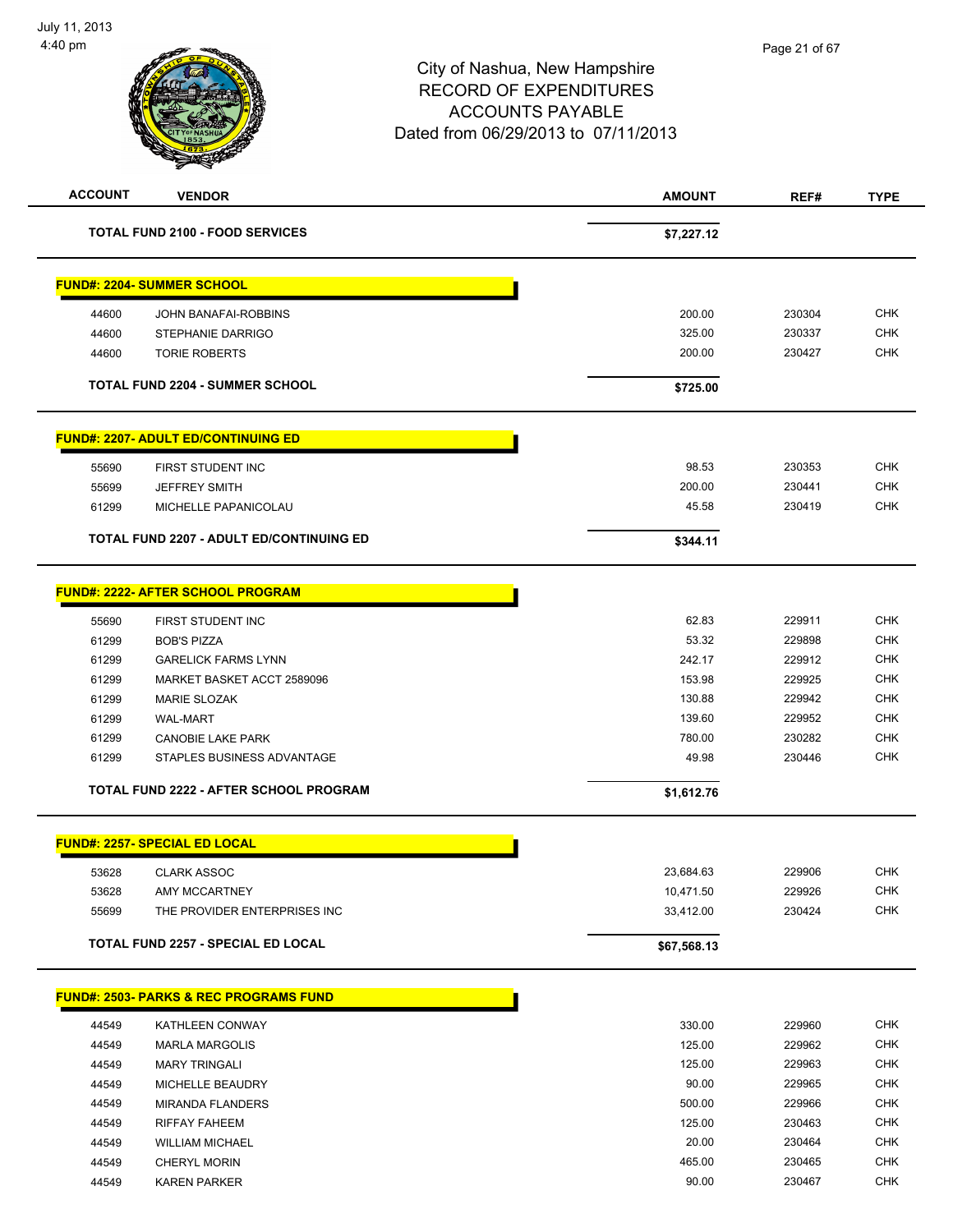City of Nashua, New Hampshire
RECORD OF EXPENDITURES
ACCOUNTS PAYABLE
Dated from 06/29/2013 to 07/11/2013

| ACCOUNT | VENDOR | AMOUNT | REF# | TYPE |
|---|---|---|---|---|
| | **TOTAL FUND 2100 - FOOD SERVICES** | **$7,227.12** | | |
| | **FUND#: 2204- SUMMER SCHOOL** | | | |
| 44600 | JOHN BANAFAI-ROBBINS | 200.00 | 230304 | CHK |
| 44600 | STEPHANIE DARRIGO | 325.00 | 230337 | CHK |
| 44600 | TORIE ROBERTS | 200.00 | 230427 | CHK |
| | **TOTAL FUND 2204 - SUMMER SCHOOL** | **$725.00** | | |
| | **FUND#: 2207- ADULT ED/CONTINUING ED** | | | |
| 55690 | FIRST STUDENT INC | 98.53 | 230353 | CHK |
| 55699 | JEFFREY SMITH | 200.00 | 230441 | CHK |
| 61299 | MICHELLE PAPANICOLAU | 45.58 | 230419 | CHK |
| | **TOTAL FUND 2207 - ADULT ED/CONTINUING ED** | **$344.11** | | |
| | **FUND#: 2222- AFTER SCHOOL PROGRAM** | | | |
| 55690 | FIRST STUDENT INC | 62.83 | 229911 | CHK |
| 61299 | BOB'S PIZZA | 53.32 | 229898 | CHK |
| 61299 | GARELICK FARMS LYNN | 242.17 | 229912 | CHK |
| 61299 | MARKET BASKET ACCT 2589096 | 153.98 | 229925 | CHK |
| 61299 | MARIE SLOZAK | 130.88 | 229942 | CHK |
| 61299 | WAL-MART | 139.60 | 229952 | CHK |
| 61299 | CANOBIE LAKE PARK | 780.00 | 230282 | CHK |
| 61299 | STAPLES BUSINESS ADVANTAGE | 49.98 | 230446 | CHK |
| | **TOTAL FUND 2222 - AFTER SCHOOL PROGRAM** | **$1,612.76** | | |
| | **FUND#: 2257- SPECIAL ED LOCAL** | | | |
| 53628 | CLARK ASSOC | 23,684.63 | 229906 | CHK |
| 53628 | AMY MCCARTNEY | 10,471.50 | 229926 | CHK |
| 55699 | THE PROVIDER ENTERPRISES INC | 33,412.00 | 230424 | CHK |
| | **TOTAL FUND 2257 - SPECIAL ED LOCAL** | **$67,568.13** | | |
| | **FUND#: 2503- PARKS & REC PROGRAMS FUND** | | | |
| 44549 | KATHLEEN CONWAY | 330.00 | 229960 | CHK |
| 44549 | MARLA MARGOLIS | 125.00 | 229962 | CHK |
| 44549 | MARY TRINGALI | 125.00 | 229963 | CHK |
| 44549 | MICHELLE BEAUDRY | 90.00 | 229965 | CHK |
| 44549 | MIRANDA FLANDERS | 500.00 | 229966 | CHK |
| 44549 | RIFFAY FAHEEM | 125.00 | 230463 | CHK |
| 44549 | WILLIAM MICHAEL | 20.00 | 230464 | CHK |
| 44549 | CHERYL MORIN | 465.00 | 230465 | CHK |
| 44549 | KAREN PARKER | 90.00 | 230467 | CHK |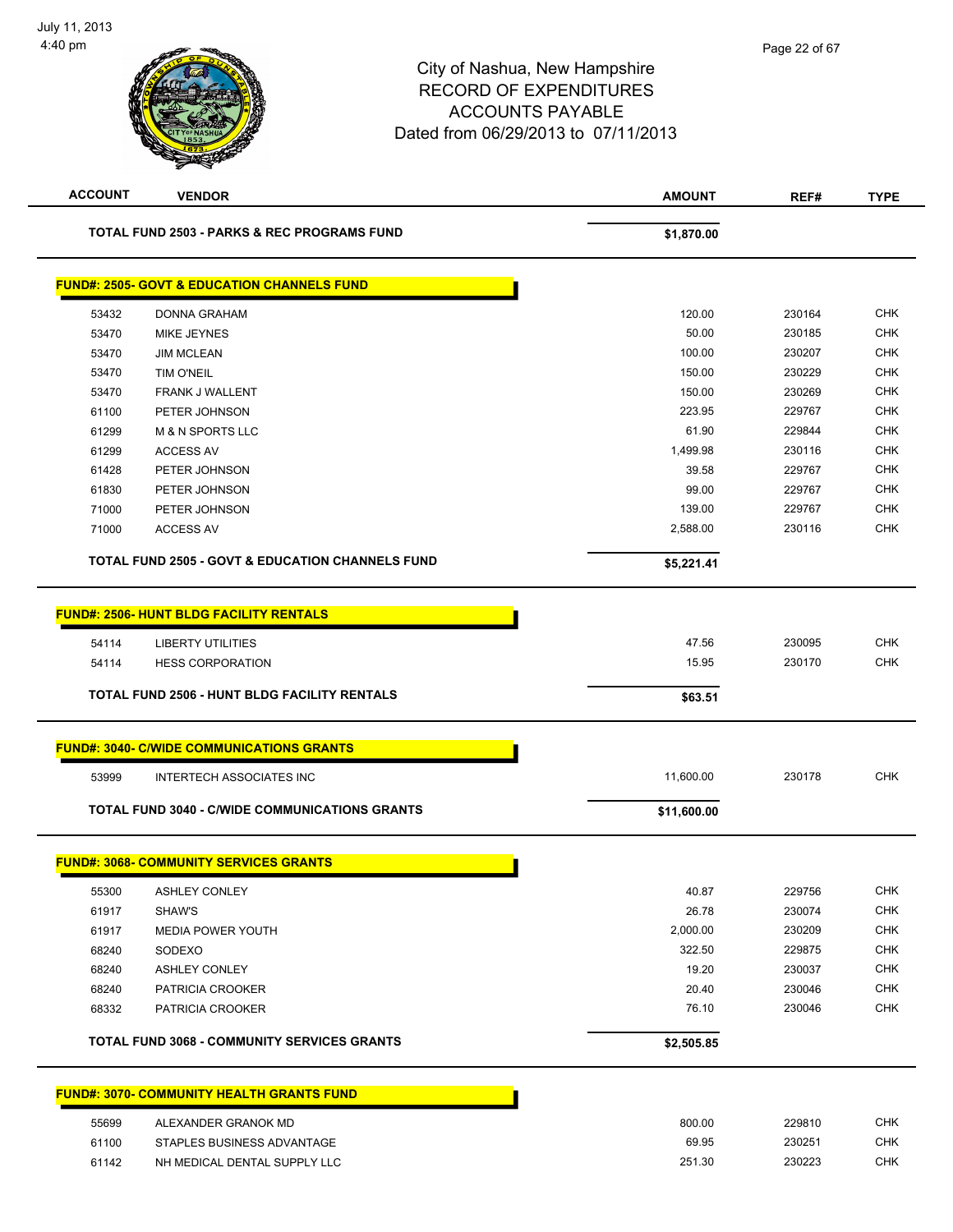City of Nashua, New Hampshire
RECORD OF EXPENDITURES
ACCOUNTS PAYABLE
Dated from 06/29/2013 to 07/11/2013

July 11, 2013
4:40 pm

| ACCOUNT | VENDOR | AMOUNT | REF# | TYPE |
|---|---|---|---|---|
| | **TOTAL FUND 2503 - PARKS & REC PROGRAMS FUND** | **$1,870.00** | | |

**FUND#: 2505- GOVT & EDUCATION CHANNELS FUND**

| ACCOUNT | VENDOR | AMOUNT | REF# | TYPE |
|---|---|---|---|---|
| 53432 | DONNA GRAHAM | 120.00 | 230164 | CHK |
| 53470 | MIKE JEYNES | 50.00 | 230185 | CHK |
| 53470 | JIM MCLEAN | 100.00 | 230207 | CHK |
| 53470 | TIM O'NEIL | 150.00 | 230229 | CHK |
| 53470 | FRANK J WALLENT | 150.00 | 230269 | CHK |
| 61100 | PETER JOHNSON | 223.95 | 229767 | CHK |
| 61299 | M & N SPORTS LLC | 61.90 | 229844 | CHK |
| 61299 | ACCESS AV | 1,499.98 | 230116 | CHK |
| 61428 | PETER JOHNSON | 39.58 | 229767 | CHK |
| 61830 | PETER JOHNSON | 99.00 | 229767 | CHK |
| 71000 | PETER JOHNSON | 139.00 | 229767 | CHK |
| 71000 | ACCESS AV | 2,588.00 | 230116 | CHK |
| | **TOTAL FUND 2505 - GOVT & EDUCATION CHANNELS FUND** | **$5,221.41** | | |

**FUND#: 2506- HUNT BLDG FACILITY RENTALS**

| ACCOUNT | VENDOR | AMOUNT | REF# | TYPE |
|---|---|---|---|---|
| 54114 | LIBERTY UTILITIES | 47.56 | 230095 | CHK |
| 54114 | HESS CORPORATION | 15.95 | 230170 | CHK |
| | **TOTAL FUND 2506 - HUNT BLDG FACILITY RENTALS** | **$63.51** | | |

**FUND#: 3040- C/WIDE COMMUNICATIONS GRANTS**

| ACCOUNT | VENDOR | AMOUNT | REF# | TYPE |
|---|---|---|---|---|
| 53999 | INTERTECH ASSOCIATES INC | 11,600.00 | 230178 | CHK |
| | **TOTAL FUND 3040 - C/WIDE COMMUNICATIONS GRANTS** | **$11,600.00** | | |

**FUND#: 3068- COMMUNITY SERVICES GRANTS**

| ACCOUNT | VENDOR | AMOUNT | REF# | TYPE |
|---|---|---|---|---|
| 55300 | ASHLEY CONLEY | 40.87 | 229756 | CHK |
| 61917 | SHAW'S | 26.78 | 230074 | CHK |
| 61917 | MEDIA POWER YOUTH | 2,000.00 | 230209 | CHK |
| 68240 | SODEXO | 322.50 | 229875 | CHK |
| 68240 | ASHLEY CONLEY | 19.20 | 230037 | CHK |
| 68240 | PATRICIA CROOKER | 20.40 | 230046 | CHK |
| 68332 | PATRICIA CROOKER | 76.10 | 230046 | CHK |
| | **TOTAL FUND 3068 - COMMUNITY SERVICES GRANTS** | **$2,505.85** | | |

**FUND#: 3070- COMMUNITY HEALTH GRANTS FUND**

| ACCOUNT | VENDOR | AMOUNT | REF# | TYPE |
|---|---|---|---|---|
| 55699 | ALEXANDER GRANOK MD | 800.00 | 229810 | CHK |
| 61100 | STAPLES BUSINESS ADVANTAGE | 69.95 | 230251 | CHK |
| 61142 | NH MEDICAL DENTAL SUPPLY LLC | 251.30 | 230223 | CHK |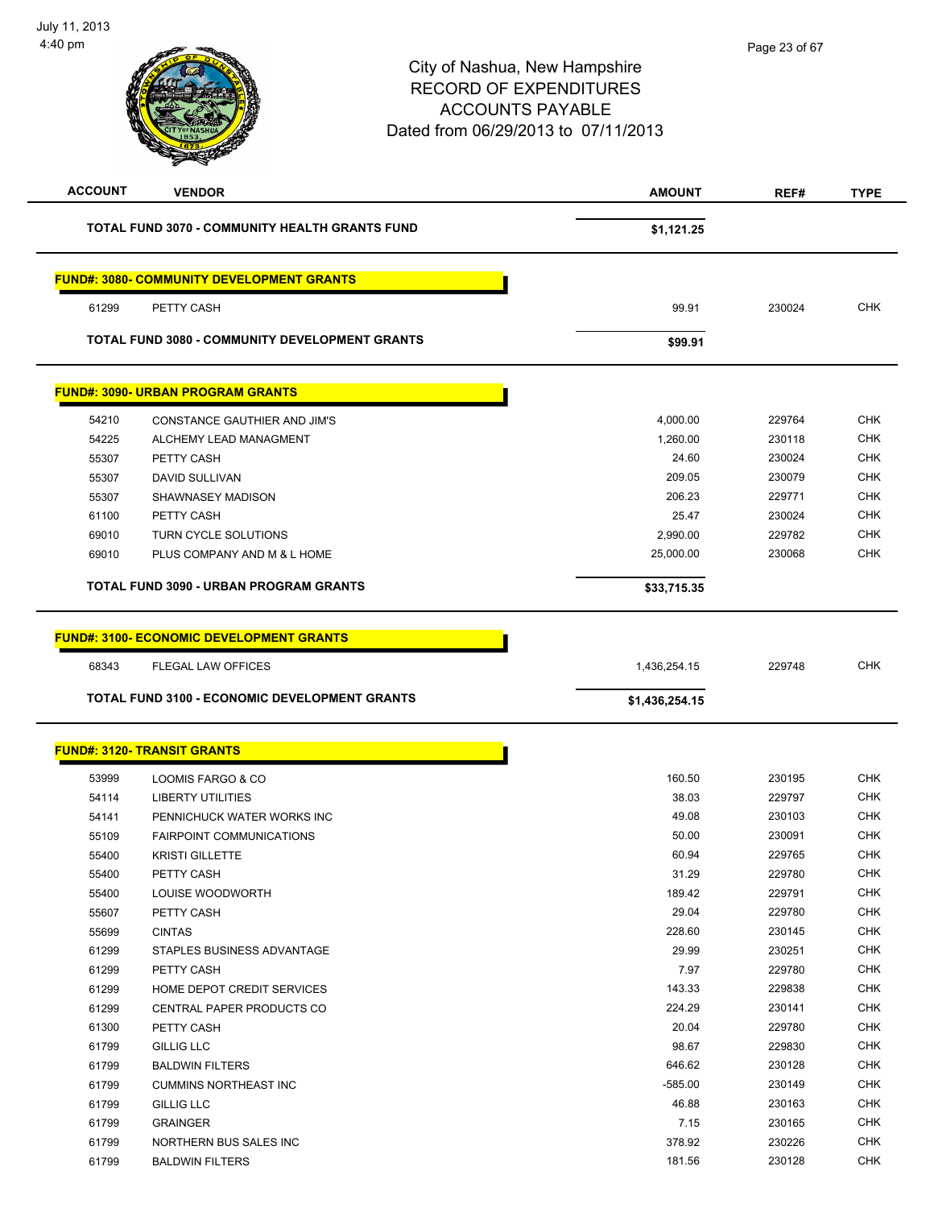# City of Nashua, New Hampshire
## RECORD OF EXPENDITURES
## ACCOUNTS PAYABLE
## Dated from 06/29/2013 to 07/11/2013

| ACCOUNT | VENDOR | AMOUNT | REF# | TYPE |
|---|---|---|---|---|
| | **TOTAL FUND 3070 - COMMUNITY HEALTH GRANTS FUND** | **$1,121.25** | | |

**FUND#: 3080- COMMUNITY DEVELOPMENT GRANTS**

| ACCOUNT | VENDOR | AMOUNT | REF# | TYPE |
|---|---|---|---|---|
| 61299 | PETTY CASH | 99.91 | 230024 | CHK |
| | **TOTAL FUND 3080 - COMMUNITY DEVELOPMENT GRANTS** | **$99.91** | | |

**FUND#: 3090- URBAN PROGRAM GRANTS**

| ACCOUNT | VENDOR | AMOUNT | REF# | TYPE |
|---|---|---|---|---|
| 54210 | CONSTANCE GAUTHIER AND JIM'S | 4,000.00 | 229764 | CHK |
| 54225 | ALCHEMY LEAD MANAGMENT | 1,260.00 | 230118 | CHK |
| 55307 | PETTY CASH | 24.60 | 230024 | CHK |
| 55307 | DAVID SULLIVAN | 209.05 | 230079 | CHK |
| 55307 | SHAWNASEY MADISON | 206.23 | 229771 | CHK |
| 61100 | PETTY CASH | 25.47 | 230024 | CHK |
| 69010 | TURN CYCLE SOLUTIONS | 2,990.00 | 229782 | CHK |
| 69010 | PLUS COMPANY AND M & L HOME | 25,000.00 | 230068 | CHK |
| | **TOTAL FUND 3090 - URBAN PROGRAM GRANTS** | **$33,715.35** | | |

**FUND#: 3100- ECONOMIC DEVELOPMENT GRANTS**

| ACCOUNT | VENDOR | AMOUNT | REF# | TYPE |
|---|---|---|---|---|
| 68343 | FLEGAL LAW OFFICES | 1,436,254.15 | 229748 | CHK |
| | **TOTAL FUND 3100 - ECONOMIC DEVELOPMENT GRANTS** | **$1,436,254.15** | | |

**FUND#: 3120- TRANSIT GRANTS**

| ACCOUNT | VENDOR | AMOUNT | REF# | TYPE |
|---|---|---|---|---|
| 53999 | LOOMIS FARGO & CO | 160.50 | 230195 | CHK |
| 54114 | LIBERTY UTILITIES | 38.03 | 229797 | CHK |
| 54141 | PENNICHUCK WATER WORKS INC | 49.08 | 230103 | CHK |
| 55109 | FAIRPOINT COMMUNICATIONS | 50.00 | 230091 | CHK |
| 55400 | KRISTI GILLETTE | 60.94 | 229765 | CHK |
| 55400 | PETTY CASH | 31.29 | 229780 | CHK |
| 55400 | LOUISE WOODWORTH | 189.42 | 229791 | CHK |
| 55607 | PETTY CASH | 29.04 | 229780 | CHK |
| 55699 | CINTAS | 228.60 | 230145 | CHK |
| 61299 | STAPLES BUSINESS ADVANTAGE | 29.99 | 230251 | CHK |
| 61299 | PETTY CASH | 7.97 | 229780 | CHK |
| 61299 | HOME DEPOT CREDIT SERVICES | 143.33 | 229838 | CHK |
| 61299 | CENTRAL PAPER PRODUCTS CO | 224.29 | 230141 | CHK |
| 61300 | PETTY CASH | 20.04 | 229780 | CHK |
| 61799 | GILLIG LLC | 98.67 | 229830 | CHK |
| 61799 | BALDWIN FILTERS | 646.62 | 230128 | CHK |
| 61799 | CUMMINS NORTHEAST INC | -585.00 | 230149 | CHK |
| 61799 | GILLIG LLC | 46.88 | 230163 | CHK |
| 61799 | GRAINGER | 7.15 | 230165 | CHK |
| 61799 | NORTHERN BUS SALES INC | 378.92 | 230226 | CHK |
| 61799 | BALDWIN FILTERS | 181.56 | 230128 | CHK |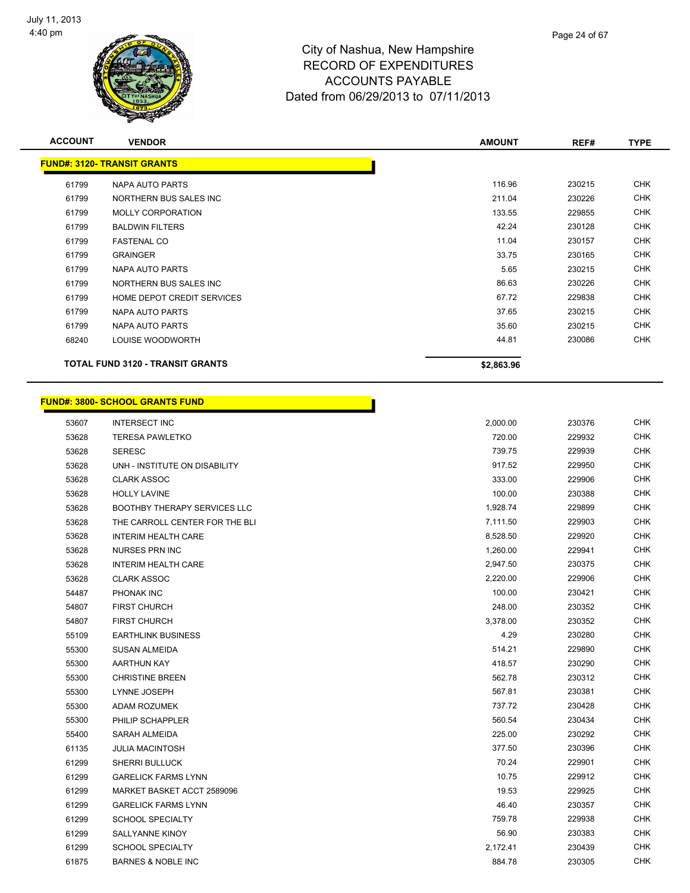# City of Nashua, New Hampshire
## RECORD OF EXPENDITURES
## ACCOUNTS PAYABLE
## Dated from 06/29/2013 to 07/11/2013

| ACCOUNT | VENDOR | AMOUNT | REF# | TYPE |
|---|---|---|---|---|
| **FUND#: 3120- TRANSIT GRANTS** | | | | |
| 61799 | NAPA AUTO PARTS | 116.96 | 230215 | CHK |
| 61799 | NORTHERN BUS SALES INC | 211.04 | 230226 | CHK |
| 61799 | MOLLY CORPORATION | 133.55 | 229855 | CHK |
| 61799 | BALDWIN FILTERS | 42.24 | 230128 | CHK |
| 61799 | FASTENAL CO | 11.04 | 230157 | CHK |
| 61799 | GRAINGER | 33.75 | 230165 | CHK |
| 61799 | NAPA AUTO PARTS | 5.65 | 230215 | CHK |
| 61799 | NORTHERN BUS SALES INC | 86.63 | 230226 | CHK |
| 61799 | HOME DEPOT CREDIT SERVICES | 67.72 | 229838 | CHK |
| 61799 | NAPA AUTO PARTS | 37.65 | 230215 | CHK |
| 61799 | NAPA AUTO PARTS | 35.60 | 230215 | CHK |
| 68240 | LOUISE WOODWORTH | 44.81 | 230086 | CHK |
| **TOTAL FUND 3120 - TRANSIT GRANTS** | | **$2,863.96** | | |

| ACCOUNT | VENDOR | AMOUNT | REF# | TYPE |
|---|---|---|---|---|
| **FUND#: 3800- SCHOOL GRANTS FUND** | | | | |
| 53607 | INTERSECT INC | 2,000.00 | 230376 | CHK |
| 53628 | TERESA PAWLETKO | 720.00 | 229932 | CHK |
| 53628 | SERESC | 739.75 | 229939 | CHK |
| 53628 | UNH - INSTITUTE ON DISABILITY | 917.52 | 229950 | CHK |
| 53628 | CLARK ASSOC | 333.00 | 229906 | CHK |
| 53628 | HOLLY LAVINE | 100.00 | 230388 | CHK |
| 53628 | BOOTHBY THERAPY SERVICES LLC | 1,928.74 | 229899 | CHK |
| 53628 | THE CARROLL CENTER FOR THE BLI | 7,111.50 | 229903 | CHK |
| 53628 | INTERIM HEALTH CARE | 8,528.50 | 229920 | CHK |
| 53628 | NURSES PRN INC | 1,260.00 | 229941 | CHK |
| 53628 | INTERIM HEALTH CARE | 2,947.50 | 230375 | CHK |
| 53628 | CLARK ASSOC | 2,220.00 | 229906 | CHK |
| 54487 | PHONAK INC | 100.00 | 230421 | CHK |
| 54807 | FIRST CHURCH | 248.00 | 230352 | CHK |
| 54807 | FIRST CHURCH | 3,378.00 | 230352 | CHK |
| 55109 | EARTHLINK BUSINESS | 4.29 | 230280 | CHK |
| 55300 | SUSAN ALMEIDA | 514.21 | 229890 | CHK |
| 55300 | AARTHUN KAY | 418.57 | 230290 | CHK |
| 55300 | CHRISTINE BREEN | 562.78 | 230312 | CHK |
| 55300 | LYNNE JOSEPH | 567.81 | 230381 | CHK |
| 55300 | ADAM ROZUMEK | 737.72 | 230428 | CHK |
| 55300 | PHILIP SCHAPPLER | 560.54 | 230434 | CHK |
| 55400 | SARAH ALMEIDA | 225.00 | 230292 | CHK |
| 61135 | JULIA MACINTOSH | 377.50 | 230396 | CHK |
| 61299 | SHERRI BULLUCK | 70.24 | 229901 | CHK |
| 61299 | GARELICK FARMS LYNN | 10.75 | 229912 | CHK |
| 61299 | MARKET BASKET ACCT 2589096 | 19.53 | 229925 | CHK |
| 61299 | GARELICK FARMS LYNN | 46.40 | 230357 | CHK |
| 61299 | SCHOOL SPECIALTY | 759.78 | 229938 | CHK |
| 61299 | SALLYANNE KINOY | 56.90 | 230383 | CHK |
| 61299 | SCHOOL SPECIALTY | 2,172.41 | 230439 | CHK |
| 61875 | BARNES & NOBLE INC | 884.78 | 230305 | CHK |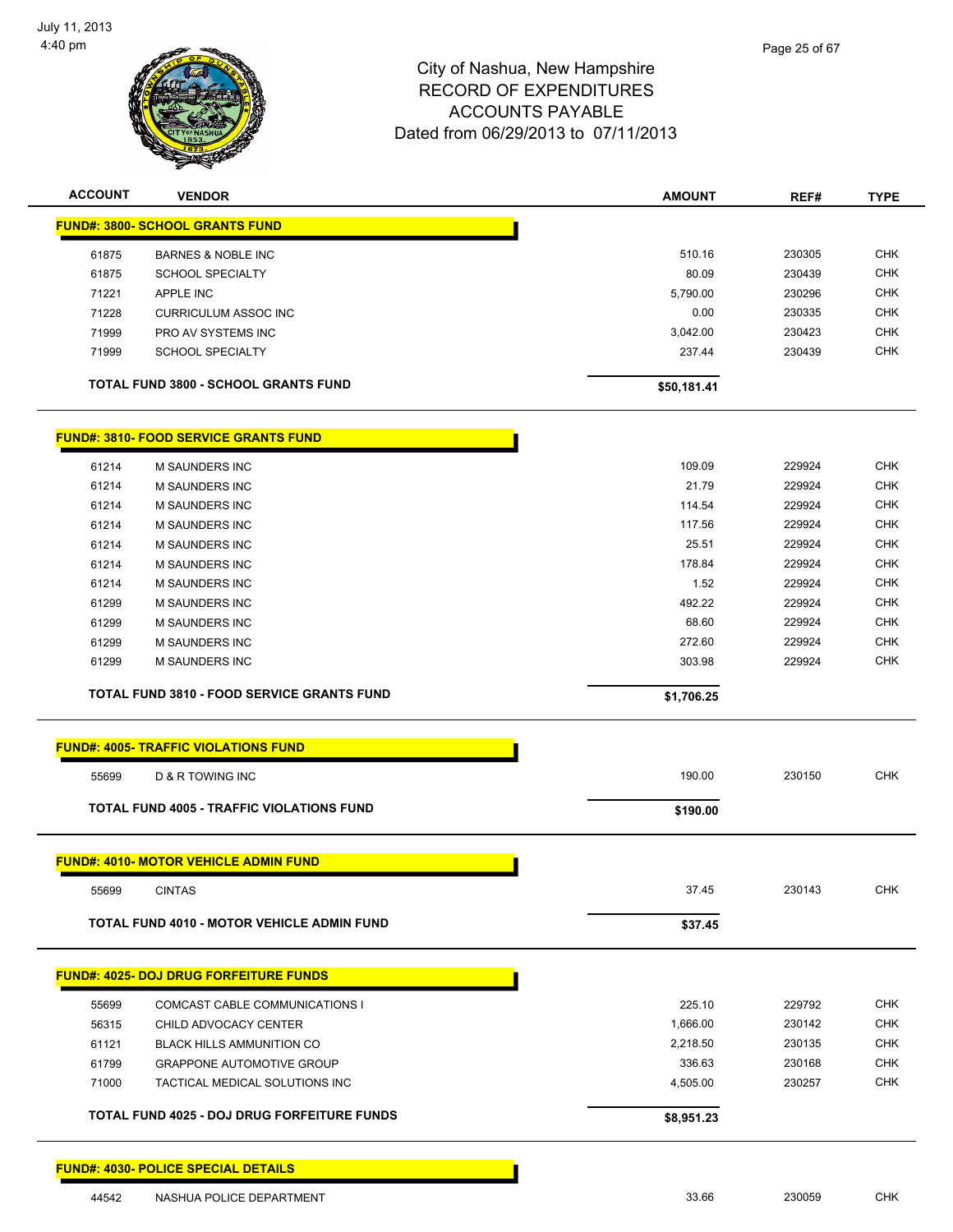# City of Nashua, New Hampshire
## RECORD OF EXPENDITURES
## ACCOUNTS PAYABLE
### Dated from 06/29/2013 to 07/11/2013

| ACCOUNT | VENDOR | AMOUNT | REF# | TYPE |
|---|---|---|---|---|
| **FUND#: 3800- SCHOOL GRANTS FUND** | | | | |
| 61875 | BARNES & NOBLE INC | 510.16 | 230305 | CHK |
| 61875 | SCHOOL SPECIALTY | 80.09 | 230439 | CHK |
| 71221 | APPLE INC | 5,790.00 | 230296 | CHK |
| 71228 | CURRICULUM ASSOC INC | 0.00 | 230335 | CHK |
| 71999 | PRO AV SYSTEMS INC | 3,042.00 | 230423 | CHK |
| 71999 | SCHOOL SPECIALTY | 237.44 | 230439 | CHK |
| **TOTAL FUND 3800 - SCHOOL GRANTS FUND** | | **$50,181.41** | | |
| **FUND#: 3810- FOOD SERVICE GRANTS FUND** | | | | |
| 61214 | M SAUNDERS INC | 109.09 | 229924 | CHK |
| 61214 | M SAUNDERS INC | 21.79 | 229924 | CHK |
| 61214 | M SAUNDERS INC | 114.54 | 229924 | CHK |
| 61214 | M SAUNDERS INC | 117.56 | 229924 | CHK |
| 61214 | M SAUNDERS INC | 25.51 | 229924 | CHK |
| 61214 | M SAUNDERS INC | 178.84 | 229924 | CHK |
| 61214 | M SAUNDERS INC | 1.52 | 229924 | CHK |
| 61299 | M SAUNDERS INC | 492.22 | 229924 | CHK |
| 61299 | M SAUNDERS INC | 68.60 | 229924 | CHK |
| 61299 | M SAUNDERS INC | 272.60 | 229924 | CHK |
| 61299 | M SAUNDERS INC | 303.98 | 229924 | CHK |
| **TOTAL FUND 3810 - FOOD SERVICE GRANTS FUND** | | **$1,706.25** | | |
| **FUND#: 4005- TRAFFIC VIOLATIONS FUND** | | | | |
| 55699 | D & R TOWING INC | 190.00 | 230150 | CHK |
| **TOTAL FUND 4005 - TRAFFIC VIOLATIONS FUND** | | **$190.00** | | |
| **FUND#: 4010- MOTOR VEHICLE ADMIN FUND** | | | | |
| 55699 | CINTAS | 37.45 | 230143 | CHK |
| **TOTAL FUND 4010 - MOTOR VEHICLE ADMIN FUND** | | **$37.45** | | |
| **FUND#: 4025- DOJ DRUG FORFEITURE FUNDS** | | | | |
| 55699 | COMCAST CABLE COMMUNICATIONS I | 225.10 | 229792 | CHK |
| 56315 | CHILD ADVOCACY CENTER | 1,666.00 | 230142 | CHK |
| 61121 | BLACK HILLS AMMUNITION CO | 2,218.50 | 230135 | CHK |
| 61799 | GRAPPONE AUTOMOTIVE GROUP | 336.63 | 230168 | CHK |
| 71000 | TACTICAL MEDICAL SOLUTIONS INC | 4,505.00 | 230257 | CHK |
| **TOTAL FUND 4025 - DOJ DRUG FORFEITURE FUNDS** | | **$8,951.23** | | |
| **FUND#: 4030- POLICE SPECIAL DETAILS** | | | | |
| 44542 | NASHUA POLICE DEPARTMENT | 33.66 | 230059 | CHK |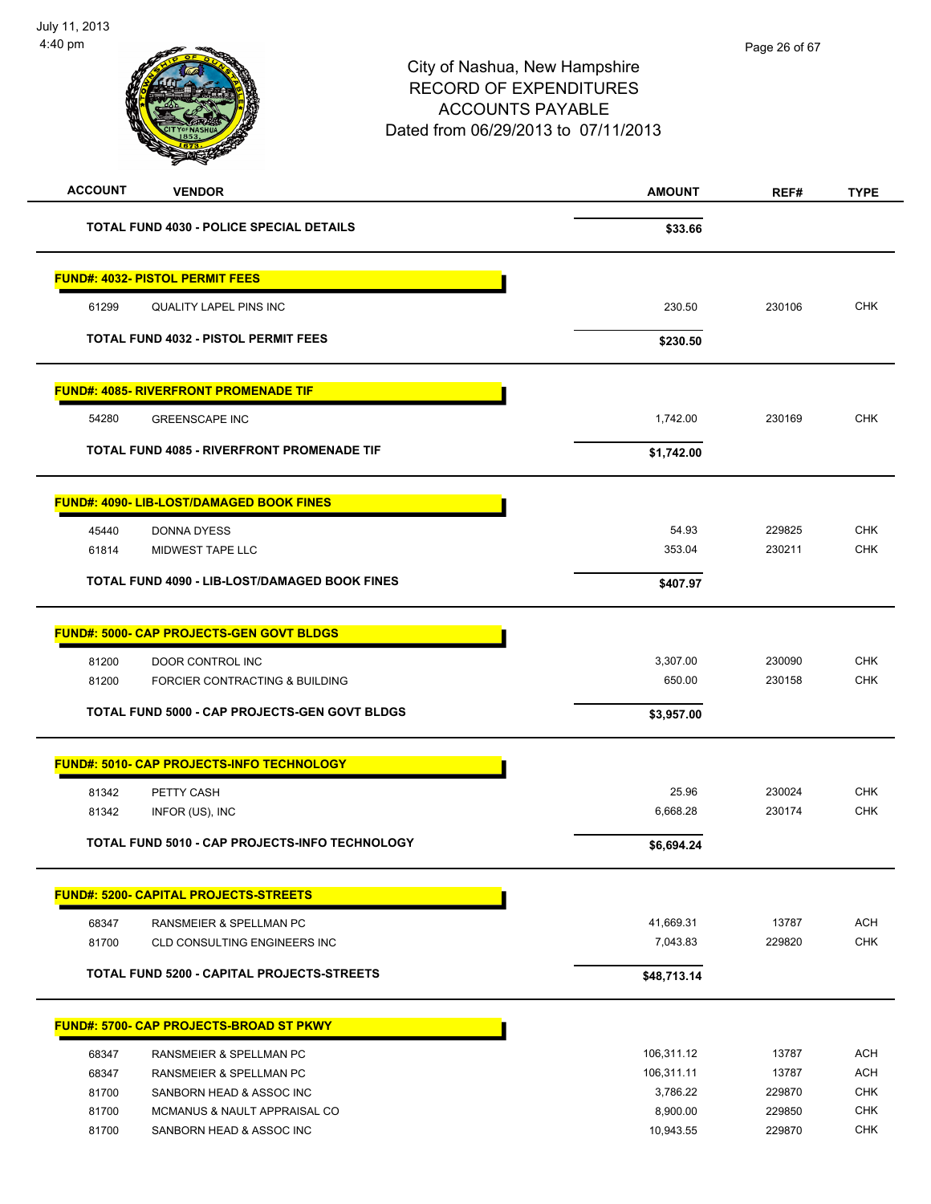City of Nashua, New Hampshire
RECORD OF EXPENDITURES
ACCOUNTS PAYABLE
Dated from 06/29/2013 to 07/11/2013

| ACCOUNT | VENDOR | AMOUNT | REF# | TYPE |
|---|---|---|---|---|
| | **TOTAL FUND 4030 - POLICE SPECIAL DETAILS** | **$33.66** | | |
| **FUND#: 4032- PISTOL PERMIT FEES** | | | | |
| 61299 | QUALITY LAPEL PINS INC | 230.50 | 230106 | CHK |
| | **TOTAL FUND 4032 - PISTOL PERMIT FEES** | **$230.50** | | |
| **FUND#: 4085- RIVERFRONT PROMENADE TIF** | | | | |
| 54280 | GREENSCAPE INC | 1,742.00 | 230169 | CHK |
| | **TOTAL FUND 4085 - RIVERFRONT PROMENADE TIF** | **$1,742.00** | | |
| **FUND#: 4090- LIB-LOST/DAMAGED BOOK FINES** | | | | |
| 45440 | DONNA DYESS | 54.93 | 229825 | CHK |
| 61814 | MIDWEST TAPE LLC | 353.04 | 230211 | CHK |
| | **TOTAL FUND 4090 - LIB-LOST/DAMAGED BOOK FINES** | **$407.97** | | |
| **FUND#: 5000- CAP PROJECTS-GEN GOVT BLDGS** | | | | |
| 81200 | DOOR CONTROL INC | 3,307.00 | 230090 | CHK |
| 81200 | FORCIER CONTRACTING & BUILDING | 650.00 | 230158 | CHK |
| | **TOTAL FUND 5000 - CAP PROJECTS-GEN GOVT BLDGS** | **$3,957.00** | | |
| **FUND#: 5010- CAP PROJECTS-INFO TECHNOLOGY** | | | | |
| 81342 | PETTY CASH | 25.96 | 230024 | CHK |
| 81342 | INFOR (US), INC | 6,668.28 | 230174 | CHK |
| | **TOTAL FUND 5010 - CAP PROJECTS-INFO TECHNOLOGY** | **$6,694.24** | | |
| **FUND#: 5200- CAPITAL PROJECTS-STREETS** | | | | |
| 68347 | RANSMEIER & SPELLMAN PC | 41,669.31 | 13787 | ACH |
| 81700 | CLD CONSULTING ENGINEERS INC | 7,043.83 | 229820 | CHK |
| | **TOTAL FUND 5200 - CAPITAL PROJECTS-STREETS** | **$48,713.14** | | |
| **FUND#: 5700- CAP PROJECTS-BROAD ST PKWY** | | | | |
| 68347 | RANSMEIER & SPELLMAN PC | 106,311.12 | 13787 | ACH |
| 68347 | RANSMEIER & SPELLMAN PC | 106,311.11 | 13787 | ACH |
| 81700 | SANBORN HEAD & ASSOC INC | 3,786.22 | 229870 | CHK |
| 81700 | MCMANUS & NAULT APPRAISAL CO | 8,900.00 | 229850 | CHK |
| 81700 | SANBORN HEAD & ASSOC INC | 10,943.55 | 229870 | CHK |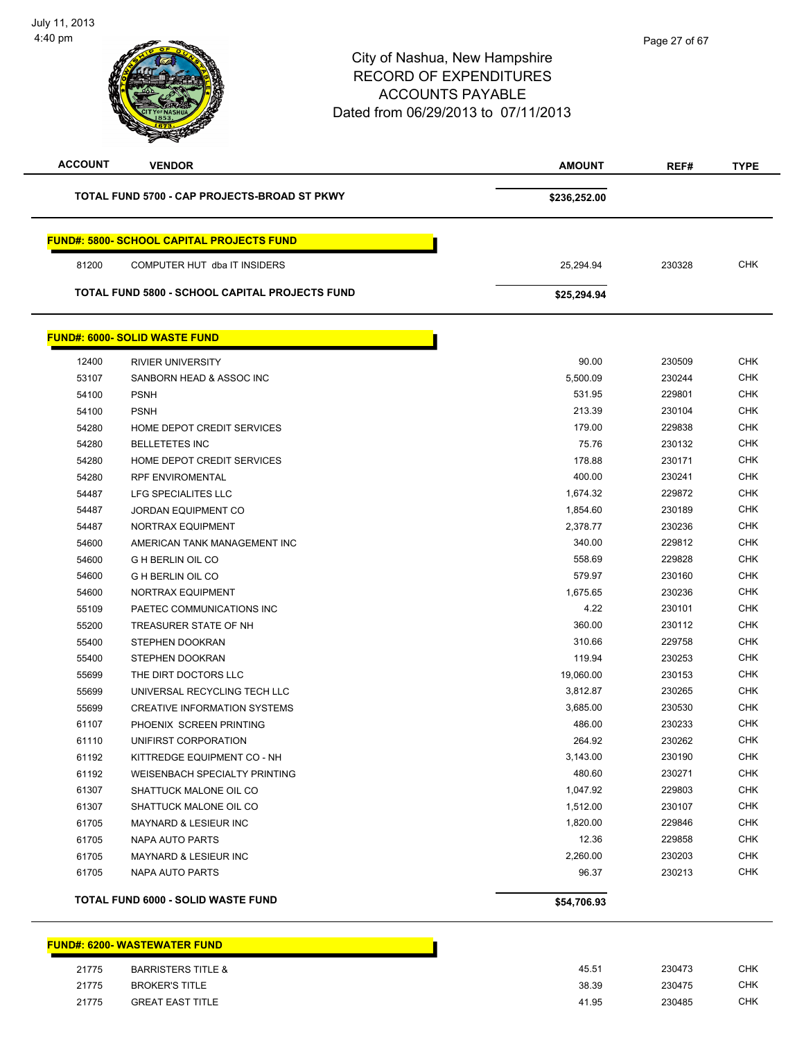# City of Nashua, New Hampshire
## RECORD OF EXPENDITURES
## ACCOUNTS PAYABLE
## Dated from 06/29/2013 to 07/11/2013

| ACCOUNT | VENDOR | AMOUNT | REF# | TYPE |
|---|---|---|---|---|
| | **TOTAL FUND 5700 - CAP PROJECTS-BROAD ST PKWY** | **$236,252.00** | | |
| | **FUND#: 5800- SCHOOL CAPITAL PROJECTS FUND** | | | |
| 81200 | COMPUTER HUT dba IT INSIDERS | 25,294.94 | 230328 | CHK |
| | **TOTAL FUND 5800 - SCHOOL CAPITAL PROJECTS FUND** | **$25,294.94** | | |
| | **FUND#: 6000- SOLID WASTE FUND** | | | |
| 12400 | RIVIER UNIVERSITY | 90.00 | 230509 | CHK |
| 53107 | SANBORN HEAD & ASSOC INC | 5,500.09 | 230244 | CHK |
| 54100 | PSNH | 531.95 | 229801 | CHK |
| 54100 | PSNH | 213.39 | 230104 | CHK |
| 54280 | HOME DEPOT CREDIT SERVICES | 179.00 | 229838 | CHK |
| 54280 | BELLETETES INC | 75.76 | 230132 | CHK |
| 54280 | HOME DEPOT CREDIT SERVICES | 178.88 | 230171 | CHK |
| 54280 | RPF ENVIROMENTAL | 400.00 | 230241 | CHK |
| 54487 | LFG SPECIALITES LLC | 1,674.32 | 229872 | CHK |
| 54487 | JORDAN EQUIPMENT CO | 1,854.60 | 230189 | CHK |
| 54487 | NORTRAX EQUIPMENT | 2,378.77 | 230236 | CHK |
| 54600 | AMERICAN TANK MANAGEMENT INC | 340.00 | 229812 | CHK |
| 54600 | G H BERLIN OIL CO | 558.69 | 229828 | CHK |
| 54600 | G H BERLIN OIL CO | 579.97 | 230160 | CHK |
| 54600 | NORTRAX EQUIPMENT | 1,675.65 | 230236 | CHK |
| 55109 | PAETEC COMMUNICATIONS INC | 4.22 | 230101 | CHK |
| 55200 | TREASURER STATE OF NH | 360.00 | 230112 | CHK |
| 55400 | STEPHEN DOOKRAN | 310.66 | 229758 | CHK |
| 55400 | STEPHEN DOOKRAN | 119.94 | 230253 | CHK |
| 55699 | THE DIRT DOCTORS LLC | 19,060.00 | 230153 | CHK |
| 55699 | UNIVERSAL RECYCLING TECH LLC | 3,812.87 | 230265 | CHK |
| 55699 | CREATIVE INFORMATION SYSTEMS | 3,685.00 | 230530 | CHK |
| 61107 | PHOENIX SCREEN PRINTING | 486.00 | 230233 | CHK |
| 61110 | UNIFIRST CORPORATION | 264.92 | 230262 | CHK |
| 61192 | KITTREDGE EQUIPMENT CO - NH | 3,143.00 | 230190 | CHK |
| 61192 | WEISENBACH SPECIALTY PRINTING | 480.60 | 230271 | CHK |
| 61307 | SHATTUCK MALONE OIL CO | 1,047.92 | 229803 | CHK |
| 61307 | SHATTUCK MALONE OIL CO | 1,512.00 | 230107 | CHK |
| 61705 | MAYNARD & LESIEUR INC | 1,820.00 | 229846 | CHK |
| 61705 | NAPA AUTO PARTS | 12.36 | 229858 | CHK |
| 61705 | MAYNARD & LESIEUR INC | 2,260.00 | 230203 | CHK |
| 61705 | NAPA AUTO PARTS | 96.37 | 230213 | CHK |
| | **TOTAL FUND 6000 - SOLID WASTE FUND** | **$54,706.93** | | |
| | **FUND#: 6200- WASTEWATER FUND** | | | |
| 21775 | BARRISTERS TITLE & | 45.51 | 230473 | CHK |
| 21775 | BROKER'S TITLE | 38.39 | 230475 | CHK |
| 21775 | GREAT EAST TITLE | 41.95 | 230485 | CHK |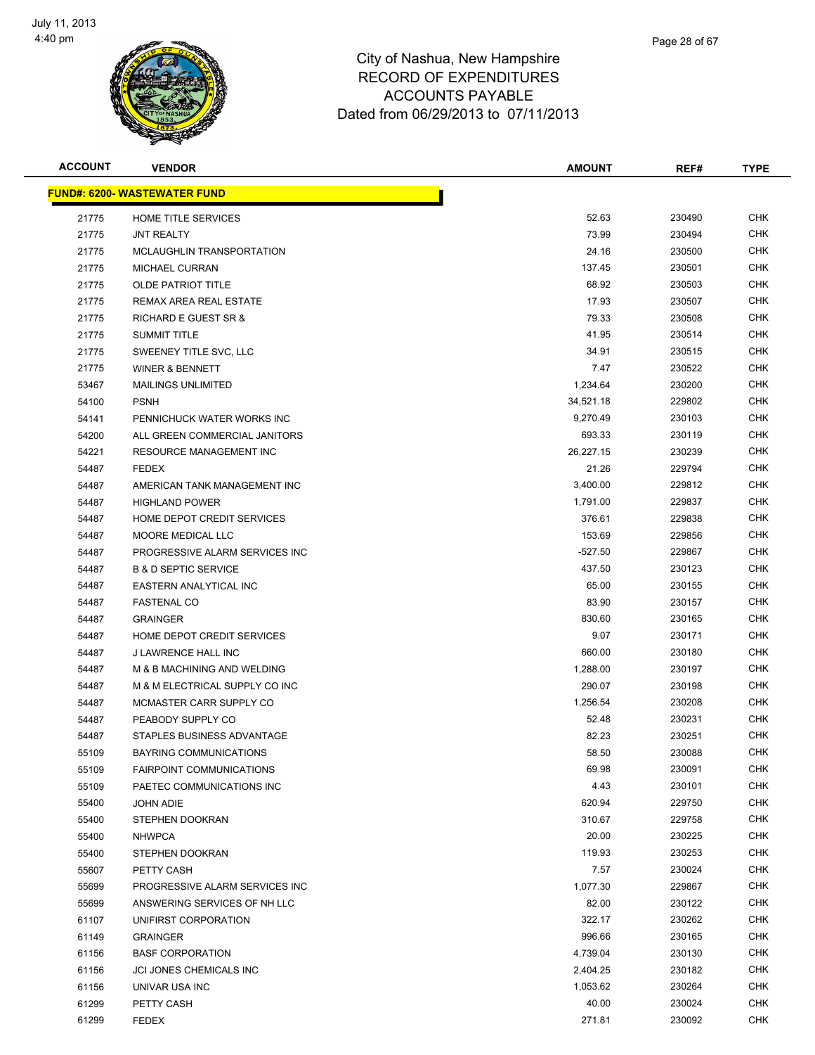City of Nashua, New Hampshire
RECORD OF EXPENDITURES
ACCOUNTS PAYABLE
Dated from 06/29/2013 to 07/11/2013

| ACCOUNT | VENDOR | AMOUNT | REF# | TYPE |
|---|---|---|---|---|
| **FUND#: 6200- WASTEWATER FUND** | | | | |
| 21775 | HOME TITLE SERVICES | 52.63 | 230490 | CHK |
| 21775 | JNT REALTY | 73.99 | 230494 | CHK |
| 21775 | MCLAUGHLIN TRANSPORTATION | 24.16 | 230500 | CHK |
| 21775 | MICHAEL CURRAN | 137.45 | 230501 | CHK |
| 21775 | OLDE PATRIOT TITLE | 68.92 | 230503 | CHK |
| 21775 | REMAX AREA REAL ESTATE | 17.93 | 230507 | CHK |
| 21775 | RICHARD E GUEST SR & | 79.33 | 230508 | CHK |
| 21775 | SUMMIT TITLE | 41.95 | 230514 | CHK |
| 21775 | SWEENEY TITLE SVC, LLC | 34.91 | 230515 | CHK |
| 21775 | WINER & BENNETT | 7.47 | 230522 | CHK |
| 53467 | MAILINGS UNLIMITED | 1,234.64 | 230200 | CHK |
| 54100 | PSNH | 34,521.18 | 229802 | CHK |
| 54141 | PENNICHUCK WATER WORKS INC | 9,270.49 | 230103 | CHK |
| 54200 | ALL GREEN COMMERCIAL JANITORS | 693.33 | 230119 | CHK |
| 54221 | RESOURCE MANAGEMENT INC | 26,227.15 | 230239 | CHK |
| 54487 | FEDEX | 21.26 | 229794 | CHK |
| 54487 | AMERICAN TANK MANAGEMENT INC | 3,400.00 | 229812 | CHK |
| 54487 | HIGHLAND POWER | 1,791.00 | 229837 | CHK |
| 54487 | HOME DEPOT CREDIT SERVICES | 376.61 | 229838 | CHK |
| 54487 | MOORE MEDICAL LLC | 153.69 | 229856 | CHK |
| 54487 | PROGRESSIVE ALARM SERVICES INC | -527.50 | 229867 | CHK |
| 54487 | B & D SEPTIC SERVICE | 437.50 | 230123 | CHK |
| 54487 | EASTERN ANALYTICAL INC | 65.00 | 230155 | CHK |
| 54487 | FASTENAL CO | 83.90 | 230157 | CHK |
| 54487 | GRAINGER | 830.60 | 230165 | CHK |
| 54487 | HOME DEPOT CREDIT SERVICES | 9.07 | 230171 | CHK |
| 54487 | J LAWRENCE HALL INC | 660.00 | 230180 | CHK |
| 54487 | M & B MACHINING AND WELDING | 1,288.00 | 230197 | CHK |
| 54487 | M & M ELECTRICAL SUPPLY CO INC | 290.07 | 230198 | CHK |
| 54487 | MCMASTER CARR SUPPLY CO | 1,256.54 | 230208 | CHK |
| 54487 | PEABODY SUPPLY CO | 52.48 | 230231 | CHK |
| 54487 | STAPLES BUSINESS ADVANTAGE | 82.23 | 230251 | CHK |
| 55109 | BAYRING COMMUNICATIONS | 58.50 | 230088 | CHK |
| 55109 | FAIRPOINT COMMUNICATIONS | 69.98 | 230091 | CHK |
| 55109 | PAETEC COMMUNICATIONS INC | 4.43 | 230101 | CHK |
| 55400 | JOHN ADIE | 620.94 | 229750 | CHK |
| 55400 | STEPHEN DOOKRAN | 310.67 | 229758 | CHK |
| 55400 | NHWPCA | 20.00 | 230225 | CHK |
| 55400 | STEPHEN DOOKRAN | 119.93 | 230253 | CHK |
| 55607 | PETTY CASH | 7.57 | 230024 | CHK |
| 55699 | PROGRESSIVE ALARM SERVICES INC | 1,077.30 | 229867 | CHK |
| 55699 | ANSWERING SERVICES OF NH LLC | 82.00 | 230122 | CHK |
| 61107 | UNIFIRST CORPORATION | 322.17 | 230262 | CHK |
| 61149 | GRAINGER | 996.66 | 230165 | CHK |
| 61156 | BASF CORPORATION | 4,739.04 | 230130 | CHK |
| 61156 | JCI JONES CHEMICALS INC | 2,404.25 | 230182 | CHK |
| 61156 | UNIVAR USA INC | 1,053.62 | 230264 | CHK |
| 61299 | PETTY CASH | 40.00 | 230024 | CHK |
| 61299 | FEDEX | 271.81 | 230092 | CHK |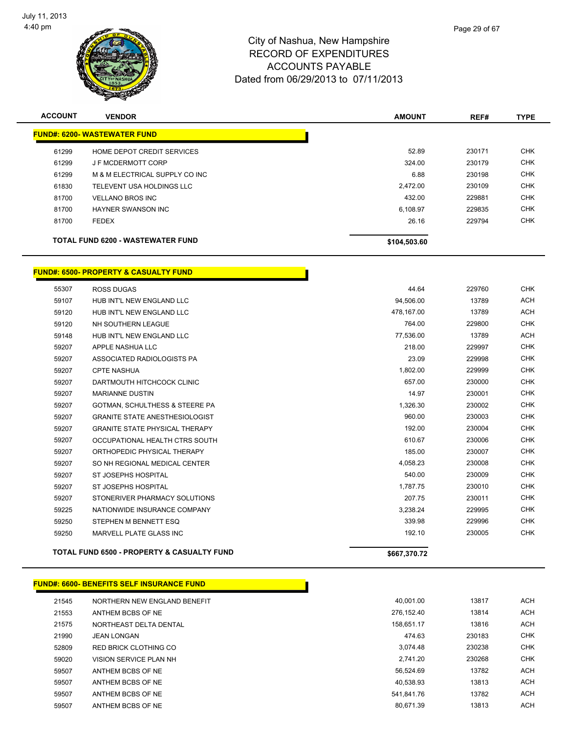# City of Nashua, New Hampshire
## RECORD OF EXPENDITURES
## ACCOUNTS PAYABLE
## Dated from 06/29/2013 to 07/11/2013

| ACCOUNT | VENDOR | AMOUNT | REF# | TYPE |
|---|---|---|---|---|
| **FUND#: 6200- WASTEWATER FUND** | | | | |
| 61299 | HOME DEPOT CREDIT SERVICES | 52.89 | 230171 | CHK |
| 61299 | J F MCDERMOTT CORP | 324.00 | 230179 | CHK |
| 61299 | M & M ELECTRICAL SUPPLY CO INC | 6.88 | 230198 | CHK |
| 61830 | TELEVENT USA HOLDINGS LLC | 2,472.00 | 230109 | CHK |
| 81700 | VELLANO BROS INC | 432.00 | 229881 | CHK |
| 81700 | HAYNER SWANSON INC | 6,108.97 | 229835 | CHK |
| 81700 | FEDEX | 26.16 | 229794 | CHK |
| **TOTAL FUND 6200 - WASTEWATER FUND** | | **$104,503.60** | | |
| **FUND#: 6500- PROPERTY & CASUALTY FUND** | | | | |
| 55307 | ROSS DUGAS | 44.64 | 229760 | CHK |
| 59107 | HUB INT'L NEW ENGLAND LLC | 94,506.00 | 13789 | ACH |
| 59120 | HUB INT'L NEW ENGLAND LLC | 478,167.00 | 13789 | ACH |
| 59120 | NH SOUTHERN LEAGUE | 764.00 | 229800 | CHK |
| 59148 | HUB INT'L NEW ENGLAND LLC | 77,536.00 | 13789 | ACH |
| 59207 | APPLE NASHUA LLC | 218.00 | 229997 | CHK |
| 59207 | ASSOCIATED RADIOLOGISTS PA | 23.09 | 229998 | CHK |
| 59207 | CPTE NASHUA | 1,802.00 | 229999 | CHK |
| 59207 | DARTMOUTH HITCHCOCK CLINIC | 657.00 | 230000 | CHK |
| 59207 | MARIANNE DUSTIN | 14.97 | 230001 | CHK |
| 59207 | GOTMAN, SCHULTHESS & STEERE PA | 1,326.30 | 230002 | CHK |
| 59207 | GRANITE STATE ANESTHESIOLOGIST | 960.00 | 230003 | CHK |
| 59207 | GRANITE STATE PHYSICAL THERAPY | 192.00 | 230004 | CHK |
| 59207 | OCCUPATIONAL HEALTH CTRS SOUTH | 610.67 | 230006 | CHK |
| 59207 | ORTHOPEDIC PHYSICAL THERAPY | 185.00 | 230007 | CHK |
| 59207 | SO NH REGIONAL MEDICAL CENTER | 4,058.23 | 230008 | CHK |
| 59207 | ST JOSEPHS HOSPITAL | 540.00 | 230009 | CHK |
| 59207 | ST JOSEPHS HOSPITAL | 1,787.75 | 230010 | CHK |
| 59207 | STONERIVER PHARMACY SOLUTIONS | 207.75 | 230011 | CHK |
| 59225 | NATIONWIDE INSURANCE COMPANY | 3,238.24 | 229995 | CHK |
| 59250 | STEPHEN M BENNETT ESQ | 339.98 | 229996 | CHK |
| 59250 | MARVELL PLATE GLASS INC | 192.10 | 230005 | CHK |
| **TOTAL FUND 6500 - PROPERTY & CASUALTY FUND** | | **$667,370.72** | | |
| **FUND#: 6600- BENEFITS SELF INSURANCE FUND** | | | | |
| 21545 | NORTHERN NEW ENGLAND BENEFIT | 40,001.00 | 13817 | ACH |
| 21553 | ANTHEM BCBS OF NE | 276,152.40 | 13814 | ACH |
| 21575 | NORTHEAST DELTA DENTAL | 158,651.17 | 13816 | ACH |
| 21990 | JEAN LONGAN | 474.63 | 230183 | CHK |
| 52809 | RED BRICK CLOTHING CO | 3,074.48 | 230238 | CHK |
| 59020 | VISION SERVICE PLAN NH | 2,741.20 | 230268 | CHK |
| 59507 | ANTHEM BCBS OF NE | 56,524.69 | 13782 | ACH |
| 59507 | ANTHEM BCBS OF NE | 40,538.93 | 13813 | ACH |
| 59507 | ANTHEM BCBS OF NE | 541,841.76 | 13782 | ACH |
| 59507 | ANTHEM BCBS OF NE | 80,671.39 | 13813 | ACH |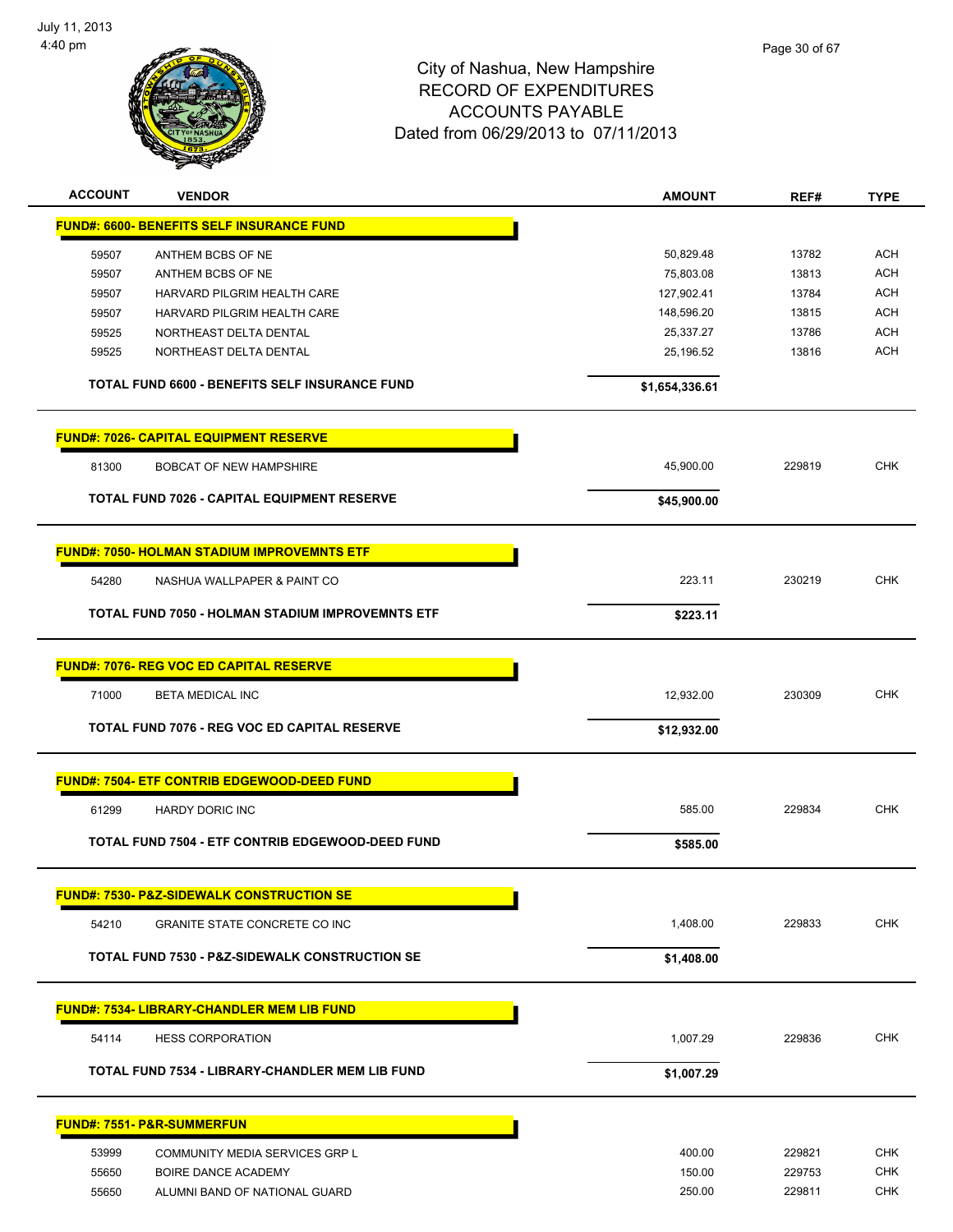City of Nashua, New Hampshire
RECORD OF EXPENDITURES
ACCOUNTS PAYABLE
Dated from 06/29/2013 to 07/11/2013

| ACCOUNT | VENDOR | AMOUNT | REF# | TYPE |
|---|---|---|---|---|
| **FUND#: 6600- BENEFITS SELF INSURANCE FUND** | | | | |
| 59507 | ANTHEM BCBS OF NE | 50,829.48 | 13782 | ACH |
| 59507 | ANTHEM BCBS OF NE | 75,803.08 | 13813 | ACH |
| 59507 | HARVARD PILGRIM HEALTH CARE | 127,902.41 | 13784 | ACH |
| 59507 | HARVARD PILGRIM HEALTH CARE | 148,596.20 | 13815 | ACH |
| 59525 | NORTHEAST DELTA DENTAL | 25,337.27 | 13786 | ACH |
| 59525 | NORTHEAST DELTA DENTAL | 25,196.52 | 13816 | ACH |
| | **TOTAL FUND 6600 - BENEFITS SELF INSURANCE FUND** | **$1,654,336.61** | | |
| **FUND#: 7026- CAPITAL EQUIPMENT RESERVE** | | | | |
| 81300 | BOBCAT OF NEW HAMPSHIRE | 45,900.00 | 229819 | CHK |
| | **TOTAL FUND 7026 - CAPITAL EQUIPMENT RESERVE** | **$45,900.00** | | |
| **FUND#: 7050- HOLMAN STADIUM IMPROVEMNTS ETF** | | | | |
| 54280 | NASHUA WALLPAPER & PAINT CO | 223.11 | 230219 | CHK |
| | **TOTAL FUND 7050 - HOLMAN STADIUM IMPROVEMNTS ETF** | **$223.11** | | |
| **FUND#: 7076- REG VOC ED CAPITAL RESERVE** | | | | |
| 71000 | BETA MEDICAL INC | 12,932.00 | 230309 | CHK |
| | **TOTAL FUND 7076 - REG VOC ED CAPITAL RESERVE** | **$12,932.00** | | |
| **FUND#: 7504- ETF CONTRIB EDGEWOOD-DEED FUND** | | | | |
| 61299 | HARDY DORIC INC | 585.00 | 229834 | CHK |
| | **TOTAL FUND 7504 - ETF CONTRIB EDGEWOOD-DEED FUND** | **$585.00** | | |
| **FUND#: 7530- P&Z-SIDEWALK CONSTRUCTION SE** | | | | |
| 54210 | GRANITE STATE CONCRETE CO INC | 1,408.00 | 229833 | CHK |
| | **TOTAL FUND 7530 - P&Z-SIDEWALK CONSTRUCTION SE** | **$1,408.00** | | |
| **FUND#: 7534- LIBRARY-CHANDLER MEM LIB FUND** | | | | |
| 54114 | HESS CORPORATION | 1,007.29 | 229836 | CHK |
| | **TOTAL FUND 7534 - LIBRARY-CHANDLER MEM LIB FUND** | **$1,007.29** | | |
| **FUND#: 7551- P&R-SUMMERFUN** | | | | |
| 53999 | COMMUNITY MEDIA SERVICES GRP L | 400.00 | 229821 | CHK |
| 55650 | BOIRE DANCE ACADEMY | 150.00 | 229753 | CHK |
| 55650 | ALUMNI BAND OF NATIONAL GUARD | 250.00 | 229811 | CHK |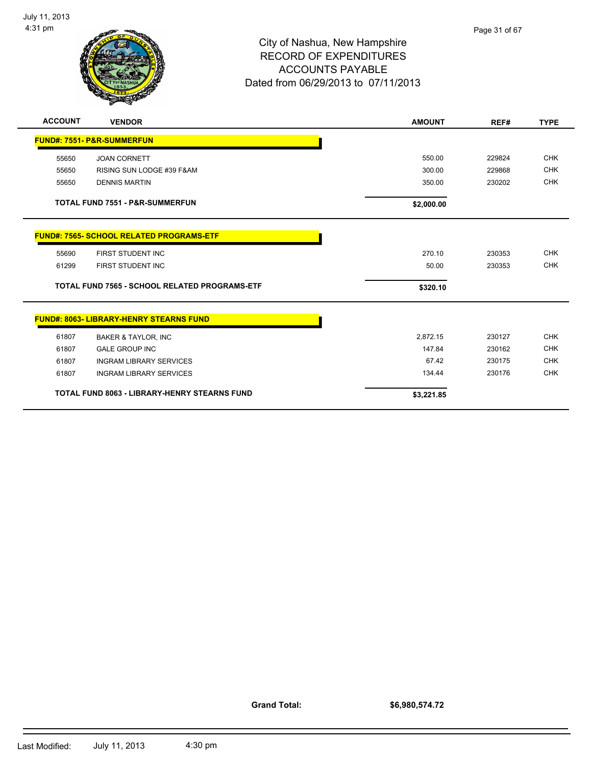# City of Nashua, New Hampshire
## RECORD OF EXPENDITURES
## ACCOUNTS PAYABLE
### Dated from 06/29/2013 to 07/11/2013

| ACCOUNT | VENDOR | AMOUNT | REF# | TYPE |
|---|---|---|---|---|
| **FUND#: 7551- P&R-SUMMERFUN** | | | | |
| 55650 | JOAN CORNETT | 550.00 | 229824 | CHK |
| 55650 | RISING SUN LODGE #39 F&AM | 300.00 | 229868 | CHK |
| 55650 | DENNIS MARTIN | 350.00 | 230202 | CHK |
| **TOTAL FUND 7551 - P&R-SUMMERFUN** | | **$2,000.00** | | |
| **FUND#: 7565- SCHOOL RELATED PROGRAMS-ETF** | | | | |
| 55690 | FIRST STUDENT INC | 270.10 | 230353 | CHK |
| 61299 | FIRST STUDENT INC | 50.00 | 230353 | CHK |
| **TOTAL FUND 7565 - SCHOOL RELATED PROGRAMS-ETF** | | **$320.10** | | |
| **FUND#: 8063- LIBRARY-HENRY STEARNS FUND** | | | | |
| 61807 | BAKER & TAYLOR, INC | 2,872.15 | 230127 | CHK |
| 61807 | GALE GROUP INC | 147.84 | 230162 | CHK |
| 61807 | INGRAM LIBRARY SERVICES | 67.42 | 230175 | CHK |
| 61807 | INGRAM LIBRARY SERVICES | 134.44 | 230176 | CHK |
| **TOTAL FUND 8063 - LIBRARY-HENRY STEARNS FUND** | | **$3,221.85** | | |

**Grand Total:** **$6,980,574.72**

Last Modified: July 11, 2013 4:30 pm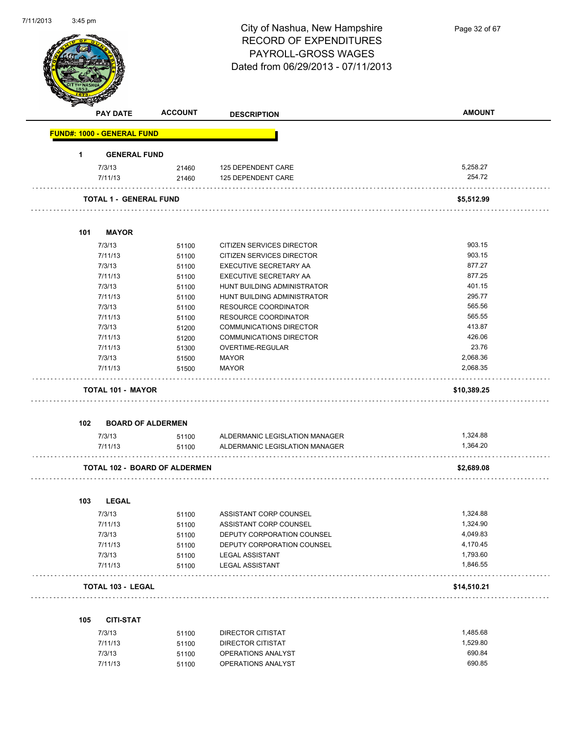# City of Nashua, New Hampshire
## RECORD OF EXPENDITURES
## PAYROLL-GROSS WAGES
## Dated from 06/29/2013 - 07/11/2013

| PAY DATE | ACCOUNT | DESCRIPTION | AMOUNT |
|---|---|---|---|
| **FUND#: 1000 - GENERAL FUND** | | | |
| **1 GENERAL FUND** | | | |
| 7/3/13 | 21460 | 125 DEPENDENT CARE | 5,258.27 |
| 7/11/13 | 21460 | 125 DEPENDENT CARE | 254.72 |
| **TOTAL 1 - GENERAL FUND** | | | **$5,512.99** |
| **101 MAYOR** | | | |
| 7/3/13 | 51100 | CITIZEN SERVICES DIRECTOR | 903.15 |
| 7/11/13 | 51100 | CITIZEN SERVICES DIRECTOR | 903.15 |
| 7/3/13 | 51100 | EXECUTIVE SECRETARY AA | 877.27 |
| 7/11/13 | 51100 | EXECUTIVE SECRETARY AA | 877.25 |
| 7/3/13 | 51100 | HUNT BUILDING ADMINISTRATOR | 401.15 |
| 7/11/13 | 51100 | HUNT BUILDING ADMINISTRATOR | 295.77 |
| 7/3/13 | 51100 | RESOURCE COORDINATOR | 565.56 |
| 7/11/13 | 51100 | RESOURCE COORDINATOR | 565.55 |
| 7/3/13 | 51200 | COMMUNICATIONS DIRECTOR | 413.87 |
| 7/11/13 | 51200 | COMMUNICATIONS DIRECTOR | 426.06 |
| 7/11/13 | 51300 | OVERTIME-REGULAR | 23.76 |
| 7/3/13 | 51500 | MAYOR | 2,068.36 |
| 7/11/13 | 51500 | MAYOR | 2,068.35 |
| **TOTAL 101 - MAYOR** | | | **$10,389.25** |
| **102 BOARD OF ALDERMEN** | | | |
| 7/3/13 | 51100 | ALDERMANIC LEGISLATION MANAGER | 1,324.88 |
| 7/11/13 | 51100 | ALDERMANIC LEGISLATION MANAGER | 1,364.20 |
| **TOTAL 102 - BOARD OF ALDERMEN** | | | **$2,689.08** |
| **103 LEGAL** | | | |
| 7/3/13 | 51100 | ASSISTANT CORP COUNSEL | 1,324.88 |
| 7/11/13 | 51100 | ASSISTANT CORP COUNSEL | 1,324.90 |
| 7/3/13 | 51100 | DEPUTY CORPORATION COUNSEL | 4,049.83 |
| 7/11/13 | 51100 | DEPUTY CORPORATION COUNSEL | 4,170.45 |
| 7/3/13 | 51100 | LEGAL ASSISTANT | 1,793.60 |
| 7/11/13 | 51100 | LEGAL ASSISTANT | 1,846.55 |
| **TOTAL 103 - LEGAL** | | | **$14,510.21** |
| **105 CITI-STAT** | | | |
| 7/3/13 | 51100 | DIRECTOR CITISTAT | 1,485.68 |
| 7/11/13 | 51100 | DIRECTOR CITISTAT | 1,529.80 |
| 7/3/13 | 51100 | OPERATIONS ANALYST | 690.84 |
| 7/11/13 | 51100 | OPERATIONS ANALYST | 690.85 |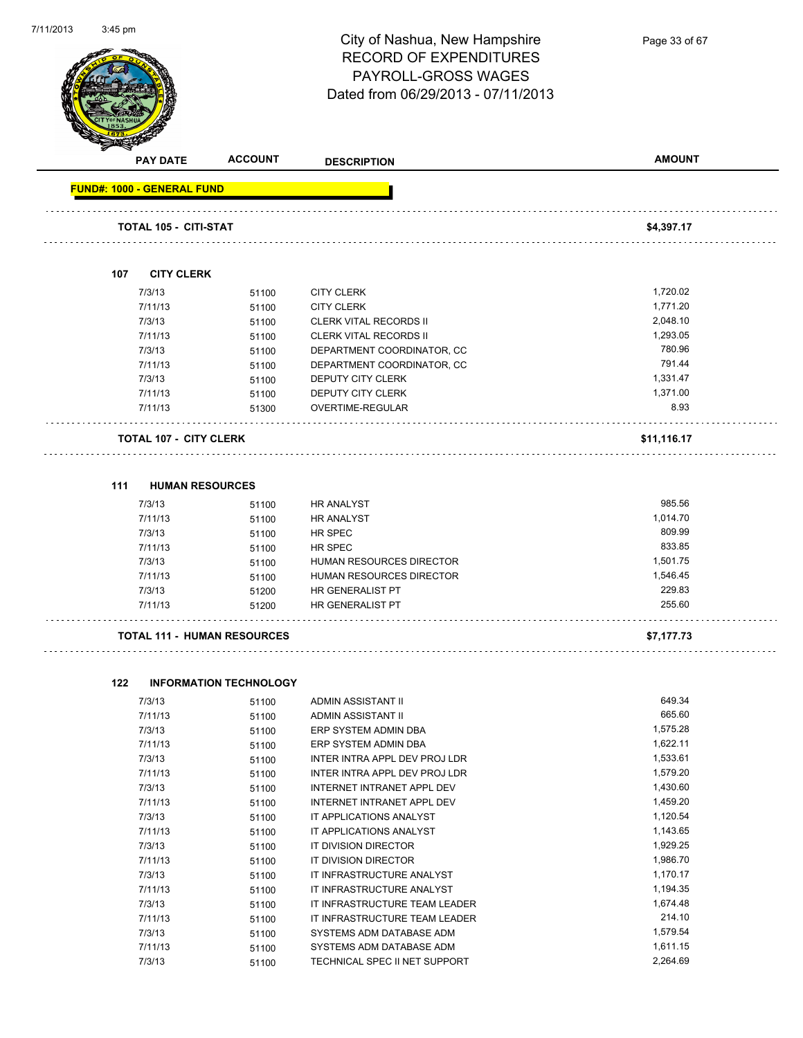# City of Nashua, New Hampshire
## RECORD OF EXPENDITURES
## PAYROLL-GROSS WAGES
## Dated from 06/29/2013 - 07/11/2013

| PAY DATE | ACCOUNT | DESCRIPTION | AMOUNT |
|---|---|---|---|

**FUND#: 1000 - GENERAL FUND**

| | | | |
|---|---|---|---|
| **TOTAL 105 - CITI-STAT** | | | **$4,397.17** |

**107 CITY CLERK**

| PAY DATE | ACCOUNT | DESCRIPTION | AMOUNT |
|---|---|---|---|
| 7/3/13 | 51100 | CITY CLERK | 1,720.02 |
| 7/11/13 | 51100 | CITY CLERK | 1,771.20 |
| 7/3/13 | 51100 | CLERK VITAL RECORDS II | 2,048.10 |
| 7/11/13 | 51100 | CLERK VITAL RECORDS II | 1,293.05 |
| 7/3/13 | 51100 | DEPARTMENT COORDINATOR, CC | 780.96 |
| 7/11/13 | 51100 | DEPARTMENT COORDINATOR, CC | 791.44 |
| 7/3/13 | 51100 | DEPUTY CITY CLERK | 1,331.47 |
| 7/11/13 | 51100 | DEPUTY CITY CLERK | 1,371.00 |
| 7/11/13 | 51300 | OVERTIME-REGULAR | 8.93 |
| **TOTAL 107 - CITY CLERK** | | | **$11,116.17** |

**111 HUMAN RESOURCES**

| PAY DATE | ACCOUNT | DESCRIPTION | AMOUNT |
|---|---|---|---|
| 7/3/13 | 51100 | HR ANALYST | 985.56 |
| 7/11/13 | 51100 | HR ANALYST | 1,014.70 |
| 7/3/13 | 51100 | HR SPEC | 809.99 |
| 7/11/13 | 51100 | HR SPEC | 833.85 |
| 7/3/13 | 51100 | HUMAN RESOURCES DIRECTOR | 1,501.75 |
| 7/11/13 | 51100 | HUMAN RESOURCES DIRECTOR | 1,546.45 |
| 7/3/13 | 51200 | HR GENERALIST PT | 229.83 |
| 7/11/13 | 51200 | HR GENERALIST PT | 255.60 |
| **TOTAL 111 - HUMAN RESOURCES** | | | **$7,177.73** |

**122 INFORMATION TECHNOLOGY**

| PAY DATE | ACCOUNT | DESCRIPTION | AMOUNT |
|---|---|---|---|
| 7/3/13 | 51100 | ADMIN ASSISTANT II | 649.34 |
| 7/11/13 | 51100 | ADMIN ASSISTANT II | 665.60 |
| 7/3/13 | 51100 | ERP SYSTEM ADMIN DBA | 1,575.28 |
| 7/11/13 | 51100 | ERP SYSTEM ADMIN DBA | 1,622.11 |
| 7/3/13 | 51100 | INTER INTRA APPL DEV PROJ LDR | 1,533.61 |
| 7/11/13 | 51100 | INTER INTRA APPL DEV PROJ LDR | 1,579.20 |
| 7/3/13 | 51100 | INTERNET INTRANET APPL DEV | 1,430.60 |
| 7/11/13 | 51100 | INTERNET INTRANET APPL DEV | 1,459.20 |
| 7/3/13 | 51100 | IT APPLICATIONS ANALYST | 1,120.54 |
| 7/11/13 | 51100 | IT APPLICATIONS ANALYST | 1,143.65 |
| 7/3/13 | 51100 | IT DIVISION DIRECTOR | 1,929.25 |
| 7/11/13 | 51100 | IT DIVISION DIRECTOR | 1,986.70 |
| 7/3/13 | 51100 | IT INFRASTRUCTURE ANALYST | 1,170.17 |
| 7/11/13 | 51100 | IT INFRASTRUCTURE ANALYST | 1,194.35 |
| 7/3/13 | 51100 | IT INFRASTRUCTURE TEAM LEADER | 1,674.48 |
| 7/11/13 | 51100 | IT INFRASTRUCTURE TEAM LEADER | 214.10 |
| 7/3/13 | 51100 | SYSTEMS ADM DATABASE ADM | 1,579.54 |
| 7/11/13 | 51100 | SYSTEMS ADM DATABASE ADM | 1,611.15 |
| 7/3/13 | 51100 | TECHNICAL SPEC II NET SUPPORT | 2,264.69 |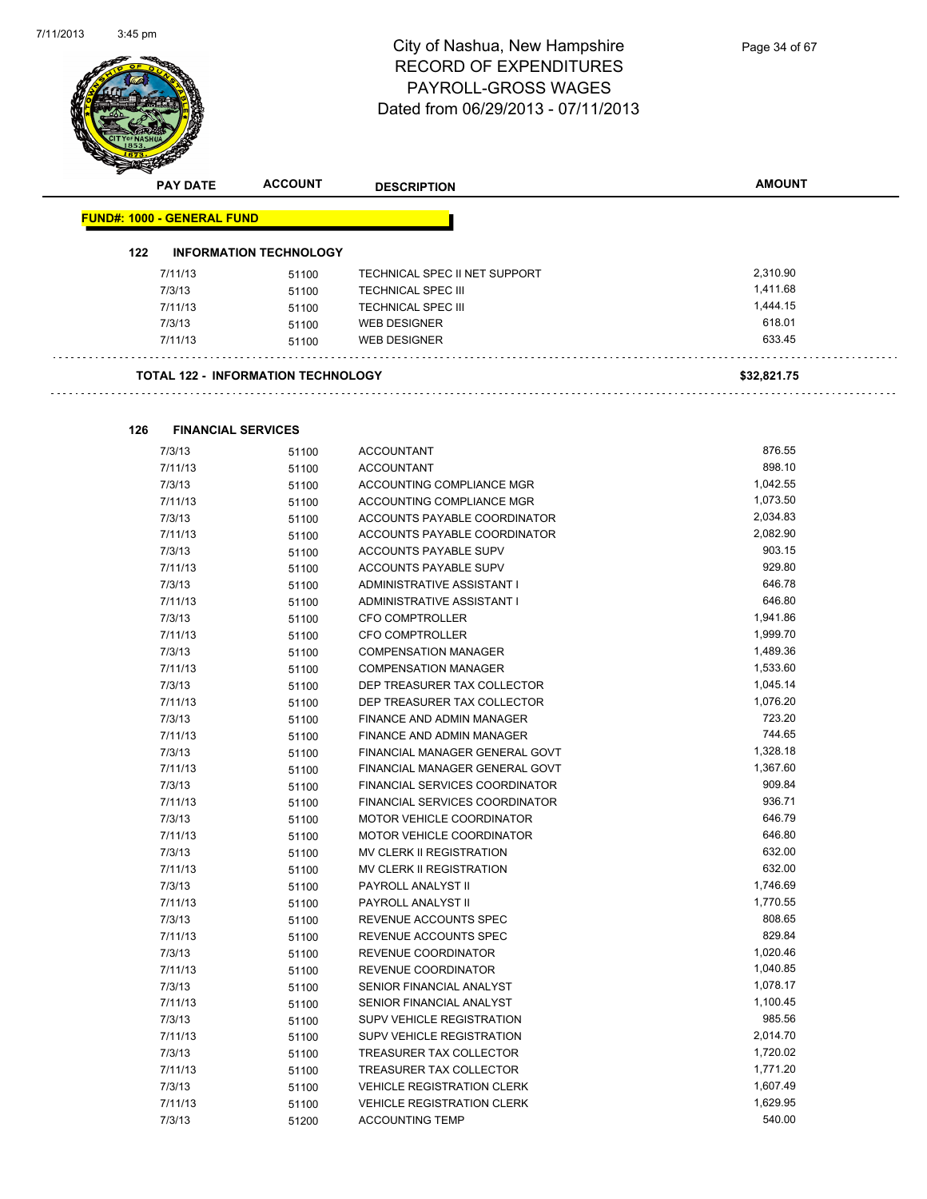# City of Nashua, New Hampshire
## RECORD OF EXPENDITURES
## PAYROLL-GROSS WAGES
## Dated from 06/29/2013 - 07/11/2013

| PAY DATE | ACCOUNT | DESCRIPTION | AMOUNT |
|---|---|---|---|

**FUND#: 1000 - GENERAL FUND**

**122 INFORMATION TECHNOLOGY**

| PAY DATE | ACCOUNT | DESCRIPTION | AMOUNT |
|---|---|---|---|
| 7/11/13 | 51100 | TECHNICAL SPEC II NET SUPPORT | 2,310.90 |
| 7/3/13 | 51100 | TECHNICAL SPEC III | 1,411.68 |
| 7/11/13 | 51100 | TECHNICAL SPEC III | 1,444.15 |
| 7/3/13 | 51100 | WEB DESIGNER | 618.01 |
| 7/11/13 | 51100 | WEB DESIGNER | 633.45 |

**TOTAL 122 - INFORMATION TECHNOLOGY** **$32,821.75**

**126 FINANCIAL SERVICES**

| PAY DATE | ACCOUNT | DESCRIPTION | AMOUNT |
|---|---|---|---|
| 7/3/13 | 51100 | ACCOUNTANT | 876.55 |
| 7/11/13 | 51100 | ACCOUNTANT | 898.10 |
| 7/3/13 | 51100 | ACCOUNTING COMPLIANCE MGR | 1,042.55 |
| 7/11/13 | 51100 | ACCOUNTING COMPLIANCE MGR | 1,073.50 |
| 7/3/13 | 51100 | ACCOUNTS PAYABLE COORDINATOR | 2,034.83 |
| 7/11/13 | 51100 | ACCOUNTS PAYABLE COORDINATOR | 2,082.90 |
| 7/3/13 | 51100 | ACCOUNTS PAYABLE SUPV | 903.15 |
| 7/11/13 | 51100 | ACCOUNTS PAYABLE SUPV | 929.80 |
| 7/3/13 | 51100 | ADMINISTRATIVE ASSISTANT I | 646.78 |
| 7/11/13 | 51100 | ADMINISTRATIVE ASSISTANT I | 646.80 |
| 7/3/13 | 51100 | CFO COMPTROLLER | 1,941.86 |
| 7/11/13 | 51100 | CFO COMPTROLLER | 1,999.70 |
| 7/3/13 | 51100 | COMPENSATION MANAGER | 1,489.36 |
| 7/11/13 | 51100 | COMPENSATION MANAGER | 1,533.60 |
| 7/3/13 | 51100 | DEP TREASURER TAX COLLECTOR | 1,045.14 |
| 7/11/13 | 51100 | DEP TREASURER TAX COLLECTOR | 1,076.20 |
| 7/3/13 | 51100 | FINANCE AND ADMIN MANAGER | 723.20 |
| 7/11/13 | 51100 | FINANCE AND ADMIN MANAGER | 744.65 |
| 7/3/13 | 51100 | FINANCIAL MANAGER GENERAL GOVT | 1,328.18 |
| 7/11/13 | 51100 | FINANCIAL MANAGER GENERAL GOVT | 1,367.60 |
| 7/3/13 | 51100 | FINANCIAL SERVICES COORDINATOR | 909.84 |
| 7/11/13 | 51100 | FINANCIAL SERVICES COORDINATOR | 936.71 |
| 7/3/13 | 51100 | MOTOR VEHICLE COORDINATOR | 646.79 |
| 7/11/13 | 51100 | MOTOR VEHICLE COORDINATOR | 646.80 |
| 7/3/13 | 51100 | MV CLERK II REGISTRATION | 632.00 |
| 7/11/13 | 51100 | MV CLERK II REGISTRATION | 632.00 |
| 7/3/13 | 51100 | PAYROLL ANALYST II | 1,746.69 |
| 7/11/13 | 51100 | PAYROLL ANALYST II | 1,770.55 |
| 7/3/13 | 51100 | REVENUE ACCOUNTS SPEC | 808.65 |
| 7/11/13 | 51100 | REVENUE ACCOUNTS SPEC | 829.84 |
| 7/3/13 | 51100 | REVENUE COORDINATOR | 1,020.46 |
| 7/11/13 | 51100 | REVENUE COORDINATOR | 1,040.85 |
| 7/3/13 | 51100 | SENIOR FINANCIAL ANALYST | 1,078.17 |
| 7/11/13 | 51100 | SENIOR FINANCIAL ANALYST | 1,100.45 |
| 7/3/13 | 51100 | SUPV VEHICLE REGISTRATION | 985.56 |
| 7/11/13 | 51100 | SUPV VEHICLE REGISTRATION | 2,014.70 |
| 7/3/13 | 51100 | TREASURER TAX COLLECTOR | 1,720.02 |
| 7/11/13 | 51100 | TREASURER TAX COLLECTOR | 1,771.20 |
| 7/3/13 | 51100 | VEHICLE REGISTRATION CLERK | 1,607.49 |
| 7/11/13 | 51100 | VEHICLE REGISTRATION CLERK | 1,629.95 |
| 7/3/13 | 51200 | ACCOUNTING TEMP | 540.00 |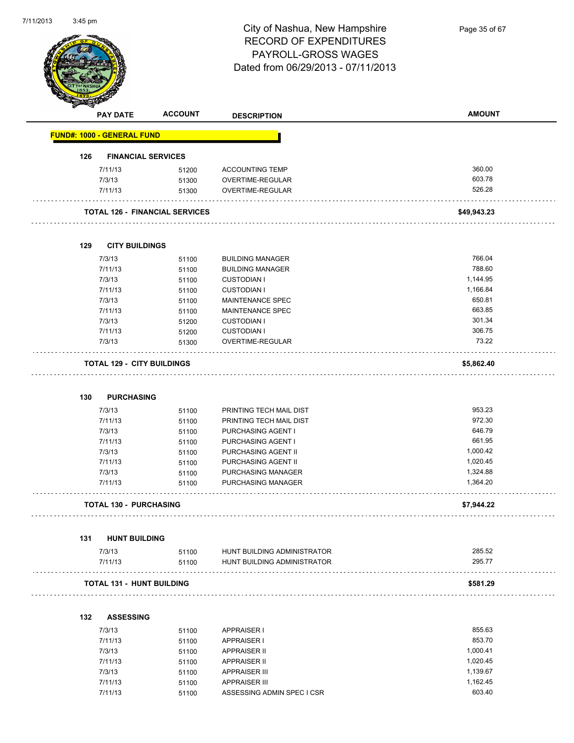# City of Nashua, New Hampshire
## RECORD OF EXPENDITURES
## PAYROLL-GROSS WAGES
### Dated from 06/29/2013 - 07/11/2013

| PAY DATE | ACCOUNT | DESCRIPTION | AMOUNT |
|---|---|---|---|
| **FUND#: 1000 - GENERAL FUND** | | | |
| **126 FINANCIAL SERVICES** | | | |
| 7/11/13 | 51200 | ACCOUNTING TEMP | 360.00 |
| 7/3/13 | 51300 | OVERTIME-REGULAR | 603.78 |
| 7/11/13 | 51300 | OVERTIME-REGULAR | 526.28 |
| **TOTAL 126 - FINANCIAL SERVICES** | | | **$49,943.23** |
| **129 CITY BUILDINGS** | | | |
| 7/3/13 | 51100 | BUILDING MANAGER | 766.04 |
| 7/11/13 | 51100 | BUILDING MANAGER | 788.60 |
| 7/3/13 | 51100 | CUSTODIAN I | 1,144.95 |
| 7/11/13 | 51100 | CUSTODIAN I | 1,166.84 |
| 7/3/13 | 51100 | MAINTENANCE SPEC | 650.81 |
| 7/11/13 | 51100 | MAINTENANCE SPEC | 663.85 |
| 7/3/13 | 51200 | CUSTODIAN I | 301.34 |
| 7/11/13 | 51200 | CUSTODIAN I | 306.75 |
| 7/3/13 | 51300 | OVERTIME-REGULAR | 73.22 |
| **TOTAL 129 - CITY BUILDINGS** | | | **$5,862.40** |
| **130 PURCHASING** | | | |
| 7/3/13 | 51100 | PRINTING TECH MAIL DIST | 953.23 |
| 7/11/13 | 51100 | PRINTING TECH MAIL DIST | 972.30 |
| 7/3/13 | 51100 | PURCHASING AGENT I | 646.79 |
| 7/11/13 | 51100 | PURCHASING AGENT I | 661.95 |
| 7/3/13 | 51100 | PURCHASING AGENT II | 1,000.42 |
| 7/11/13 | 51100 | PURCHASING AGENT II | 1,020.45 |
| 7/3/13 | 51100 | PURCHASING MANAGER | 1,324.88 |
| 7/11/13 | 51100 | PURCHASING MANAGER | 1,364.20 |
| **TOTAL 130 - PURCHASING** | | | **$7,944.22** |
| **131 HUNT BUILDING** | | | |
| 7/3/13 | 51100 | HUNT BUILDING ADMINISTRATOR | 285.52 |
| 7/11/13 | 51100 | HUNT BUILDING ADMINISTRATOR | 295.77 |
| **TOTAL 131 - HUNT BUILDING** | | | **$581.29** |
| **132 ASSESSING** | | | |
| 7/3/13 | 51100 | APPRAISER I | 855.63 |
| 7/11/13 | 51100 | APPRAISER I | 853.70 |
| 7/3/13 | 51100 | APPRAISER II | 1,000.41 |
| 7/11/13 | 51100 | APPRAISER II | 1,020.45 |
| 7/3/13 | 51100 | APPRAISER III | 1,139.67 |
| 7/11/13 | 51100 | APPRAISER III | 1,162.45 |
| 7/11/13 | 51100 | ASSESSING ADMIN SPEC I CSR | 603.40 |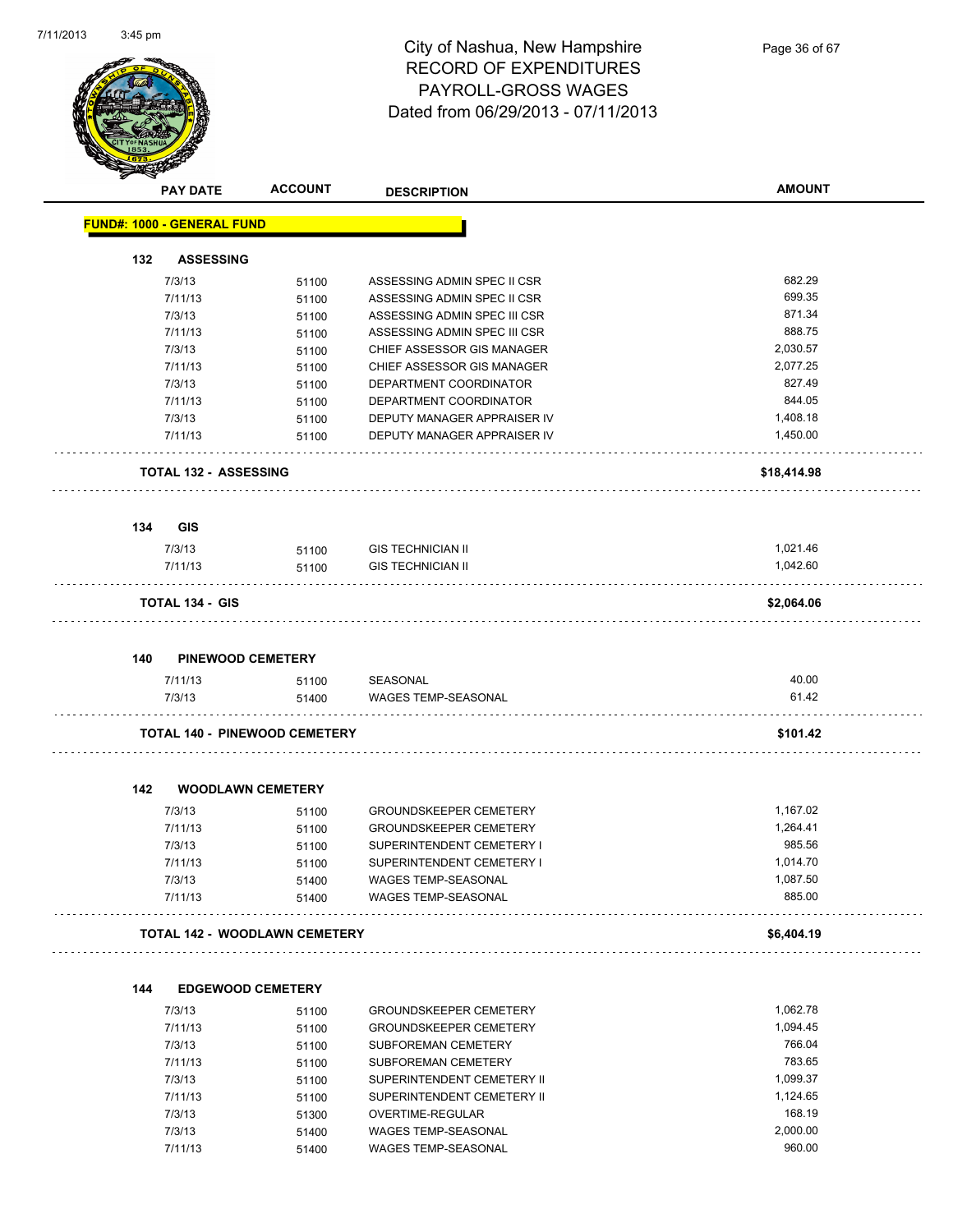# City of Nashua, New Hampshire
## RECORD OF EXPENDITURES
## PAYROLL-GROSS WAGES
### Dated from 06/29/2013 - 07/11/2013

**FUND#: 1000 - GENERAL FUND**

### 132 ASSESSING

| PAY DATE | ACCOUNT | DESCRIPTION | AMOUNT |
|---|---|---|---|
| 7/3/13 | 51100 | ASSESSING ADMIN SPEC II CSR | 682.29 |
| 7/11/13 | 51100 | ASSESSING ADMIN SPEC II CSR | 699.35 |
| 7/3/13 | 51100 | ASSESSING ADMIN SPEC III CSR | 871.34 |
| 7/11/13 | 51100 | ASSESSING ADMIN SPEC III CSR | 888.75 |
| 7/3/13 | 51100 | CHIEF ASSESSOR GIS MANAGER | 2,030.57 |
| 7/11/13 | 51100 | CHIEF ASSESSOR GIS MANAGER | 2,077.25 |
| 7/3/13 | 51100 | DEPARTMENT COORDINATOR | 827.49 |
| 7/11/13 | 51100 | DEPARTMENT COORDINATOR | 844.05 |
| 7/3/13 | 51100 | DEPUTY MANAGER APPRAISER IV | 1,408.18 |
| 7/11/13 | 51100 | DEPUTY MANAGER APPRAISER IV | 1,450.00 |
| **TOTAL 132 - ASSESSING** | | | **$18,414.98** |

### 134 GIS

| PAY DATE | ACCOUNT | DESCRIPTION | AMOUNT |
|---|---|---|---|
| 7/3/13 | 51100 | GIS TECHNICIAN II | 1,021.46 |
| 7/11/13 | 51100 | GIS TECHNICIAN II | 1,042.60 |
| **TOTAL 134 - GIS** | | | **$2,064.06** |

### 140 PINEWOOD CEMETERY

| PAY DATE | ACCOUNT | DESCRIPTION | AMOUNT |
|---|---|---|---|
| 7/11/13 | 51100 | SEASONAL | 40.00 |
| 7/3/13 | 51400 | WAGES TEMP-SEASONAL | 61.42 |
| **TOTAL 140 - PINEWOOD CEMETERY** | | | **$101.42** |

### 142 WOODLAWN CEMETERY

| PAY DATE | ACCOUNT | DESCRIPTION | AMOUNT |
|---|---|---|---|
| 7/3/13 | 51100 | GROUNDSKEEPER CEMETERY | 1,167.02 |
| 7/11/13 | 51100 | GROUNDSKEEPER CEMETERY | 1,264.41 |
| 7/3/13 | 51100 | SUPERINTENDENT CEMETERY I | 985.56 |
| 7/11/13 | 51100 | SUPERINTENDENT CEMETERY I | 1,014.70 |
| 7/3/13 | 51400 | WAGES TEMP-SEASONAL | 1,087.50 |
| 7/11/13 | 51400 | WAGES TEMP-SEASONAL | 885.00 |
| **TOTAL 142 - WOODLAWN CEMETERY** | | | **$6,404.19** |

### 144 EDGEWOOD CEMETERY

| PAY DATE | ACCOUNT | DESCRIPTION | AMOUNT |
|---|---|---|---|
| 7/3/13 | 51100 | GROUNDSKEEPER CEMETERY | 1,062.78 |
| 7/11/13 | 51100 | GROUNDSKEEPER CEMETERY | 1,094.45 |
| 7/3/13 | 51100 | SUBFOREMAN CEMETERY | 766.04 |
| 7/11/13 | 51100 | SUBFOREMAN CEMETERY | 783.65 |
| 7/3/13 | 51100 | SUPERINTENDENT CEMETERY II | 1,099.37 |
| 7/11/13 | 51100 | SUPERINTENDENT CEMETERY II | 1,124.65 |
| 7/3/13 | 51300 | OVERTIME-REGULAR | 168.19 |
| 7/3/13 | 51400 | WAGES TEMP-SEASONAL | 2,000.00 |
| 7/11/13 | 51400 | WAGES TEMP-SEASONAL | 960.00 |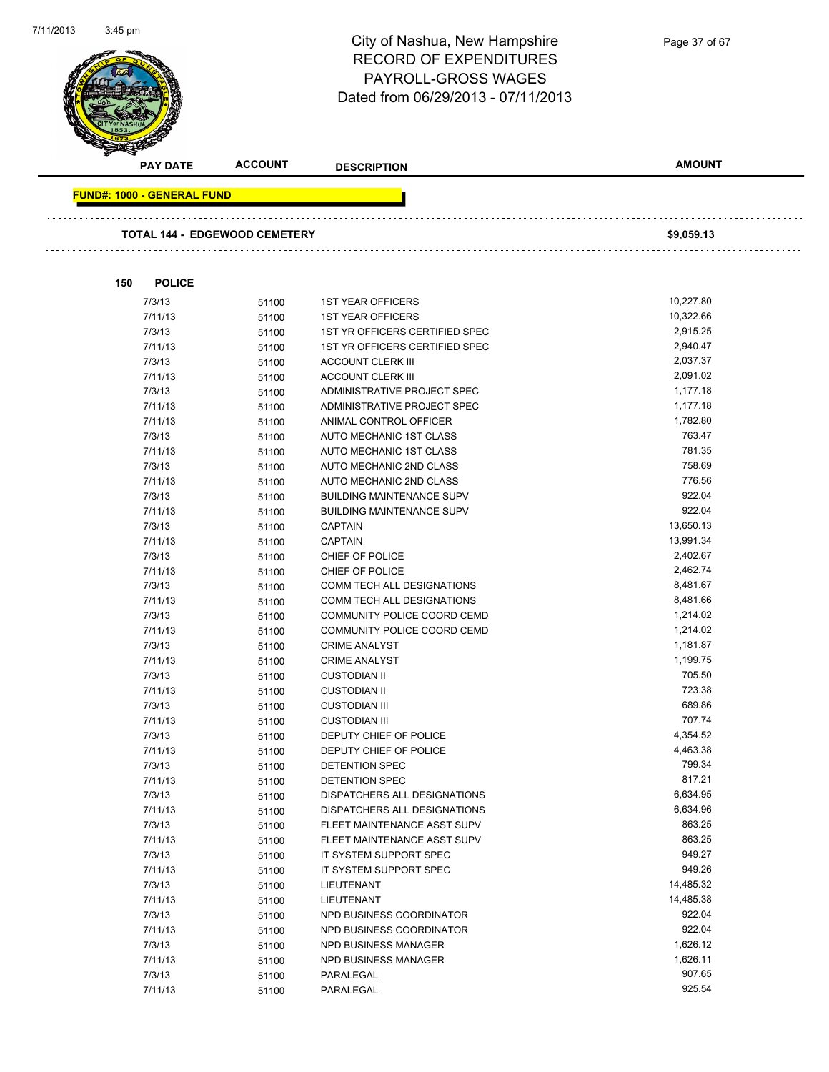# City of Nashua, New Hampshire
## RECORD OF EXPENDITURES
## PAYROLL-GROSS WAGES
## Dated from 06/29/2013 - 07/11/2013

| PAY DATE | ACCOUNT | DESCRIPTION | AMOUNT |
|---|---|---|---|

**FUND#: 1000 - GENERAL FUND**

**TOTAL 144 - EDGEWOOD CEMETERY** **$9,059.13**

**150 POLICE**

| PAY DATE | ACCOUNT | DESCRIPTION | AMOUNT |
|---|---|---|---|
| 7/3/13 | 51100 | 1ST YEAR OFFICERS | 10,227.80 |
| 7/11/13 | 51100 | 1ST YEAR OFFICERS | 10,322.66 |
| 7/3/13 | 51100 | 1ST YR OFFICERS CERTIFIED SPEC | 2,915.25 |
| 7/11/13 | 51100 | 1ST YR OFFICERS CERTIFIED SPEC | 2,940.47 |
| 7/3/13 | 51100 | ACCOUNT CLERK III | 2,037.37 |
| 7/11/13 | 51100 | ACCOUNT CLERK III | 2,091.02 |
| 7/3/13 | 51100 | ADMINISTRATIVE PROJECT SPEC | 1,177.18 |
| 7/11/13 | 51100 | ADMINISTRATIVE PROJECT SPEC | 1,177.18 |
| 7/11/13 | 51100 | ANIMAL CONTROL OFFICER | 1,782.80 |
| 7/3/13 | 51100 | AUTO MECHANIC 1ST CLASS | 763.47 |
| 7/11/13 | 51100 | AUTO MECHANIC 1ST CLASS | 781.35 |
| 7/3/13 | 51100 | AUTO MECHANIC 2ND CLASS | 758.69 |
| 7/11/13 | 51100 | AUTO MECHANIC 2ND CLASS | 776.56 |
| 7/3/13 | 51100 | BUILDING MAINTENANCE SUPV | 922.04 |
| 7/11/13 | 51100 | BUILDING MAINTENANCE SUPV | 922.04 |
| 7/3/13 | 51100 | CAPTAIN | 13,650.13 |
| 7/11/13 | 51100 | CAPTAIN | 13,991.34 |
| 7/3/13 | 51100 | CHIEF OF POLICE | 2,402.67 |
| 7/11/13 | 51100 | CHIEF OF POLICE | 2,462.74 |
| 7/3/13 | 51100 | COMM TECH ALL DESIGNATIONS | 8,481.67 |
| 7/11/13 | 51100 | COMM TECH ALL DESIGNATIONS | 8,481.66 |
| 7/3/13 | 51100 | COMMUNITY POLICE COORD CEMD | 1,214.02 |
| 7/11/13 | 51100 | COMMUNITY POLICE COORD CEMD | 1,214.02 |
| 7/3/13 | 51100 | CRIME ANALYST | 1,181.87 |
| 7/11/13 | 51100 | CRIME ANALYST | 1,199.75 |
| 7/3/13 | 51100 | CUSTODIAN II | 705.50 |
| 7/11/13 | 51100 | CUSTODIAN II | 723.38 |
| 7/3/13 | 51100 | CUSTODIAN III | 689.86 |
| 7/11/13 | 51100 | CUSTODIAN III | 707.74 |
| 7/3/13 | 51100 | DEPUTY CHIEF OF POLICE | 4,354.52 |
| 7/11/13 | 51100 | DEPUTY CHIEF OF POLICE | 4,463.38 |
| 7/3/13 | 51100 | DETENTION SPEC | 799.34 |
| 7/11/13 | 51100 | DETENTION SPEC | 817.21 |
| 7/3/13 | 51100 | DISPATCHERS ALL DESIGNATIONS | 6,634.95 |
| 7/11/13 | 51100 | DISPATCHERS ALL DESIGNATIONS | 6,634.96 |
| 7/3/13 | 51100 | FLEET MAINTENANCE ASST SUPV | 863.25 |
| 7/11/13 | 51100 | FLEET MAINTENANCE ASST SUPV | 863.25 |
| 7/3/13 | 51100 | IT SYSTEM SUPPORT SPEC | 949.27 |
| 7/11/13 | 51100 | IT SYSTEM SUPPORT SPEC | 949.26 |
| 7/3/13 | 51100 | LIEUTENANT | 14,485.32 |
| 7/11/13 | 51100 | LIEUTENANT | 14,485.38 |
| 7/3/13 | 51100 | NPD BUSINESS COORDINATOR | 922.04 |
| 7/11/13 | 51100 | NPD BUSINESS COORDINATOR | 922.04 |
| 7/3/13 | 51100 | NPD BUSINESS MANAGER | 1,626.12 |
| 7/11/13 | 51100 | NPD BUSINESS MANAGER | 1,626.11 |
| 7/3/13 | 51100 | PARALEGAL | 907.65 |
| 7/11/13 | 51100 | PARALEGAL | 925.54 |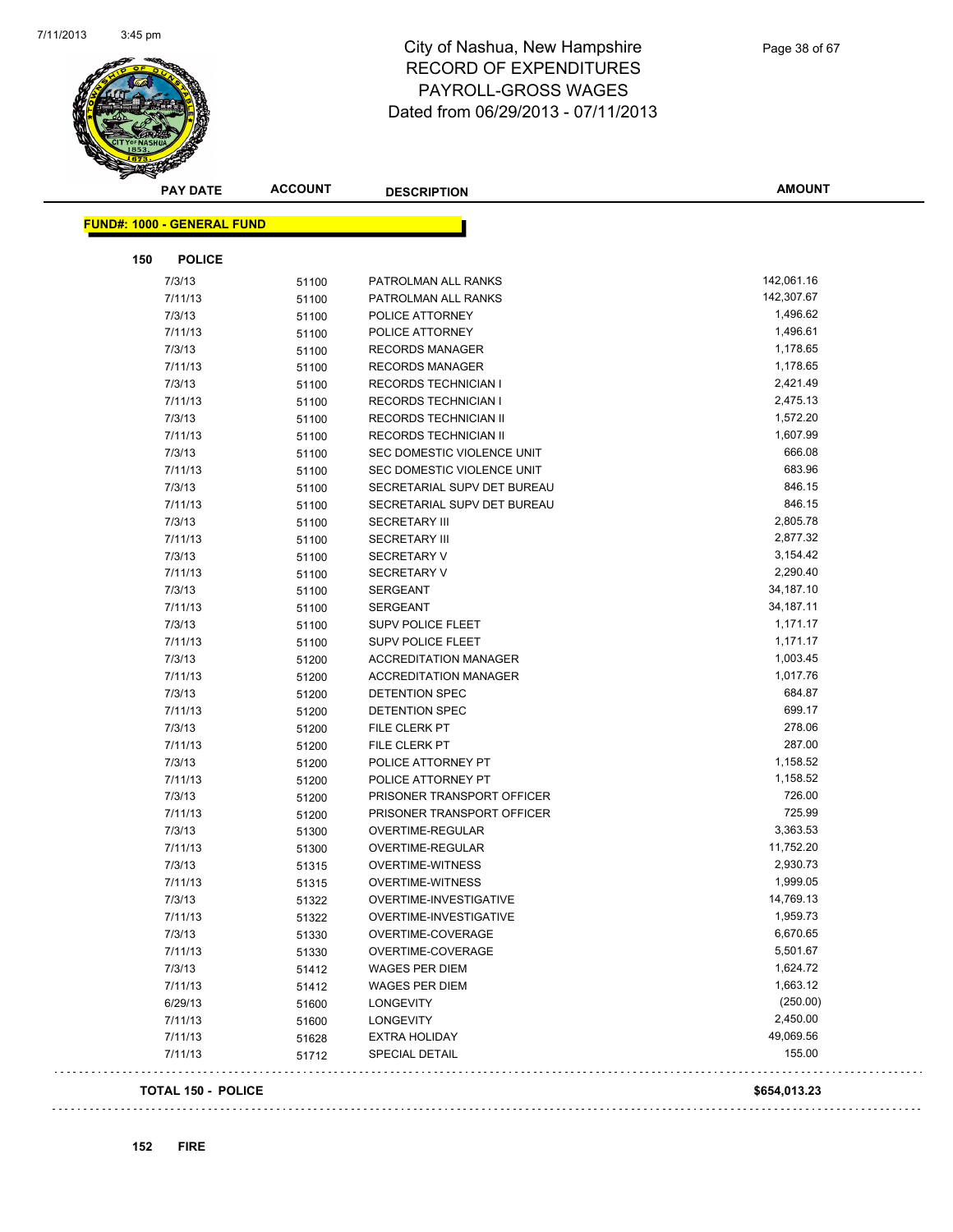# City of Nashua, New Hampshire
## RECORD OF EXPENDITURES
## PAYROLL-GROSS WAGES
## Dated from 06/29/2013 - 07/11/2013

| PAY DATE | ACCOUNT | DESCRIPTION | AMOUNT |
|---|---|---|---|

**FUND#: 1000 - GENERAL FUND**

**150 POLICE**

| PAY DATE | ACCOUNT | DESCRIPTION | AMOUNT |
|---|---|---|---|
| 7/3/13 | 51100 | PATROLMAN ALL RANKS | 142,061.16 |
| 7/11/13 | 51100 | PATROLMAN ALL RANKS | 142,307.67 |
| 7/3/13 | 51100 | POLICE ATTORNEY | 1,496.62 |
| 7/11/13 | 51100 | POLICE ATTORNEY | 1,496.61 |
| 7/3/13 | 51100 | RECORDS MANAGER | 1,178.65 |
| 7/11/13 | 51100 | RECORDS MANAGER | 1,178.65 |
| 7/3/13 | 51100 | RECORDS TECHNICIAN I | 2,421.49 |
| 7/11/13 | 51100 | RECORDS TECHNICIAN I | 2,475.13 |
| 7/3/13 | 51100 | RECORDS TECHNICIAN II | 1,572.20 |
| 7/11/13 | 51100 | RECORDS TECHNICIAN II | 1,607.99 |
| 7/3/13 | 51100 | SEC DOMESTIC VIOLENCE UNIT | 666.08 |
| 7/11/13 | 51100 | SEC DOMESTIC VIOLENCE UNIT | 683.96 |
| 7/3/13 | 51100 | SECRETARIAL SUPV DET BUREAU | 846.15 |
| 7/11/13 | 51100 | SECRETARIAL SUPV DET BUREAU | 846.15 |
| 7/3/13 | 51100 | SECRETARY III | 2,805.78 |
| 7/11/13 | 51100 | SECRETARY III | 2,877.32 |
| 7/3/13 | 51100 | SECRETARY V | 3,154.42 |
| 7/11/13 | 51100 | SECRETARY V | 2,290.40 |
| 7/3/13 | 51100 | SERGEANT | 34,187.10 |
| 7/11/13 | 51100 | SERGEANT | 34,187.11 |
| 7/3/13 | 51100 | SUPV POLICE FLEET | 1,171.17 |
| 7/11/13 | 51100 | SUPV POLICE FLEET | 1,171.17 |
| 7/3/13 | 51200 | ACCREDITATION MANAGER | 1,003.45 |
| 7/11/13 | 51200 | ACCREDITATION MANAGER | 1,017.76 |
| 7/3/13 | 51200 | DETENTION SPEC | 684.87 |
| 7/11/13 | 51200 | DETENTION SPEC | 699.17 |
| 7/3/13 | 51200 | FILE CLERK PT | 278.06 |
| 7/11/13 | 51200 | FILE CLERK PT | 287.00 |
| 7/3/13 | 51200 | POLICE ATTORNEY PT | 1,158.52 |
| 7/11/13 | 51200 | POLICE ATTORNEY PT | 1,158.52 |
| 7/3/13 | 51200 | PRISONER TRANSPORT OFFICER | 726.00 |
| 7/11/13 | 51200 | PRISONER TRANSPORT OFFICER | 725.99 |
| 7/3/13 | 51300 | OVERTIME-REGULAR | 3,363.53 |
| 7/11/13 | 51300 | OVERTIME-REGULAR | 11,752.20 |
| 7/3/13 | 51315 | OVERTIME-WITNESS | 2,930.73 |
| 7/11/13 | 51315 | OVERTIME-WITNESS | 1,999.05 |
| 7/3/13 | 51322 | OVERTIME-INVESTIGATIVE | 14,769.13 |
| 7/11/13 | 51322 | OVERTIME-INVESTIGATIVE | 1,959.73 |
| 7/3/13 | 51330 | OVERTIME-COVERAGE | 6,670.65 |
| 7/11/13 | 51330 | OVERTIME-COVERAGE | 5,501.67 |
| 7/3/13 | 51412 | WAGES PER DIEM | 1,624.72 |
| 7/11/13 | 51412 | WAGES PER DIEM | 1,663.12 |
| 6/29/13 | 51600 | LONGEVITY | (250.00) |
| 7/11/13 | 51600 | LONGEVITY | 2,450.00 |
| 7/11/13 | 51628 | EXTRA HOLIDAY | 49,069.56 |
| 7/11/13 | 51712 | SPECIAL DETAIL | 155.00 |

**TOTAL 150 - POLICE** **$654,013.23**

**152 FIRE**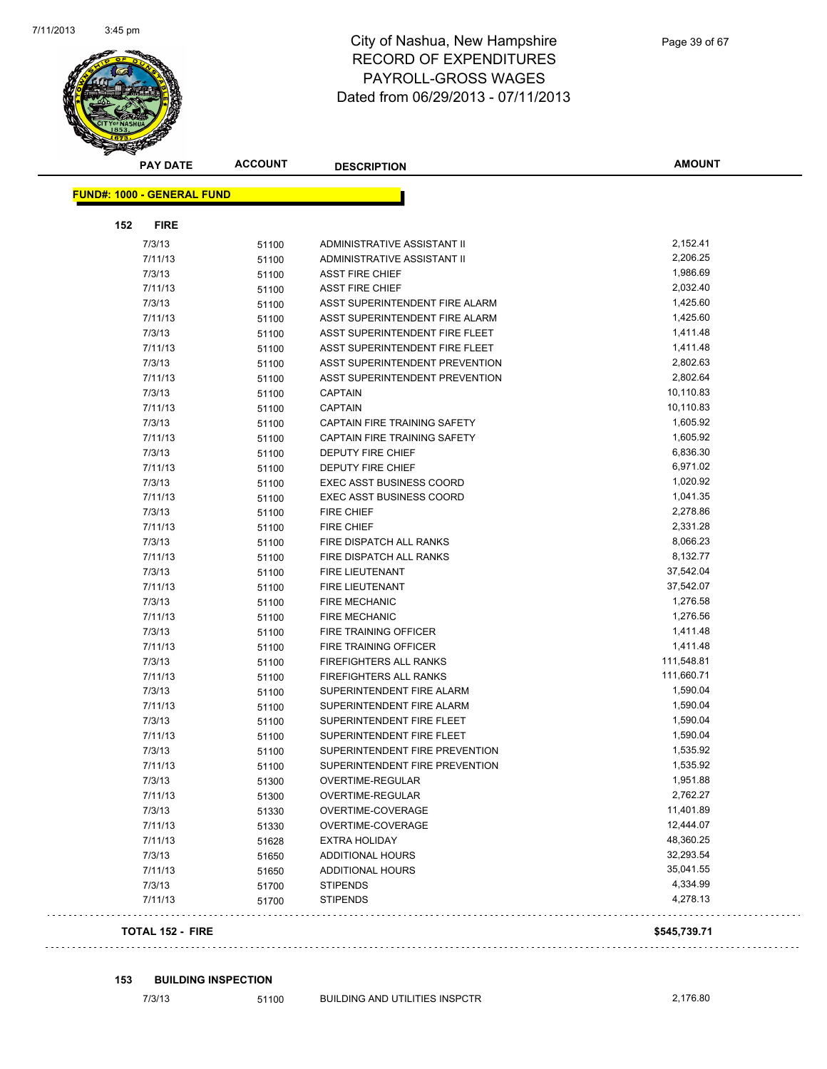# City of Nashua, New Hampshire
## RECORD OF EXPENDITURES
## PAYROLL-GROSS WAGES
## Dated from 06/29/2013 - 07/11/2013

| PAY DATE | ACCOUNT | DESCRIPTION | AMOUNT |
|---|---|---|---|

**FUND#: 1000 - GENERAL FUND**

**152 FIRE**

| PAY DATE | ACCOUNT | DESCRIPTION | AMOUNT |
|---|---|---|---|
| 7/3/13 | 51100 | ADMINISTRATIVE ASSISTANT II | 2,152.41 |
| 7/11/13 | 51100 | ADMINISTRATIVE ASSISTANT II | 2,206.25 |
| 7/3/13 | 51100 | ASST FIRE CHIEF | 1,986.69 |
| 7/11/13 | 51100 | ASST FIRE CHIEF | 2,032.40 |
| 7/3/13 | 51100 | ASST SUPERINTENDENT FIRE ALARM | 1,425.60 |
| 7/11/13 | 51100 | ASST SUPERINTENDENT FIRE ALARM | 1,425.60 |
| 7/3/13 | 51100 | ASST SUPERINTENDENT FIRE FLEET | 1,411.48 |
| 7/11/13 | 51100 | ASST SUPERINTENDENT FIRE FLEET | 1,411.48 |
| 7/3/13 | 51100 | ASST SUPERINTENDENT PREVENTION | 2,802.63 |
| 7/11/13 | 51100 | ASST SUPERINTENDENT PREVENTION | 2,802.64 |
| 7/3/13 | 51100 | CAPTAIN | 10,110.83 |
| 7/11/13 | 51100 | CAPTAIN | 10,110.83 |
| 7/3/13 | 51100 | CAPTAIN FIRE TRAINING SAFETY | 1,605.92 |
| 7/11/13 | 51100 | CAPTAIN FIRE TRAINING SAFETY | 1,605.92 |
| 7/3/13 | 51100 | DEPUTY FIRE CHIEF | 6,836.30 |
| 7/11/13 | 51100 | DEPUTY FIRE CHIEF | 6,971.02 |
| 7/3/13 | 51100 | EXEC ASST BUSINESS COORD | 1,020.92 |
| 7/11/13 | 51100 | EXEC ASST BUSINESS COORD | 1,041.35 |
| 7/3/13 | 51100 | FIRE CHIEF | 2,278.86 |
| 7/11/13 | 51100 | FIRE CHIEF | 2,331.28 |
| 7/3/13 | 51100 | FIRE DISPATCH ALL RANKS | 8,066.23 |
| 7/11/13 | 51100 | FIRE DISPATCH ALL RANKS | 8,132.77 |
| 7/3/13 | 51100 | FIRE LIEUTENANT | 37,542.04 |
| 7/11/13 | 51100 | FIRE LIEUTENANT | 37,542.07 |
| 7/3/13 | 51100 | FIRE MECHANIC | 1,276.58 |
| 7/11/13 | 51100 | FIRE MECHANIC | 1,276.56 |
| 7/3/13 | 51100 | FIRE TRAINING OFFICER | 1,411.48 |
| 7/11/13 | 51100 | FIRE TRAINING OFFICER | 1,411.48 |
| 7/3/13 | 51100 | FIREFIGHTERS ALL RANKS | 111,548.81 |
| 7/11/13 | 51100 | FIREFIGHTERS ALL RANKS | 111,660.71 |
| 7/3/13 | 51100 | SUPERINTENDENT FIRE ALARM | 1,590.04 |
| 7/11/13 | 51100 | SUPERINTENDENT FIRE ALARM | 1,590.04 |
| 7/3/13 | 51100 | SUPERINTENDENT FIRE FLEET | 1,590.04 |
| 7/11/13 | 51100 | SUPERINTENDENT FIRE FLEET | 1,590.04 |
| 7/3/13 | 51100 | SUPERINTENDENT FIRE PREVENTION | 1,535.92 |
| 7/11/13 | 51100 | SUPERINTENDENT FIRE PREVENTION | 1,535.92 |
| 7/3/13 | 51300 | OVERTIME-REGULAR | 1,951.88 |
| 7/11/13 | 51300 | OVERTIME-REGULAR | 2,762.27 |
| 7/3/13 | 51330 | OVERTIME-COVERAGE | 11,401.89 |
| 7/11/13 | 51330 | OVERTIME-COVERAGE | 12,444.07 |
| 7/11/13 | 51628 | EXTRA HOLIDAY | 48,360.25 |
| 7/3/13 | 51650 | ADDITIONAL HOURS | 32,293.54 |
| 7/11/13 | 51650 | ADDITIONAL HOURS | 35,041.55 |
| 7/3/13 | 51700 | STIPENDS | 4,334.99 |
| 7/11/13 | 51700 | STIPENDS | 4,278.13 |

**TOTAL 152 - FIRE** **$545,739.71**

**153 BUILDING INSPECTION**

| PAY DATE | ACCOUNT | DESCRIPTION | AMOUNT |
|---|---|---|---|
| 7/3/13 | 51100 | BUILDING AND UTILITIES INSPCTR | 2,176.80 |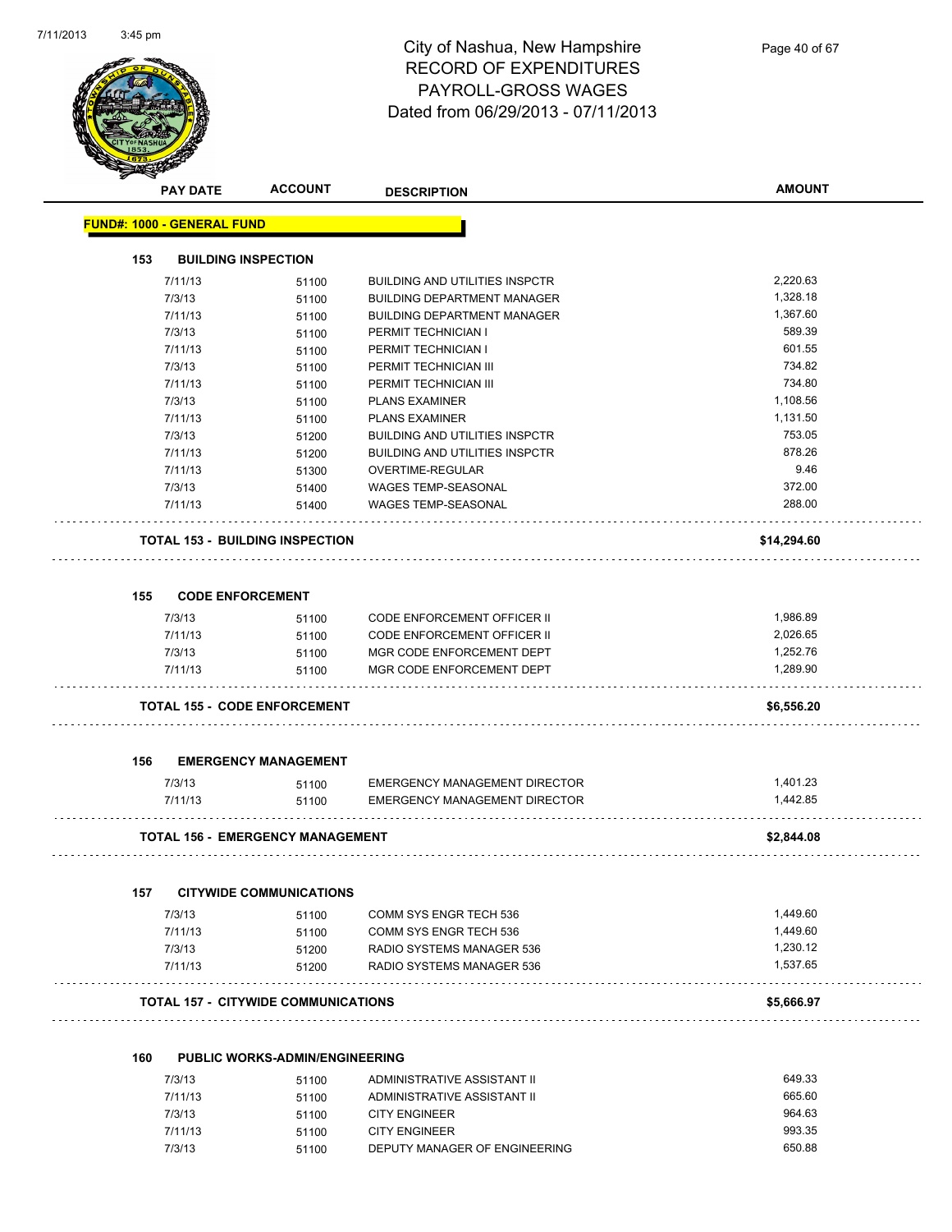# City of Nashua, New Hampshire
## RECORD OF EXPENDITURES
## PAYROLL-GROSS WAGES
## Dated from 06/29/2013 - 07/11/2013

| PAY DATE | ACCOUNT | DESCRIPTION | AMOUNT |
|---|---|---|---|

**FUND#: 1000 - GENERAL FUND**

### 153 BUILDING INSPECTION

| PAY DATE | ACCOUNT | DESCRIPTION | AMOUNT |
|---|---|---|---|
| 7/11/13 | 51100 | BUILDING AND UTILITIES INSPCTR | 2,220.63 |
| 7/3/13 | 51100 | BUILDING DEPARTMENT MANAGER | 1,328.18 |
| 7/11/13 | 51100 | BUILDING DEPARTMENT MANAGER | 1,367.60 |
| 7/3/13 | 51100 | PERMIT TECHNICIAN I | 589.39 |
| 7/11/13 | 51100 | PERMIT TECHNICIAN I | 601.55 |
| 7/3/13 | 51100 | PERMIT TECHNICIAN III | 734.82 |
| 7/11/13 | 51100 | PERMIT TECHNICIAN III | 734.80 |
| 7/3/13 | 51100 | PLANS EXAMINER | 1,108.56 |
| 7/11/13 | 51100 | PLANS EXAMINER | 1,131.50 |
| 7/3/13 | 51200 | BUILDING AND UTILITIES INSPCTR | 753.05 |
| 7/11/13 | 51200 | BUILDING AND UTILITIES INSPCTR | 878.26 |
| 7/11/13 | 51300 | OVERTIME-REGULAR | 9.46 |
| 7/3/13 | 51400 | WAGES TEMP-SEASONAL | 372.00 |
| 7/11/13 | 51400 | WAGES TEMP-SEASONAL | 288.00 |

**TOTAL 153 - BUILDING INSPECTION** **$14,294.60**

### 155 CODE ENFORCEMENT

| PAY DATE | ACCOUNT | DESCRIPTION | AMOUNT |
|---|---|---|---|
| 7/3/13 | 51100 | CODE ENFORCEMENT OFFICER II | 1,986.89 |
| 7/11/13 | 51100 | CODE ENFORCEMENT OFFICER II | 2,026.65 |
| 7/3/13 | 51100 | MGR CODE ENFORCEMENT DEPT | 1,252.76 |
| 7/11/13 | 51100 | MGR CODE ENFORCEMENT DEPT | 1,289.90 |

**TOTAL 155 - CODE ENFORCEMENT** **$6,556.20**

### 156 EMERGENCY MANAGEMENT

| PAY DATE | ACCOUNT | DESCRIPTION | AMOUNT |
|---|---|---|---|
| 7/3/13 | 51100 | EMERGENCY MANAGEMENT DIRECTOR | 1,401.23 |
| 7/11/13 | 51100 | EMERGENCY MANAGEMENT DIRECTOR | 1,442.85 |

**TOTAL 156 - EMERGENCY MANAGEMENT** **$2,844.08**

### 157 CITYWIDE COMMUNICATIONS

| PAY DATE | ACCOUNT | DESCRIPTION | AMOUNT |
|---|---|---|---|
| 7/3/13 | 51100 | COMM SYS ENGR TECH 536 | 1,449.60 |
| 7/11/13 | 51100 | COMM SYS ENGR TECH 536 | 1,449.60 |
| 7/3/13 | 51200 | RADIO SYSTEMS MANAGER 536 | 1,230.12 |
| 7/11/13 | 51200 | RADIO SYSTEMS MANAGER 536 | 1,537.65 |

**TOTAL 157 - CITYWIDE COMMUNICATIONS** **$5,666.97**

### 160 PUBLIC WORKS-ADMIN/ENGINEERING

| PAY DATE | ACCOUNT | DESCRIPTION | AMOUNT |
|---|---|---|---|
| 7/3/13 | 51100 | ADMINISTRATIVE ASSISTANT II | 649.33 |
| 7/11/13 | 51100 | ADMINISTRATIVE ASSISTANT II | 665.60 |
| 7/3/13 | 51100 | CITY ENGINEER | 964.63 |
| 7/11/13 | 51100 | CITY ENGINEER | 993.35 |
| 7/3/13 | 51100 | DEPUTY MANAGER OF ENGINEERING | 650.88 |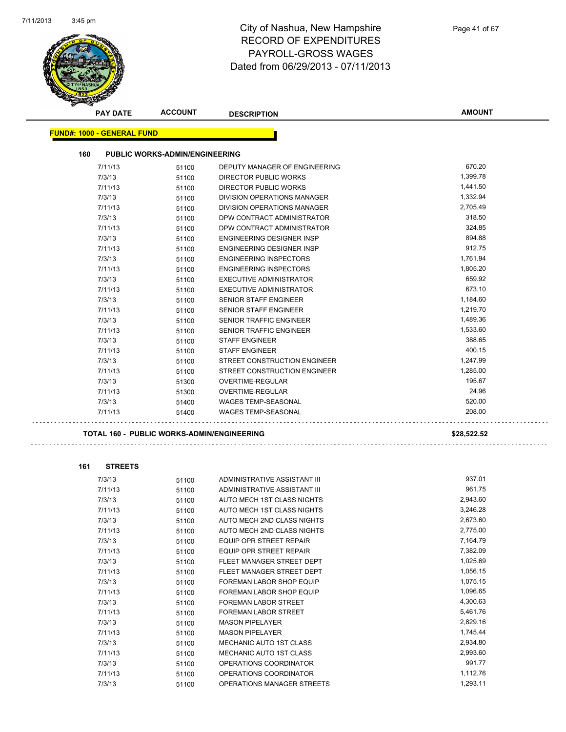# City of Nashua, New Hampshire
## RECORD OF EXPENDITURES
## PAYROLL-GROSS WAGES
## Dated from 06/29/2013 - 07/11/2013

| PAY DATE | ACCOUNT | DESCRIPTION | AMOUNT |
|---|---|---|---|

**FUND#: 1000 - GENERAL FUND**

**160 PUBLIC WORKS-ADMIN/ENGINEERING**

| PAY DATE | ACCOUNT | DESCRIPTION | AMOUNT |
|---|---|---|---|
| 7/11/13 | 51100 | DEPUTY MANAGER OF ENGINEERING | 670.20 |
| 7/3/13 | 51100 | DIRECTOR PUBLIC WORKS | 1,399.78 |
| 7/11/13 | 51100 | DIRECTOR PUBLIC WORKS | 1,441.50 |
| 7/3/13 | 51100 | DIVISION OPERATIONS MANAGER | 1,332.94 |
| 7/11/13 | 51100 | DIVISION OPERATIONS MANAGER | 2,705.49 |
| 7/3/13 | 51100 | DPW CONTRACT ADMINISTRATOR | 318.50 |
| 7/11/13 | 51100 | DPW CONTRACT ADMINISTRATOR | 324.85 |
| 7/3/13 | 51100 | ENGINEERING DESIGNER INSP | 894.88 |
| 7/11/13 | 51100 | ENGINEERING DESIGNER INSP | 912.75 |
| 7/3/13 | 51100 | ENGINEERING INSPECTORS | 1,761.94 |
| 7/11/13 | 51100 | ENGINEERING INSPECTORS | 1,805.20 |
| 7/3/13 | 51100 | EXECUTIVE ADMINISTRATOR | 659.92 |
| 7/11/13 | 51100 | EXECUTIVE ADMINISTRATOR | 673.10 |
| 7/3/13 | 51100 | SENIOR STAFF ENGINEER | 1,184.60 |
| 7/11/13 | 51100 | SENIOR STAFF ENGINEER | 1,219.70 |
| 7/3/13 | 51100 | SENIOR TRAFFIC ENGINEER | 1,489.36 |
| 7/11/13 | 51100 | SENIOR TRAFFIC ENGINEER | 1,533.60 |
| 7/3/13 | 51100 | STAFF ENGINEER | 388.65 |
| 7/11/13 | 51100 | STAFF ENGINEER | 400.15 |
| 7/3/13 | 51100 | STREET CONSTRUCTION ENGINEER | 1,247.99 |
| 7/11/13 | 51100 | STREET CONSTRUCTION ENGINEER | 1,285.00 |
| 7/3/13 | 51300 | OVERTIME-REGULAR | 195.67 |
| 7/11/13 | 51300 | OVERTIME-REGULAR | 24.96 |
| 7/3/13 | 51400 | WAGES TEMP-SEASONAL | 520.00 |
| 7/11/13 | 51400 | WAGES TEMP-SEASONAL | 208.00 |

**TOTAL 160 - PUBLIC WORKS-ADMIN/ENGINEERING** **$28,522.52**

**161 STREETS**

| PAY DATE | ACCOUNT | DESCRIPTION | AMOUNT |
|---|---|---|---|
| 7/3/13 | 51100 | ADMINISTRATIVE ASSISTANT III | 937.01 |
| 7/11/13 | 51100 | ADMINISTRATIVE ASSISTANT III | 961.75 |
| 7/3/13 | 51100 | AUTO MECH 1ST CLASS NIGHTS | 2,943.60 |
| 7/11/13 | 51100 | AUTO MECH 1ST CLASS NIGHTS | 3,246.28 |
| 7/3/13 | 51100 | AUTO MECH 2ND CLASS NIGHTS | 2,673.60 |
| 7/11/13 | 51100 | AUTO MECH 2ND CLASS NIGHTS | 2,775.00 |
| 7/3/13 | 51100 | EQUIP OPR STREET REPAIR | 7,164.79 |
| 7/11/13 | 51100 | EQUIP OPR STREET REPAIR | 7,382.09 |
| 7/3/13 | 51100 | FLEET MANAGER STREET DEPT | 1,025.69 |
| 7/11/13 | 51100 | FLEET MANAGER STREET DEPT | 1,056.15 |
| 7/3/13 | 51100 | FOREMAN LABOR SHOP EQUIP | 1,075.15 |
| 7/11/13 | 51100 | FOREMAN LABOR SHOP EQUIP | 1,096.65 |
| 7/3/13 | 51100 | FOREMAN LABOR STREET | 4,300.63 |
| 7/11/13 | 51100 | FOREMAN LABOR STREET | 5,461.76 |
| 7/3/13 | 51100 | MASON PIPELAYER | 2,829.16 |
| 7/11/13 | 51100 | MASON PIPELAYER | 1,745.44 |
| 7/3/13 | 51100 | MECHANIC AUTO 1ST CLASS | 2,934.80 |
| 7/11/13 | 51100 | MECHANIC AUTO 1ST CLASS | 2,993.60 |
| 7/3/13 | 51100 | OPERATIONS COORDINATOR | 991.77 |
| 7/11/13 | 51100 | OPERATIONS COORDINATOR | 1,112.76 |
| 7/3/13 | 51100 | OPERATIONS MANAGER STREETS | 1,293.11 |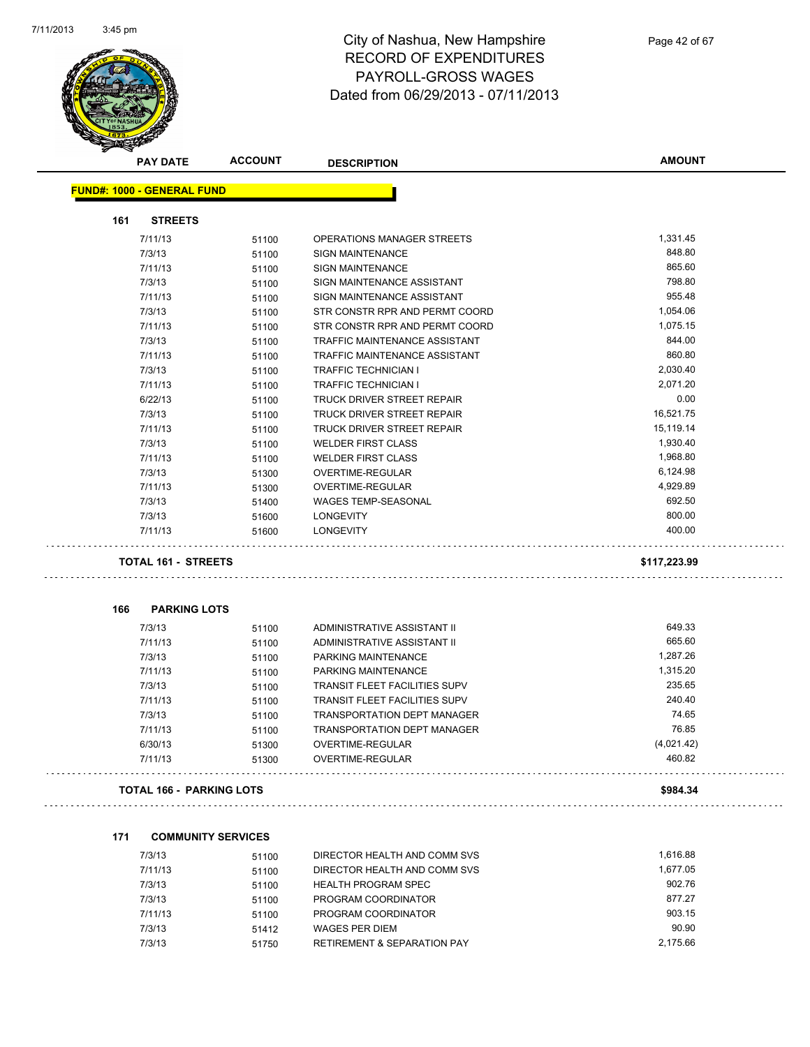# City of Nashua, New Hampshire
## RECORD OF EXPENDITURES
## PAYROLL-GROSS WAGES
## Dated from 06/29/2013 - 07/11/2013

| PAY DATE | ACCOUNT | DESCRIPTION | AMOUNT |
|---|---|---|---|

**FUND#: 1000 - GENERAL FUND**

### 161 STREETS

| PAY DATE | ACCOUNT | DESCRIPTION | AMOUNT |
|---|---|---|---|
| 7/11/13 | 51100 | OPERATIONS MANAGER STREETS | 1,331.45 |
| 7/3/13 | 51100 | SIGN MAINTENANCE | 848.80 |
| 7/11/13 | 51100 | SIGN MAINTENANCE | 865.60 |
| 7/3/13 | 51100 | SIGN MAINTENANCE ASSISTANT | 798.80 |
| 7/11/13 | 51100 | SIGN MAINTENANCE ASSISTANT | 955.48 |
| 7/3/13 | 51100 | STR CONSTR RPR AND PERMT COORD | 1,054.06 |
| 7/11/13 | 51100 | STR CONSTR RPR AND PERMT COORD | 1,075.15 |
| 7/3/13 | 51100 | TRAFFIC MAINTENANCE ASSISTANT | 844.00 |
| 7/11/13 | 51100 | TRAFFIC MAINTENANCE ASSISTANT | 860.80 |
| 7/3/13 | 51100 | TRAFFIC TECHNICIAN I | 2,030.40 |
| 7/11/13 | 51100 | TRAFFIC TECHNICIAN I | 2,071.20 |
| 6/22/13 | 51100 | TRUCK DRIVER STREET REPAIR | 0.00 |
| 7/3/13 | 51100 | TRUCK DRIVER STREET REPAIR | 16,521.75 |
| 7/11/13 | 51100 | TRUCK DRIVER STREET REPAIR | 15,119.14 |
| 7/3/13 | 51100 | WELDER FIRST CLASS | 1,930.40 |
| 7/11/13 | 51100 | WELDER FIRST CLASS | 1,968.80 |
| 7/3/13 | 51300 | OVERTIME-REGULAR | 6,124.98 |
| 7/11/13 | 51300 | OVERTIME-REGULAR | 4,929.89 |
| 7/3/13 | 51400 | WAGES TEMP-SEASONAL | 692.50 |
| 7/3/13 | 51600 | LONGEVITY | 800.00 |
| 7/11/13 | 51600 | LONGEVITY | 400.00 |

**TOTAL 161 - STREETS** **$117,223.99**

### 166 PARKING LOTS

| PAY DATE | ACCOUNT | DESCRIPTION | AMOUNT |
|---|---|---|---|
| 7/3/13 | 51100 | ADMINISTRATIVE ASSISTANT II | 649.33 |
| 7/11/13 | 51100 | ADMINISTRATIVE ASSISTANT II | 665.60 |
| 7/3/13 | 51100 | PARKING MAINTENANCE | 1,287.26 |
| 7/11/13 | 51100 | PARKING MAINTENANCE | 1,315.20 |
| 7/3/13 | 51100 | TRANSIT FLEET FACILITIES SUPV | 235.65 |
| 7/11/13 | 51100 | TRANSIT FLEET FACILITIES SUPV | 240.40 |
| 7/3/13 | 51100 | TRANSPORTATION DEPT MANAGER | 74.65 |
| 7/11/13 | 51100 | TRANSPORTATION DEPT MANAGER | 76.85 |
| 6/30/13 | 51300 | OVERTIME-REGULAR | (4,021.42) |
| 7/11/13 | 51300 | OVERTIME-REGULAR | 460.82 |

**TOTAL 166 - PARKING LOTS** **$984.34**

### 171 COMMUNITY SERVICES

| PAY DATE | ACCOUNT | DESCRIPTION | AMOUNT |
|---|---|---|---|
| 7/3/13 | 51100 | DIRECTOR HEALTH AND COMM SVS | 1,616.88 |
| 7/11/13 | 51100 | DIRECTOR HEALTH AND COMM SVS | 1,677.05 |
| 7/3/13 | 51100 | HEALTH PROGRAM SPEC | 902.76 |
| 7/3/13 | 51100 | PROGRAM COORDINATOR | 877.27 |
| 7/11/13 | 51100 | PROGRAM COORDINATOR | 903.15 |
| 7/3/13 | 51412 | WAGES PER DIEM | 90.90 |
| 7/3/13 | 51750 | RETIREMENT & SEPARATION PAY | 2,175.66 |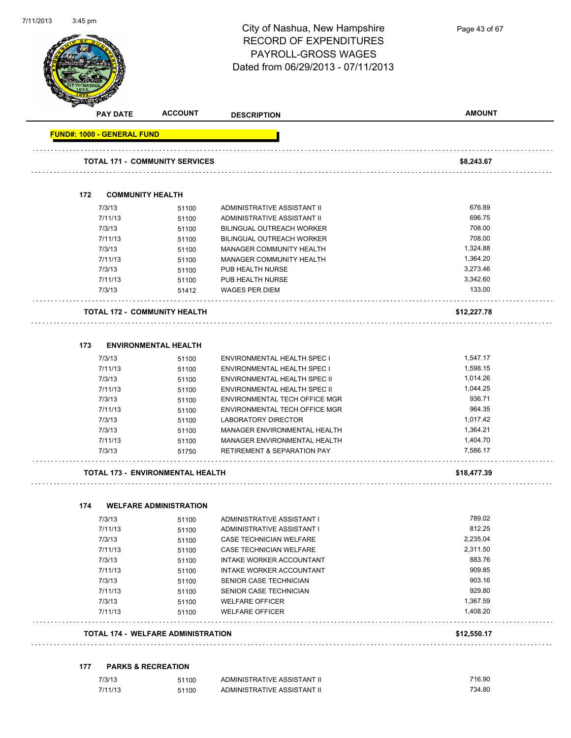# City of Nashua, New Hampshire
## RECORD OF EXPENDITURES
## PAYROLL-GROSS WAGES
## Dated from 06/29/2013 - 07/11/2013

| PAY DATE | ACCOUNT | DESCRIPTION | AMOUNT |
|---|---|---|---|
| **FUND#: 1000 - GENERAL FUND** | | | |
| **TOTAL 171 - COMMUNITY SERVICES** | | | **$8,243.67** |
| **172 COMMUNITY HEALTH** | | | |
| 7/3/13 | 51100 | ADMINISTRATIVE ASSISTANT II | 676.89 |
| 7/11/13 | 51100 | ADMINISTRATIVE ASSISTANT II | 696.75 |
| 7/3/13 | 51100 | BILINGUAL OUTREACH WORKER | 708.00 |
| 7/11/13 | 51100 | BILINGUAL OUTREACH WORKER | 708.00 |
| 7/3/13 | 51100 | MANAGER COMMUNITY HEALTH | 1,324.88 |
| 7/11/13 | 51100 | MANAGER COMMUNITY HEALTH | 1,364.20 |
| 7/3/13 | 51100 | PUB HEALTH NURSE | 3,273.46 |
| 7/11/13 | 51100 | PUB HEALTH NURSE | 3,342.60 |
| 7/3/13 | 51412 | WAGES PER DIEM | 133.00 |
| **TOTAL 172 - COMMUNITY HEALTH** | | | **$12,227.78** |
| **173 ENVIRONMENTAL HEALTH** | | | |
| 7/3/13 | 51100 | ENVIRONMENTAL HEALTH SPEC I | 1,547.17 |
| 7/11/13 | 51100 | ENVIRONMENTAL HEALTH SPEC I | 1,598.15 |
| 7/3/13 | 51100 | ENVIRONMENTAL HEALTH SPEC II | 1,014.26 |
| 7/11/13 | 51100 | ENVIRONMENTAL HEALTH SPEC II | 1,044.25 |
| 7/3/13 | 51100 | ENVIRONMENTAL TECH OFFICE MGR | 936.71 |
| 7/11/13 | 51100 | ENVIRONMENTAL TECH OFFICE MGR | 964.35 |
| 7/3/13 | 51100 | LABORATORY DIRECTOR | 1,017.42 |
| 7/3/13 | 51100 | MANAGER ENVIRONMENTAL HEALTH | 1,364.21 |
| 7/11/13 | 51100 | MANAGER ENVIRONMENTAL HEALTH | 1,404.70 |
| 7/3/13 | 51750 | RETIREMENT & SEPARATION PAY | 7,586.17 |
| **TOTAL 173 - ENVIRONMENTAL HEALTH** | | | **$18,477.39** |
| **174 WELFARE ADMINISTRATION** | | | |
| 7/3/13 | 51100 | ADMINISTRATIVE ASSISTANT I | 789.02 |
| 7/11/13 | 51100 | ADMINISTRATIVE ASSISTANT I | 812.25 |
| 7/3/13 | 51100 | CASE TECHNICIAN WELFARE | 2,235.04 |
| 7/11/13 | 51100 | CASE TECHNICIAN WELFARE | 2,311.50 |
| 7/3/13 | 51100 | INTAKE WORKER ACCOUNTANT | 883.76 |
| 7/11/13 | 51100 | INTAKE WORKER ACCOUNTANT | 909.85 |
| 7/3/13 | 51100 | SENIOR CASE TECHNICIAN | 903.16 |
| 7/11/13 | 51100 | SENIOR CASE TECHNICIAN | 929.80 |
| 7/3/13 | 51100 | WELFARE OFFICER | 1,367.59 |
| 7/11/13 | 51100 | WELFARE OFFICER | 1,408.20 |
| **TOTAL 174 - WELFARE ADMINISTRATION** | | | **$12,550.17** |
| **177 PARKS & RECREATION** | | | |
| 7/3/13 | 51100 | ADMINISTRATIVE ASSISTANT II | 716.90 |
| 7/11/13 | 51100 | ADMINISTRATIVE ASSISTANT II | 734.80 |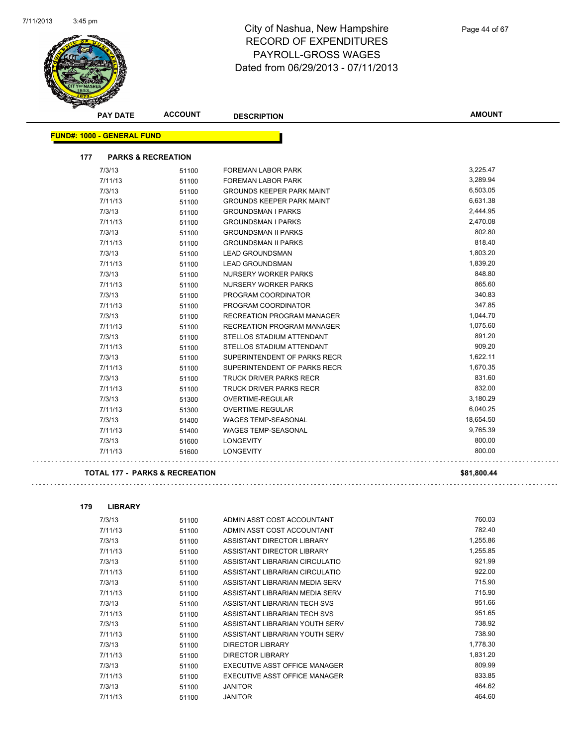# City of Nashua, New Hampshire
## RECORD OF EXPENDITURES
## PAYROLL-GROSS WAGES
## Dated from 06/29/2013 - 07/11/2013

| PAY DATE | ACCOUNT | DESCRIPTION | AMOUNT |
|---|---|---|---|

**FUND#: 1000 - GENERAL FUND**

**177 PARKS & RECREATION**

| PAY DATE | ACCOUNT | DESCRIPTION | AMOUNT |
|---|---|---|---|
| 7/3/13 | 51100 | FOREMAN LABOR PARK | 3,225.47 |
| 7/11/13 | 51100 | FOREMAN LABOR PARK | 3,289.94 |
| 7/3/13 | 51100 | GROUNDS KEEPER PARK MAINT | 6,503.05 |
| 7/11/13 | 51100 | GROUNDS KEEPER PARK MAINT | 6,631.38 |
| 7/3/13 | 51100 | GROUNDSMAN I PARKS | 2,444.95 |
| 7/11/13 | 51100 | GROUNDSMAN I PARKS | 2,470.08 |
| 7/3/13 | 51100 | GROUNDSMAN II PARKS | 802.80 |
| 7/11/13 | 51100 | GROUNDSMAN II PARKS | 818.40 |
| 7/3/13 | 51100 | LEAD GROUNDSMAN | 1,803.20 |
| 7/11/13 | 51100 | LEAD GROUNDSMAN | 1,839.20 |
| 7/3/13 | 51100 | NURSERY WORKER PARKS | 848.80 |
| 7/11/13 | 51100 | NURSERY WORKER PARKS | 865.60 |
| 7/3/13 | 51100 | PROGRAM COORDINATOR | 340.83 |
| 7/11/13 | 51100 | PROGRAM COORDINATOR | 347.85 |
| 7/3/13 | 51100 | RECREATION PROGRAM MANAGER | 1,044.70 |
| 7/11/13 | 51100 | RECREATION PROGRAM MANAGER | 1,075.60 |
| 7/3/13 | 51100 | STELLOS STADIUM ATTENDANT | 891.20 |
| 7/11/13 | 51100 | STELLOS STADIUM ATTENDANT | 909.20 |
| 7/3/13 | 51100 | SUPERINTENDENT OF PARKS RECR | 1,622.11 |
| 7/11/13 | 51100 | SUPERINTENDENT OF PARKS RECR | 1,670.35 |
| 7/3/13 | 51100 | TRUCK DRIVER PARKS RECR | 831.60 |
| 7/11/13 | 51100 | TRUCK DRIVER PARKS RECR | 832.00 |
| 7/3/13 | 51300 | OVERTIME-REGULAR | 3,180.29 |
| 7/11/13 | 51300 | OVERTIME-REGULAR | 6,040.25 |
| 7/3/13 | 51400 | WAGES TEMP-SEASONAL | 18,654.50 |
| 7/11/13 | 51400 | WAGES TEMP-SEASONAL | 9,765.39 |
| 7/3/13 | 51600 | LONGEVITY | 800.00 |
| 7/11/13 | 51600 | LONGEVITY | 800.00 |

**TOTAL 177 - PARKS & RECREATION** **$81,800.44**

**179 LIBRARY**

| PAY DATE | ACCOUNT | DESCRIPTION | AMOUNT |
|---|---|---|---|
| 7/3/13 | 51100 | ADMIN ASST COST ACCOUNTANT | 760.03 |
| 7/11/13 | 51100 | ADMIN ASST COST ACCOUNTANT | 782.40 |
| 7/3/13 | 51100 | ASSISTANT DIRECTOR LIBRARY | 1,255.86 |
| 7/11/13 | 51100 | ASSISTANT DIRECTOR LIBRARY | 1,255.85 |
| 7/3/13 | 51100 | ASSISTANT LIBRARIAN CIRCULATIO | 921.99 |
| 7/11/13 | 51100 | ASSISTANT LIBRARIAN CIRCULATIO | 922.00 |
| 7/3/13 | 51100 | ASSISTANT LIBRARIAN MEDIA SERV | 715.90 |
| 7/11/13 | 51100 | ASSISTANT LIBRARIAN MEDIA SERV | 715.90 |
| 7/3/13 | 51100 | ASSISTANT LIBRARIAN TECH SVS | 951.66 |
| 7/11/13 | 51100 | ASSISTANT LIBRARIAN TECH SVS | 951.65 |
| 7/3/13 | 51100 | ASSISTANT LIBRARIAN YOUTH SERV | 738.92 |
| 7/11/13 | 51100 | ASSISTANT LIBRARIAN YOUTH SERV | 738.90 |
| 7/3/13 | 51100 | DIRECTOR LIBRARY | 1,778.30 |
| 7/11/13 | 51100 | DIRECTOR LIBRARY | 1,831.20 |
| 7/3/13 | 51100 | EXECUTIVE ASST OFFICE MANAGER | 809.99 |
| 7/11/13 | 51100 | EXECUTIVE ASST OFFICE MANAGER | 833.85 |
| 7/3/13 | 51100 | JANITOR | 464.62 |
| 7/11/13 | 51100 | JANITOR | 464.60 |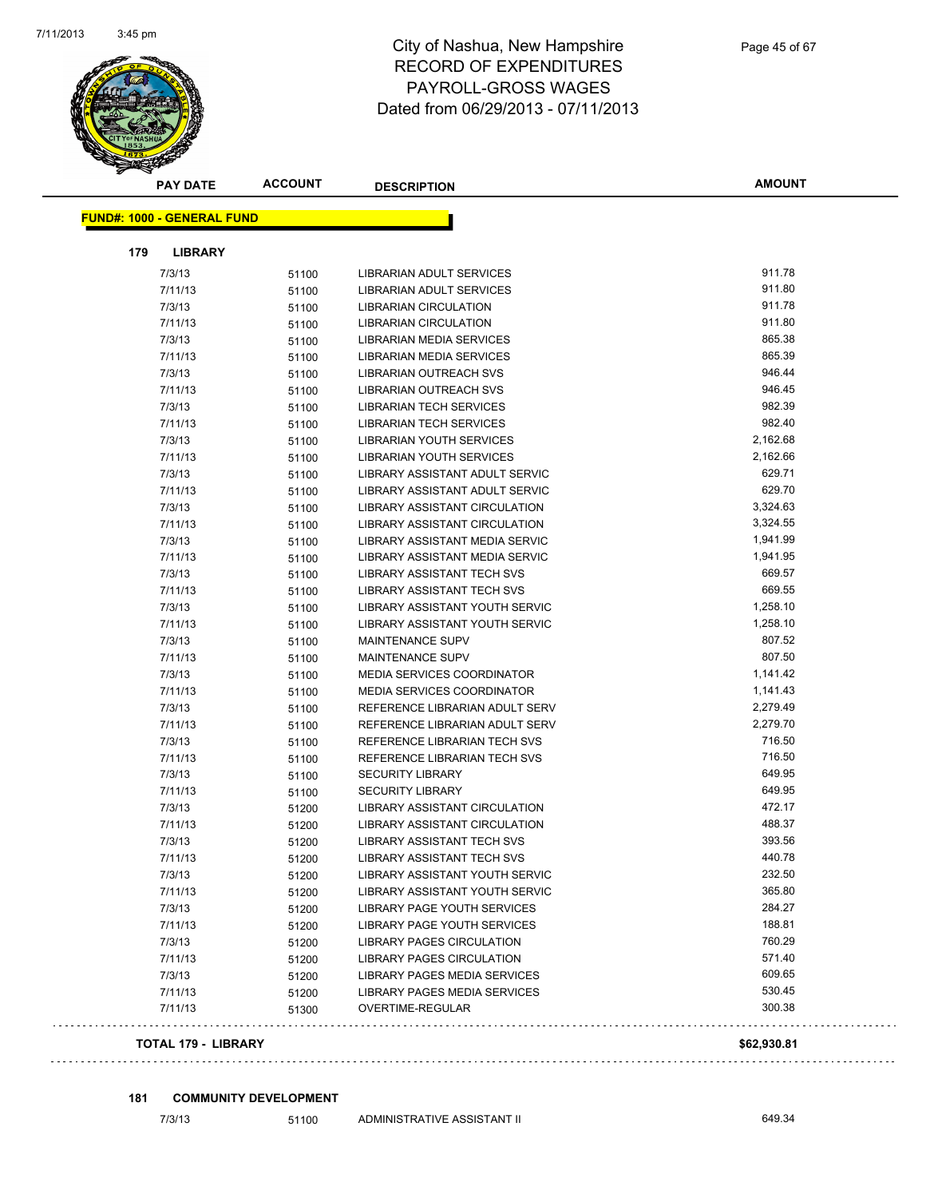# City of Nashua, New Hampshire
## RECORD OF EXPENDITURES
## PAYROLL-GROSS WAGES
## Dated from 06/29/2013 - 07/11/2013

**FUND#: 1000 - GENERAL FUND**

**179 LIBRARY**

| PAY DATE | ACCOUNT | DESCRIPTION | AMOUNT |
|---|---|---|---|
| 7/3/13 | 51100 | LIBRARIAN ADULT SERVICES | 911.78 |
| 7/11/13 | 51100 | LIBRARIAN ADULT SERVICES | 911.80 |
| 7/3/13 | 51100 | LIBRARIAN CIRCULATION | 911.78 |
| 7/11/13 | 51100 | LIBRARIAN CIRCULATION | 911.80 |
| 7/3/13 | 51100 | LIBRARIAN MEDIA SERVICES | 865.38 |
| 7/11/13 | 51100 | LIBRARIAN MEDIA SERVICES | 865.39 |
| 7/3/13 | 51100 | LIBRARIAN OUTREACH SVS | 946.44 |
| 7/11/13 | 51100 | LIBRARIAN OUTREACH SVS | 946.45 |
| 7/3/13 | 51100 | LIBRARIAN TECH SERVICES | 982.39 |
| 7/11/13 | 51100 | LIBRARIAN TECH SERVICES | 982.40 |
| 7/3/13 | 51100 | LIBRARIAN YOUTH SERVICES | 2,162.68 |
| 7/11/13 | 51100 | LIBRARIAN YOUTH SERVICES | 2,162.66 |
| 7/3/13 | 51100 | LIBRARY ASSISTANT ADULT SERVIC | 629.71 |
| 7/11/13 | 51100 | LIBRARY ASSISTANT ADULT SERVIC | 629.70 |
| 7/3/13 | 51100 | LIBRARY ASSISTANT CIRCULATION | 3,324.63 |
| 7/11/13 | 51100 | LIBRARY ASSISTANT CIRCULATION | 3,324.55 |
| 7/3/13 | 51100 | LIBRARY ASSISTANT MEDIA SERVIC | 1,941.99 |
| 7/11/13 | 51100 | LIBRARY ASSISTANT MEDIA SERVIC | 1,941.95 |
| 7/3/13 | 51100 | LIBRARY ASSISTANT TECH SVS | 669.57 |
| 7/11/13 | 51100 | LIBRARY ASSISTANT TECH SVS | 669.55 |
| 7/3/13 | 51100 | LIBRARY ASSISTANT YOUTH SERVIC | 1,258.10 |
| 7/11/13 | 51100 | LIBRARY ASSISTANT YOUTH SERVIC | 1,258.10 |
| 7/3/13 | 51100 | MAINTENANCE SUPV | 807.52 |
| 7/11/13 | 51100 | MAINTENANCE SUPV | 807.50 |
| 7/3/13 | 51100 | MEDIA SERVICES COORDINATOR | 1,141.42 |
| 7/11/13 | 51100 | MEDIA SERVICES COORDINATOR | 1,141.43 |
| 7/3/13 | 51100 | REFERENCE LIBRARIAN ADULT SERV | 2,279.49 |
| 7/11/13 | 51100 | REFERENCE LIBRARIAN ADULT SERV | 2,279.70 |
| 7/3/13 | 51100 | REFERENCE LIBRARIAN TECH SVS | 716.50 |
| 7/11/13 | 51100 | REFERENCE LIBRARIAN TECH SVS | 716.50 |
| 7/3/13 | 51100 | SECURITY LIBRARY | 649.95 |
| 7/11/13 | 51100 | SECURITY LIBRARY | 649.95 |
| 7/3/13 | 51200 | LIBRARY ASSISTANT CIRCULATION | 472.17 |
| 7/11/13 | 51200 | LIBRARY ASSISTANT CIRCULATION | 488.37 |
| 7/3/13 | 51200 | LIBRARY ASSISTANT TECH SVS | 393.56 |
| 7/11/13 | 51200 | LIBRARY ASSISTANT TECH SVS | 440.78 |
| 7/3/13 | 51200 | LIBRARY ASSISTANT YOUTH SERVIC | 232.50 |
| 7/11/13 | 51200 | LIBRARY ASSISTANT YOUTH SERVIC | 365.80 |
| 7/3/13 | 51200 | LIBRARY PAGE YOUTH SERVICES | 284.27 |
| 7/11/13 | 51200 | LIBRARY PAGE YOUTH SERVICES | 188.81 |
| 7/3/13 | 51200 | LIBRARY PAGES CIRCULATION | 760.29 |
| 7/11/13 | 51200 | LIBRARY PAGES CIRCULATION | 571.40 |
| 7/3/13 | 51200 | LIBRARY PAGES MEDIA SERVICES | 609.65 |
| 7/11/13 | 51200 | LIBRARY PAGES MEDIA SERVICES | 530.45 |
| 7/11/13 | 51300 | OVERTIME-REGULAR | 300.38 |

**TOTAL 179 - LIBRARY** **$62,930.81**

**181 COMMUNITY DEVELOPMENT**

| PAY DATE | ACCOUNT | DESCRIPTION | AMOUNT |
|---|---|---|---|
| 7/3/13 | 51100 | ADMINISTRATIVE ASSISTANT II | 649.34 |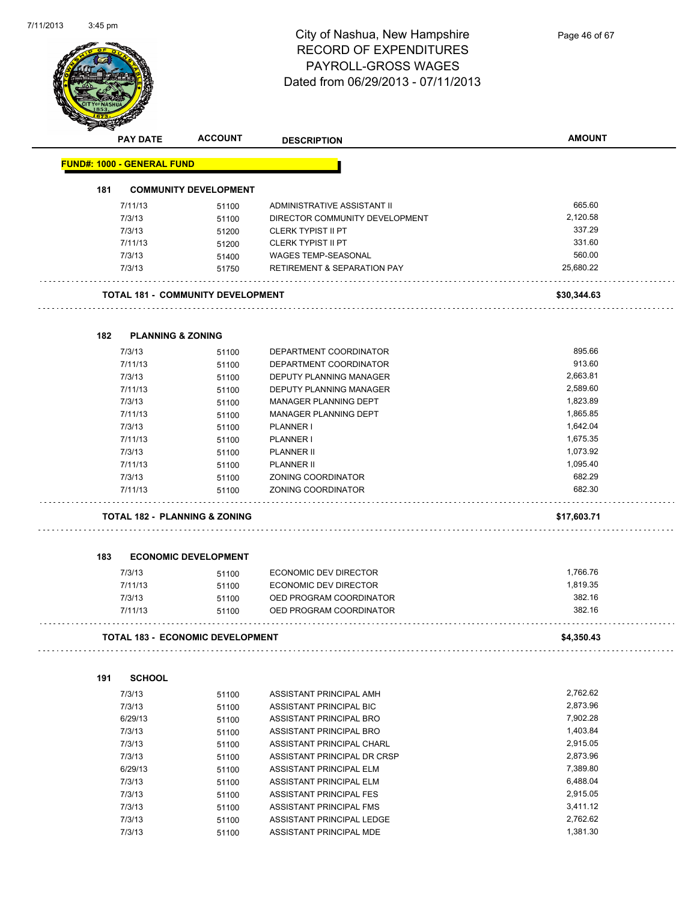# City of Nashua, New Hampshire
## RECORD OF EXPENDITURES
## PAYROLL-GROSS WAGES
## Dated from 06/29/2013 - 07/11/2013

| PAY DATE | ACCOUNT | DESCRIPTION | AMOUNT |
|---|---|---|---|

**FUND#: 1000 - GENERAL FUND**

### 181 COMMUNITY DEVELOPMENT

| PAY DATE | ACCOUNT | DESCRIPTION | AMOUNT |
|---|---|---|---|
| 7/11/13 | 51100 | ADMINISTRATIVE ASSISTANT II | 665.60 |
| 7/3/13 | 51100 | DIRECTOR COMMUNITY DEVELOPMENT | 2,120.58 |
| 7/3/13 | 51200 | CLERK TYPIST II PT | 337.29 |
| 7/11/13 | 51200 | CLERK TYPIST II PT | 331.60 |
| 7/3/13 | 51400 | WAGES TEMP-SEASONAL | 560.00 |
| 7/3/13 | 51750 | RETIREMENT & SEPARATION PAY | 25,680.22 |
| **TOTAL 181 - COMMUNITY DEVELOPMENT** | | | **$30,344.63** |

### 182 PLANNING & ZONING

| PAY DATE | ACCOUNT | DESCRIPTION | AMOUNT |
|---|---|---|---|
| 7/3/13 | 51100 | DEPARTMENT COORDINATOR | 895.66 |
| 7/11/13 | 51100 | DEPARTMENT COORDINATOR | 913.60 |
| 7/3/13 | 51100 | DEPUTY PLANNING MANAGER | 2,663.81 |
| 7/11/13 | 51100 | DEPUTY PLANNING MANAGER | 2,589.60 |
| 7/3/13 | 51100 | MANAGER PLANNING DEPT | 1,823.89 |
| 7/11/13 | 51100 | MANAGER PLANNING DEPT | 1,865.85 |
| 7/3/13 | 51100 | PLANNER I | 1,642.04 |
| 7/11/13 | 51100 | PLANNER I | 1,675.35 |
| 7/3/13 | 51100 | PLANNER II | 1,073.92 |
| 7/11/13 | 51100 | PLANNER II | 1,095.40 |
| 7/3/13 | 51100 | ZONING COORDINATOR | 682.29 |
| 7/11/13 | 51100 | ZONING COORDINATOR | 682.30 |
| **TOTAL 182 - PLANNING & ZONING** | | | **$17,603.71** |

### 183 ECONOMIC DEVELOPMENT

| PAY DATE | ACCOUNT | DESCRIPTION | AMOUNT |
|---|---|---|---|
| 7/3/13 | 51100 | ECONOMIC DEV DIRECTOR | 1,766.76 |
| 7/11/13 | 51100 | ECONOMIC DEV DIRECTOR | 1,819.35 |
| 7/3/13 | 51100 | OED PROGRAM COORDINATOR | 382.16 |
| 7/11/13 | 51100 | OED PROGRAM COORDINATOR | 382.16 |
| **TOTAL 183 - ECONOMIC DEVELOPMENT** | | | **$4,350.43** |

### 191 SCHOOL

| PAY DATE | ACCOUNT | DESCRIPTION | AMOUNT |
|---|---|---|---|
| 7/3/13 | 51100 | ASSISTANT PRINCIPAL AMH | 2,762.62 |
| 7/3/13 | 51100 | ASSISTANT PRINCIPAL BIC | 2,873.96 |
| 6/29/13 | 51100 | ASSISTANT PRINCIPAL BRO | 7,902.28 |
| 7/3/13 | 51100 | ASSISTANT PRINCIPAL BRO | 1,403.84 |
| 7/3/13 | 51100 | ASSISTANT PRINCIPAL CHARL | 2,915.05 |
| 7/3/13 | 51100 | ASSISTANT PRINCIPAL DR CRSP | 2,873.96 |
| 6/29/13 | 51100 | ASSISTANT PRINCIPAL ELM | 7,389.80 |
| 7/3/13 | 51100 | ASSISTANT PRINCIPAL ELM | 6,488.04 |
| 7/3/13 | 51100 | ASSISTANT PRINCIPAL FES | 2,915.05 |
| 7/3/13 | 51100 | ASSISTANT PRINCIPAL FMS | 3,411.12 |
| 7/3/13 | 51100 | ASSISTANT PRINCIPAL LEDGE | 2,762.62 |
| 7/3/13 | 51100 | ASSISTANT PRINCIPAL MDE | 1,381.30 |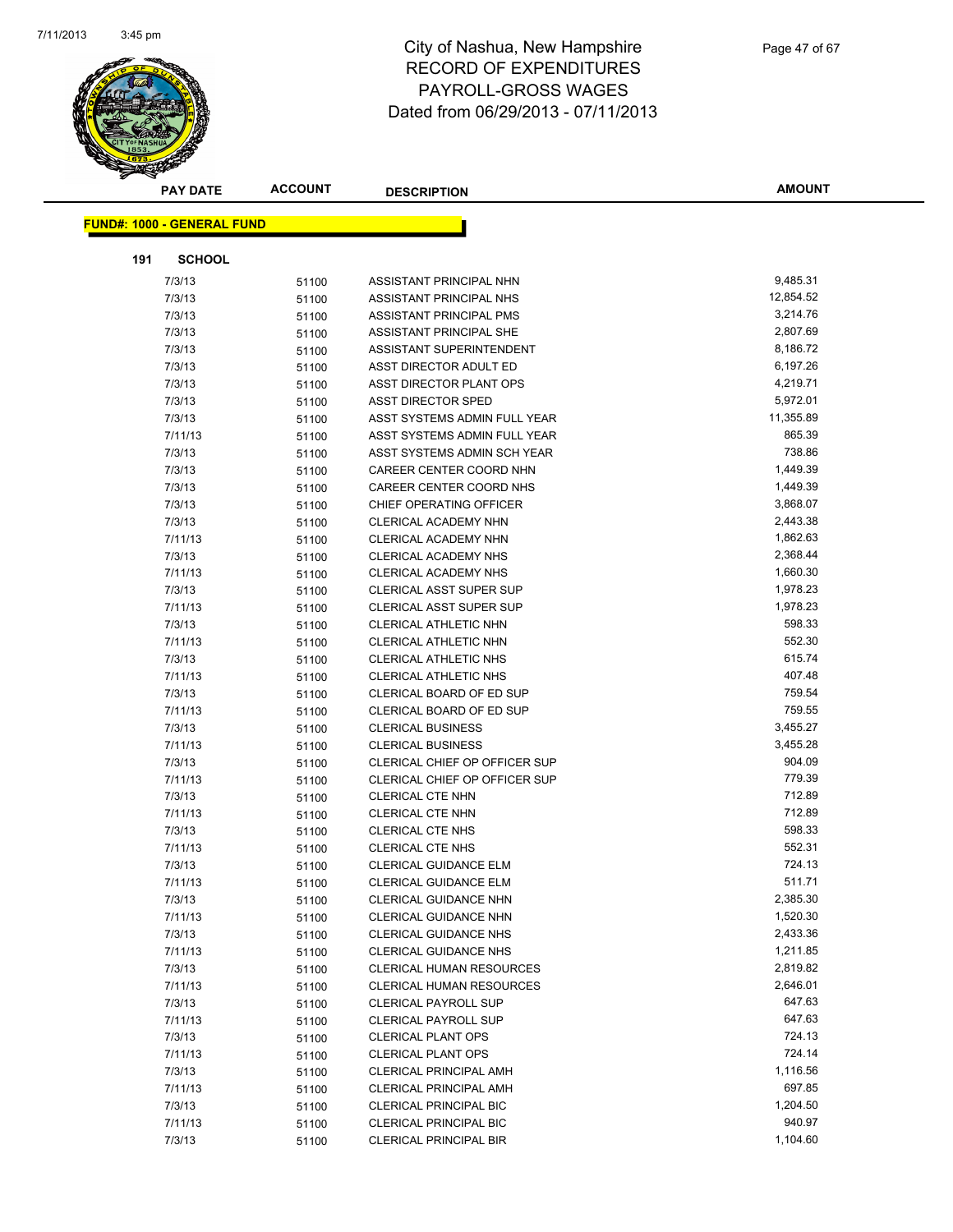# City of Nashua, New Hampshire
## RECORD OF EXPENDITURES
## PAYROLL-GROSS WAGES
## Dated from 06/29/2013 - 07/11/2013

**FUND#: 1000 - GENERAL FUND**

**191 SCHOOL**

| PAY DATE | ACCOUNT | DESCRIPTION | AMOUNT |
|---|---|---|---|
| 7/3/13 | 51100 | ASSISTANT PRINCIPAL NHN | 9,485.31 |
| 7/3/13 | 51100 | ASSISTANT PRINCIPAL NHS | 12,854.52 |
| 7/3/13 | 51100 | ASSISTANT PRINCIPAL PMS | 3,214.76 |
| 7/3/13 | 51100 | ASSISTANT PRINCIPAL SHE | 2,807.69 |
| 7/3/13 | 51100 | ASSISTANT SUPERINTENDENT | 8,186.72 |
| 7/3/13 | 51100 | ASST DIRECTOR ADULT ED | 6,197.26 |
| 7/3/13 | 51100 | ASST DIRECTOR PLANT OPS | 4,219.71 |
| 7/3/13 | 51100 | ASST DIRECTOR SPED | 5,972.01 |
| 7/3/13 | 51100 | ASST SYSTEMS ADMIN FULL YEAR | 11,355.89 |
| 7/11/13 | 51100 | ASST SYSTEMS ADMIN FULL YEAR | 865.39 |
| 7/3/13 | 51100 | ASST SYSTEMS ADMIN SCH YEAR | 738.86 |
| 7/3/13 | 51100 | CAREER CENTER COORD NHN | 1,449.39 |
| 7/3/13 | 51100 | CAREER CENTER COORD NHS | 1,449.39 |
| 7/3/13 | 51100 | CHIEF OPERATING OFFICER | 3,868.07 |
| 7/3/13 | 51100 | CLERICAL ACADEMY NHN | 2,443.38 |
| 7/11/13 | 51100 | CLERICAL ACADEMY NHN | 1,862.63 |
| 7/3/13 | 51100 | CLERICAL ACADEMY NHS | 2,368.44 |
| 7/11/13 | 51100 | CLERICAL ACADEMY NHS | 1,660.30 |
| 7/3/13 | 51100 | CLERICAL ASST SUPER SUP | 1,978.23 |
| 7/11/13 | 51100 | CLERICAL ASST SUPER SUP | 1,978.23 |
| 7/3/13 | 51100 | CLERICAL ATHLETIC NHN | 598.33 |
| 7/11/13 | 51100 | CLERICAL ATHLETIC NHN | 552.30 |
| 7/3/13 | 51100 | CLERICAL ATHLETIC NHS | 615.74 |
| 7/11/13 | 51100 | CLERICAL ATHLETIC NHS | 407.48 |
| 7/3/13 | 51100 | CLERICAL BOARD OF ED SUP | 759.54 |
| 7/11/13 | 51100 | CLERICAL BOARD OF ED SUP | 759.55 |
| 7/3/13 | 51100 | CLERICAL BUSINESS | 3,455.27 |
| 7/11/13 | 51100 | CLERICAL BUSINESS | 3,455.28 |
| 7/3/13 | 51100 | CLERICAL CHIEF OP OFFICER SUP | 904.09 |
| 7/11/13 | 51100 | CLERICAL CHIEF OP OFFICER SUP | 779.39 |
| 7/3/13 | 51100 | CLERICAL CTE NHN | 712.89 |
| 7/11/13 | 51100 | CLERICAL CTE NHN | 712.89 |
| 7/3/13 | 51100 | CLERICAL CTE NHS | 598.33 |
| 7/11/13 | 51100 | CLERICAL CTE NHS | 552.31 |
| 7/3/13 | 51100 | CLERICAL GUIDANCE ELM | 724.13 |
| 7/11/13 | 51100 | CLERICAL GUIDANCE ELM | 511.71 |
| 7/3/13 | 51100 | CLERICAL GUIDANCE NHN | 2,385.30 |
| 7/11/13 | 51100 | CLERICAL GUIDANCE NHN | 1,520.30 |
| 7/3/13 | 51100 | CLERICAL GUIDANCE NHS | 2,433.36 |
| 7/11/13 | 51100 | CLERICAL GUIDANCE NHS | 1,211.85 |
| 7/3/13 | 51100 | CLERICAL HUMAN RESOURCES | 2,819.82 |
| 7/11/13 | 51100 | CLERICAL HUMAN RESOURCES | 2,646.01 |
| 7/3/13 | 51100 | CLERICAL PAYROLL SUP | 647.63 |
| 7/11/13 | 51100 | CLERICAL PAYROLL SUP | 647.63 |
| 7/3/13 | 51100 | CLERICAL PLANT OPS | 724.13 |
| 7/11/13 | 51100 | CLERICAL PLANT OPS | 724.14 |
| 7/3/13 | 51100 | CLERICAL PRINCIPAL AMH | 1,116.56 |
| 7/11/13 | 51100 | CLERICAL PRINCIPAL AMH | 697.85 |
| 7/3/13 | 51100 | CLERICAL PRINCIPAL BIC | 1,204.50 |
| 7/11/13 | 51100 | CLERICAL PRINCIPAL BIC | 940.97 |
| 7/3/13 | 51100 | CLERICAL PRINCIPAL BIR | 1,104.60 |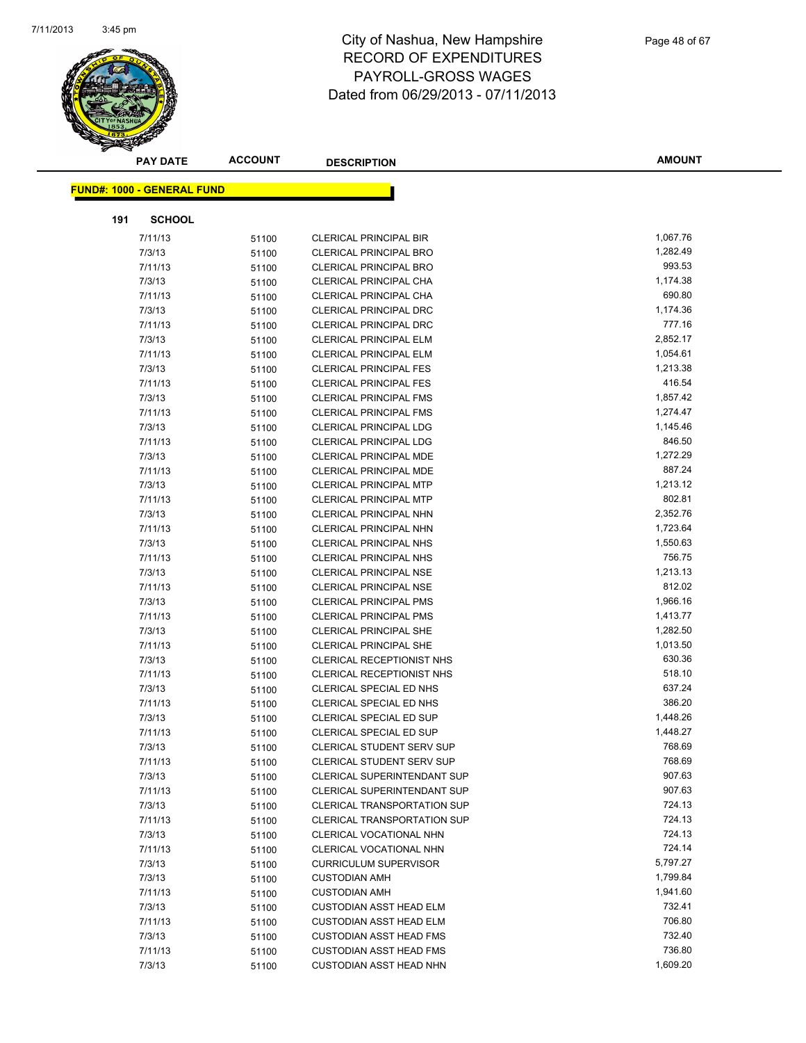# City of Nashua, New Hampshire
## RECORD OF EXPENDITURES
## PAYROLL-GROSS WAGES
## Dated from 06/29/2013 - 07/11/2013

| PAY DATE | ACCOUNT | DESCRIPTION | AMOUNT |
|---|---|---|---|

**FUND#: 1000 - GENERAL FUND**

**191 SCHOOL**

| PAY DATE | ACCOUNT | DESCRIPTION | AMOUNT |
|---|---|---|---|
| 7/11/13 | 51100 | CLERICAL PRINCIPAL BIR | 1,067.76 |
| 7/3/13 | 51100 | CLERICAL PRINCIPAL BRO | 1,282.49 |
| 7/11/13 | 51100 | CLERICAL PRINCIPAL BRO | 993.53 |
| 7/3/13 | 51100 | CLERICAL PRINCIPAL CHA | 1,174.38 |
| 7/11/13 | 51100 | CLERICAL PRINCIPAL CHA | 690.80 |
| 7/3/13 | 51100 | CLERICAL PRINCIPAL DRC | 1,174.36 |
| 7/11/13 | 51100 | CLERICAL PRINCIPAL DRC | 777.16 |
| 7/3/13 | 51100 | CLERICAL PRINCIPAL ELM | 2,852.17 |
| 7/11/13 | 51100 | CLERICAL PRINCIPAL ELM | 1,054.61 |
| 7/3/13 | 51100 | CLERICAL PRINCIPAL FES | 1,213.38 |
| 7/11/13 | 51100 | CLERICAL PRINCIPAL FES | 416.54 |
| 7/3/13 | 51100 | CLERICAL PRINCIPAL FMS | 1,857.42 |
| 7/11/13 | 51100 | CLERICAL PRINCIPAL FMS | 1,274.47 |
| 7/3/13 | 51100 | CLERICAL PRINCIPAL LDG | 1,145.46 |
| 7/11/13 | 51100 | CLERICAL PRINCIPAL LDG | 846.50 |
| 7/3/13 | 51100 | CLERICAL PRINCIPAL MDE | 1,272.29 |
| 7/11/13 | 51100 | CLERICAL PRINCIPAL MDE | 887.24 |
| 7/3/13 | 51100 | CLERICAL PRINCIPAL MTP | 1,213.12 |
| 7/11/13 | 51100 | CLERICAL PRINCIPAL MTP | 802.81 |
| 7/3/13 | 51100 | CLERICAL PRINCIPAL NHN | 2,352.76 |
| 7/11/13 | 51100 | CLERICAL PRINCIPAL NHN | 1,723.64 |
| 7/3/13 | 51100 | CLERICAL PRINCIPAL NHS | 1,550.63 |
| 7/11/13 | 51100 | CLERICAL PRINCIPAL NHS | 756.75 |
| 7/3/13 | 51100 | CLERICAL PRINCIPAL NSE | 1,213.13 |
| 7/11/13 | 51100 | CLERICAL PRINCIPAL NSE | 812.02 |
| 7/3/13 | 51100 | CLERICAL PRINCIPAL PMS | 1,966.16 |
| 7/11/13 | 51100 | CLERICAL PRINCIPAL PMS | 1,413.77 |
| 7/3/13 | 51100 | CLERICAL PRINCIPAL SHE | 1,282.50 |
| 7/11/13 | 51100 | CLERICAL PRINCIPAL SHE | 1,013.50 |
| 7/3/13 | 51100 | CLERICAL RECEPTIONIST NHS | 630.36 |
| 7/11/13 | 51100 | CLERICAL RECEPTIONIST NHS | 518.10 |
| 7/3/13 | 51100 | CLERICAL SPECIAL ED NHS | 637.24 |
| 7/11/13 | 51100 | CLERICAL SPECIAL ED NHS | 386.20 |
| 7/3/13 | 51100 | CLERICAL SPECIAL ED SUP | 1,448.26 |
| 7/11/13 | 51100 | CLERICAL SPECIAL ED SUP | 1,448.27 |
| 7/3/13 | 51100 | CLERICAL STUDENT SERV SUP | 768.69 |
| 7/11/13 | 51100 | CLERICAL STUDENT SERV SUP | 768.69 |
| 7/3/13 | 51100 | CLERICAL SUPERINTENDANT SUP | 907.63 |
| 7/11/13 | 51100 | CLERICAL SUPERINTENDANT SUP | 907.63 |
| 7/3/13 | 51100 | CLERICAL TRANSPORTATION SUP | 724.13 |
| 7/11/13 | 51100 | CLERICAL TRANSPORTATION SUP | 724.13 |
| 7/3/13 | 51100 | CLERICAL VOCATIONAL NHN | 724.13 |
| 7/11/13 | 51100 | CLERICAL VOCATIONAL NHN | 724.14 |
| 7/3/13 | 51100 | CURRICULUM SUPERVISOR | 5,797.27 |
| 7/3/13 | 51100 | CUSTODIAN AMH | 1,799.84 |
| 7/11/13 | 51100 | CUSTODIAN AMH | 1,941.60 |
| 7/3/13 | 51100 | CUSTODIAN ASST HEAD ELM | 732.41 |
| 7/11/13 | 51100 | CUSTODIAN ASST HEAD ELM | 706.80 |
| 7/3/13 | 51100 | CUSTODIAN ASST HEAD FMS | 732.40 |
| 7/11/13 | 51100 | CUSTODIAN ASST HEAD FMS | 736.80 |
| 7/3/13 | 51100 | CUSTODIAN ASST HEAD NHN | 1,609.20 |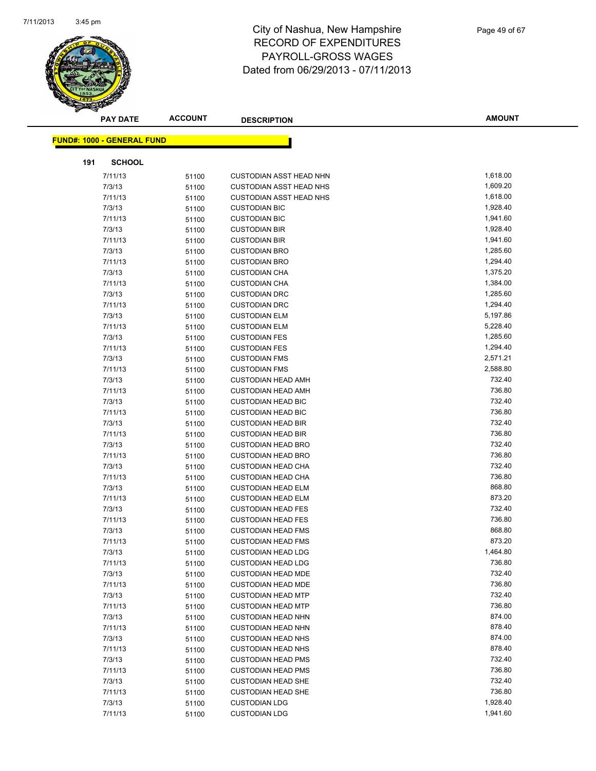# City of Nashua, New Hampshire
## RECORD OF EXPENDITURES
## PAYROLL-GROSS WAGES
## Dated from 06/29/2013 - 07/11/2013

**FUND#: 1000 - GENERAL FUND**

**191 SCHOOL**

| PAY DATE | ACCOUNT | DESCRIPTION | AMOUNT |
|---|---|---|---|
| 7/11/13 | 51100 | CUSTODIAN ASST HEAD NHN | 1,618.00 |
| 7/3/13 | 51100 | CUSTODIAN ASST HEAD NHS | 1,609.20 |
| 7/11/13 | 51100 | CUSTODIAN ASST HEAD NHS | 1,618.00 |
| 7/3/13 | 51100 | CUSTODIAN BIC | 1,928.40 |
| 7/11/13 | 51100 | CUSTODIAN BIC | 1,941.60 |
| 7/3/13 | 51100 | CUSTODIAN BIR | 1,928.40 |
| 7/11/13 | 51100 | CUSTODIAN BIR | 1,941.60 |
| 7/3/13 | 51100 | CUSTODIAN BRO | 1,285.60 |
| 7/11/13 | 51100 | CUSTODIAN BRO | 1,294.40 |
| 7/3/13 | 51100 | CUSTODIAN CHA | 1,375.20 |
| 7/11/13 | 51100 | CUSTODIAN CHA | 1,384.00 |
| 7/3/13 | 51100 | CUSTODIAN DRC | 1,285.60 |
| 7/11/13 | 51100 | CUSTODIAN DRC | 1,294.40 |
| 7/3/13 | 51100 | CUSTODIAN ELM | 5,197.86 |
| 7/11/13 | 51100 | CUSTODIAN ELM | 5,228.40 |
| 7/3/13 | 51100 | CUSTODIAN FES | 1,285.60 |
| 7/11/13 | 51100 | CUSTODIAN FES | 1,294.40 |
| 7/3/13 | 51100 | CUSTODIAN FMS | 2,571.21 |
| 7/11/13 | 51100 | CUSTODIAN FMS | 2,588.80 |
| 7/3/13 | 51100 | CUSTODIAN HEAD AMH | 732.40 |
| 7/11/13 | 51100 | CUSTODIAN HEAD AMH | 736.80 |
| 7/3/13 | 51100 | CUSTODIAN HEAD BIC | 732.40 |
| 7/11/13 | 51100 | CUSTODIAN HEAD BIC | 736.80 |
| 7/3/13 | 51100 | CUSTODIAN HEAD BIR | 732.40 |
| 7/11/13 | 51100 | CUSTODIAN HEAD BIR | 736.80 |
| 7/3/13 | 51100 | CUSTODIAN HEAD BRO | 732.40 |
| 7/11/13 | 51100 | CUSTODIAN HEAD BRO | 736.80 |
| 7/3/13 | 51100 | CUSTODIAN HEAD CHA | 732.40 |
| 7/11/13 | 51100 | CUSTODIAN HEAD CHA | 736.80 |
| 7/3/13 | 51100 | CUSTODIAN HEAD ELM | 868.80 |
| 7/11/13 | 51100 | CUSTODIAN HEAD ELM | 873.20 |
| 7/3/13 | 51100 | CUSTODIAN HEAD FES | 732.40 |
| 7/11/13 | 51100 | CUSTODIAN HEAD FES | 736.80 |
| 7/3/13 | 51100 | CUSTODIAN HEAD FMS | 868.80 |
| 7/11/13 | 51100 | CUSTODIAN HEAD FMS | 873.20 |
| 7/3/13 | 51100 | CUSTODIAN HEAD LDG | 1,464.80 |
| 7/11/13 | 51100 | CUSTODIAN HEAD LDG | 736.80 |
| 7/3/13 | 51100 | CUSTODIAN HEAD MDE | 732.40 |
| 7/11/13 | 51100 | CUSTODIAN HEAD MDE | 736.80 |
| 7/3/13 | 51100 | CUSTODIAN HEAD MTP | 732.40 |
| 7/11/13 | 51100 | CUSTODIAN HEAD MTP | 736.80 |
| 7/3/13 | 51100 | CUSTODIAN HEAD NHN | 874.00 |
| 7/11/13 | 51100 | CUSTODIAN HEAD NHN | 878.40 |
| 7/3/13 | 51100 | CUSTODIAN HEAD NHS | 874.00 |
| 7/11/13 | 51100 | CUSTODIAN HEAD NHS | 878.40 |
| 7/3/13 | 51100 | CUSTODIAN HEAD PMS | 732.40 |
| 7/11/13 | 51100 | CUSTODIAN HEAD PMS | 736.80 |
| 7/3/13 | 51100 | CUSTODIAN HEAD SHE | 732.40 |
| 7/11/13 | 51100 | CUSTODIAN HEAD SHE | 736.80 |
| 7/3/13 | 51100 | CUSTODIAN LDG | 1,928.40 |
| 7/11/13 | 51100 | CUSTODIAN LDG | 1,941.60 |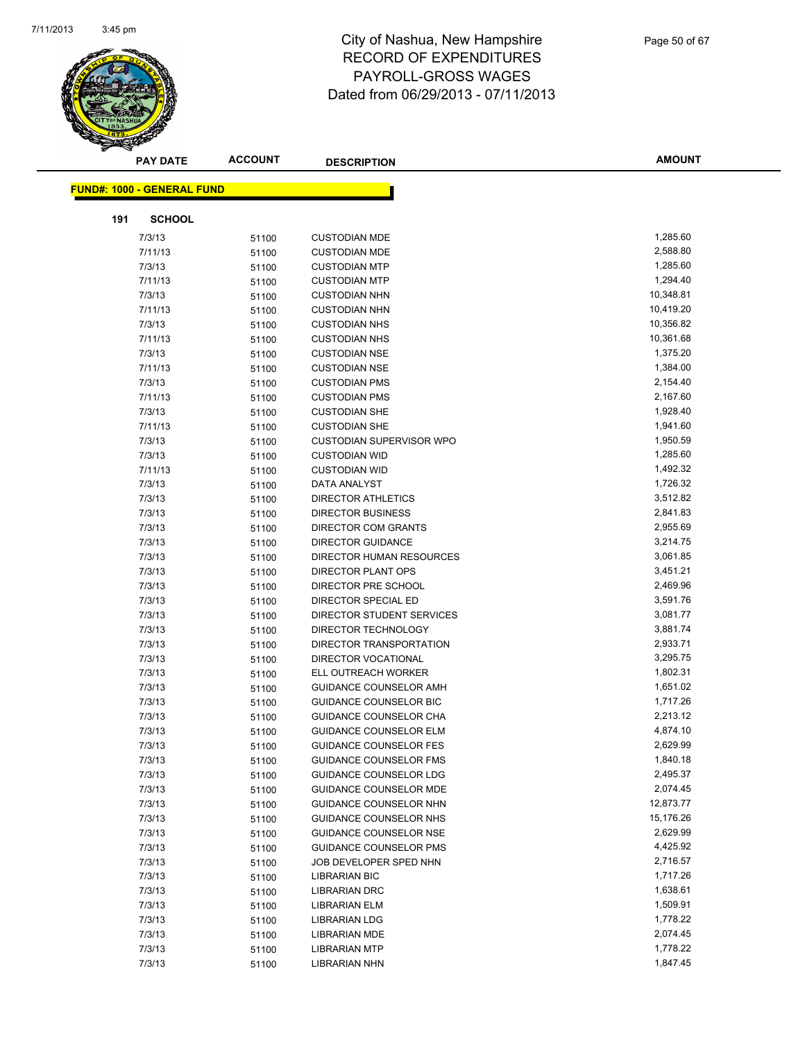# City of Nashua, New Hampshire
# RECORD OF EXPENDITURES
# PAYROLL-GROSS WAGES
# Dated from 06/29/2013 - 07/11/2013

**FUND#: 1000 - GENERAL FUND**

**191 SCHOOL**

| PAY DATE | ACCOUNT | DESCRIPTION | AMOUNT |
|---|---|---|---|
| 7/3/13 | 51100 | CUSTODIAN MDE | 1,285.60 |
| 7/11/13 | 51100 | CUSTODIAN MDE | 2,588.80 |
| 7/3/13 | 51100 | CUSTODIAN MTP | 1,285.60 |
| 7/11/13 | 51100 | CUSTODIAN MTP | 1,294.40 |
| 7/3/13 | 51100 | CUSTODIAN NHN | 10,348.81 |
| 7/11/13 | 51100 | CUSTODIAN NHN | 10,419.20 |
| 7/3/13 | 51100 | CUSTODIAN NHS | 10,356.82 |
| 7/11/13 | 51100 | CUSTODIAN NHS | 10,361.68 |
| 7/3/13 | 51100 | CUSTODIAN NSE | 1,375.20 |
| 7/11/13 | 51100 | CUSTODIAN NSE | 1,384.00 |
| 7/3/13 | 51100 | CUSTODIAN PMS | 2,154.40 |
| 7/11/13 | 51100 | CUSTODIAN PMS | 2,167.60 |
| 7/3/13 | 51100 | CUSTODIAN SHE | 1,928.40 |
| 7/11/13 | 51100 | CUSTODIAN SHE | 1,941.60 |
| 7/3/13 | 51100 | CUSTODIAN SUPERVISOR WPO | 1,950.59 |
| 7/3/13 | 51100 | CUSTODIAN WID | 1,285.60 |
| 7/11/13 | 51100 | CUSTODIAN WID | 1,492.32 |
| 7/3/13 | 51100 | DATA ANALYST | 1,726.32 |
| 7/3/13 | 51100 | DIRECTOR ATHLETICS | 3,512.82 |
| 7/3/13 | 51100 | DIRECTOR BUSINESS | 2,841.83 |
| 7/3/13 | 51100 | DIRECTOR COM GRANTS | 2,955.69 |
| 7/3/13 | 51100 | DIRECTOR GUIDANCE | 3,214.75 |
| 7/3/13 | 51100 | DIRECTOR HUMAN RESOURCES | 3,061.85 |
| 7/3/13 | 51100 | DIRECTOR PLANT OPS | 3,451.21 |
| 7/3/13 | 51100 | DIRECTOR PRE SCHOOL | 2,469.96 |
| 7/3/13 | 51100 | DIRECTOR SPECIAL ED | 3,591.76 |
| 7/3/13 | 51100 | DIRECTOR STUDENT SERVICES | 3,081.77 |
| 7/3/13 | 51100 | DIRECTOR TECHNOLOGY | 3,881.74 |
| 7/3/13 | 51100 | DIRECTOR TRANSPORTATION | 2,933.71 |
| 7/3/13 | 51100 | DIRECTOR VOCATIONAL | 3,295.75 |
| 7/3/13 | 51100 | ELL OUTREACH WORKER | 1,802.31 |
| 7/3/13 | 51100 | GUIDANCE COUNSELOR AMH | 1,651.02 |
| 7/3/13 | 51100 | GUIDANCE COUNSELOR BIC | 1,717.26 |
| 7/3/13 | 51100 | GUIDANCE COUNSELOR CHA | 2,213.12 |
| 7/3/13 | 51100 | GUIDANCE COUNSELOR ELM | 4,874.10 |
| 7/3/13 | 51100 | GUIDANCE COUNSELOR FES | 2,629.99 |
| 7/3/13 | 51100 | GUIDANCE COUNSELOR FMS | 1,840.18 |
| 7/3/13 | 51100 | GUIDANCE COUNSELOR LDG | 2,495.37 |
| 7/3/13 | 51100 | GUIDANCE COUNSELOR MDE | 2,074.45 |
| 7/3/13 | 51100 | GUIDANCE COUNSELOR NHN | 12,873.77 |
| 7/3/13 | 51100 | GUIDANCE COUNSELOR NHS | 15,176.26 |
| 7/3/13 | 51100 | GUIDANCE COUNSELOR NSE | 2,629.99 |
| 7/3/13 | 51100 | GUIDANCE COUNSELOR PMS | 4,425.92 |
| 7/3/13 | 51100 | JOB DEVELOPER SPED NHN | 2,716.57 |
| 7/3/13 | 51100 | LIBRARIAN BIC | 1,717.26 |
| 7/3/13 | 51100 | LIBRARIAN DRC | 1,638.61 |
| 7/3/13 | 51100 | LIBRARIAN ELM | 1,509.91 |
| 7/3/13 | 51100 | LIBRARIAN LDG | 1,778.22 |
| 7/3/13 | 51100 | LIBRARIAN MDE | 2,074.45 |
| 7/3/13 | 51100 | LIBRARIAN MTP | 1,778.22 |
| 7/3/13 | 51100 | LIBRARIAN NHN | 1,847.45 |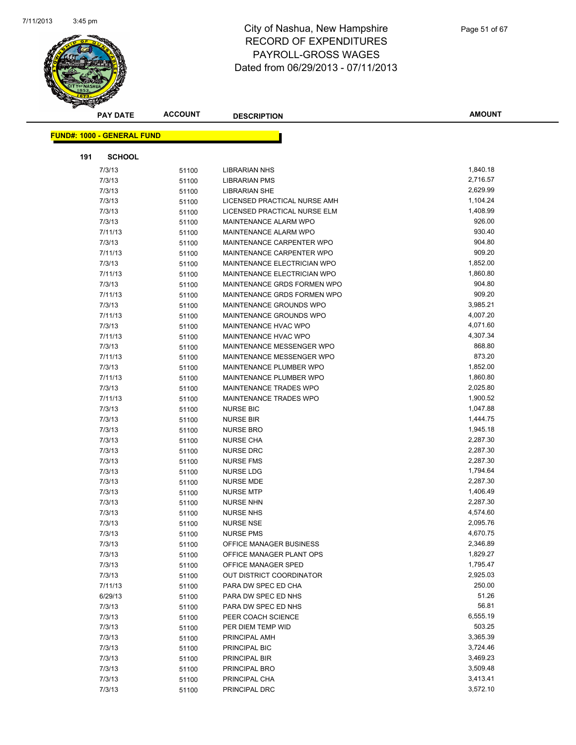# City of Nashua, New Hampshire
# RECORD OF EXPENDITURES
# PAYROLL-GROSS WAGES
# Dated from 06/29/2013 - 07/11/2013

**FUND#: 1000 - GENERAL FUND**

**191 SCHOOL**

| PAY DATE | ACCOUNT | DESCRIPTION | AMOUNT |
|---|---|---|---|
| 7/3/13 | 51100 | LIBRARIAN NHS | 1,840.18 |
| 7/3/13 | 51100 | LIBRARIAN PMS | 2,716.57 |
| 7/3/13 | 51100 | LIBRARIAN SHE | 2,629.99 |
| 7/3/13 | 51100 | LICENSED PRACTICAL NURSE AMH | 1,104.24 |
| 7/3/13 | 51100 | LICENSED PRACTICAL NURSE ELM | 1,408.99 |
| 7/3/13 | 51100 | MAINTENANCE ALARM WPO | 926.00 |
| 7/11/13 | 51100 | MAINTENANCE ALARM WPO | 930.40 |
| 7/3/13 | 51100 | MAINTENANCE CARPENTER WPO | 904.80 |
| 7/11/13 | 51100 | MAINTENANCE CARPENTER WPO | 909.20 |
| 7/3/13 | 51100 | MAINTENANCE ELECTRICIAN WPO | 1,852.00 |
| 7/11/13 | 51100 | MAINTENANCE ELECTRICIAN WPO | 1,860.80 |
| 7/3/13 | 51100 | MAINTENANCE GRDS FORMEN WPO | 904.80 |
| 7/11/13 | 51100 | MAINTENANCE GRDS FORMEN WPO | 909.20 |
| 7/3/13 | 51100 | MAINTENANCE GROUNDS WPO | 3,985.21 |
| 7/11/13 | 51100 | MAINTENANCE GROUNDS WPO | 4,007.20 |
| 7/3/13 | 51100 | MAINTENANCE HVAC WPO | 4,071.60 |
| 7/11/13 | 51100 | MAINTENANCE HVAC WPO | 4,307.34 |
| 7/3/13 | 51100 | MAINTENANCE MESSENGER WPO | 868.80 |
| 7/11/13 | 51100 | MAINTENANCE MESSENGER WPO | 873.20 |
| 7/3/13 | 51100 | MAINTENANCE PLUMBER WPO | 1,852.00 |
| 7/11/13 | 51100 | MAINTENANCE PLUMBER WPO | 1,860.80 |
| 7/3/13 | 51100 | MAINTENANCE TRADES WPO | 2,025.80 |
| 7/11/13 | 51100 | MAINTENANCE TRADES WPO | 1,900.52 |
| 7/3/13 | 51100 | NURSE BIC | 1,047.88 |
| 7/3/13 | 51100 | NURSE BIR | 1,444.75 |
| 7/3/13 | 51100 | NURSE BRO | 1,945.18 |
| 7/3/13 | 51100 | NURSE CHA | 2,287.30 |
| 7/3/13 | 51100 | NURSE DRC | 2,287.30 |
| 7/3/13 | 51100 | NURSE FMS | 2,287.30 |
| 7/3/13 | 51100 | NURSE LDG | 1,794.64 |
| 7/3/13 | 51100 | NURSE MDE | 2,287.30 |
| 7/3/13 | 51100 | NURSE MTP | 1,406.49 |
| 7/3/13 | 51100 | NURSE NHN | 2,287.30 |
| 7/3/13 | 51100 | NURSE NHS | 4,574.60 |
| 7/3/13 | 51100 | NURSE NSE | 2,095.76 |
| 7/3/13 | 51100 | NURSE PMS | 4,670.75 |
| 7/3/13 | 51100 | OFFICE MANAGER BUSINESS | 2,346.89 |
| 7/3/13 | 51100 | OFFICE MANAGER PLANT OPS | 1,829.27 |
| 7/3/13 | 51100 | OFFICE MANAGER SPED | 1,795.47 |
| 7/3/13 | 51100 | OUT DISTRICT COORDINATOR | 2,925.03 |
| 7/11/13 | 51100 | PARA DW SPEC ED CHA | 250.00 |
| 6/29/13 | 51100 | PARA DW SPEC ED NHS | 51.26 |
| 7/3/13 | 51100 | PARA DW SPEC ED NHS | 56.81 |
| 7/3/13 | 51100 | PEER COACH SCIENCE | 6,555.19 |
| 7/3/13 | 51100 | PER DIEM TEMP WID | 503.25 |
| 7/3/13 | 51100 | PRINCIPAL AMH | 3,365.39 |
| 7/3/13 | 51100 | PRINCIPAL BIC | 3,724.46 |
| 7/3/13 | 51100 | PRINCIPAL BIR | 3,469.23 |
| 7/3/13 | 51100 | PRINCIPAL BRO | 3,509.48 |
| 7/3/13 | 51100 | PRINCIPAL CHA | 3,413.41 |
| 7/3/13 | 51100 | PRINCIPAL DRC | 3,572.10 |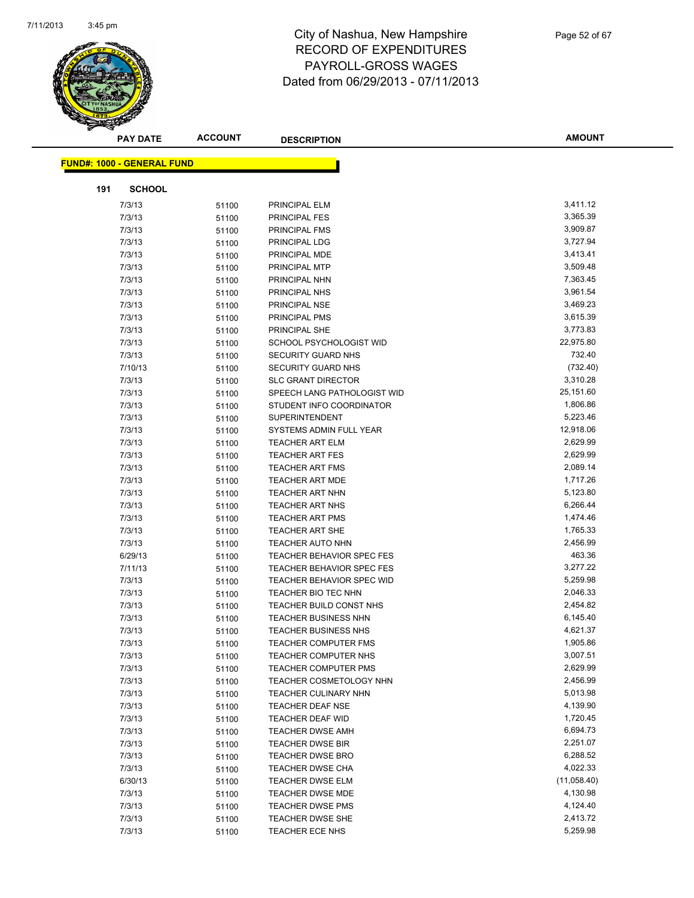# City of Nashua, New Hampshire
## RECORD OF EXPENDITURES
## PAYROLL-GROSS WAGES
## Dated from 06/29/2013 - 07/11/2013

**FUND#: 1000 - GENERAL FUND**

**191 SCHOOL**

| PAY DATE | ACCOUNT | DESCRIPTION | AMOUNT |
|---|---|---|---|
| 7/3/13 | 51100 | PRINCIPAL ELM | 3,411.12 |
| 7/3/13 | 51100 | PRINCIPAL FES | 3,365.39 |
| 7/3/13 | 51100 | PRINCIPAL FMS | 3,909.87 |
| 7/3/13 | 51100 | PRINCIPAL LDG | 3,727.94 |
| 7/3/13 | 51100 | PRINCIPAL MDE | 3,413.41 |
| 7/3/13 | 51100 | PRINCIPAL MTP | 3,509.48 |
| 7/3/13 | 51100 | PRINCIPAL NHN | 7,363.45 |
| 7/3/13 | 51100 | PRINCIPAL NHS | 3,961.54 |
| 7/3/13 | 51100 | PRINCIPAL NSE | 3,469.23 |
| 7/3/13 | 51100 | PRINCIPAL PMS | 3,615.39 |
| 7/3/13 | 51100 | PRINCIPAL SHE | 3,773.83 |
| 7/3/13 | 51100 | SCHOOL PSYCHOLOGIST WID | 22,975.80 |
| 7/3/13 | 51100 | SECURITY GUARD NHS | 732.40 |
| 7/10/13 | 51100 | SECURITY GUARD NHS | (732.40) |
| 7/3/13 | 51100 | SLC GRANT DIRECTOR | 3,310.28 |
| 7/3/13 | 51100 | SPEECH LANG PATHOLOGIST WID | 25,151.60 |
| 7/3/13 | 51100 | STUDENT INFO COORDINATOR | 1,806.86 |
| 7/3/13 | 51100 | SUPERINTENDENT | 5,223.46 |
| 7/3/13 | 51100 | SYSTEMS ADMIN FULL YEAR | 12,918.06 |
| 7/3/13 | 51100 | TEACHER ART ELM | 2,629.99 |
| 7/3/13 | 51100 | TEACHER ART FES | 2,629.99 |
| 7/3/13 | 51100 | TEACHER ART FMS | 2,089.14 |
| 7/3/13 | 51100 | TEACHER ART MDE | 1,717.26 |
| 7/3/13 | 51100 | TEACHER ART NHN | 5,123.80 |
| 7/3/13 | 51100 | TEACHER ART NHS | 6,266.44 |
| 7/3/13 | 51100 | TEACHER ART PMS | 1,474.46 |
| 7/3/13 | 51100 | TEACHER ART SHE | 1,765.33 |
| 7/3/13 | 51100 | TEACHER AUTO NHN | 2,456.99 |
| 6/29/13 | 51100 | TEACHER BEHAVIOR SPEC FES | 463.36 |
| 7/11/13 | 51100 | TEACHER BEHAVIOR SPEC FES | 3,277.22 |
| 7/3/13 | 51100 | TEACHER BEHAVIOR SPEC WID | 5,259.98 |
| 7/3/13 | 51100 | TEACHER BIO TEC NHN | 2,046.33 |
| 7/3/13 | 51100 | TEACHER BUILD CONST NHS | 2,454.82 |
| 7/3/13 | 51100 | TEACHER BUSINESS NHN | 6,145.40 |
| 7/3/13 | 51100 | TEACHER BUSINESS NHS | 4,621.37 |
| 7/3/13 | 51100 | TEACHER COMPUTER FMS | 1,905.86 |
| 7/3/13 | 51100 | TEACHER COMPUTER NHS | 3,007.51 |
| 7/3/13 | 51100 | TEACHER COMPUTER PMS | 2,629.99 |
| 7/3/13 | 51100 | TEACHER COSMETOLOGY NHN | 2,456.99 |
| 7/3/13 | 51100 | TEACHER CULINARY NHN | 5,013.98 |
| 7/3/13 | 51100 | TEACHER DEAF NSE | 4,139.90 |
| 7/3/13 | 51100 | TEACHER DEAF WID | 1,720.45 |
| 7/3/13 | 51100 | TEACHER DWSE AMH | 6,694.73 |
| 7/3/13 | 51100 | TEACHER DWSE BIR | 2,251.07 |
| 7/3/13 | 51100 | TEACHER DWSE BRO | 6,288.52 |
| 7/3/13 | 51100 | TEACHER DWSE CHA | 4,022.33 |
| 6/30/13 | 51100 | TEACHER DWSE ELM | (11,058.40) |
| 7/3/13 | 51100 | TEACHER DWSE MDE | 4,130.98 |
| 7/3/13 | 51100 | TEACHER DWSE PMS | 4,124.40 |
| 7/3/13 | 51100 | TEACHER DWSE SHE | 2,413.72 |
| 7/3/13 | 51100 | TEACHER ECE NHS | 5,259.98 |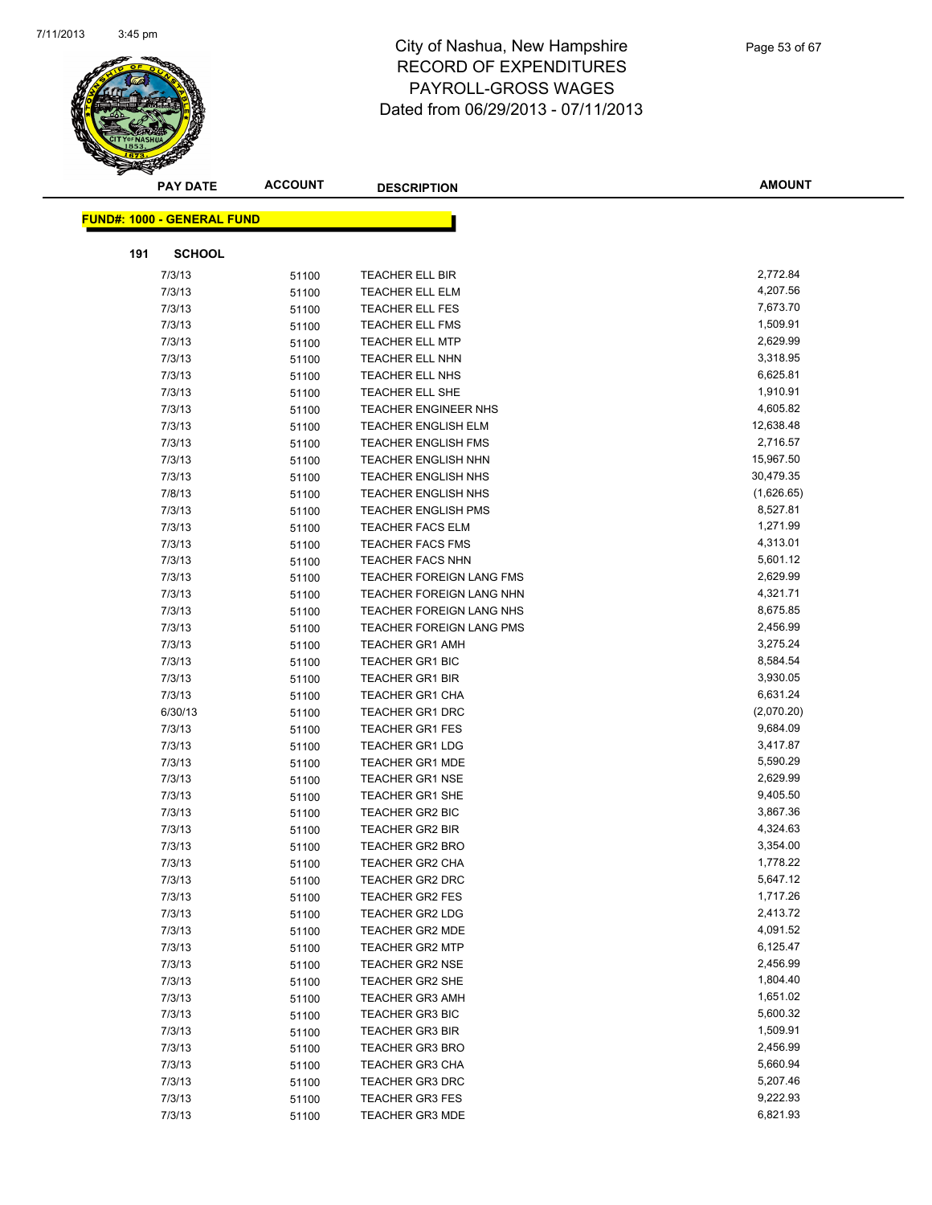# City of Nashua, New Hampshire
## RECORD OF EXPENDITURES
## PAYROLL-GROSS WAGES
## Dated from 06/29/2013 - 07/11/2013

**FUND#: 1000 - GENERAL FUND**

**191 SCHOOL**

| PAY DATE | ACCOUNT | DESCRIPTION | AMOUNT |
|---|---|---|---|
| 7/3/13 | 51100 | TEACHER ELL BIR | 2,772.84 |
| 7/3/13 | 51100 | TEACHER ELL ELM | 4,207.56 |
| 7/3/13 | 51100 | TEACHER ELL FES | 7,673.70 |
| 7/3/13 | 51100 | TEACHER ELL FMS | 1,509.91 |
| 7/3/13 | 51100 | TEACHER ELL MTP | 2,629.99 |
| 7/3/13 | 51100 | TEACHER ELL NHN | 3,318.95 |
| 7/3/13 | 51100 | TEACHER ELL NHS | 6,625.81 |
| 7/3/13 | 51100 | TEACHER ELL SHE | 1,910.91 |
| 7/3/13 | 51100 | TEACHER ENGINEER NHS | 4,605.82 |
| 7/3/13 | 51100 | TEACHER ENGLISH ELM | 12,638.48 |
| 7/3/13 | 51100 | TEACHER ENGLISH FMS | 2,716.57 |
| 7/3/13 | 51100 | TEACHER ENGLISH NHN | 15,967.50 |
| 7/3/13 | 51100 | TEACHER ENGLISH NHS | 30,479.35 |
| 7/8/13 | 51100 | TEACHER ENGLISH NHS | (1,626.65) |
| 7/3/13 | 51100 | TEACHER ENGLISH PMS | 8,527.81 |
| 7/3/13 | 51100 | TEACHER FACS ELM | 1,271.99 |
| 7/3/13 | 51100 | TEACHER FACS FMS | 4,313.01 |
| 7/3/13 | 51100 | TEACHER FACS NHN | 5,601.12 |
| 7/3/13 | 51100 | TEACHER FOREIGN LANG FMS | 2,629.99 |
| 7/3/13 | 51100 | TEACHER FOREIGN LANG NHN | 4,321.71 |
| 7/3/13 | 51100 | TEACHER FOREIGN LANG NHS | 8,675.85 |
| 7/3/13 | 51100 | TEACHER FOREIGN LANG PMS | 2,456.99 |
| 7/3/13 | 51100 | TEACHER GR1 AMH | 3,275.24 |
| 7/3/13 | 51100 | TEACHER GR1 BIC | 8,584.54 |
| 7/3/13 | 51100 | TEACHER GR1 BIR | 3,930.05 |
| 7/3/13 | 51100 | TEACHER GR1 CHA | 6,631.24 |
| 6/30/13 | 51100 | TEACHER GR1 DRC | (2,070.20) |
| 7/3/13 | 51100 | TEACHER GR1 FES | 9,684.09 |
| 7/3/13 | 51100 | TEACHER GR1 LDG | 3,417.87 |
| 7/3/13 | 51100 | TEACHER GR1 MDE | 5,590.29 |
| 7/3/13 | 51100 | TEACHER GR1 NSE | 2,629.99 |
| 7/3/13 | 51100 | TEACHER GR1 SHE | 9,405.50 |
| 7/3/13 | 51100 | TEACHER GR2 BIC | 3,867.36 |
| 7/3/13 | 51100 | TEACHER GR2 BIR | 4,324.63 |
| 7/3/13 | 51100 | TEACHER GR2 BRO | 3,354.00 |
| 7/3/13 | 51100 | TEACHER GR2 CHA | 1,778.22 |
| 7/3/13 | 51100 | TEACHER GR2 DRC | 5,647.12 |
| 7/3/13 | 51100 | TEACHER GR2 FES | 1,717.26 |
| 7/3/13 | 51100 | TEACHER GR2 LDG | 2,413.72 |
| 7/3/13 | 51100 | TEACHER GR2 MDE | 4,091.52 |
| 7/3/13 | 51100 | TEACHER GR2 MTP | 6,125.47 |
| 7/3/13 | 51100 | TEACHER GR2 NSE | 2,456.99 |
| 7/3/13 | 51100 | TEACHER GR2 SHE | 1,804.40 |
| 7/3/13 | 51100 | TEACHER GR3 AMH | 1,651.02 |
| 7/3/13 | 51100 | TEACHER GR3 BIC | 5,600.32 |
| 7/3/13 | 51100 | TEACHER GR3 BIR | 1,509.91 |
| 7/3/13 | 51100 | TEACHER GR3 BRO | 2,456.99 |
| 7/3/13 | 51100 | TEACHER GR3 CHA | 5,660.94 |
| 7/3/13 | 51100 | TEACHER GR3 DRC | 5,207.46 |
| 7/3/13 | 51100 | TEACHER GR3 FES | 9,222.93 |
| 7/3/13 | 51100 | TEACHER GR3 MDE | 6,821.93 |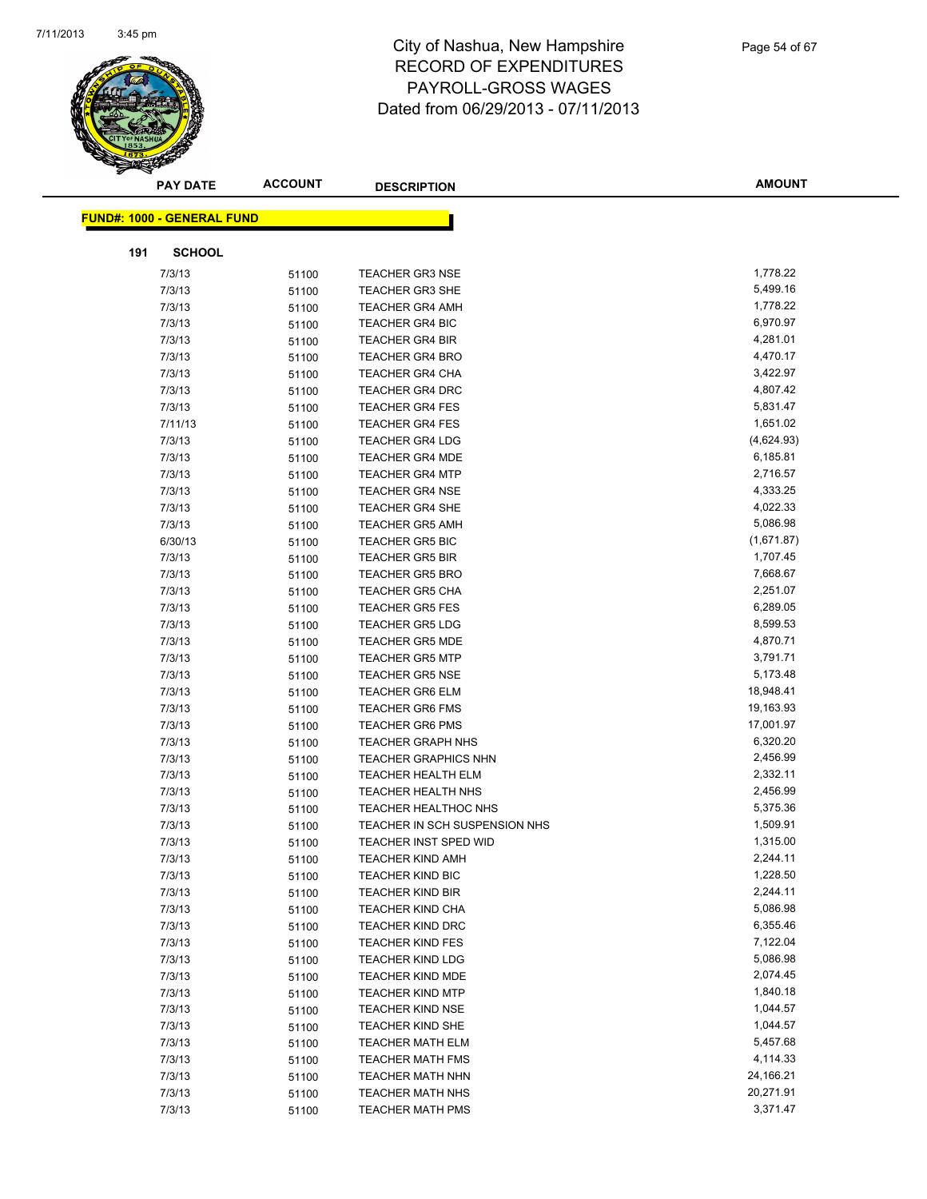# City of Nashua, New Hampshire
# RECORD OF EXPENDITURES
# PAYROLL-GROSS WAGES
# Dated from 06/29/2013 - 07/11/2013

**FUND#: 1000 - GENERAL FUND**

**191 SCHOOL**

| PAY DATE | ACCOUNT | DESCRIPTION | AMOUNT |
|---|---|---|---|
| 7/3/13 | 51100 | TEACHER GR3 NSE | 1,778.22 |
| 7/3/13 | 51100 | TEACHER GR3 SHE | 5,499.16 |
| 7/3/13 | 51100 | TEACHER GR4 AMH | 1,778.22 |
| 7/3/13 | 51100 | TEACHER GR4 BIC | 6,970.97 |
| 7/3/13 | 51100 | TEACHER GR4 BIR | 4,281.01 |
| 7/3/13 | 51100 | TEACHER GR4 BRO | 4,470.17 |
| 7/3/13 | 51100 | TEACHER GR4 CHA | 3,422.97 |
| 7/3/13 | 51100 | TEACHER GR4 DRC | 4,807.42 |
| 7/3/13 | 51100 | TEACHER GR4 FES | 5,831.47 |
| 7/11/13 | 51100 | TEACHER GR4 FES | 1,651.02 |
| 7/3/13 | 51100 | TEACHER GR4 LDG | (4,624.93) |
| 7/3/13 | 51100 | TEACHER GR4 MDE | 6,185.81 |
| 7/3/13 | 51100 | TEACHER GR4 MTP | 2,716.57 |
| 7/3/13 | 51100 | TEACHER GR4 NSE | 4,333.25 |
| 7/3/13 | 51100 | TEACHER GR4 SHE | 4,022.33 |
| 7/3/13 | 51100 | TEACHER GR5 AMH | 5,086.98 |
| 6/30/13 | 51100 | TEACHER GR5 BIC | (1,671.87) |
| 7/3/13 | 51100 | TEACHER GR5 BIR | 1,707.45 |
| 7/3/13 | 51100 | TEACHER GR5 BRO | 7,668.67 |
| 7/3/13 | 51100 | TEACHER GR5 CHA | 2,251.07 |
| 7/3/13 | 51100 | TEACHER GR5 FES | 6,289.05 |
| 7/3/13 | 51100 | TEACHER GR5 LDG | 8,599.53 |
| 7/3/13 | 51100 | TEACHER GR5 MDE | 4,870.71 |
| 7/3/13 | 51100 | TEACHER GR5 MTP | 3,791.71 |
| 7/3/13 | 51100 | TEACHER GR5 NSE | 5,173.48 |
| 7/3/13 | 51100 | TEACHER GR6 ELM | 18,948.41 |
| 7/3/13 | 51100 | TEACHER GR6 FMS | 19,163.93 |
| 7/3/13 | 51100 | TEACHER GR6 PMS | 17,001.97 |
| 7/3/13 | 51100 | TEACHER GRAPH NHS | 6,320.20 |
| 7/3/13 | 51100 | TEACHER GRAPHICS NHN | 2,456.99 |
| 7/3/13 | 51100 | TEACHER HEALTH ELM | 2,332.11 |
| 7/3/13 | 51100 | TEACHER HEALTH NHS | 2,456.99 |
| 7/3/13 | 51100 | TEACHER HEALTHOC NHS | 5,375.36 |
| 7/3/13 | 51100 | TEACHER IN SCH SUSPENSION NHS | 1,509.91 |
| 7/3/13 | 51100 | TEACHER INST SPED WID | 1,315.00 |
| 7/3/13 | 51100 | TEACHER KIND AMH | 2,244.11 |
| 7/3/13 | 51100 | TEACHER KIND BIC | 1,228.50 |
| 7/3/13 | 51100 | TEACHER KIND BIR | 2,244.11 |
| 7/3/13 | 51100 | TEACHER KIND CHA | 5,086.98 |
| 7/3/13 | 51100 | TEACHER KIND DRC | 6,355.46 |
| 7/3/13 | 51100 | TEACHER KIND FES | 7,122.04 |
| 7/3/13 | 51100 | TEACHER KIND LDG | 5,086.98 |
| 7/3/13 | 51100 | TEACHER KIND MDE | 2,074.45 |
| 7/3/13 | 51100 | TEACHER KIND MTP | 1,840.18 |
| 7/3/13 | 51100 | TEACHER KIND NSE | 1,044.57 |
| 7/3/13 | 51100 | TEACHER KIND SHE | 1,044.57 |
| 7/3/13 | 51100 | TEACHER MATH ELM | 5,457.68 |
| 7/3/13 | 51100 | TEACHER MATH FMS | 4,114.33 |
| 7/3/13 | 51100 | TEACHER MATH NHN | 24,166.21 |
| 7/3/13 | 51100 | TEACHER MATH NHS | 20,271.91 |
| 7/3/13 | 51100 | TEACHER MATH PMS | 3,371.47 |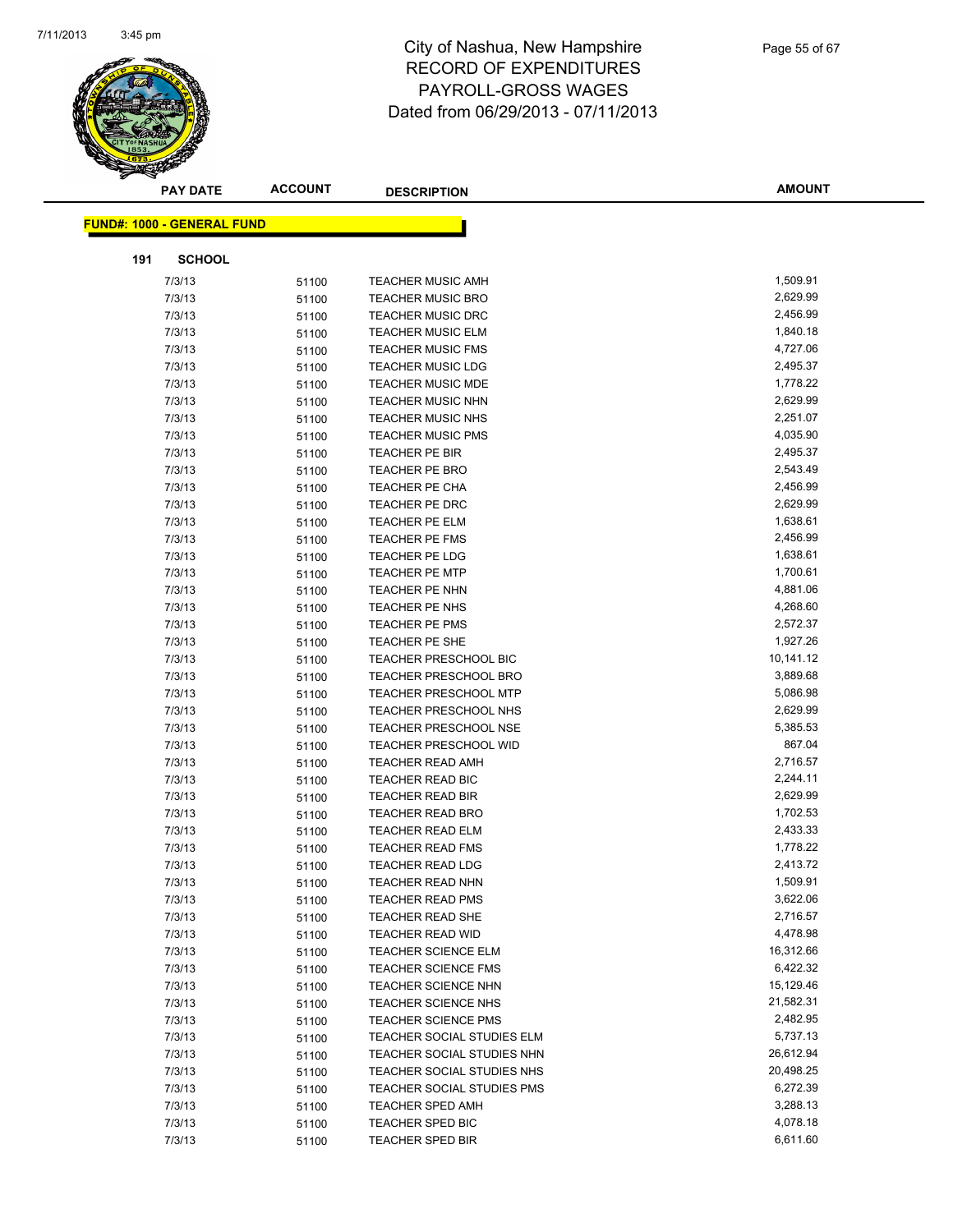# City of Nashua, New Hampshire
# RECORD OF EXPENDITURES
# PAYROLL-GROSS WAGES
# Dated from 06/29/2013 - 07/11/2013

**FUND#: 1000 - GENERAL FUND**

**191 SCHOOL**

| PAY DATE | ACCOUNT | DESCRIPTION | AMOUNT |
|---|---|---|---|
| 7/3/13 | 51100 | TEACHER MUSIC AMH | 1,509.91 |
| 7/3/13 | 51100 | TEACHER MUSIC BRO | 2,629.99 |
| 7/3/13 | 51100 | TEACHER MUSIC DRC | 2,456.99 |
| 7/3/13 | 51100 | TEACHER MUSIC ELM | 1,840.18 |
| 7/3/13 | 51100 | TEACHER MUSIC FMS | 4,727.06 |
| 7/3/13 | 51100 | TEACHER MUSIC LDG | 2,495.37 |
| 7/3/13 | 51100 | TEACHER MUSIC MDE | 1,778.22 |
| 7/3/13 | 51100 | TEACHER MUSIC NHN | 2,629.99 |
| 7/3/13 | 51100 | TEACHER MUSIC NHS | 2,251.07 |
| 7/3/13 | 51100 | TEACHER MUSIC PMS | 4,035.90 |
| 7/3/13 | 51100 | TEACHER PE BIR | 2,495.37 |
| 7/3/13 | 51100 | TEACHER PE BRO | 2,543.49 |
| 7/3/13 | 51100 | TEACHER PE CHA | 2,456.99 |
| 7/3/13 | 51100 | TEACHER PE DRC | 2,629.99 |
| 7/3/13 | 51100 | TEACHER PE ELM | 1,638.61 |
| 7/3/13 | 51100 | TEACHER PE FMS | 2,456.99 |
| 7/3/13 | 51100 | TEACHER PE LDG | 1,638.61 |
| 7/3/13 | 51100 | TEACHER PE MTP | 1,700.61 |
| 7/3/13 | 51100 | TEACHER PE NHN | 4,881.06 |
| 7/3/13 | 51100 | TEACHER PE NHS | 4,268.60 |
| 7/3/13 | 51100 | TEACHER PE PMS | 2,572.37 |
| 7/3/13 | 51100 | TEACHER PE SHE | 1,927.26 |
| 7/3/13 | 51100 | TEACHER PRESCHOOL BIC | 10,141.12 |
| 7/3/13 | 51100 | TEACHER PRESCHOOL BRO | 3,889.68 |
| 7/3/13 | 51100 | TEACHER PRESCHOOL MTP | 5,086.98 |
| 7/3/13 | 51100 | TEACHER PRESCHOOL NHS | 2,629.99 |
| 7/3/13 | 51100 | TEACHER PRESCHOOL NSE | 5,385.53 |
| 7/3/13 | 51100 | TEACHER PRESCHOOL WID | 867.04 |
| 7/3/13 | 51100 | TEACHER READ AMH | 2,716.57 |
| 7/3/13 | 51100 | TEACHER READ BIC | 2,244.11 |
| 7/3/13 | 51100 | TEACHER READ BIR | 2,629.99 |
| 7/3/13 | 51100 | TEACHER READ BRO | 1,702.53 |
| 7/3/13 | 51100 | TEACHER READ ELM | 2,433.33 |
| 7/3/13 | 51100 | TEACHER READ FMS | 1,778.22 |
| 7/3/13 | 51100 | TEACHER READ LDG | 2,413.72 |
| 7/3/13 | 51100 | TEACHER READ NHN | 1,509.91 |
| 7/3/13 | 51100 | TEACHER READ PMS | 3,622.06 |
| 7/3/13 | 51100 | TEACHER READ SHE | 2,716.57 |
| 7/3/13 | 51100 | TEACHER READ WID | 4,478.98 |
| 7/3/13 | 51100 | TEACHER SCIENCE ELM | 16,312.66 |
| 7/3/13 | 51100 | TEACHER SCIENCE FMS | 6,422.32 |
| 7/3/13 | 51100 | TEACHER SCIENCE NHN | 15,129.46 |
| 7/3/13 | 51100 | TEACHER SCIENCE NHS | 21,582.31 |
| 7/3/13 | 51100 | TEACHER SCIENCE PMS | 2,482.95 |
| 7/3/13 | 51100 | TEACHER SOCIAL STUDIES ELM | 5,737.13 |
| 7/3/13 | 51100 | TEACHER SOCIAL STUDIES NHN | 26,612.94 |
| 7/3/13 | 51100 | TEACHER SOCIAL STUDIES NHS | 20,498.25 |
| 7/3/13 | 51100 | TEACHER SOCIAL STUDIES PMS | 6,272.39 |
| 7/3/13 | 51100 | TEACHER SPED AMH | 3,288.13 |
| 7/3/13 | 51100 | TEACHER SPED BIC | 4,078.18 |
| 7/3/13 | 51100 | TEACHER SPED BIR | 6,611.60 |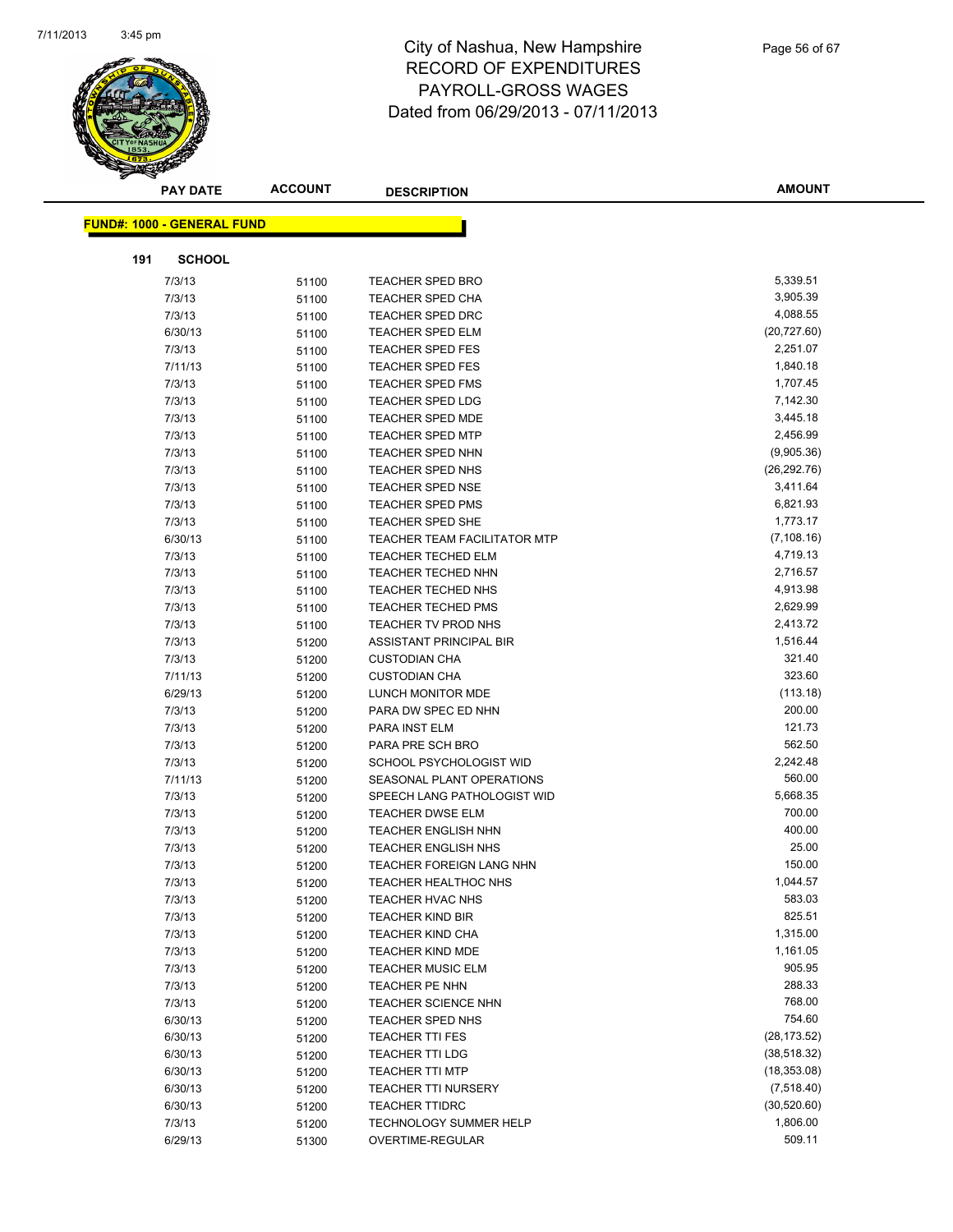# City of Nashua, New Hampshire
## RECORD OF EXPENDITURES
## PAYROLL-GROSS WAGES
### Dated from 06/29/2013 - 07/11/2013

**FUND#: 1000 - GENERAL FUND**

**191 SCHOOL**

| PAY DATE | ACCOUNT | DESCRIPTION | AMOUNT |
|---|---|---|---|
| 7/3/13 | 51100 | TEACHER SPED BRO | 5,339.51 |
| 7/3/13 | 51100 | TEACHER SPED CHA | 3,905.39 |
| 7/3/13 | 51100 | TEACHER SPED DRC | 4,088.55 |
| 6/30/13 | 51100 | TEACHER SPED ELM | (20,727.60) |
| 7/3/13 | 51100 | TEACHER SPED FES | 2,251.07 |
| 7/11/13 | 51100 | TEACHER SPED FES | 1,840.18 |
| 7/3/13 | 51100 | TEACHER SPED FMS | 1,707.45 |
| 7/3/13 | 51100 | TEACHER SPED LDG | 7,142.30 |
| 7/3/13 | 51100 | TEACHER SPED MDE | 3,445.18 |
| 7/3/13 | 51100 | TEACHER SPED MTP | 2,456.99 |
| 7/3/13 | 51100 | TEACHER SPED NHN | (9,905.36) |
| 7/3/13 | 51100 | TEACHER SPED NHS | (26,292.76) |
| 7/3/13 | 51100 | TEACHER SPED NSE | 3,411.64 |
| 7/3/13 | 51100 | TEACHER SPED PMS | 6,821.93 |
| 7/3/13 | 51100 | TEACHER SPED SHE | 1,773.17 |
| 6/30/13 | 51100 | TEACHER TEAM FACILITATOR MTP | (7,108.16) |
| 7/3/13 | 51100 | TEACHER TECHED ELM | 4,719.13 |
| 7/3/13 | 51100 | TEACHER TECHED NHN | 2,716.57 |
| 7/3/13 | 51100 | TEACHER TECHED NHS | 4,913.98 |
| 7/3/13 | 51100 | TEACHER TECHED PMS | 2,629.99 |
| 7/3/13 | 51100 | TEACHER TV PROD NHS | 2,413.72 |
| 7/3/13 | 51200 | ASSISTANT PRINCIPAL BIR | 1,516.44 |
| 7/3/13 | 51200 | CUSTODIAN CHA | 321.40 |
| 7/11/13 | 51200 | CUSTODIAN CHA | 323.60 |
| 6/29/13 | 51200 | LUNCH MONITOR MDE | (113.18) |
| 7/3/13 | 51200 | PARA DW SPEC ED NHN | 200.00 |
| 7/3/13 | 51200 | PARA INST ELM | 121.73 |
| 7/3/13 | 51200 | PARA PRE SCH BRO | 562.50 |
| 7/3/13 | 51200 | SCHOOL PSYCHOLOGIST WID | 2,242.48 |
| 7/11/13 | 51200 | SEASONAL PLANT OPERATIONS | 560.00 |
| 7/3/13 | 51200 | SPEECH LANG PATHOLOGIST WID | 5,668.35 |
| 7/3/13 | 51200 | TEACHER DWSE ELM | 700.00 |
| 7/3/13 | 51200 | TEACHER ENGLISH NHN | 400.00 |
| 7/3/13 | 51200 | TEACHER ENGLISH NHS | 25.00 |
| 7/3/13 | 51200 | TEACHER FOREIGN LANG NHN | 150.00 |
| 7/3/13 | 51200 | TEACHER HEALTHOC NHS | 1,044.57 |
| 7/3/13 | 51200 | TEACHER HVAC NHS | 583.03 |
| 7/3/13 | 51200 | TEACHER KIND BIR | 825.51 |
| 7/3/13 | 51200 | TEACHER KIND CHA | 1,315.00 |
| 7/3/13 | 51200 | TEACHER KIND MDE | 1,161.05 |
| 7/3/13 | 51200 | TEACHER MUSIC ELM | 905.95 |
| 7/3/13 | 51200 | TEACHER PE NHN | 288.33 |
| 7/3/13 | 51200 | TEACHER SCIENCE NHN | 768.00 |
| 6/30/13 | 51200 | TEACHER SPED NHS | 754.60 |
| 6/30/13 | 51200 | TEACHER TTI FES | (28,173.52) |
| 6/30/13 | 51200 | TEACHER TTI LDG | (38,518.32) |
| 6/30/13 | 51200 | TEACHER TTI MTP | (18,353.08) |
| 6/30/13 | 51200 | TEACHER TTI NURSERY | (7,518.40) |
| 6/30/13 | 51200 | TEACHER TTIDRC | (30,520.60) |
| 7/3/13 | 51200 | TECHNOLOGY SUMMER HELP | 1,806.00 |
| 6/29/13 | 51300 | OVERTIME-REGULAR | 509.11 |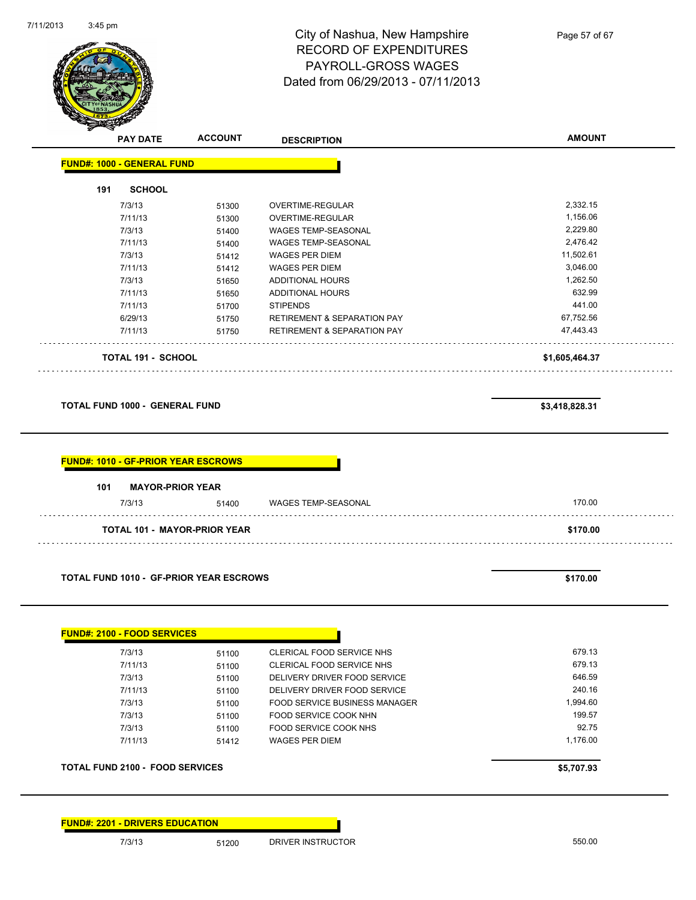# City of Nashua, New Hampshire
## RECORD OF EXPENDITURES
## PAYROLL-GROSS WAGES
## Dated from 06/29/2013 - 07/11/2013

| PAY DATE | ACCOUNT | DESCRIPTION | AMOUNT |
|---|---|---|---|
| **FUND#: 1000 - GENERAL FUND** | | | |
| **191 SCHOOL** | | | |
| 7/3/13 | 51300 | OVERTIME-REGULAR | 2,332.15 |
| 7/11/13 | 51300 | OVERTIME-REGULAR | 1,156.06 |
| 7/3/13 | 51400 | WAGES TEMP-SEASONAL | 2,229.80 |
| 7/11/13 | 51400 | WAGES TEMP-SEASONAL | 2,476.42 |
| 7/3/13 | 51412 | WAGES PER DIEM | 11,502.61 |
| 7/11/13 | 51412 | WAGES PER DIEM | 3,046.00 |
| 7/3/13 | 51650 | ADDITIONAL HOURS | 1,262.50 |
| 7/11/13 | 51650 | ADDITIONAL HOURS | 632.99 |
| 7/11/13 | 51700 | STIPENDS | 441.00 |
| 6/29/13 | 51750 | RETIREMENT & SEPARATION PAY | 67,752.56 |
| 7/11/13 | 51750 | RETIREMENT & SEPARATION PAY | 47,443.43 |
| **TOTAL 191 - SCHOOL** | | | **$1,605,464.37** |
| **TOTAL FUND 1000 - GENERAL FUND** | | | **$3,418,828.31** |
| **FUND#: 1010 - GF-PRIOR YEAR ESCROWS** | | | |
| **101 MAYOR-PRIOR YEAR** | | | |
| 7/3/13 | 51400 | WAGES TEMP-SEASONAL | 170.00 |
| **TOTAL 101 - MAYOR-PRIOR YEAR** | | | **$170.00** |
| **TOTAL FUND 1010 - GF-PRIOR YEAR ESCROWS** | | | **$170.00** |
| **FUND#: 2100 - FOOD SERVICES** | | | |
| 7/3/13 | 51100 | CLERICAL FOOD SERVICE NHS | 679.13 |
| 7/11/13 | 51100 | CLERICAL FOOD SERVICE NHS | 679.13 |
| 7/3/13 | 51100 | DELIVERY DRIVER FOOD SERVICE | 646.59 |
| 7/11/13 | 51100 | DELIVERY DRIVER FOOD SERVICE | 240.16 |
| 7/3/13 | 51100 | FOOD SERVICE BUSINESS MANAGER | 1,994.60 |
| 7/3/13 | 51100 | FOOD SERVICE COOK NHN | 199.57 |
| 7/3/13 | 51100 | FOOD SERVICE COOK NHS | 92.75 |
| 7/11/13 | 51412 | WAGES PER DIEM | 1,176.00 |
| **TOTAL FUND 2100 - FOOD SERVICES** | | | **$5,707.93** |
| **FUND#: 2201 - DRIVERS EDUCATION** | | | |
| 7/3/13 | 51200 | DRIVER INSTRUCTOR | 550.00 |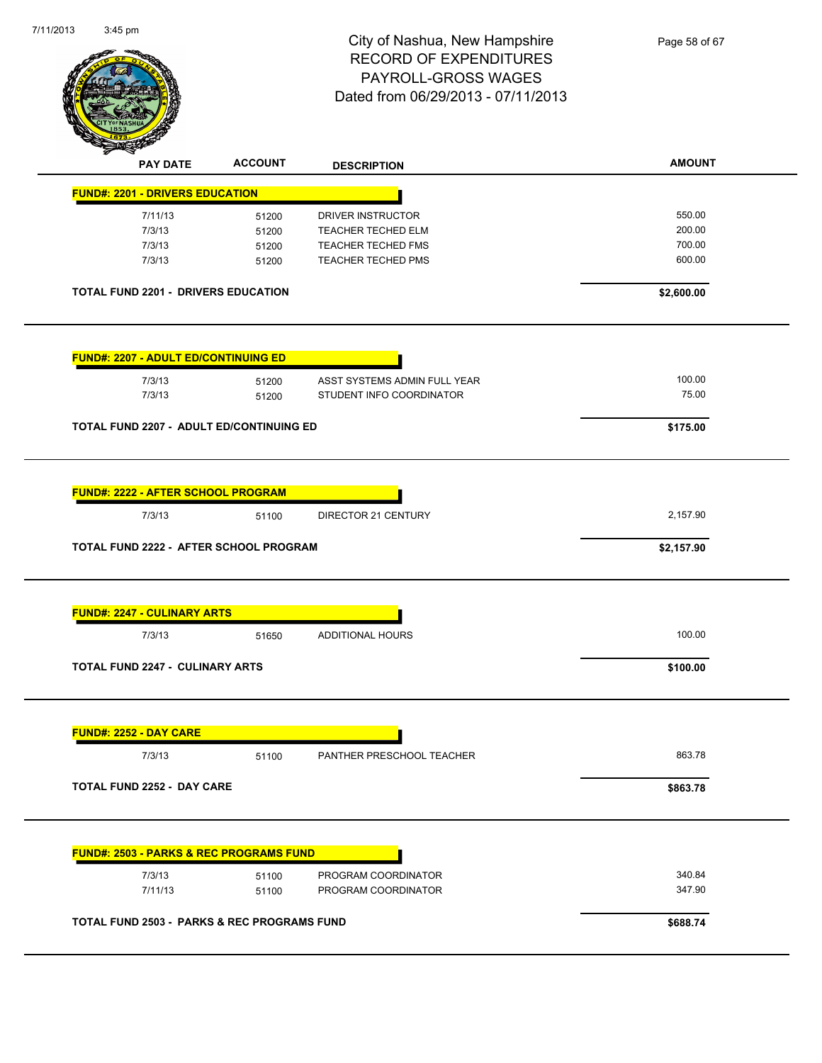# City of Nashua, New Hampshire
## RECORD OF EXPENDITURES
## PAYROLL-GROSS WAGES
### Dated from 06/29/2013 - 07/11/2013

| PAY DATE | ACCOUNT | DESCRIPTION | AMOUNT |
|---|---|---|---|
| **FUND#: 2201 - DRIVERS EDUCATION** | | | |
| 7/11/13 | 51200 | DRIVER INSTRUCTOR | 550.00 |
| 7/3/13 | 51200 | TEACHER TECHED ELM | 200.00 |
| 7/3/13 | 51200 | TEACHER TECHED FMS | 700.00 |
| 7/3/13 | 51200 | TEACHER TECHED PMS | 600.00 |
| **TOTAL FUND 2201 - DRIVERS EDUCATION** | | | **$2,600.00** |
| **FUND#: 2207 - ADULT ED/CONTINUING ED** | | | |
| 7/3/13 | 51200 | ASST SYSTEMS ADMIN FULL YEAR | 100.00 |
| 7/3/13 | 51200 | STUDENT INFO COORDINATOR | 75.00 |
| **TOTAL FUND 2207 - ADULT ED/CONTINUING ED** | | | **$175.00** |
| **FUND#: 2222 - AFTER SCHOOL PROGRAM** | | | |
| 7/3/13 | 51100 | DIRECTOR 21 CENTURY | 2,157.90 |
| **TOTAL FUND 2222 - AFTER SCHOOL PROGRAM** | | | **$2,157.90** |
| **FUND#: 2247 - CULINARY ARTS** | | | |
| 7/3/13 | 51650 | ADDITIONAL HOURS | 100.00 |
| **TOTAL FUND 2247 - CULINARY ARTS** | | | **$100.00** |
| **FUND#: 2252 - DAY CARE** | | | |
| 7/3/13 | 51100 | PANTHER PRESCHOOL TEACHER | 863.78 |
| **TOTAL FUND 2252 - DAY CARE** | | | **$863.78** |
| **FUND#: 2503 - PARKS & REC PROGRAMS FUND** | | | |
| 7/3/13 | 51100 | PROGRAM COORDINATOR | 340.84 |
| 7/11/13 | 51100 | PROGRAM COORDINATOR | 347.90 |
| **TOTAL FUND 2503 - PARKS & REC PROGRAMS FUND** | | | **$688.74** |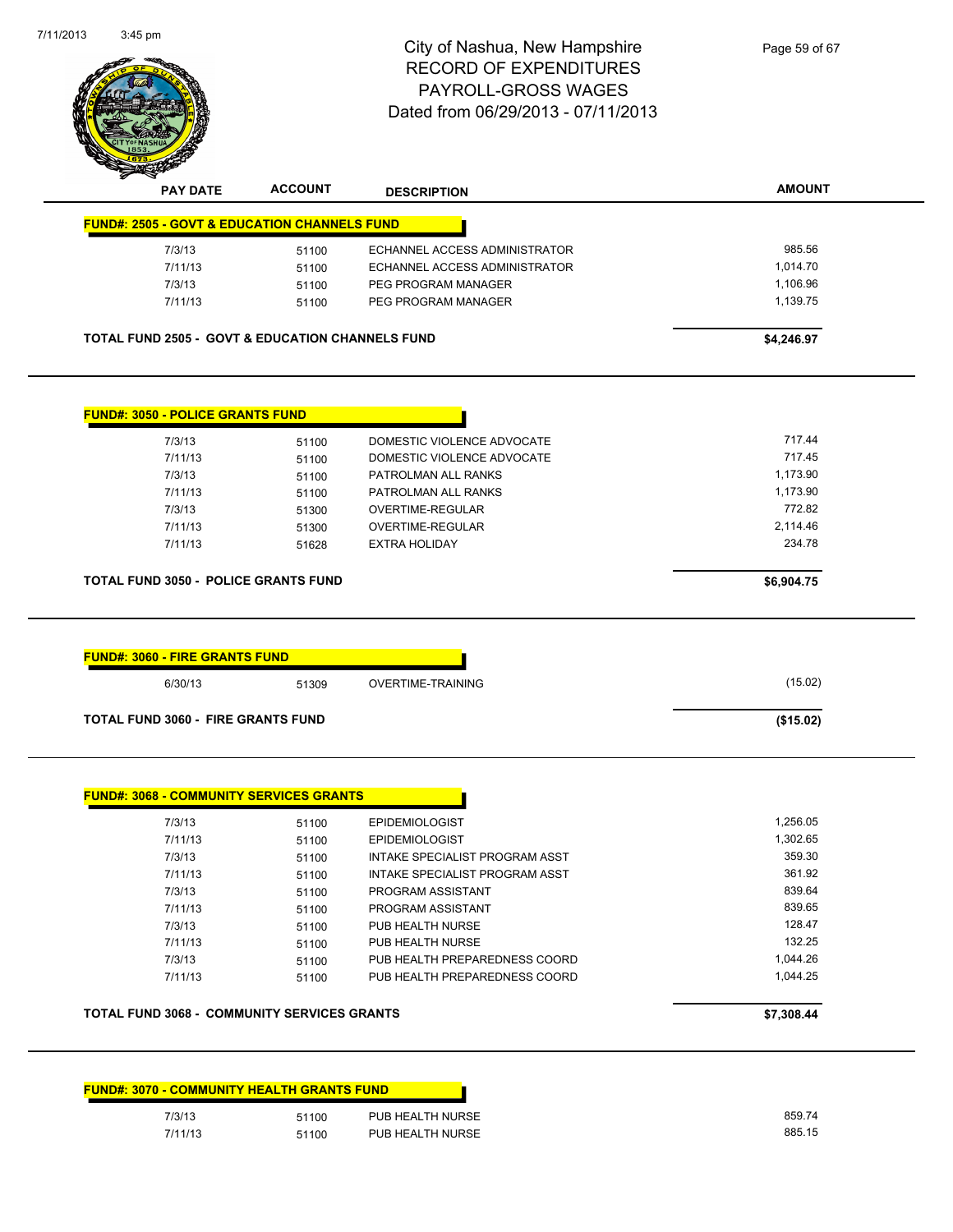# City of Nashua, New Hampshire
## RECORD OF EXPENDITURES
## PAYROLL-GROSS WAGES
## Dated from 06/29/2013 - 07/11/2013

| PAY DATE | ACCOUNT | DESCRIPTION | AMOUNT |
|---|---|---|---|
| **FUND#: 2505 - GOVT & EDUCATION CHANNELS FUND** | | | |
| 7/3/13 | 51100 | ECHANNEL ACCESS ADMINISTRATOR | 985.56 |
| 7/11/13 | 51100 | ECHANNEL ACCESS ADMINISTRATOR | 1,014.70 |
| 7/3/13 | 51100 | PEG PROGRAM MANAGER | 1,106.96 |
| 7/11/13 | 51100 | PEG PROGRAM MANAGER | 1,139.75 |
| **TOTAL FUND 2505 - GOVT & EDUCATION CHANNELS FUND** | | | **$4,246.97** |
| **FUND#: 3050 - POLICE GRANTS FUND** | | | |
| 7/3/13 | 51100 | DOMESTIC VIOLENCE ADVOCATE | 717.44 |
| 7/11/13 | 51100 | DOMESTIC VIOLENCE ADVOCATE | 717.45 |
| 7/3/13 | 51100 | PATROLMAN ALL RANKS | 1,173.90 |
| 7/11/13 | 51100 | PATROLMAN ALL RANKS | 1,173.90 |
| 7/3/13 | 51300 | OVERTIME-REGULAR | 772.82 |
| 7/11/13 | 51300 | OVERTIME-REGULAR | 2,114.46 |
| 7/11/13 | 51628 | EXTRA HOLIDAY | 234.78 |
| **TOTAL FUND 3050 - POLICE GRANTS FUND** | | | **$6,904.75** |
| **FUND#: 3060 - FIRE GRANTS FUND** | | | |
| 6/30/13 | 51309 | OVERTIME-TRAINING | (15.02) |
| **TOTAL FUND 3060 - FIRE GRANTS FUND** | | | **($15.02)** |
| **FUND#: 3068 - COMMUNITY SERVICES GRANTS** | | | |
| 7/3/13 | 51100 | EPIDEMIOLOGIST | 1,256.05 |
| 7/11/13 | 51100 | EPIDEMIOLOGIST | 1,302.65 |
| 7/3/13 | 51100 | INTAKE SPECIALIST PROGRAM ASST | 359.30 |
| 7/11/13 | 51100 | INTAKE SPECIALIST PROGRAM ASST | 361.92 |
| 7/3/13 | 51100 | PROGRAM ASSISTANT | 839.64 |
| 7/11/13 | 51100 | PROGRAM ASSISTANT | 839.65 |
| 7/3/13 | 51100 | PUB HEALTH NURSE | 128.47 |
| 7/11/13 | 51100 | PUB HEALTH NURSE | 132.25 |
| 7/3/13 | 51100 | PUB HEALTH PREPAREDNESS COORD | 1,044.26 |
| 7/11/13 | 51100 | PUB HEALTH PREPAREDNESS COORD | 1,044.25 |
| **TOTAL FUND 3068 - COMMUNITY SERVICES GRANTS** | | | **$7,308.44** |
| **FUND#: 3070 - COMMUNITY HEALTH GRANTS FUND** | | | |
| 7/3/13 | 51100 | PUB HEALTH NURSE | 859.74 |
| 7/11/13 | 51100 | PUB HEALTH NURSE | 885.15 |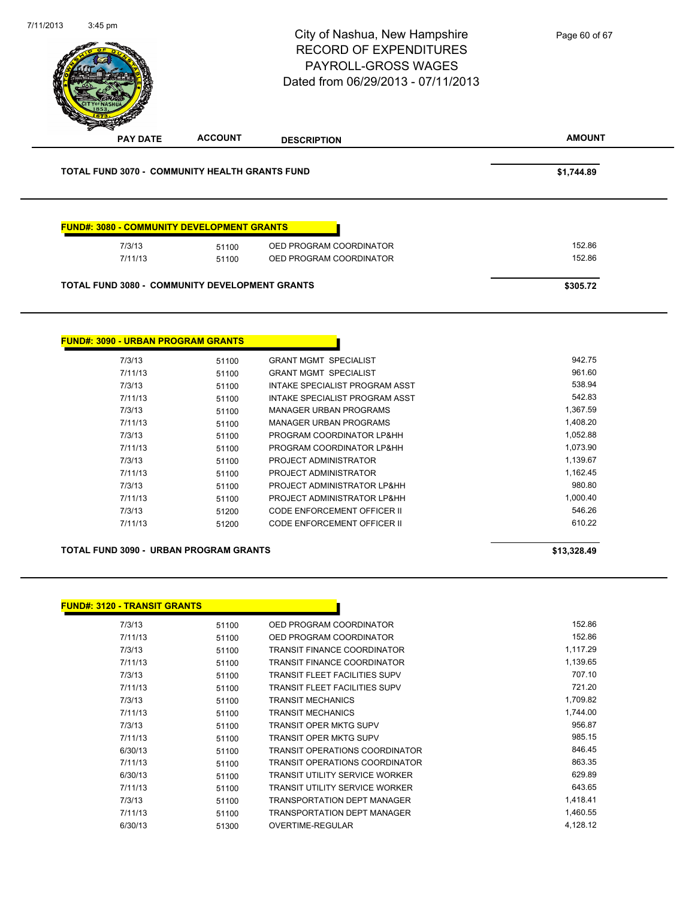City of Nashua, New Hampshire
RECORD OF EXPENDITURES
PAYROLL-GROSS WAGES
Dated from 06/29/2013 - 07/11/2013

| PAY DATE | ACCOUNT | DESCRIPTION | AMOUNT |
|---|---|---|---|
| **TOTAL FUND 3070 - COMMUNITY HEALTH GRANTS FUND** | | | **$1,744.89** |

**FUND#: 3080 - COMMUNITY DEVELOPMENT GRANTS**

| PAY DATE | ACCOUNT | DESCRIPTION | AMOUNT |
|---|---|---|---|
| 7/3/13 | 51100 | OED PROGRAM COORDINATOR | 152.86 |
| 7/11/13 | 51100 | OED PROGRAM COORDINATOR | 152.86 |
| **TOTAL FUND 3080 - COMMUNITY DEVELOPMENT GRANTS** | | | **$305.72** |

**FUND#: 3090 - URBAN PROGRAM GRANTS**

| PAY DATE | ACCOUNT | DESCRIPTION | AMOUNT |
|---|---|---|---|
| 7/3/13 | 51100 | GRANT MGMT SPECIALIST | 942.75 |
| 7/11/13 | 51100 | GRANT MGMT SPECIALIST | 961.60 |
| 7/3/13 | 51100 | INTAKE SPECIALIST PROGRAM ASST | 538.94 |
| 7/11/13 | 51100 | INTAKE SPECIALIST PROGRAM ASST | 542.83 |
| 7/3/13 | 51100 | MANAGER URBAN PROGRAMS | 1,367.59 |
| 7/11/13 | 51100 | MANAGER URBAN PROGRAMS | 1,408.20 |
| 7/3/13 | 51100 | PROGRAM COORDINATOR LP&HH | 1,052.88 |
| 7/11/13 | 51100 | PROGRAM COORDINATOR LP&HH | 1,073.90 |
| 7/3/13 | 51100 | PROJECT ADMINISTRATOR | 1,139.67 |
| 7/11/13 | 51100 | PROJECT ADMINISTRATOR | 1,162.45 |
| 7/3/13 | 51100 | PROJECT ADMINISTRATOR LP&HH | 980.80 |
| 7/11/13 | 51100 | PROJECT ADMINISTRATOR LP&HH | 1,000.40 |
| 7/3/13 | 51200 | CODE ENFORCEMENT OFFICER II | 546.26 |
| 7/11/13 | 51200 | CODE ENFORCEMENT OFFICER II | 610.22 |
| **TOTAL FUND 3090 - URBAN PROGRAM GRANTS** | | | **$13,328.49** |

**FUND#: 3120 - TRANSIT GRANTS**

| PAY DATE | ACCOUNT | DESCRIPTION | AMOUNT |
|---|---|---|---|
| 7/3/13 | 51100 | OED PROGRAM COORDINATOR | 152.86 |
| 7/11/13 | 51100 | OED PROGRAM COORDINATOR | 152.86 |
| 7/3/13 | 51100 | TRANSIT FINANCE COORDINATOR | 1,117.29 |
| 7/11/13 | 51100 | TRANSIT FINANCE COORDINATOR | 1,139.65 |
| 7/3/13 | 51100 | TRANSIT FLEET FACILITIES SUPV | 707.10 |
| 7/11/13 | 51100 | TRANSIT FLEET FACILITIES SUPV | 721.20 |
| 7/3/13 | 51100 | TRANSIT MECHANICS | 1,709.82 |
| 7/11/13 | 51100 | TRANSIT MECHANICS | 1,744.00 |
| 7/3/13 | 51100 | TRANSIT OPER MKTG SUPV | 956.87 |
| 7/11/13 | 51100 | TRANSIT OPER MKTG SUPV | 985.15 |
| 6/30/13 | 51100 | TRANSIT OPERATIONS COORDINATOR | 846.45 |
| 7/11/13 | 51100 | TRANSIT OPERATIONS COORDINATOR | 863.35 |
| 6/30/13 | 51100 | TRANSIT UTILITY SERVICE WORKER | 629.89 |
| 7/11/13 | 51100 | TRANSIT UTILITY SERVICE WORKER | 643.65 |
| 7/3/13 | 51100 | TRANSPORTATION DEPT MANAGER | 1,418.41 |
| 7/11/13 | 51100 | TRANSPORTATION DEPT MANAGER | 1,460.55 |
| 6/30/13 | 51300 | OVERTIME-REGULAR | 4,128.12 |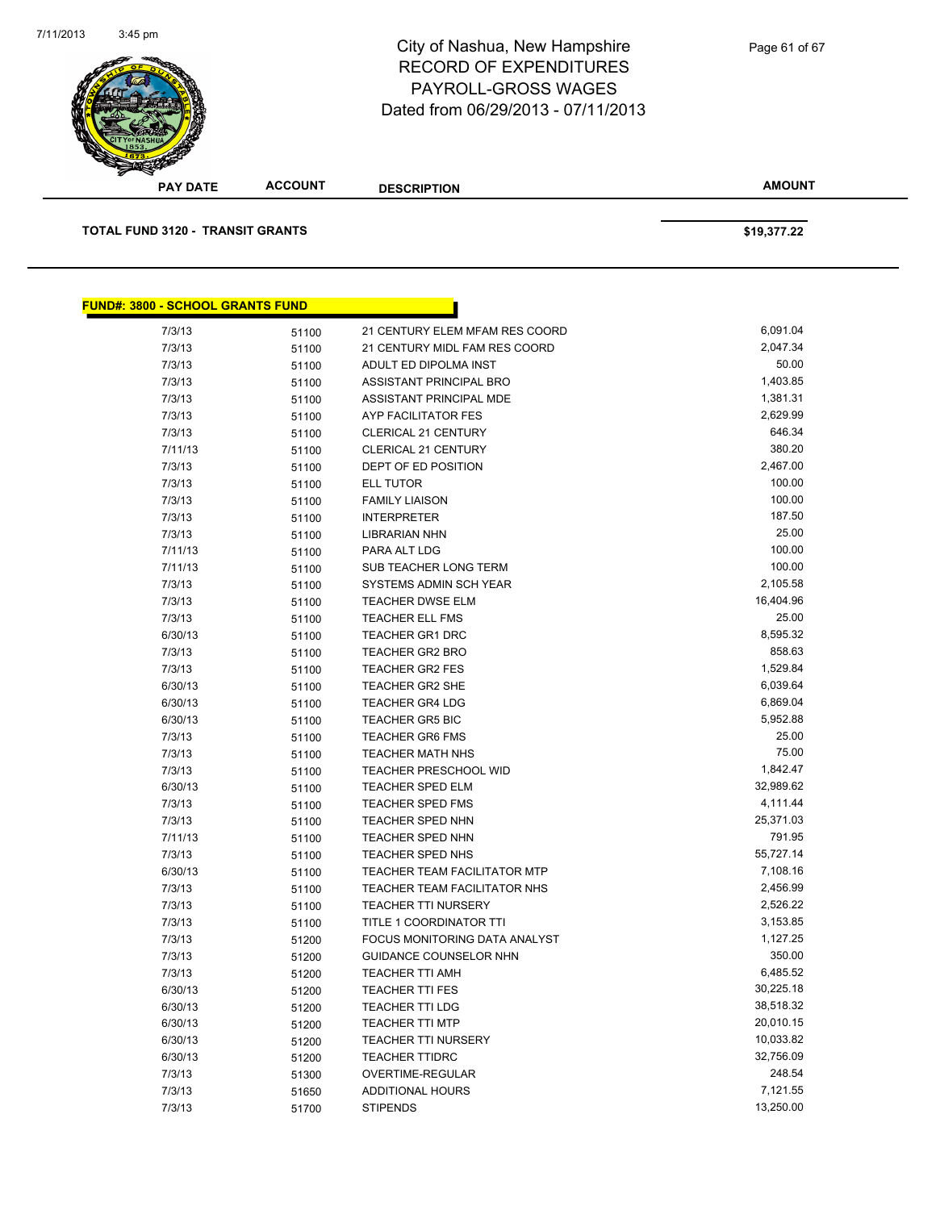# City of Nashua, New Hampshire
## RECORD OF EXPENDITURES
## PAYROLL-GROSS WAGES
## Dated from 06/29/2013 - 07/11/2013

| PAY DATE | ACCOUNT | DESCRIPTION | AMOUNT |
|---|---|---|---|
| **TOTAL FUND 3120 - TRANSIT GRANTS** | | | **$19,377.22** |

**FUND#: 3800 - SCHOOL GRANTS FUND**

| PAY DATE | ACCOUNT | DESCRIPTION | AMOUNT |
|---|---|---|---|
| 7/3/13 | 51100 | 21 CENTURY ELEM MFAM RES COORD | 6,091.04 |
| 7/3/13 | 51100 | 21 CENTURY MIDL FAM RES COORD | 2,047.34 |
| 7/3/13 | 51100 | ADULT ED DIPOLMA INST | 50.00 |
| 7/3/13 | 51100 | ASSISTANT PRINCIPAL BRO | 1,403.85 |
| 7/3/13 | 51100 | ASSISTANT PRINCIPAL MDE | 1,381.31 |
| 7/3/13 | 51100 | AYP FACILITATOR FES | 2,629.99 |
| 7/3/13 | 51100 | CLERICAL 21 CENTURY | 646.34 |
| 7/11/13 | 51100 | CLERICAL 21 CENTURY | 380.20 |
| 7/3/13 | 51100 | DEPT OF ED POSITION | 2,467.00 |
| 7/3/13 | 51100 | ELL TUTOR | 100.00 |
| 7/3/13 | 51100 | FAMILY LIAISON | 100.00 |
| 7/3/13 | 51100 | INTERPRETER | 187.50 |
| 7/3/13 | 51100 | LIBRARIAN NHN | 25.00 |
| 7/11/13 | 51100 | PARA ALT LDG | 100.00 |
| 7/11/13 | 51100 | SUB TEACHER LONG TERM | 100.00 |
| 7/3/13 | 51100 | SYSTEMS ADMIN SCH YEAR | 2,105.58 |
| 7/3/13 | 51100 | TEACHER DWSE ELM | 16,404.96 |
| 7/3/13 | 51100 | TEACHER ELL FMS | 25.00 |
| 6/30/13 | 51100 | TEACHER GR1 DRC | 8,595.32 |
| 7/3/13 | 51100 | TEACHER GR2 BRO | 858.63 |
| 7/3/13 | 51100 | TEACHER GR2 FES | 1,529.84 |
| 6/30/13 | 51100 | TEACHER GR2 SHE | 6,039.64 |
| 6/30/13 | 51100 | TEACHER GR4 LDG | 6,869.04 |
| 6/30/13 | 51100 | TEACHER GR5 BIC | 5,952.88 |
| 7/3/13 | 51100 | TEACHER GR6 FMS | 25.00 |
| 7/3/13 | 51100 | TEACHER MATH NHS | 75.00 |
| 7/3/13 | 51100 | TEACHER PRESCHOOL WID | 1,842.47 |
| 6/30/13 | 51100 | TEACHER SPED ELM | 32,989.62 |
| 7/3/13 | 51100 | TEACHER SPED FMS | 4,111.44 |
| 7/3/13 | 51100 | TEACHER SPED NHN | 25,371.03 |
| 7/11/13 | 51100 | TEACHER SPED NHN | 791.95 |
| 7/3/13 | 51100 | TEACHER SPED NHS | 55,727.14 |
| 6/30/13 | 51100 | TEACHER TEAM FACILITATOR MTP | 7,108.16 |
| 7/3/13 | 51100 | TEACHER TEAM FACILITATOR NHS | 2,456.99 |
| 7/3/13 | 51100 | TEACHER TTI NURSERY | 2,526.22 |
| 7/3/13 | 51100 | TITLE 1 COORDINATOR TTI | 3,153.85 |
| 7/3/13 | 51200 | FOCUS MONITORING DATA ANALYST | 1,127.25 |
| 7/3/13 | 51200 | GUIDANCE COUNSELOR NHN | 350.00 |
| 7/3/13 | 51200 | TEACHER TTI AMH | 6,485.52 |
| 6/30/13 | 51200 | TEACHER TTI FES | 30,225.18 |
| 6/30/13 | 51200 | TEACHER TTI LDG | 38,518.32 |
| 6/30/13 | 51200 | TEACHER TTI MTP | 20,010.15 |
| 6/30/13 | 51200 | TEACHER TTI NURSERY | 10,033.82 |
| 6/30/13 | 51200 | TEACHER TTIDRC | 32,756.09 |
| 7/3/13 | 51300 | OVERTIME-REGULAR | 248.54 |
| 7/3/13 | 51650 | ADDITIONAL HOURS | 7,121.55 |
| 7/3/13 | 51700 | STIPENDS | 13,250.00 |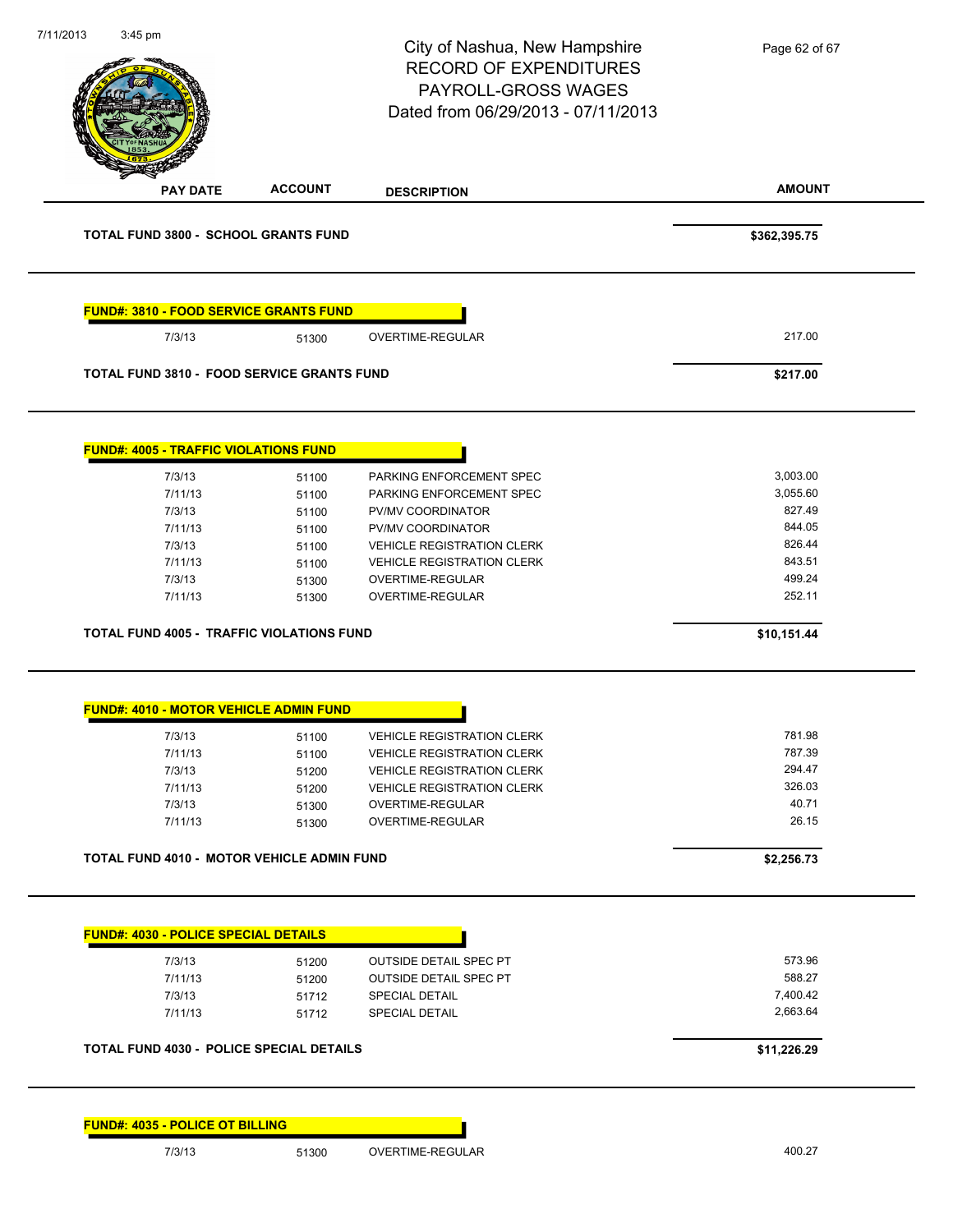# City of Nashua, New Hampshire
## RECORD OF EXPENDITURES
## PAYROLL-GROSS WAGES
## Dated from 06/29/2013 - 07/11/2013

| PAY DATE | ACCOUNT | DESCRIPTION | AMOUNT |
|---|---|---|---|
| **TOTAL FUND 3800 - SCHOOL GRANTS FUND** | | | **$362,395.75** |

**FUND#: 3810 - FOOD SERVICE GRANTS FUND**

| PAY DATE | ACCOUNT | DESCRIPTION | AMOUNT |
|---|---|---|---|
| 7/3/13 | 51300 | OVERTIME-REGULAR | 217.00 |
| **TOTAL FUND 3810 - FOOD SERVICE GRANTS FUND** | | | **$217.00** |

**FUND#: 4005 - TRAFFIC VIOLATIONS FUND**

| PAY DATE | ACCOUNT | DESCRIPTION | AMOUNT |
|---|---|---|---|
| 7/3/13 | 51100 | PARKING ENFORCEMENT SPEC | 3,003.00 |
| 7/11/13 | 51100 | PARKING ENFORCEMENT SPEC | 3,055.60 |
| 7/3/13 | 51100 | PV/MV COORDINATOR | 827.49 |
| 7/11/13 | 51100 | PV/MV COORDINATOR | 844.05 |
| 7/3/13 | 51100 | VEHICLE REGISTRATION CLERK | 826.44 |
| 7/11/13 | 51100 | VEHICLE REGISTRATION CLERK | 843.51 |
| 7/3/13 | 51300 | OVERTIME-REGULAR | 499.24 |
| 7/11/13 | 51300 | OVERTIME-REGULAR | 252.11 |
| **TOTAL FUND 4005 - TRAFFIC VIOLATIONS FUND** | | | **$10,151.44** |

**FUND#: 4010 - MOTOR VEHICLE ADMIN FUND**

| PAY DATE | ACCOUNT | DESCRIPTION | AMOUNT |
|---|---|---|---|
| 7/3/13 | 51100 | VEHICLE REGISTRATION CLERK | 781.98 |
| 7/11/13 | 51100 | VEHICLE REGISTRATION CLERK | 787.39 |
| 7/3/13 | 51200 | VEHICLE REGISTRATION CLERK | 294.47 |
| 7/11/13 | 51200 | VEHICLE REGISTRATION CLERK | 326.03 |
| 7/3/13 | 51300 | OVERTIME-REGULAR | 40.71 |
| 7/11/13 | 51300 | OVERTIME-REGULAR | 26.15 |
| **TOTAL FUND 4010 - MOTOR VEHICLE ADMIN FUND** | | | **$2,256.73** |

**FUND#: 4030 - POLICE SPECIAL DETAILS**

| PAY DATE | ACCOUNT | DESCRIPTION | AMOUNT |
|---|---|---|---|
| 7/3/13 | 51200 | OUTSIDE DETAIL SPEC PT | 573.96 |
| 7/11/13 | 51200 | OUTSIDE DETAIL SPEC PT | 588.27 |
| 7/3/13 | 51712 | SPECIAL DETAIL | 7,400.42 |
| 7/11/13 | 51712 | SPECIAL DETAIL | 2,663.64 |
| **TOTAL FUND 4030 - POLICE SPECIAL DETAILS** | | | **$11,226.29** |

**FUND#: 4035 - POLICE OT BILLING**

| PAY DATE | ACCOUNT | DESCRIPTION | AMOUNT |
|---|---|---|---|
| 7/3/13 | 51300 | OVERTIME-REGULAR | 400.27 |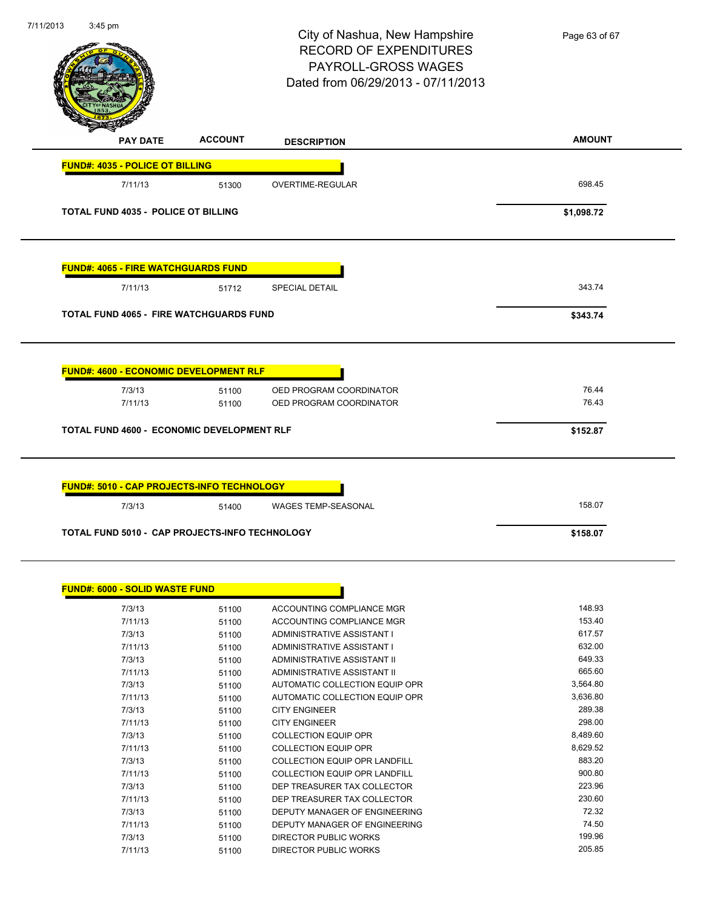# City of Nashua, New Hampshire
## RECORD OF EXPENDITURES
## PAYROLL-GROSS WAGES
## Dated from 06/29/2013 - 07/11/2013

| PAY DATE | ACCOUNT | DESCRIPTION | AMOUNT |
|---|---|---|---|
| **FUND#: 4035 - POLICE OT BILLING** | | | |
| 7/11/13 | 51300 | OVERTIME-REGULAR | 698.45 |
| **TOTAL FUND 4035 - POLICE OT BILLING** | | | **$1,098.72** |
| **FUND#: 4065 - FIRE WATCHGUARDS FUND** | | | |
| 7/11/13 | 51712 | SPECIAL DETAIL | 343.74 |
| **TOTAL FUND 4065 - FIRE WATCHGUARDS FUND** | | | **$343.74** |
| **FUND#: 4600 - ECONOMIC DEVELOPMENT RLF** | | | |
| 7/3/13 | 51100 | OED PROGRAM COORDINATOR | 76.44 |
| 7/11/13 | 51100 | OED PROGRAM COORDINATOR | 76.43 |
| **TOTAL FUND 4600 - ECONOMIC DEVELOPMENT RLF** | | | **$152.87** |
| **FUND#: 5010 - CAP PROJECTS-INFO TECHNOLOGY** | | | |
| 7/3/13 | 51400 | WAGES TEMP-SEASONAL | 158.07 |
| **TOTAL FUND 5010 - CAP PROJECTS-INFO TECHNOLOGY** | | | **$158.07** |
| **FUND#: 6000 - SOLID WASTE FUND** | | | |
| 7/3/13 | 51100 | ACCOUNTING COMPLIANCE MGR | 148.93 |
| 7/11/13 | 51100 | ACCOUNTING COMPLIANCE MGR | 153.40 |
| 7/3/13 | 51100 | ADMINISTRATIVE ASSISTANT I | 617.57 |
| 7/11/13 | 51100 | ADMINISTRATIVE ASSISTANT I | 632.00 |
| 7/3/13 | 51100 | ADMINISTRATIVE ASSISTANT II | 649.33 |
| 7/11/13 | 51100 | ADMINISTRATIVE ASSISTANT II | 665.60 |
| 7/3/13 | 51100 | AUTOMATIC COLLECTION EQUIP OPR | 3,564.80 |
| 7/11/13 | 51100 | AUTOMATIC COLLECTION EQUIP OPR | 3,636.80 |
| 7/3/13 | 51100 | CITY ENGINEER | 289.38 |
| 7/11/13 | 51100 | CITY ENGINEER | 298.00 |
| 7/3/13 | 51100 | COLLECTION EQUIP OPR | 8,489.60 |
| 7/11/13 | 51100 | COLLECTION EQUIP OPR | 8,629.52 |
| 7/3/13 | 51100 | COLLECTION EQUIP OPR LANDFILL | 883.20 |
| 7/11/13 | 51100 | COLLECTION EQUIP OPR LANDFILL | 900.80 |
| 7/3/13 | 51100 | DEP TREASURER TAX COLLECTOR | 223.96 |
| 7/11/13 | 51100 | DEP TREASURER TAX COLLECTOR | 230.60 |
| 7/3/13 | 51100 | DEPUTY MANAGER OF ENGINEERING | 72.32 |
| 7/11/13 | 51100 | DEPUTY MANAGER OF ENGINEERING | 74.50 |
| 7/3/13 | 51100 | DIRECTOR PUBLIC WORKS | 199.96 |
| 7/11/13 | 51100 | DIRECTOR PUBLIC WORKS | 205.85 |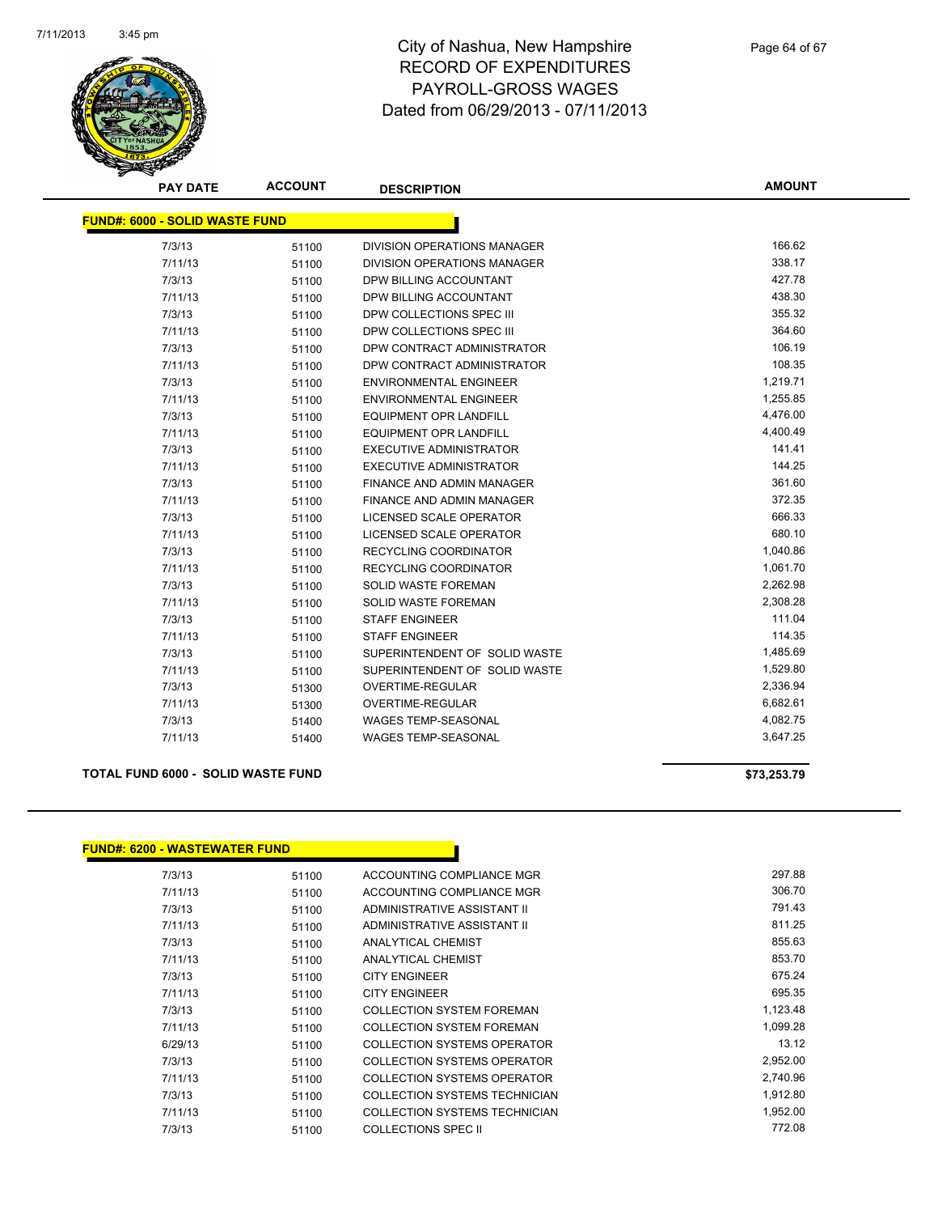# City of Nashua, New Hampshire
# RECORD OF EXPENDITURES
# PAYROLL-GROSS WAGES
# Dated from 06/29/2013 - 07/11/2013

## FUND#: 6000 - SOLID WASTE FUND

| PAY DATE | ACCOUNT | DESCRIPTION | AMOUNT |
|---|---|---|---|
| 7/3/13 | 51100 | DIVISION OPERATIONS MANAGER | 166.62 |
| 7/11/13 | 51100 | DIVISION OPERATIONS MANAGER | 338.17 |
| 7/3/13 | 51100 | DPW BILLING ACCOUNTANT | 427.78 |
| 7/11/13 | 51100 | DPW BILLING ACCOUNTANT | 438.30 |
| 7/3/13 | 51100 | DPW COLLECTIONS SPEC III | 355.32 |
| 7/11/13 | 51100 | DPW COLLECTIONS SPEC III | 364.60 |
| 7/3/13 | 51100 | DPW CONTRACT ADMINISTRATOR | 106.19 |
| 7/11/13 | 51100 | DPW CONTRACT ADMINISTRATOR | 108.35 |
| 7/3/13 | 51100 | ENVIRONMENTAL ENGINEER | 1,219.71 |
| 7/11/13 | 51100 | ENVIRONMENTAL ENGINEER | 1,255.85 |
| 7/3/13 | 51100 | EQUIPMENT OPR LANDFILL | 4,476.00 |
| 7/11/13 | 51100 | EQUIPMENT OPR LANDFILL | 4,400.49 |
| 7/3/13 | 51100 | EXECUTIVE ADMINISTRATOR | 141.41 |
| 7/11/13 | 51100 | EXECUTIVE ADMINISTRATOR | 144.25 |
| 7/3/13 | 51100 | FINANCE AND ADMIN MANAGER | 361.60 |
| 7/11/13 | 51100 | FINANCE AND ADMIN MANAGER | 372.35 |
| 7/3/13 | 51100 | LICENSED SCALE OPERATOR | 666.33 |
| 7/11/13 | 51100 | LICENSED SCALE OPERATOR | 680.10 |
| 7/3/13 | 51100 | RECYCLING COORDINATOR | 1,040.86 |
| 7/11/13 | 51100 | RECYCLING COORDINATOR | 1,061.70 |
| 7/3/13 | 51100 | SOLID WASTE FOREMAN | 2,262.98 |
| 7/11/13 | 51100 | SOLID WASTE FOREMAN | 2,308.28 |
| 7/3/13 | 51100 | STAFF ENGINEER | 111.04 |
| 7/11/13 | 51100 | STAFF ENGINEER | 114.35 |
| 7/3/13 | 51100 | SUPERINTENDENT OF SOLID WASTE | 1,485.69 |
| 7/11/13 | 51100 | SUPERINTENDENT OF SOLID WASTE | 1,529.80 |
| 7/3/13 | 51300 | OVERTIME-REGULAR | 2,336.94 |
| 7/11/13 | 51300 | OVERTIME-REGULAR | 6,682.61 |
| 7/3/13 | 51400 | WAGES TEMP-SEASONAL | 4,082.75 |
| 7/11/13 | 51400 | WAGES TEMP-SEASONAL | 3,647.25 |

**TOTAL FUND 6000 - SOLID WASTE FUND** **$73,253.79**

## FUND#: 6200 - WASTEWATER FUND

| PAY DATE | ACCOUNT | DESCRIPTION | AMOUNT |
|---|---|---|---|
| 7/3/13 | 51100 | ACCOUNTING COMPLIANCE MGR | 297.88 |
| 7/11/13 | 51100 | ACCOUNTING COMPLIANCE MGR | 306.70 |
| 7/3/13 | 51100 | ADMINISTRATIVE ASSISTANT II | 791.43 |
| 7/11/13 | 51100 | ADMINISTRATIVE ASSISTANT II | 811.25 |
| 7/3/13 | 51100 | ANALYTICAL CHEMIST | 855.63 |
| 7/11/13 | 51100 | ANALYTICAL CHEMIST | 853.70 |
| 7/3/13 | 51100 | CITY ENGINEER | 675.24 |
| 7/11/13 | 51100 | CITY ENGINEER | 695.35 |
| 7/3/13 | 51100 | COLLECTION SYSTEM FOREMAN | 1,123.48 |
| 7/11/13 | 51100 | COLLECTION SYSTEM FOREMAN | 1,099.28 |
| 6/29/13 | 51100 | COLLECTION SYSTEMS OPERATOR | 13.12 |
| 7/3/13 | 51100 | COLLECTION SYSTEMS OPERATOR | 2,952.00 |
| 7/11/13 | 51100 | COLLECTION SYSTEMS OPERATOR | 2,740.96 |
| 7/3/13 | 51100 | COLLECTION SYSTEMS TECHNICIAN | 1,912.80 |
| 7/11/13 | 51100 | COLLECTION SYSTEMS TECHNICIAN | 1,952.00 |
| 7/3/13 | 51100 | COLLECTIONS SPEC II | 772.08 |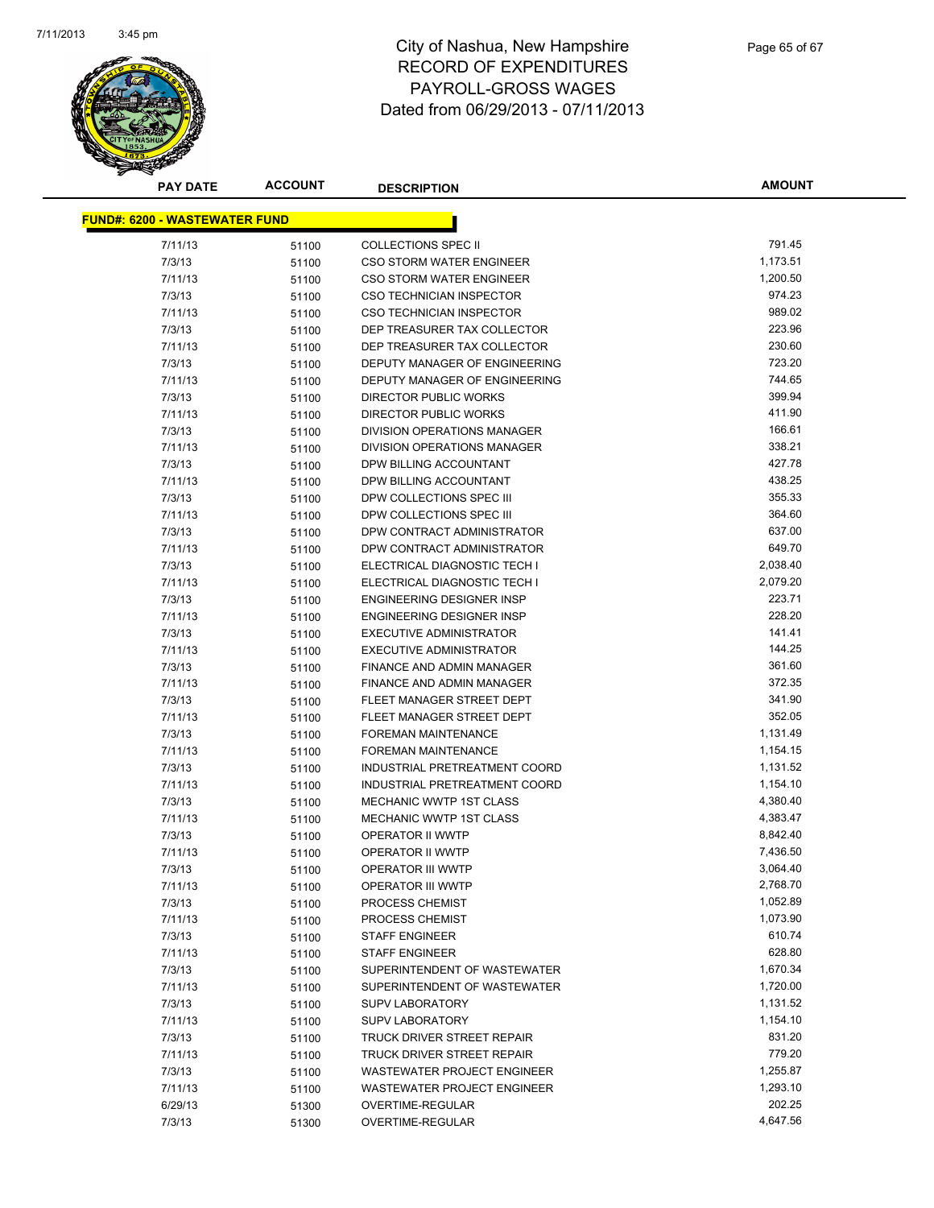# City of Nashua, New Hampshire
## RECORD OF EXPENDITURES
## PAYROLL-GROSS WAGES
## Dated from 06/29/2013 - 07/11/2013

| PAY DATE | ACCOUNT | DESCRIPTION | AMOUNT |
|---|---|---|---|
| **FUND#: 6200 - WASTEWATER FUND** | | | |
| 7/11/13 | 51100 | COLLECTIONS SPEC II | 791.45 |
| 7/3/13 | 51100 | CSO STORM WATER ENGINEER | 1,173.51 |
| 7/11/13 | 51100 | CSO STORM WATER ENGINEER | 1,200.50 |
| 7/3/13 | 51100 | CSO TECHNICIAN INSPECTOR | 974.23 |
| 7/11/13 | 51100 | CSO TECHNICIAN INSPECTOR | 989.02 |
| 7/3/13 | 51100 | DEP TREASURER TAX COLLECTOR | 223.96 |
| 7/11/13 | 51100 | DEP TREASURER TAX COLLECTOR | 230.60 |
| 7/3/13 | 51100 | DEPUTY MANAGER OF ENGINEERING | 723.20 |
| 7/11/13 | 51100 | DEPUTY MANAGER OF ENGINEERING | 744.65 |
| 7/3/13 | 51100 | DIRECTOR PUBLIC WORKS | 399.94 |
| 7/11/13 | 51100 | DIRECTOR PUBLIC WORKS | 411.90 |
| 7/3/13 | 51100 | DIVISION OPERATIONS MANAGER | 166.61 |
| 7/11/13 | 51100 | DIVISION OPERATIONS MANAGER | 338.21 |
| 7/3/13 | 51100 | DPW BILLING ACCOUNTANT | 427.78 |
| 7/11/13 | 51100 | DPW BILLING ACCOUNTANT | 438.25 |
| 7/3/13 | 51100 | DPW COLLECTIONS SPEC III | 355.33 |
| 7/11/13 | 51100 | DPW COLLECTIONS SPEC III | 364.60 |
| 7/3/13 | 51100 | DPW CONTRACT ADMINISTRATOR | 637.00 |
| 7/11/13 | 51100 | DPW CONTRACT ADMINISTRATOR | 649.70 |
| 7/3/13 | 51100 | ELECTRICAL DIAGNOSTIC TECH I | 2,038.40 |
| 7/11/13 | 51100 | ELECTRICAL DIAGNOSTIC TECH I | 2,079.20 |
| 7/3/13 | 51100 | ENGINEERING DESIGNER INSP | 223.71 |
| 7/11/13 | 51100 | ENGINEERING DESIGNER INSP | 228.20 |
| 7/3/13 | 51100 | EXECUTIVE ADMINISTRATOR | 141.41 |
| 7/11/13 | 51100 | EXECUTIVE ADMINISTRATOR | 144.25 |
| 7/3/13 | 51100 | FINANCE AND ADMIN MANAGER | 361.60 |
| 7/11/13 | 51100 | FINANCE AND ADMIN MANAGER | 372.35 |
| 7/3/13 | 51100 | FLEET MANAGER STREET DEPT | 341.90 |
| 7/11/13 | 51100 | FLEET MANAGER STREET DEPT | 352.05 |
| 7/3/13 | 51100 | FOREMAN MAINTENANCE | 1,131.49 |
| 7/11/13 | 51100 | FOREMAN MAINTENANCE | 1,154.15 |
| 7/3/13 | 51100 | INDUSTRIAL PRETREATMENT COORD | 1,131.52 |
| 7/11/13 | 51100 | INDUSTRIAL PRETREATMENT COORD | 1,154.10 |
| 7/3/13 | 51100 | MECHANIC WWTP 1ST CLASS | 4,380.40 |
| 7/11/13 | 51100 | MECHANIC WWTP 1ST CLASS | 4,383.47 |
| 7/3/13 | 51100 | OPERATOR II WWTP | 8,842.40 |
| 7/11/13 | 51100 | OPERATOR II WWTP | 7,436.50 |
| 7/3/13 | 51100 | OPERATOR III WWTP | 3,064.40 |
| 7/11/13 | 51100 | OPERATOR III WWTP | 2,768.70 |
| 7/3/13 | 51100 | PROCESS CHEMIST | 1,052.89 |
| 7/11/13 | 51100 | PROCESS CHEMIST | 1,073.90 |
| 7/3/13 | 51100 | STAFF ENGINEER | 610.74 |
| 7/11/13 | 51100 | STAFF ENGINEER | 628.80 |
| 7/3/13 | 51100 | SUPERINTENDENT OF WASTEWATER | 1,670.34 |
| 7/11/13 | 51100 | SUPERINTENDENT OF WASTEWATER | 1,720.00 |
| 7/3/13 | 51100 | SUPV LABORATORY | 1,131.52 |
| 7/11/13 | 51100 | SUPV LABORATORY | 1,154.10 |
| 7/3/13 | 51100 | TRUCK DRIVER STREET REPAIR | 831.20 |
| 7/11/13 | 51100 | TRUCK DRIVER STREET REPAIR | 779.20 |
| 7/3/13 | 51100 | WASTEWATER PROJECT ENGINEER | 1,255.87 |
| 7/11/13 | 51100 | WASTEWATER PROJECT ENGINEER | 1,293.10 |
| 6/29/13 | 51300 | OVERTIME-REGULAR | 202.25 |
| 7/3/13 | 51300 | OVERTIME-REGULAR | 4,647.56 |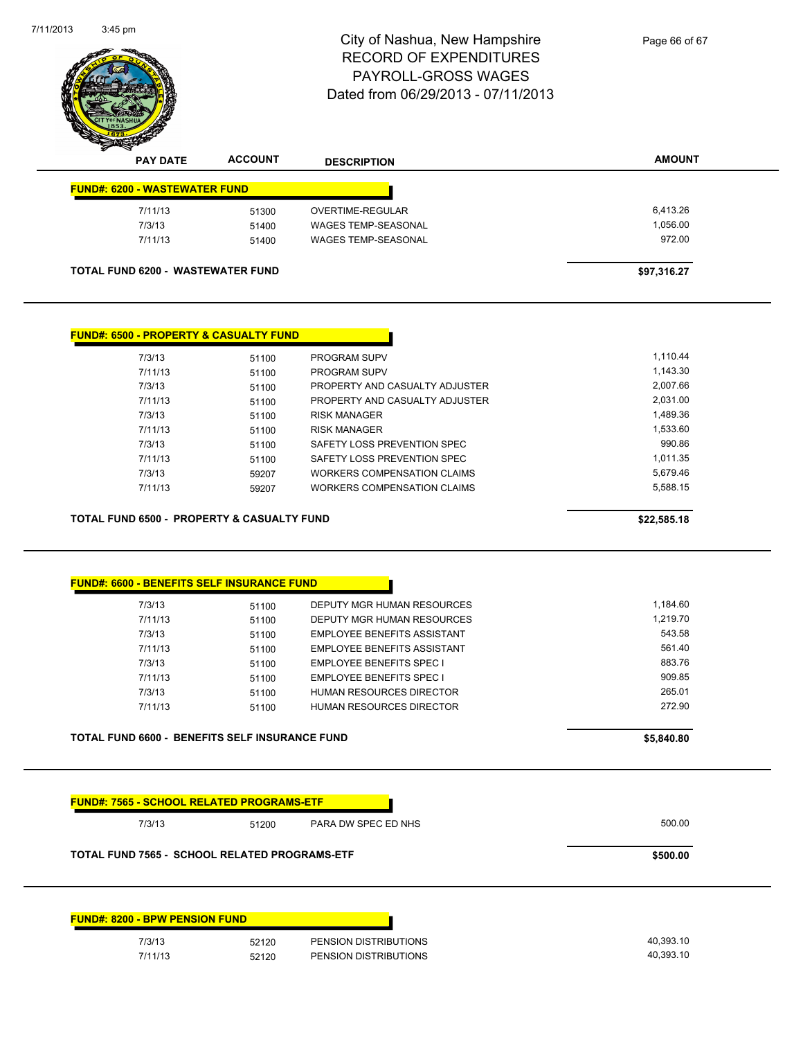# City of Nashua, New Hampshire
## RECORD OF EXPENDITURES
## PAYROLL-GROSS WAGES
## Dated from 06/29/2013 - 07/11/2013

| PAY DATE | ACCOUNT | DESCRIPTION | AMOUNT |
|---|---|---|---|
| **FUND#: 6200 - WASTEWATER FUND** | | | |
| 7/11/13 | 51300 | OVERTIME-REGULAR | 6,413.26 |
| 7/3/13 | 51400 | WAGES TEMP-SEASONAL | 1,056.00 |
| 7/11/13 | 51400 | WAGES TEMP-SEASONAL | 972.00 |
| **TOTAL FUND 6200 - WASTEWATER FUND** | | | **$97,316.27** |

| PAY DATE | ACCOUNT | DESCRIPTION | AMOUNT |
|---|---|---|---|
| **FUND#: 6500 - PROPERTY & CASUALTY FUND** | | | |
| 7/3/13 | 51100 | PROGRAM SUPV | 1,110.44 |
| 7/11/13 | 51100 | PROGRAM SUPV | 1,143.30 |
| 7/3/13 | 51100 | PROPERTY AND CASUALTY ADJUSTER | 2,007.66 |
| 7/11/13 | 51100 | PROPERTY AND CASUALTY ADJUSTER | 2,031.00 |
| 7/3/13 | 51100 | RISK MANAGER | 1,489.36 |
| 7/11/13 | 51100 | RISK MANAGER | 1,533.60 |
| 7/3/13 | 51100 | SAFETY LOSS PREVENTION SPEC | 990.86 |
| 7/11/13 | 51100 | SAFETY LOSS PREVENTION SPEC | 1,011.35 |
| 7/3/13 | 59207 | WORKERS COMPENSATION CLAIMS | 5,679.46 |
| 7/11/13 | 59207 | WORKERS COMPENSATION CLAIMS | 5,588.15 |
| **TOTAL FUND 6500 - PROPERTY & CASUALTY FUND** | | | **$22,585.18** |

| PAY DATE | ACCOUNT | DESCRIPTION | AMOUNT |
|---|---|---|---|
| **FUND#: 6600 - BENEFITS SELF INSURANCE FUND** | | | |
| 7/3/13 | 51100 | DEPUTY MGR HUMAN RESOURCES | 1,184.60 |
| 7/11/13 | 51100 | DEPUTY MGR HUMAN RESOURCES | 1,219.70 |
| 7/3/13 | 51100 | EMPLOYEE BENEFITS ASSISTANT | 543.58 |
| 7/11/13 | 51100 | EMPLOYEE BENEFITS ASSISTANT | 561.40 |
| 7/3/13 | 51100 | EMPLOYEE BENEFITS SPEC I | 883.76 |
| 7/11/13 | 51100 | EMPLOYEE BENEFITS SPEC I | 909.85 |
| 7/3/13 | 51100 | HUMAN RESOURCES DIRECTOR | 265.01 |
| 7/11/13 | 51100 | HUMAN RESOURCES DIRECTOR | 272.90 |
| **TOTAL FUND 6600 - BENEFITS SELF INSURANCE FUND** | | | **$5,840.80** |

| PAY DATE | ACCOUNT | DESCRIPTION | AMOUNT |
|---|---|---|---|
| **FUND#: 7565 - SCHOOL RELATED PROGRAMS-ETF** | | | |
| 7/3/13 | 51200 | PARA DW SPEC ED NHS | 500.00 |
| **TOTAL FUND 7565 - SCHOOL RELATED PROGRAMS-ETF** | | | **$500.00** |

| PAY DATE | ACCOUNT | DESCRIPTION | AMOUNT |
|---|---|---|---|
| **FUND#: 8200 - BPW PENSION FUND** | | | |
| 7/3/13 | 52120 | PENSION DISTRIBUTIONS | 40,393.10 |
| 7/11/13 | 52120 | PENSION DISTRIBUTIONS | 40,393.10 |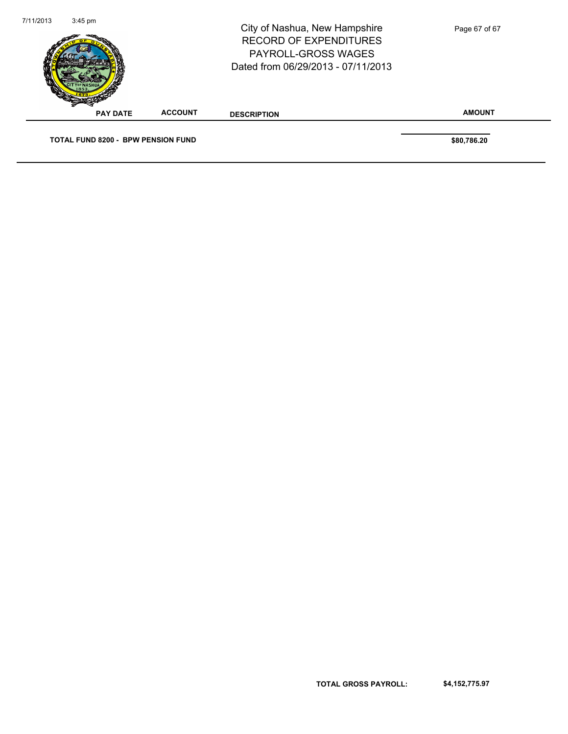| PAY DATE | ACCOUNT | DESCRIPTION | AMOUNT |
| --- | --- | --- | --- |
| **TOTAL FUND 8200 - BPW PENSION FUND** | | | **$80,786.20** |

**TOTAL GROSS PAYROLL:** **$4,152,775.97**